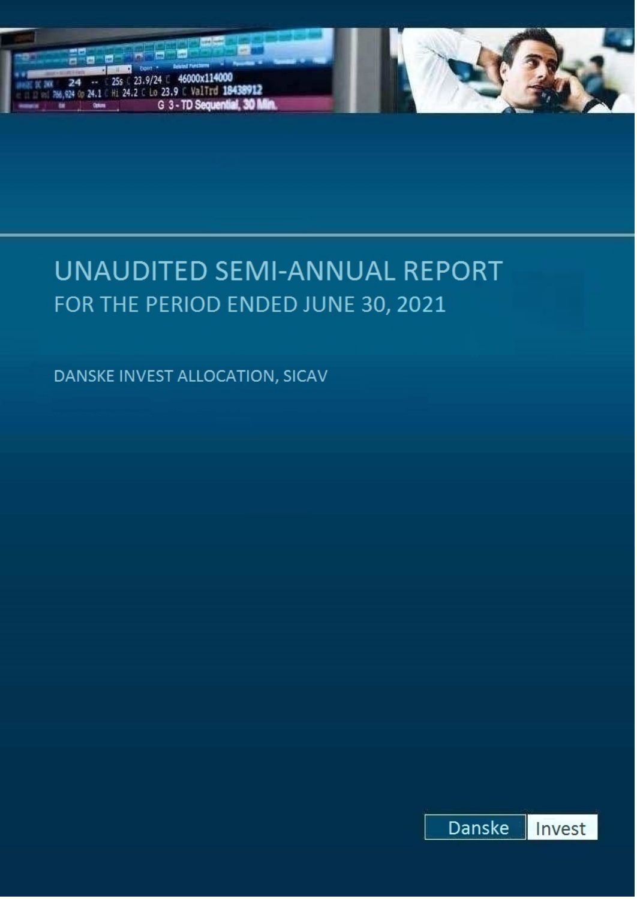# UNAUDITED SEMI-ANNUAL REPORT

## FOR THE PERIOD ENDED JUNE 30, 2021

DANSKE INVEST ALLOCATION, SICAV

Danske Invest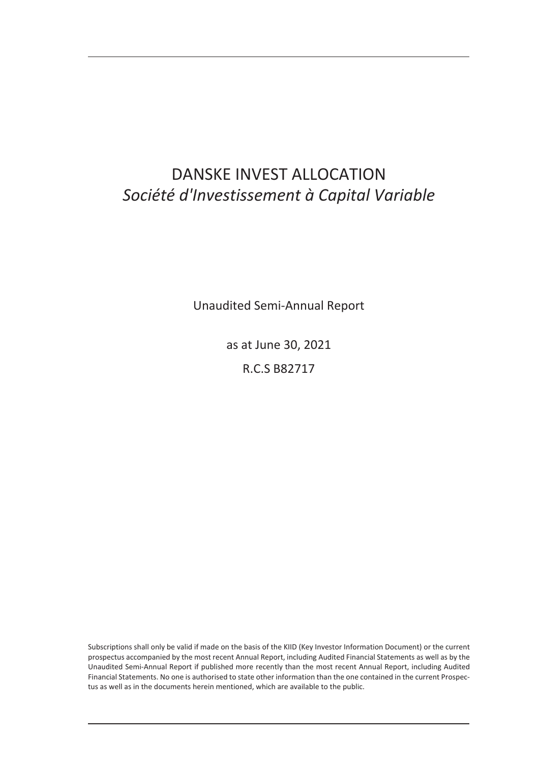# DANSKE INVEST ALLOCATION

*Société d'Investissement à Capital Variable*

Unaudited Semi-Annual Report

as at June 30, 2021

R.C.S B82717

Subscriptions shall only be valid if made on the basis of the KIID (Key Investor Information Document) or the current prospectus accompanied by the most recent Annual Report, including Audited Financial Statements as well as by the Unaudited Semi-Annual Report if published more recently than the most recent Annual Report, including Audited Financial Statements. No one is authorised to state other information than the one contained in the current Prospectus as well as in the documents herein mentioned, which are available to the public.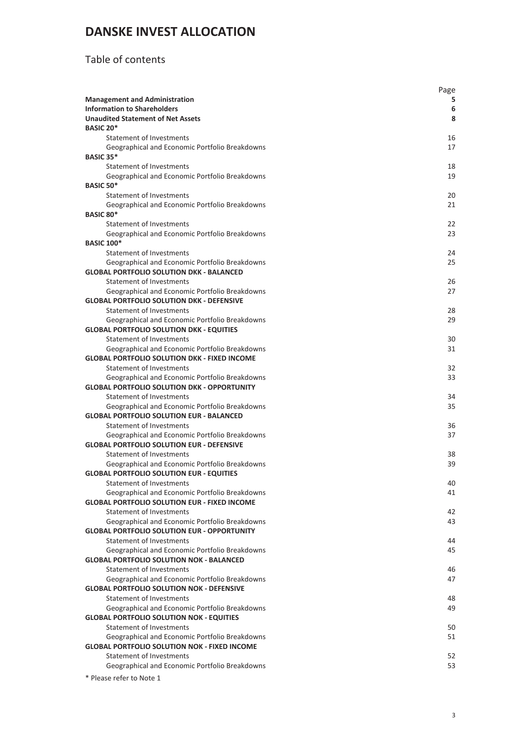# DANSKE INVEST ALLOCATION

## Table of contents

| | Page |
|---|---|
| **Management and Administration** | **5** |
| **Information to Shareholders** | **6** |
| **Unaudited Statement of Net Assets** | **8** |
| **BASIC 20*** | |
| Statement of Investments | 16 |
| Geographical and Economic Portfolio Breakdowns | 17 |
| **BASIC 35*** | |
| Statement of Investments | 18 |
| Geographical and Economic Portfolio Breakdowns | 19 |
| **BASIC 50*** | |
| Statement of Investments | 20 |
| Geographical and Economic Portfolio Breakdowns | 21 |
| **BASIC 80*** | |
| Statement of Investments | 22 |
| Geographical and Economic Portfolio Breakdowns | 23 |
| **BASIC 100*** | |
| Statement of Investments | 24 |
| Geographical and Economic Portfolio Breakdowns | 25 |
| **GLOBAL PORTFOLIO SOLUTION DKK - BALANCED** | |
| Statement of Investments | 26 |
| Geographical and Economic Portfolio Breakdowns | 27 |
| **GLOBAL PORTFOLIO SOLUTION DKK - DEFENSIVE** | |
| Statement of Investments | 28 |
| Geographical and Economic Portfolio Breakdowns | 29 |
| **GLOBAL PORTFOLIO SOLUTION DKK - EQUITIES** | |
| Statement of Investments | 30 |
| Geographical and Economic Portfolio Breakdowns | 31 |
| **GLOBAL PORTFOLIO SOLUTION DKK - FIXED INCOME** | |
| Statement of Investments | 32 |
| Geographical and Economic Portfolio Breakdowns | 33 |
| **GLOBAL PORTFOLIO SOLUTION DKK - OPPORTUNITY** | |
| Statement of Investments | 34 |
| Geographical and Economic Portfolio Breakdowns | 35 |
| **GLOBAL PORTFOLIO SOLUTION EUR - BALANCED** | |
| Statement of Investments | 36 |
| Geographical and Economic Portfolio Breakdowns | 37 |
| **GLOBAL PORTFOLIO SOLUTION EUR - DEFENSIVE** | |
| Statement of Investments | 38 |
| Geographical and Economic Portfolio Breakdowns | 39 |
| **GLOBAL PORTFOLIO SOLUTION EUR - EQUITIES** | |
| Statement of Investments | 40 |
| Geographical and Economic Portfolio Breakdowns | 41 |
| **GLOBAL PORTFOLIO SOLUTION EUR - FIXED INCOME** | |
| Statement of Investments | 42 |
| Geographical and Economic Portfolio Breakdowns | 43 |
| **GLOBAL PORTFOLIO SOLUTION EUR - OPPORTUNITY** | |
| Statement of Investments | 44 |
| Geographical and Economic Portfolio Breakdowns | 45 |
| **GLOBAL PORTFOLIO SOLUTION NOK - BALANCED** | |
| Statement of Investments | 46 |
| Geographical and Economic Portfolio Breakdowns | 47 |
| **GLOBAL PORTFOLIO SOLUTION NOK - DEFENSIVE** | |
| Statement of Investments | 48 |
| Geographical and Economic Portfolio Breakdowns | 49 |
| **GLOBAL PORTFOLIO SOLUTION NOK - EQUITIES** | |
| Statement of Investments | 50 |
| Geographical and Economic Portfolio Breakdowns | 51 |
| **GLOBAL PORTFOLIO SOLUTION NOK - FIXED INCOME** | |
| Statement of Investments | 52 |
| Geographical and Economic Portfolio Breakdowns | 53 |

* Please refer to Note 1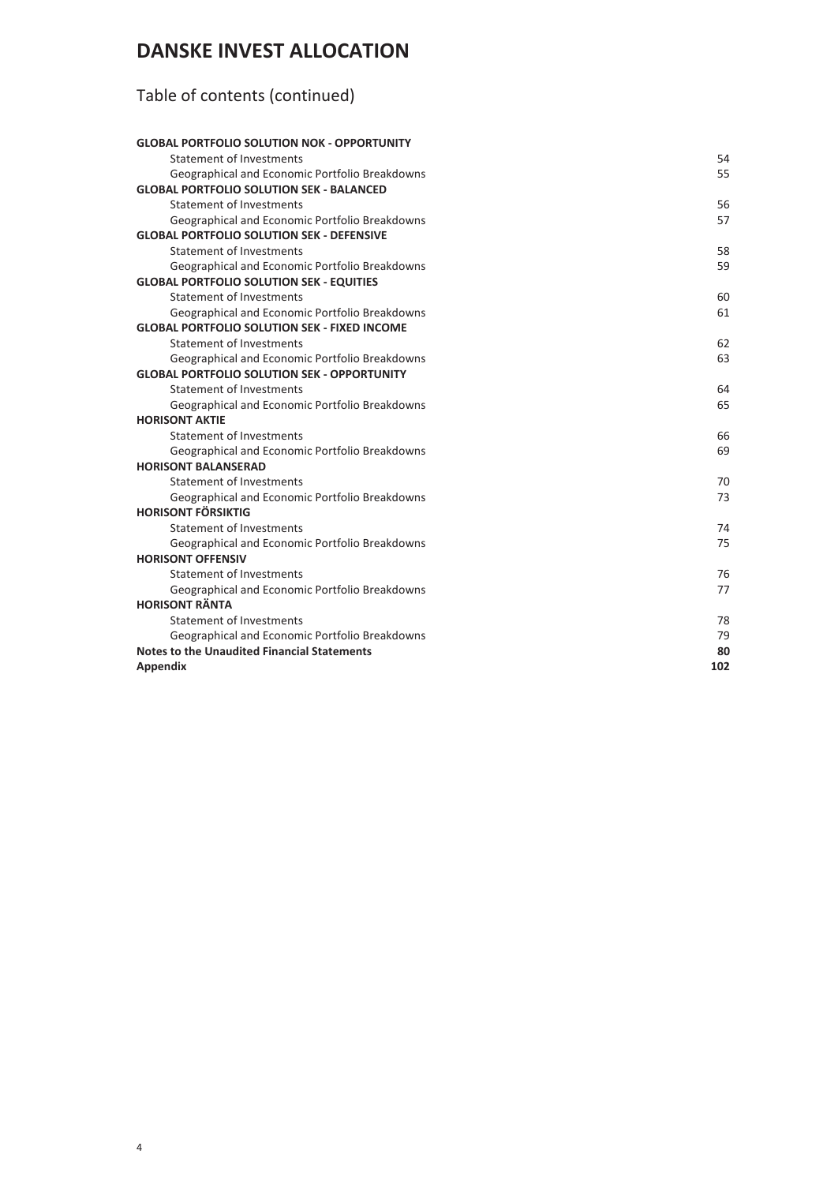# DANSKE INVEST ALLOCATION

## Table of contents (continued)

| | |
|---|---|
| **GLOBAL PORTFOLIO SOLUTION NOK - OPPORTUNITY** | |
| Statement of Investments | 54 |
| Geographical and Economic Portfolio Breakdowns | 55 |
| **GLOBAL PORTFOLIO SOLUTION SEK - BALANCED** | |
| Statement of Investments | 56 |
| Geographical and Economic Portfolio Breakdowns | 57 |
| **GLOBAL PORTFOLIO SOLUTION SEK - DEFENSIVE** | |
| Statement of Investments | 58 |
| Geographical and Economic Portfolio Breakdowns | 59 |
| **GLOBAL PORTFOLIO SOLUTION SEK - EQUITIES** | |
| Statement of Investments | 60 |
| Geographical and Economic Portfolio Breakdowns | 61 |
| **GLOBAL PORTFOLIO SOLUTION SEK - FIXED INCOME** | |
| Statement of Investments | 62 |
| Geographical and Economic Portfolio Breakdowns | 63 |
| **GLOBAL PORTFOLIO SOLUTION SEK - OPPORTUNITY** | |
| Statement of Investments | 64 |
| Geographical and Economic Portfolio Breakdowns | 65 |
| **HORISONT AKTIE** | |
| Statement of Investments | 66 |
| Geographical and Economic Portfolio Breakdowns | 69 |
| **HORISONT BALANSERAD** | |
| Statement of Investments | 70 |
| Geographical and Economic Portfolio Breakdowns | 73 |
| **HORISONT FÖRSIKTIG** | |
| Statement of Investments | 74 |
| Geographical and Economic Portfolio Breakdowns | 75 |
| **HORISONT OFFENSIV** | |
| Statement of Investments | 76 |
| Geographical and Economic Portfolio Breakdowns | 77 |
| **HORISONT RÄNTA** | |
| Statement of Investments | 78 |
| Geographical and Economic Portfolio Breakdowns | 79 |
| **Notes to the Unaudited Financial Statements** | **80** |
| **Appendix** | **102** |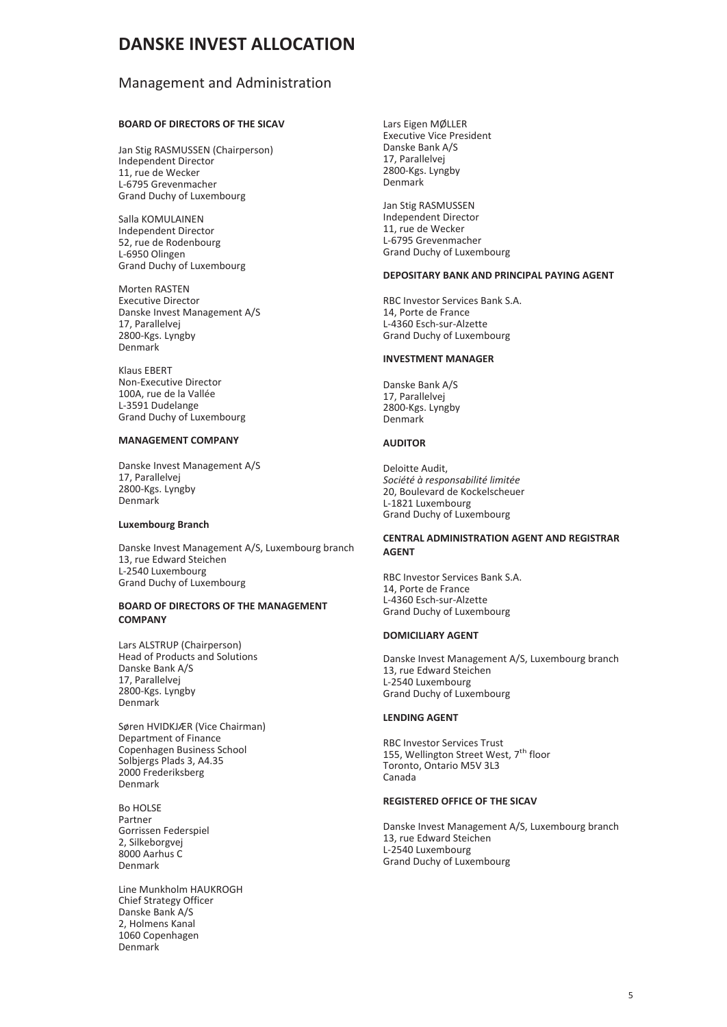# DANSKE INVEST ALLOCATION

## Management and Administration

**BOARD OF DIRECTORS OF THE SICAV**

Jan Stig RASMUSSEN (Chairperson)
Independent Director
11, rue de Wecker
L-6795 Grevenmacher
Grand Duchy of Luxembourg

Salla KOMULAINEN
Independent Director
52, rue de Rodenbourg
L-6950 Olingen
Grand Duchy of Luxembourg

Morten RASTEN
Executive Director
Danske Invest Management A/S
17, Parallelvej
2800-Kgs. Lyngby
Denmark

Klaus EBERT
Non-Executive Director
100A, rue de la Vallée
L-3591 Dudelange
Grand Duchy of Luxembourg

**MANAGEMENT COMPANY**

Danske Invest Management A/S
17, Parallelvej
2800-Kgs. Lyngby
Denmark

**Luxembourg Branch**

Danske Invest Management A/S, Luxembourg branch
13, rue Edward Steichen
L-2540 Luxembourg
Grand Duchy of Luxembourg

**BOARD OF DIRECTORS OF THE MANAGEMENT COMPANY**

Lars ALSTRUP (Chairperson)
Head of Products and Solutions
Danske Bank A/S
17, Parallelvej
2800-Kgs. Lyngby
Denmark

Søren HVIDKJÆR (Vice Chairman)
Department of Finance
Copenhagen Business School
Solbjergs Plads 3, A4.35
2000 Frederiksberg
Denmark

Bo HOLSE
Partner
Gorrissen Federspiel
2, Silkeborgvej
8000 Aarhus C
Denmark

Line Munkholm HAUKROGH
Chief Strategy Officer
Danske Bank A/S
2, Holmens Kanal
1060 Copenhagen
Denmark

Lars Eigen MØLLER
Executive Vice President
Danske Bank A/S
17, Parallelvej
2800-Kgs. Lyngby
Denmark

Jan Stig RASMUSSEN
Independent Director
11, rue de Wecker
L-6795 Grevenmacher
Grand Duchy of Luxembourg

**DEPOSITARY BANK AND PRINCIPAL PAYING AGENT**

RBC Investor Services Bank S.A.
14, Porte de France
L-4360 Esch-sur-Alzette
Grand Duchy of Luxembourg

**INVESTMENT MANAGER**

Danske Bank A/S
17, Parallelvej
2800-Kgs. Lyngby
Denmark

**AUDITOR**

Deloitte Audit,
*Société à responsabilité limitée*
20, Boulevard de Kockelscheuer
L-1821 Luxembourg
Grand Duchy of Luxembourg

**CENTRAL ADMINISTRATION AGENT AND REGISTRAR AGENT**

RBC Investor Services Bank S.A.
14, Porte de France
L-4360 Esch-sur-Alzette
Grand Duchy of Luxembourg

**DOMICILIARY AGENT**

Danske Invest Management A/S, Luxembourg branch
13, rue Edward Steichen
L-2540 Luxembourg
Grand Duchy of Luxembourg

**LENDING AGENT**

RBC Investor Services Trust
155, Wellington Street West, 7th floor
Toronto, Ontario M5V 3L3
Canada

**REGISTERED OFFICE OF THE SICAV**

Danske Invest Management A/S, Luxembourg branch
13, rue Edward Steichen
L-2540 Luxembourg
Grand Duchy of Luxembourg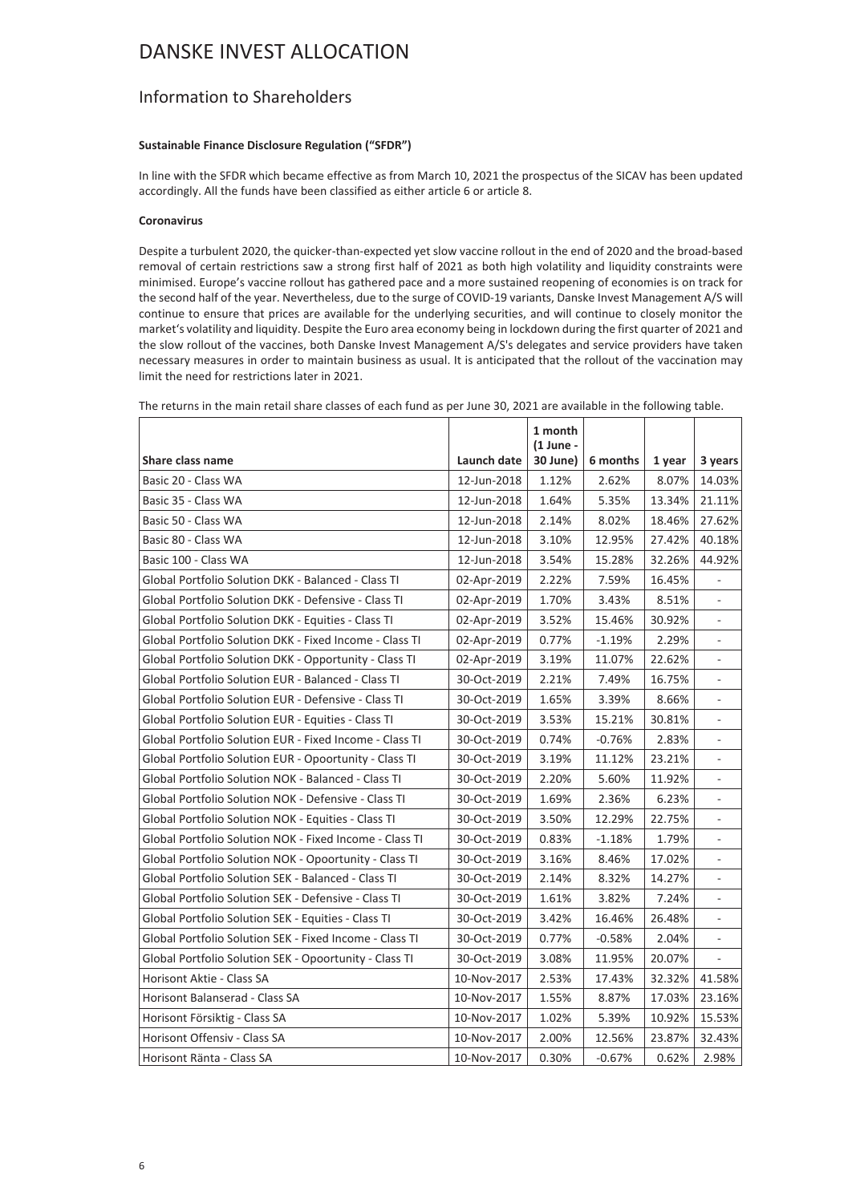# DANSKE INVEST ALLOCATION

## Information to Shareholders

**Sustainable Finance Disclosure Regulation ("SFDR")**

In line with the SFDR which became effective as from March 10, 2021 the prospectus of the SICAV has been updated accordingly. All the funds have been classified as either article 6 or article 8.

**Coronavirus**

Despite a turbulent 2020, the quicker-than-expected yet slow vaccine rollout in the end of 2020 and the broad-based removal of certain restrictions saw a strong first half of 2021 as both high volatility and liquidity constraints were minimised. Europe's vaccine rollout has gathered pace and a more sustained reopening of economies is on track for the second half of the year. Nevertheless, due to the surge of COVID-19 variants, Danske Invest Management A/S will continue to ensure that prices are available for the underlying securities, and will continue to closely monitor the market's volatility and liquidity. Despite the Euro area economy being in lockdown during the first quarter of 2021 and the slow rollout of the vaccines, both Danske Invest Management A/S's delegates and service providers have taken necessary measures in order to maintain business as usual. It is anticipated that the rollout of the vaccination may limit the need for restrictions later in 2021.

The returns in the main retail share classes of each fund as per June 30, 2021 are available in the following table.

| Share class name | Launch date | 1 month (1 June - 30 June) | 6 months | 1 year | 3 years |
|---|---|---|---|---|---|
| Basic 20 - Class WA | 12-Jun-2018 | 1.12% | 2.62% | 8.07% | 14.03% |
| Basic 35 - Class WA | 12-Jun-2018 | 1.64% | 5.35% | 13.34% | 21.11% |
| Basic 50 - Class WA | 12-Jun-2018 | 2.14% | 8.02% | 18.46% | 27.62% |
| Basic 80 - Class WA | 12-Jun-2018 | 3.10% | 12.95% | 27.42% | 40.18% |
| Basic 100 - Class WA | 12-Jun-2018 | 3.54% | 15.28% | 32.26% | 44.92% |
| Global Portfolio Solution DKK - Balanced - Class TI | 02-Apr-2019 | 2.22% | 7.59% | 16.45% | - |
| Global Portfolio Solution DKK - Defensive - Class TI | 02-Apr-2019 | 1.70% | 3.43% | 8.51% | - |
| Global Portfolio Solution DKK - Equities - Class TI | 02-Apr-2019 | 3.52% | 15.46% | 30.92% | - |
| Global Portfolio Solution DKK - Fixed Income - Class TI | 02-Apr-2019 | 0.77% | -1.19% | 2.29% | - |
| Global Portfolio Solution DKK - Opportunity - Class TI | 02-Apr-2019 | 3.19% | 11.07% | 22.62% | - |
| Global Portfolio Solution EUR - Balanced - Class TI | 30-Oct-2019 | 2.21% | 7.49% | 16.75% | - |
| Global Portfolio Solution EUR - Defensive - Class TI | 30-Oct-2019 | 1.65% | 3.39% | 8.66% | - |
| Global Portfolio Solution EUR - Equities - Class TI | 30-Oct-2019 | 3.53% | 15.21% | 30.81% | - |
| Global Portfolio Solution EUR - Fixed Income - Class TI | 30-Oct-2019 | 0.74% | -0.76% | 2.83% | - |
| Global Portfolio Solution EUR - Opoortunity - Class TI | 30-Oct-2019 | 3.19% | 11.12% | 23.21% | - |
| Global Portfolio Solution NOK - Balanced - Class TI | 30-Oct-2019 | 2.20% | 5.60% | 11.92% | - |
| Global Portfolio Solution NOK - Defensive - Class TI | 30-Oct-2019 | 1.69% | 2.36% | 6.23% | - |
| Global Portfolio Solution NOK - Equities - Class TI | 30-Oct-2019 | 3.50% | 12.29% | 22.75% | - |
| Global Portfolio Solution NOK - Fixed Income - Class TI | 30-Oct-2019 | 0.83% | -1.18% | 1.79% | - |
| Global Portfolio Solution NOK - Opoortunity - Class TI | 30-Oct-2019 | 3.16% | 8.46% | 17.02% | - |
| Global Portfolio Solution SEK - Balanced - Class TI | 30-Oct-2019 | 2.14% | 8.32% | 14.27% | - |
| Global Portfolio Solution SEK - Defensive - Class TI | 30-Oct-2019 | 1.61% | 3.82% | 7.24% | - |
| Global Portfolio Solution SEK - Equities - Class TI | 30-Oct-2019 | 3.42% | 16.46% | 26.48% | - |
| Global Portfolio Solution SEK - Fixed Income - Class TI | 30-Oct-2019 | 0.77% | -0.58% | 2.04% | - |
| Global Portfolio Solution SEK - Opoortunity - Class TI | 30-Oct-2019 | 3.08% | 11.95% | 20.07% | - |
| Horisont Aktie - Class SA | 10-Nov-2017 | 2.53% | 17.43% | 32.32% | 41.58% |
| Horisont Balanserad - Class SA | 10-Nov-2017 | 1.55% | 8.87% | 17.03% | 23.16% |
| Horisont Försiktig - Class SA | 10-Nov-2017 | 1.02% | 5.39% | 10.92% | 15.53% |
| Horisont Offensiv - Class SA | 10-Nov-2017 | 2.00% | 12.56% | 23.87% | 32.43% |
| Horisont Ränta - Class SA | 10-Nov-2017 | 0.30% | -0.67% | 0.62% | 2.98% |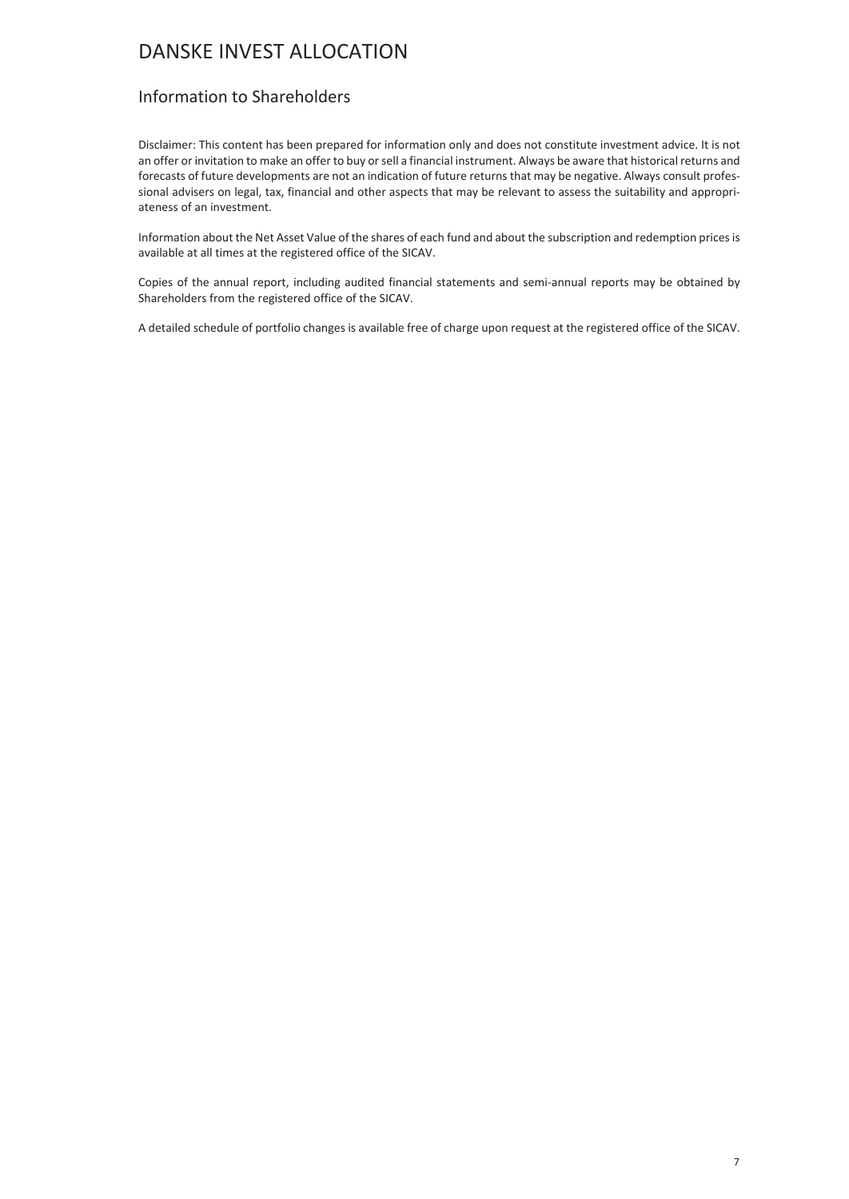# DANSKE INVEST ALLOCATION

## Information to Shareholders

Disclaimer: This content has been prepared for information only and does not constitute investment advice. It is not an offer or invitation to make an offer to buy or sell a financial instrument. Always be aware that historical returns and forecasts of future developments are not an indication of future returns that may be negative. Always consult professional advisers on legal, tax, financial and other aspects that may be relevant to assess the suitability and appropriateness of an investment.

Information about the Net Asset Value of the shares of each fund and about the subscription and redemption prices is available at all times at the registered office of the SICAV.

Copies of the annual report, including audited financial statements and semi-annual reports may be obtained by Shareholders from the registered office of the SICAV.

A detailed schedule of portfolio changes is available free of charge upon request at the registered office of the SICAV.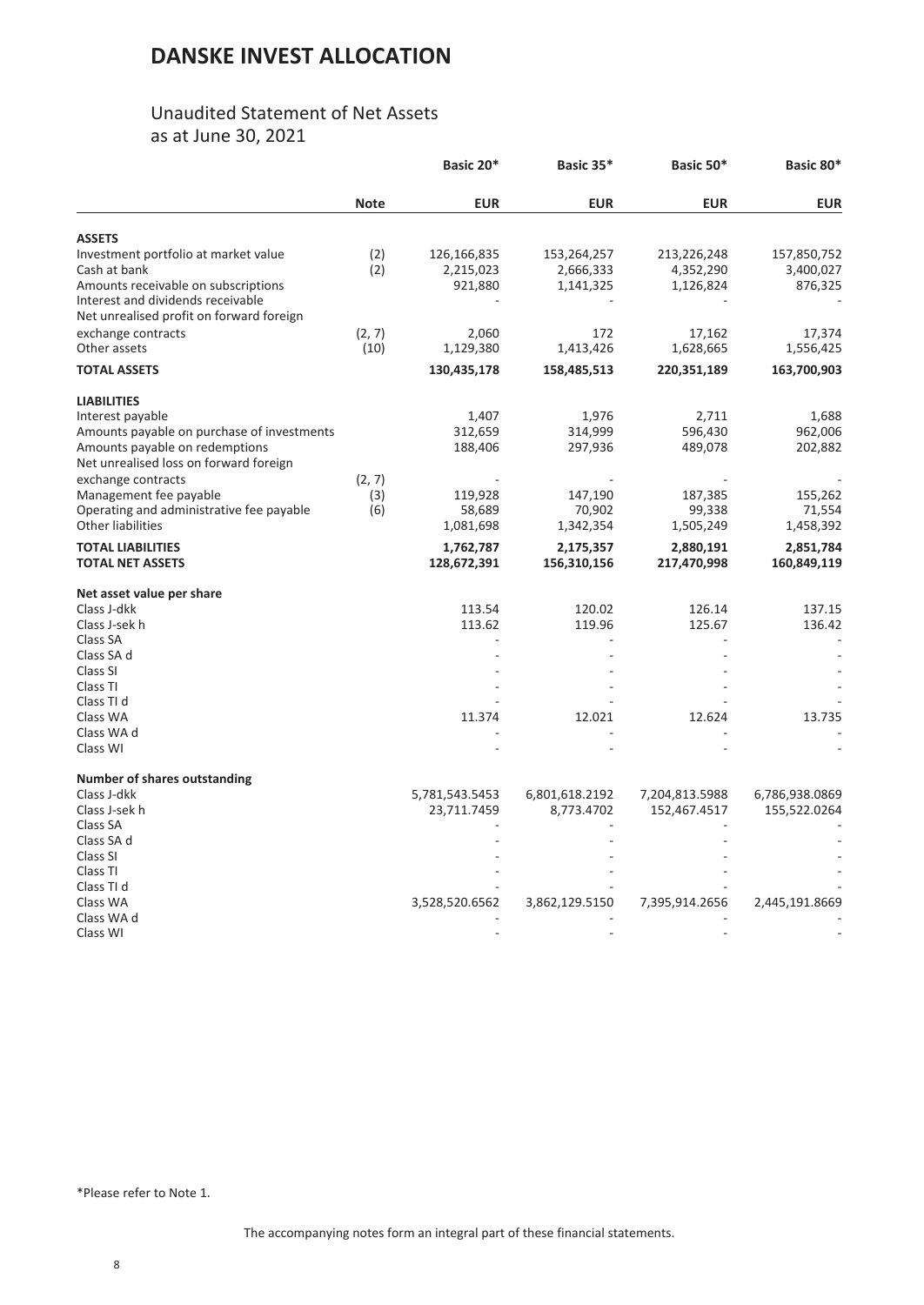# DANSKE INVEST ALLOCATION

## Unaudited Statement of Net Assets
as at June 30, 2021

| | | Basic 20* | Basic 35* | Basic 50* | Basic 80* |
|---|---|---|---|---|---|
| | **Note** | **EUR** | **EUR** | **EUR** | **EUR** |
| **ASSETS** | | | | | |
| Investment portfolio at market value | (2) | 126,166,835 | 153,264,257 | 213,226,248 | 157,850,752 |
| Cash at bank | (2) | 2,215,023 | 2,666,333 | 4,352,290 | 3,400,027 |
| Amounts receivable on subscriptions | | 921,880 | 1,141,325 | 1,126,824 | 876,325 |
| Interest and dividends receivable | | - | - | - | - |
| Net unrealised profit on forward foreign exchange contracts | (2, 7) | 2,060 | 172 | 17,162 | 17,374 |
| Other assets | (10) | 1,129,380 | 1,413,426 | 1,628,665 | 1,556,425 |
| **TOTAL ASSETS** | | **130,435,178** | **158,485,513** | **220,351,189** | **163,700,903** |
| **LIABILITIES** | | | | | |
| Interest payable | | 1,407 | 1,976 | 2,711 | 1,688 |
| Amounts payable on purchase of investments | | 312,659 | 314,999 | 596,430 | 962,006 |
| Amounts payable on redemptions | | 188,406 | 297,936 | 489,078 | 202,882 |
| Net unrealised loss on forward foreign exchange contracts | (2, 7) | - | - | - | - |
| Management fee payable | (3) | 119,928 | 147,190 | 187,385 | 155,262 |
| Operating and administrative fee payable | (6) | 58,689 | 70,902 | 99,338 | 71,554 |
| Other liabilities | | 1,081,698 | 1,342,354 | 1,505,249 | 1,458,392 |
| **TOTAL LIABILITIES** | | **1,762,787** | **2,175,357** | **2,880,191** | **2,851,784** |
| **TOTAL NET ASSETS** | | **128,672,391** | **156,310,156** | **217,470,998** | **160,849,119** |
| **Net asset value per share** | | | | | |
| Class J-dkk | | 113.54 | 120.02 | 126.14 | 137.15 |
| Class J-sek h | | 113.62 | 119.96 | 125.67 | 136.42 |
| Class SA | | - | - | - | - |
| Class SA d | | - | - | - | - |
| Class SI | | - | - | - | - |
| Class TI | | - | - | - | - |
| Class TI d | | - | - | - | - |
| Class WA | | 11.374 | 12.021 | 12.624 | 13.735 |
| Class WA d | | - | - | - | - |
| Class WI | | - | - | - | - |
| **Number of shares outstanding** | | | | | |
| Class J-dkk | | 5,781,543.5453 | 6,801,618.2192 | 7,204,813.5988 | 6,786,938.0869 |
| Class J-sek h | | 23,711.7459 | 8,773.4702 | 152,467.4517 | 155,522.0264 |
| Class SA | | - | - | - | - |
| Class SA d | | - | - | - | - |
| Class SI | | - | - | - | - |
| Class TI | | - | - | - | - |
| Class TI d | | - | - | - | - |
| Class WA | | 3,528,520.6562 | 3,862,129.5150 | 7,395,914.2656 | 2,445,191.8669 |
| Class WA d | | - | - | - | - |
| Class WI | | - | - | - | - |

*Please refer to Note 1.

The accompanying notes form an integral part of these financial statements.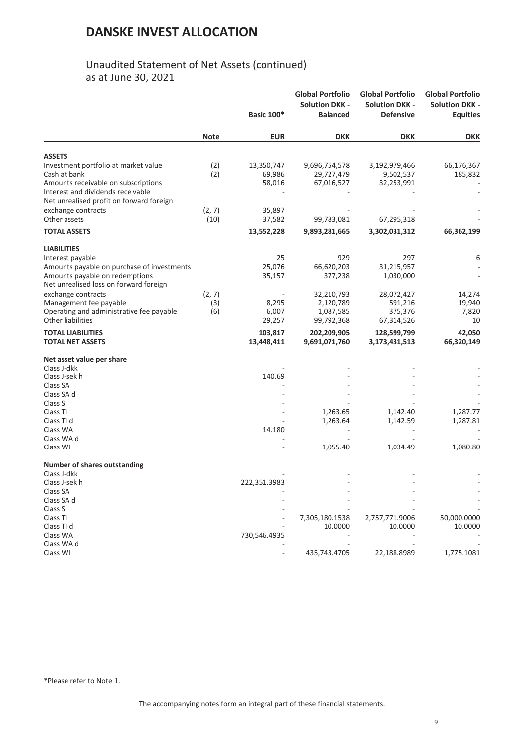# DANSKE INVEST ALLOCATION

## Unaudited Statement of Net Assets (continued)
as at June 30, 2021

| | Note | Basic 100* | Global Portfolio Solution DKK - Balanced | Global Portfolio Solution DKK - Defensive | Global Portfolio Solution DKK - Equities |
|---|---|---|---|---|---|
| | | EUR | DKK | DKK | DKK |
| **ASSETS** | | | | | |
| Investment portfolio at market value | (2) | 13,350,747 | 9,696,754,578 | 3,192,979,466 | 66,176,367 |
| Cash at bank | (2) | 69,986 | 29,727,479 | 9,502,537 | 185,832 |
| Amounts receivable on subscriptions | | 58,016 | 67,016,527 | 32,253,991 | - |
| Interest and dividends receivable | | - | - | - | - |
| Net unrealised profit on forward foreign exchange contracts | (2, 7) | 35,897 | - | - | - |
| Other assets | (10) | 37,582 | 99,783,081 | 67,295,318 | - |
| **TOTAL ASSETS** | | **13,552,228** | **9,893,281,665** | **3,302,031,312** | **66,362,199** |
| **LIABILITIES** | | | | | |
| Interest payable | | 25 | 929 | 297 | 6 |
| Amounts payable on purchase of investments | | 25,076 | 66,620,203 | 31,215,957 | - |
| Amounts payable on redemptions | | 35,157 | 377,238 | 1,030,000 | - |
| Net unrealised loss on forward foreign exchange contracts | (2, 7) | - | 32,210,793 | 28,072,427 | 14,274 |
| Management fee payable | (3) | 8,295 | 2,120,789 | 591,216 | 19,940 |
| Operating and administrative fee payable | (6) | 6,007 | 1,087,585 | 375,376 | 7,820 |
| Other liabilities | | 29,257 | 99,792,368 | 67,314,526 | 10 |
| **TOTAL LIABILITIES** | | **103,817** | **202,209,905** | **128,599,799** | **42,050** |
| **TOTAL NET ASSETS** | | **13,448,411** | **9,691,071,760** | **3,173,431,513** | **66,320,149** |
| **Net asset value per share** | | | | | |
| Class J-dkk | | - | - | - | - |
| Class J-sek h | | 140.69 | - | - | - |
| Class SA | | - | - | - | - |
| Class SA d | | - | - | - | - |
| Class SI | | - | - | - | - |
| Class TI | | - | 1,263.65 | 1,142.40 | 1,287.77 |
| Class TI d | | - | 1,263.64 | 1,142.59 | 1,287.81 |
| Class WA | | 14.180 | - | - | - |
| Class WA d | | - | - | - | - |
| Class WI | | - | 1,055.40 | 1,034.49 | 1,080.80 |
| **Number of shares outstanding** | | | | | |
| Class J-dkk | | - | - | - | - |
| Class J-sek h | | 222,351.3983 | - | - | - |
| Class SA | | - | - | - | - |
| Class SA d | | - | - | - | - |
| Class SI | | - | - | - | - |
| Class TI | | - | 7,305,180.1538 | 2,757,771.9006 | 50,000.0000 |
| Class TI d | | - | 10.0000 | 10.0000 | 10.0000 |
| Class WA | | 730,546.4935 | - | - | - |
| Class WA d | | - | - | - | - |
| Class WI | | - | 435,743.4705 | 22,188.8989 | 1,775.1081 |

*Please refer to Note 1.

The accompanying notes form an integral part of these financial statements.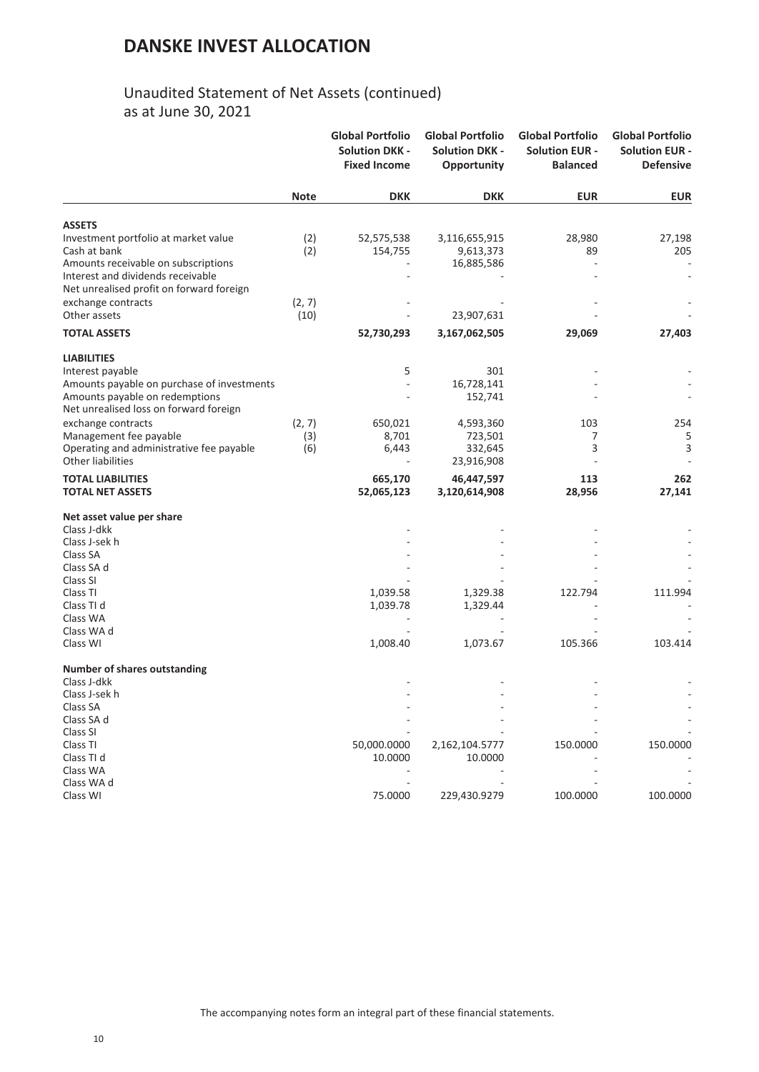# DANSKE INVEST ALLOCATION

## Unaudited Statement of Net Assets (continued)
as at June 30, 2021

| | Note | Global Portfolio Solution DKK - Fixed Income | Global Portfolio Solution DKK - Opportunity | Global Portfolio Solution EUR - Balanced | Global Portfolio Solution EUR - Defensive |
|---|---|---|---|---|---|
| | | DKK | DKK | EUR | EUR |
| **ASSETS** | | | | | |
| Investment portfolio at market value | (2) | 52,575,538 | 3,116,655,915 | 28,980 | 27,198 |
| Cash at bank | (2) | 154,755 | 9,613,373 | 89 | 205 |
| Amounts receivable on subscriptions | | - | 16,885,586 | - | - |
| Interest and dividends receivable | | - | - | - | - |
| Net unrealised profit on forward foreign exchange contracts | (2, 7) | - | - | - | - |
| Other assets | (10) | - | 23,907,631 | - | - |
| **TOTAL ASSETS** | | **52,730,293** | **3,167,062,505** | **29,069** | **27,403** |
| **LIABILITIES** | | | | | |
| Interest payable | | 5 | 301 | - | - |
| Amounts payable on purchase of investments | | - | 16,728,141 | - | - |
| Amounts payable on redemptions | | - | 152,741 | - | - |
| Net unrealised loss on forward foreign exchange contracts | (2, 7) | 650,021 | 4,593,360 | 103 | 254 |
| Management fee payable | (3) | 8,701 | 723,501 | 7 | 5 |
| Operating and administrative fee payable | (6) | 6,443 | 332,645 | 3 | 3 |
| Other liabilities | | - | 23,916,908 | - | - |
| **TOTAL LIABILITIES** | | **665,170** | **46,447,597** | **113** | **262** |
| **TOTAL NET ASSETS** | | **52,065,123** | **3,120,614,908** | **28,956** | **27,141** |
| **Net asset value per share** | | | | | |
| Class J-dkk | | - | - | - | - |
| Class J-sek h | | - | - | - | - |
| Class SA | | - | - | - | - |
| Class SA d | | - | - | - | - |
| Class SI | | - | - | - | - |
| Class TI | | 1,039.58 | 1,329.38 | 122.794 | 111.994 |
| Class TI d | | 1,039.78 | 1,329.44 | - | - |
| Class WA | | - | - | - | - |
| Class WA d | | - | - | - | - |
| Class WI | | 1,008.40 | 1,073.67 | 105.366 | 103.414 |
| **Number of shares outstanding** | | | | | |
| Class J-dkk | | - | - | - | - |
| Class J-sek h | | - | - | - | - |
| Class SA | | - | - | - | - |
| Class SA d | | - | - | - | - |
| Class SI | | - | - | - | - |
| Class TI | | 50,000.0000 | 2,162,104.5777 | 150.0000 | 150.0000 |
| Class TI d | | 10.0000 | 10.0000 | - | - |
| Class WA | | - | - | - | - |
| Class WA d | | - | - | - | - |
| Class WI | | 75.0000 | 229,430.9279 | 100.0000 | 100.0000 |

The accompanying notes form an integral part of these financial statements.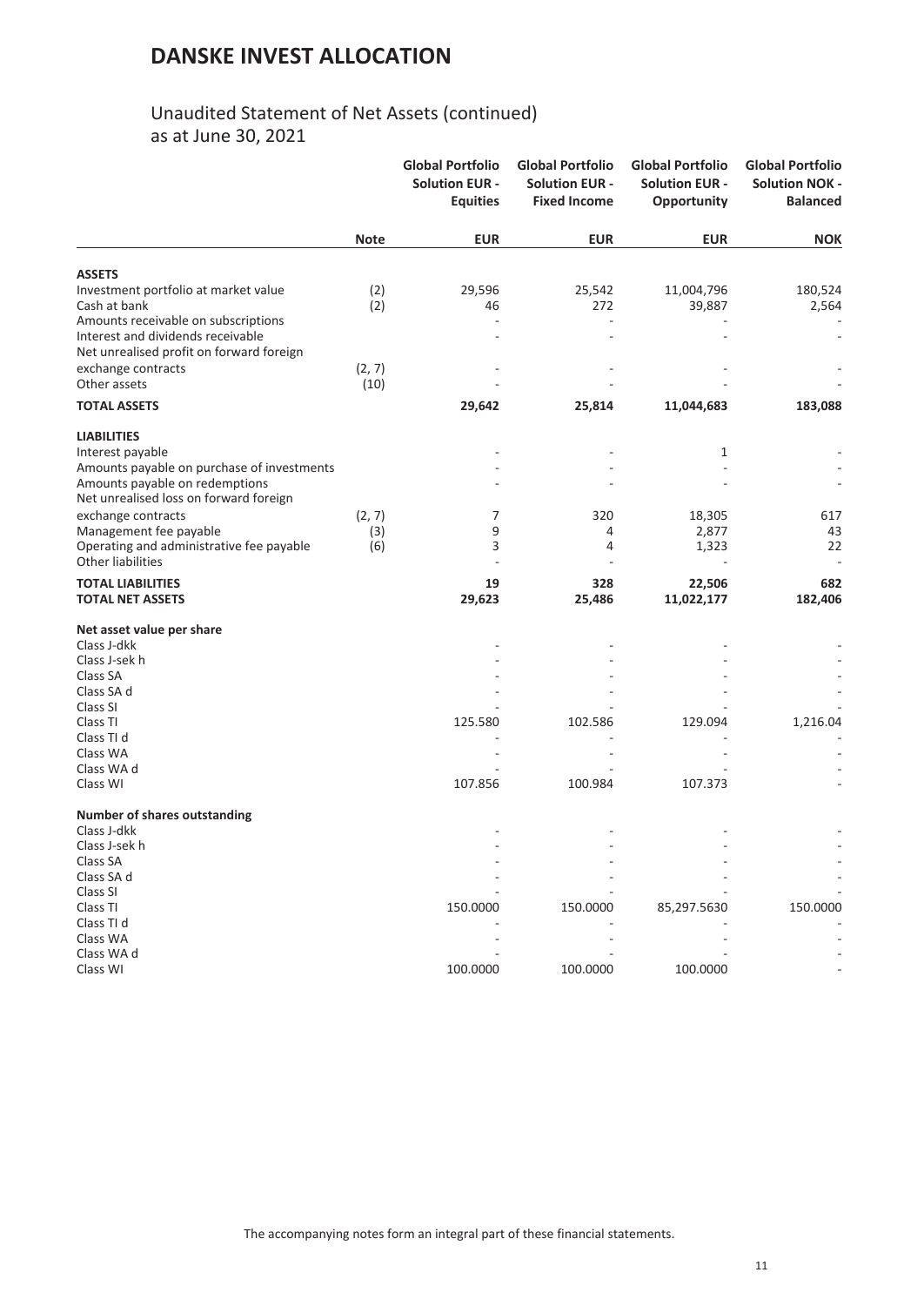# DANSKE INVEST ALLOCATION

## Unaudited Statement of Net Assets (continued)
as at June 30, 2021

| | Note | Global Portfolio Solution EUR - Equities | Global Portfolio Solution EUR - Fixed Income | Global Portfolio Solution EUR - Opportunity | Global Portfolio Solution NOK - Balanced |
|---|---|---|---|---|---|
| | | **EUR** | **EUR** | **EUR** | **NOK** |
| **ASSETS** | | | | | |
| Investment portfolio at market value | (2) | 29,596 | 25,542 | 11,004,796 | 180,524 |
| Cash at bank | (2) | 46 | 272 | 39,887 | 2,564 |
| Amounts receivable on subscriptions | | - | - | - | - |
| Interest and dividends receivable | | - | - | - | - |
| Net unrealised profit on forward foreign exchange contracts | (2, 7) | - | - | - | - |
| Other assets | (10) | - | - | - | - |
| **TOTAL ASSETS** | | **29,642** | **25,814** | **11,044,683** | **183,088** |
| **LIABILITIES** | | | | | |
| Interest payable | | - | - | 1 | - |
| Amounts payable on purchase of investments | | - | - | - | - |
| Amounts payable on redemptions | | - | - | - | - |
| Net unrealised loss on forward foreign exchange contracts | (2, 7) | 7 | 320 | 18,305 | 617 |
| Management fee payable | (3) | 9 | 4 | 2,877 | 43 |
| Operating and administrative fee payable | (6) | 3 | 4 | 1,323 | 22 |
| Other liabilities | | - | - | - | - |
| **TOTAL LIABILITIES** | | **19** | **328** | **22,506** | **682** |
| **TOTAL NET ASSETS** | | **29,623** | **25,486** | **11,022,177** | **182,406** |
| **Net asset value per share** | | | | | |
| Class J-dkk | | - | - | - | - |
| Class J-sek h | | - | - | - | - |
| Class SA | | - | - | - | - |
| Class SA d | | - | - | - | - |
| Class SI | | - | - | - | - |
| Class TI | | 125.580 | 102.586 | 129.094 | 1,216.04 |
| Class TI d | | - | - | - | - |
| Class WA | | - | - | - | - |
| Class WA d | | - | - | - | - |
| Class WI | | 107.856 | 100.984 | 107.373 | - |
| **Number of shares outstanding** | | | | | |
| Class J-dkk | | - | - | - | - |
| Class J-sek h | | - | - | - | - |
| Class SA | | - | - | - | - |
| Class SA d | | - | - | - | - |
| Class SI | | - | - | - | - |
| Class TI | | 150.0000 | 150.0000 | 85,297.5630 | 150.0000 |
| Class TI d | | - | - | - | - |
| Class WA | | - | - | - | - |
| Class WA d | | - | - | - | - |
| Class WI | | 100.0000 | 100.0000 | 100.0000 | - |

The accompanying notes form an integral part of these financial statements.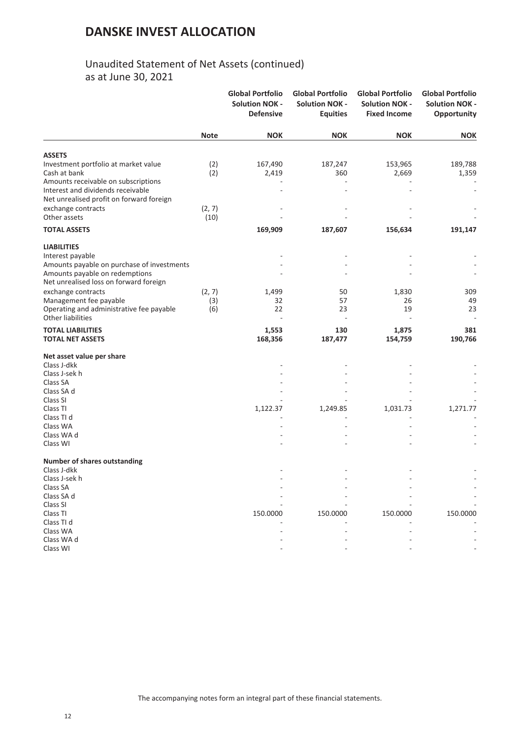# DANSKE INVEST ALLOCATION

## Unaudited Statement of Net Assets (continued)
as at June 30, 2021

| | Note | Global Portfolio Solution NOK - Defensive | Global Portfolio Solution NOK - Equities | Global Portfolio Solution NOK - Fixed Income | Global Portfolio Solution NOK - Opportunity |
|---|---|---|---|---|---|
| | | NOK | NOK | NOK | NOK |
| **ASSETS** | | | | | |
| Investment portfolio at market value | (2) | 167,490 | 187,247 | 153,965 | 189,788 |
| Cash at bank | (2) | 2,419 | 360 | 2,669 | 1,359 |
| Amounts receivable on subscriptions | | - | - | - | - |
| Interest and dividends receivable | | - | - | - | - |
| Net unrealised profit on forward foreign exchange contracts | (2, 7) | - | - | - | - |
| Other assets | (10) | - | - | - | - |
| **TOTAL ASSETS** | | **169,909** | **187,607** | **156,634** | **191,147** |
| **LIABILITIES** | | | | | |
| Interest payable | | - | - | - | - |
| Amounts payable on purchase of investments | | - | - | - | - |
| Amounts payable on redemptions | | - | - | - | - |
| Net unrealised loss on forward foreign exchange contracts | (2, 7) | 1,499 | 50 | 1,830 | 309 |
| Management fee payable | (3) | 32 | 57 | 26 | 49 |
| Operating and administrative fee payable | (6) | 22 | 23 | 19 | 23 |
| Other liabilities | | - | - | - | - |
| **TOTAL LIABILITIES** | | **1,553** | **130** | **1,875** | **381** |
| **TOTAL NET ASSETS** | | **168,356** | **187,477** | **154,759** | **190,766** |
| **Net asset value per share** | | | | | |
| Class J-dkk | | - | - | - | - |
| Class J-sek h | | - | - | - | - |
| Class SA | | - | - | - | - |
| Class SA d | | - | - | - | - |
| Class SI | | - | - | - | - |
| Class TI | | 1,122.37 | 1,249.85 | 1,031.73 | 1,271.77 |
| Class TI d | | - | - | - | - |
| Class WA | | - | - | - | - |
| Class WA d | | - | - | - | - |
| Class WI | | - | - | - | - |
| **Number of shares outstanding** | | | | | |
| Class J-dkk | | - | - | - | - |
| Class J-sek h | | - | - | - | - |
| Class SA | | - | - | - | - |
| Class SA d | | - | - | - | - |
| Class SI | | - | - | - | - |
| Class TI | | 150.0000 | 150.0000 | 150.0000 | 150.0000 |
| Class TI d | | - | - | - | - |
| Class WA | | - | - | - | - |
| Class WA d | | - | - | - | - |
| Class WI | | - | - | - | - |

The accompanying notes form an integral part of these financial statements.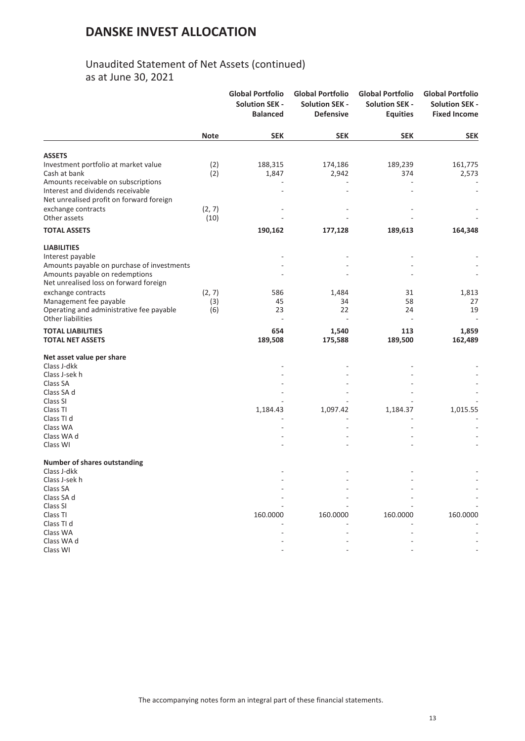# DANSKE INVEST ALLOCATION

## Unaudited Statement of Net Assets (continued)
as at June 30, 2021

| | Note | Global Portfolio Solution SEK - Balanced | Global Portfolio Solution SEK - Defensive | Global Portfolio Solution SEK - Equities | Global Portfolio Solution SEK - Fixed Income |
|---|---|---|---|---|---|
| | | SEK | SEK | SEK | SEK |
| **ASSETS** | | | | | |
| Investment portfolio at market value | (2) | 188,315 | 174,186 | 189,239 | 161,775 |
| Cash at bank | (2) | 1,847 | 2,942 | 374 | 2,573 |
| Amounts receivable on subscriptions | | - | - | - | - |
| Interest and dividends receivable | | - | - | - | - |
| Net unrealised profit on forward foreign exchange contracts | (2, 7) | - | - | - | - |
| Other assets | (10) | - | - | - | - |
| **TOTAL ASSETS** | | **190,162** | **177,128** | **189,613** | **164,348** |
| **LIABILITIES** | | | | | |
| Interest payable | | - | - | - | - |
| Amounts payable on purchase of investments | | - | - | - | - |
| Amounts payable on redemptions | | - | - | - | - |
| Net unrealised loss on forward foreign exchange contracts | (2, 7) | 586 | 1,484 | 31 | 1,813 |
| Management fee payable | (3) | 45 | 34 | 58 | 27 |
| Operating and administrative fee payable | (6) | 23 | 22 | 24 | 19 |
| Other liabilities | | - | - | - | - |
| **TOTAL LIABILITIES** | | **654** | **1,540** | **113** | **1,859** |
| **TOTAL NET ASSETS** | | **189,508** | **175,588** | **189,500** | **162,489** |
| **Net asset value per share** | | | | | |
| Class J-dkk | | - | - | - | - |
| Class J-sek h | | - | - | - | - |
| Class SA | | - | - | - | - |
| Class SA d | | - | - | - | - |
| Class SI | | - | - | - | - |
| Class TI | | 1,184.43 | 1,097.42 | 1,184.37 | 1,015.55 |
| Class TI d | | - | - | - | - |
| Class WA | | - | - | - | - |
| Class WA d | | - | - | - | - |
| Class WI | | - | - | - | - |
| **Number of shares outstanding** | | | | | |
| Class J-dkk | | - | - | - | - |
| Class J-sek h | | - | - | - | - |
| Class SA | | - | - | - | - |
| Class SA d | | - | - | - | - |
| Class SI | | - | - | - | - |
| Class TI | | 160.0000 | 160.0000 | 160.0000 | 160.0000 |
| Class TI d | | - | - | - | - |
| Class WA | | - | - | - | - |
| Class WA d | | - | - | - | - |
| Class WI | | - | - | - | - |

The accompanying notes form an integral part of these financial statements.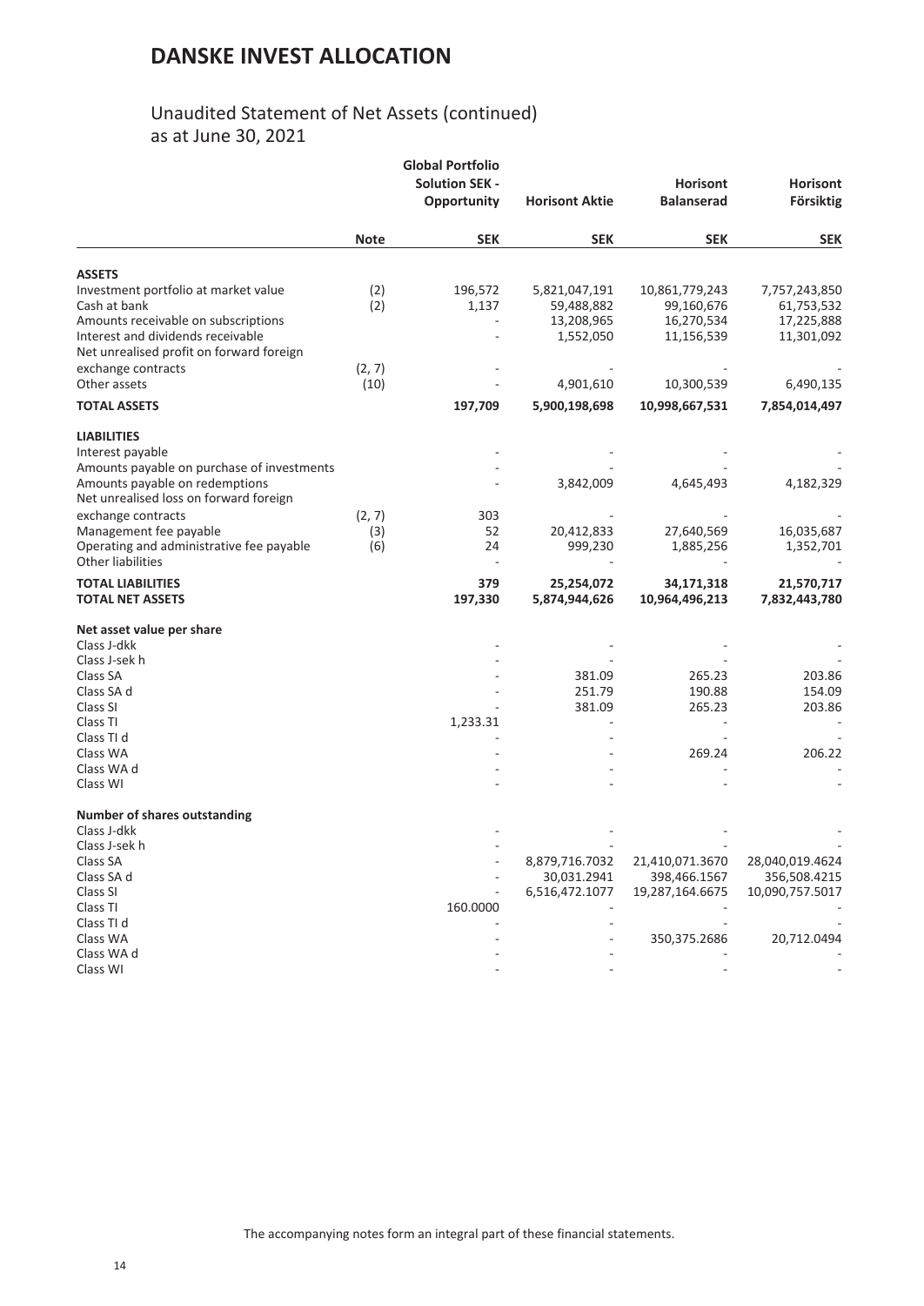# DANSKE INVEST ALLOCATION

## Unaudited Statement of Net Assets (continued)
as at June 30, 2021

| | Note | Global Portfolio Solution SEK - Opportunity | Horisont Aktie | Horisont Balanserad | Horisont Försiktig |
|---|---|---|---|---|---|
| | | SEK | SEK | SEK | SEK |
| **ASSETS** | | | | | |
| Investment portfolio at market value | (2) | 196,572 | 5,821,047,191 | 10,861,779,243 | 7,757,243,850 |
| Cash at bank | (2) | 1,137 | 59,488,882 | 99,160,676 | 61,753,532 |
| Amounts receivable on subscriptions | | - | 13,208,965 | 16,270,534 | 17,225,888 |
| Interest and dividends receivable | | - | 1,552,050 | 11,156,539 | 11,301,092 |
| Net unrealised profit on forward foreign exchange contracts | (2, 7) | - | - | - | - |
| Other assets | (10) | - | 4,901,610 | 10,300,539 | 6,490,135 |
| **TOTAL ASSETS** | | **197,709** | **5,900,198,698** | **10,998,667,531** | **7,854,014,497** |
| **LIABILITIES** | | | | | |
| Interest payable | | - | - | - | - |
| Amounts payable on purchase of investments | | - | - | - | - |
| Amounts payable on redemptions | | - | 3,842,009 | 4,645,493 | 4,182,329 |
| Net unrealised loss on forward foreign exchange contracts | (2, 7) | 303 | - | - | - |
| Management fee payable | (3) | 52 | 20,412,833 | 27,640,569 | 16,035,687 |
| Operating and administrative fee payable | (6) | 24 | 999,230 | 1,885,256 | 1,352,701 |
| Other liabilities | | - | - | - | - |
| **TOTAL LIABILITIES** | | **379** | **25,254,072** | **34,171,318** | **21,570,717** |
| **TOTAL NET ASSETS** | | **197,330** | **5,874,944,626** | **10,964,496,213** | **7,832,443,780** |
| **Net asset value per share** | | | | | |
| Class J-dkk | | - | - | - | - |
| Class J-sek h | | - | - | - | - |
| Class SA | | - | 381.09 | 265.23 | 203.86 |
| Class SA d | | - | 251.79 | 190.88 | 154.09 |
| Class SI | | - | 381.09 | 265.23 | 203.86 |
| Class TI | | 1,233.31 | - | - | - |
| Class TI d | | - | - | - | - |
| Class WA | | - | - | 269.24 | 206.22 |
| Class WA d | | - | - | - | - |
| Class WI | | - | - | - | - |
| **Number of shares outstanding** | | | | | |
| Class J-dkk | | - | - | - | - |
| Class J-sek h | | - | - | - | - |
| Class SA | | - | 8,879,716.7032 | 21,410,071.3670 | 28,040,019.4624 |
| Class SA d | | - | 30,031.2941 | 398,466.1567 | 356,508.4215 |
| Class SI | | - | 6,516,472.1077 | 19,287,164.6675 | 10,090,757.5017 |
| Class TI | | 160.0000 | - | - | - |
| Class TI d | | - | - | - | - |
| Class WA | | - | - | 350,375.2686 | 20,712.0494 |
| Class WA d | | - | - | - | - |
| Class WI | | - | - | - | - |

The accompanying notes form an integral part of these financial statements.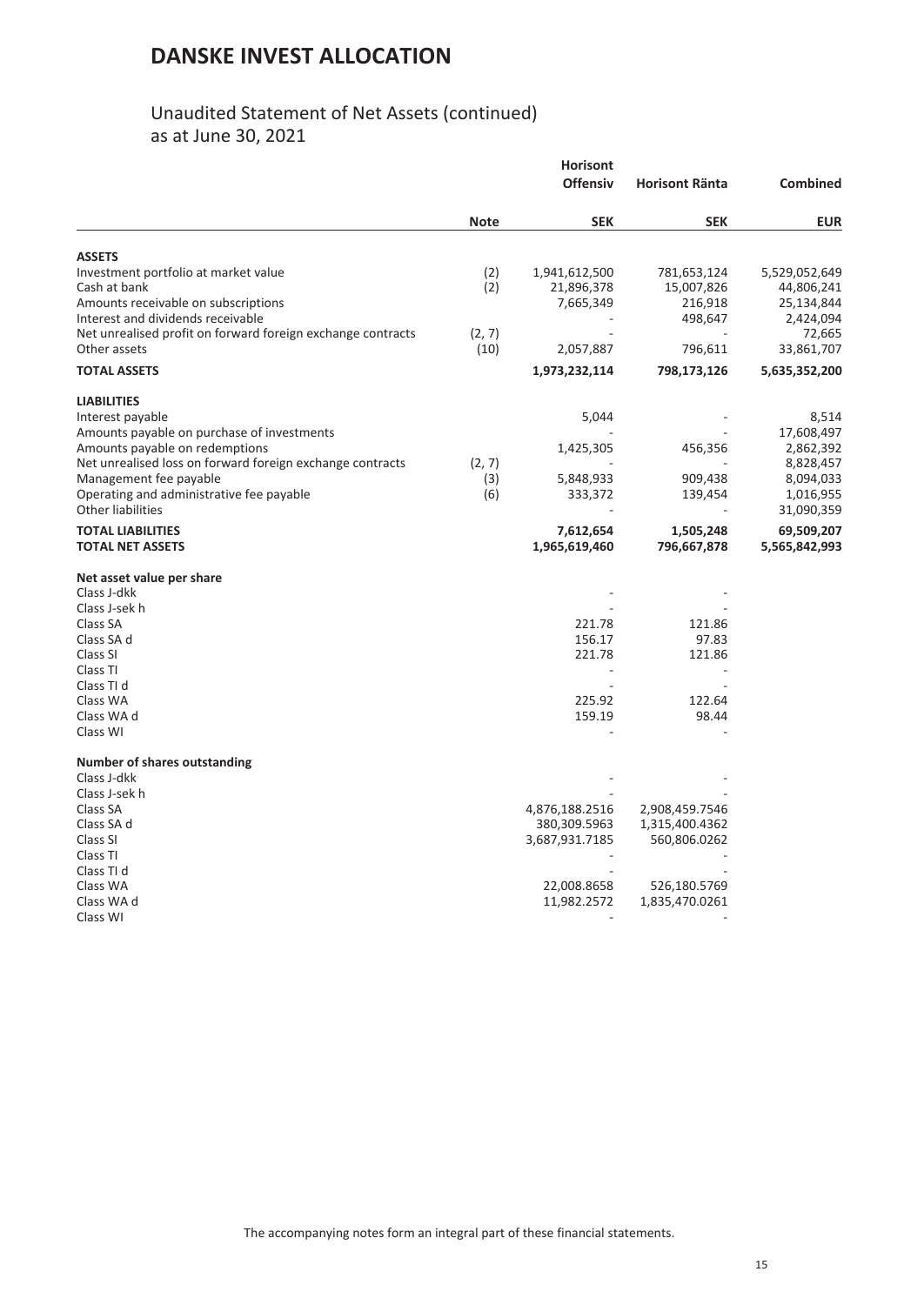# DANSKE INVEST ALLOCATION

## Unaudited Statement of Net Assets (continued)
as at June 30, 2021

| | Note | Horisont Offensiv | Horisont Ränta | Combined |
|---|---|---|---|---|
| | | SEK | SEK | EUR |
| **ASSETS** | | | | |
| Investment portfolio at market value | (2) | 1,941,612,500 | 781,653,124 | 5,529,052,649 |
| Cash at bank | (2) | 21,896,378 | 15,007,826 | 44,806,241 |
| Amounts receivable on subscriptions | | 7,665,349 | 216,918 | 25,134,844 |
| Interest and dividends receivable | | - | 498,647 | 2,424,094 |
| Net unrealised profit on forward foreign exchange contracts | (2, 7) | - | - | 72,665 |
| Other assets | (10) | 2,057,887 | 796,611 | 33,861,707 |
| **TOTAL ASSETS** | | **1,973,232,114** | **798,173,126** | **5,635,352,200** |
| **LIABILITIES** | | | | |
| Interest payable | | 5,044 | - | 8,514 |
| Amounts payable on purchase of investments | | - | - | 17,608,497 |
| Amounts payable on redemptions | | 1,425,305 | 456,356 | 2,862,392 |
| Net unrealised loss on forward foreign exchange contracts | (2, 7) | - | - | 8,828,457 |
| Management fee payable | (3) | 5,848,933 | 909,438 | 8,094,033 |
| Operating and administrative fee payable | (6) | 333,372 | 139,454 | 1,016,955 |
| Other liabilities | | - | - | 31,090,359 |
| **TOTAL LIABILITIES** | | **7,612,654** | **1,505,248** | **69,509,207** |
| **TOTAL NET ASSETS** | | **1,965,619,460** | **796,667,878** | **5,565,842,993** |
| **Net asset value per share** | | | | |
| Class J-dkk | | - | - | |
| Class J-sek h | | - | - | |
| Class SA | | 221.78 | 121.86 | |
| Class SA d | | 156.17 | 97.83 | |
| Class SI | | 221.78 | 121.86 | |
| Class TI | | - | - | |
| Class TI d | | - | - | |
| Class WA | | 225.92 | 122.64 | |
| Class WA d | | 159.19 | 98.44 | |
| Class WI | | - | - | |
| **Number of shares outstanding** | | | | |
| Class J-dkk | | - | - | |
| Class J-sek h | | - | - | |
| Class SA | | 4,876,188.2516 | 2,908,459.7546 | |
| Class SA d | | 380,309.5963 | 1,315,400.4362 | |
| Class SI | | 3,687,931.7185 | 560,806.0262 | |
| Class TI | | - | - | |
| Class TI d | | - | - | |
| Class WA | | 22,008.8658 | 526,180.5769 | |
| Class WA d | | 11,982.2572 | 1,835,470.0261 | |
| Class WI | | - | - | |

The accompanying notes form an integral part of these financial statements.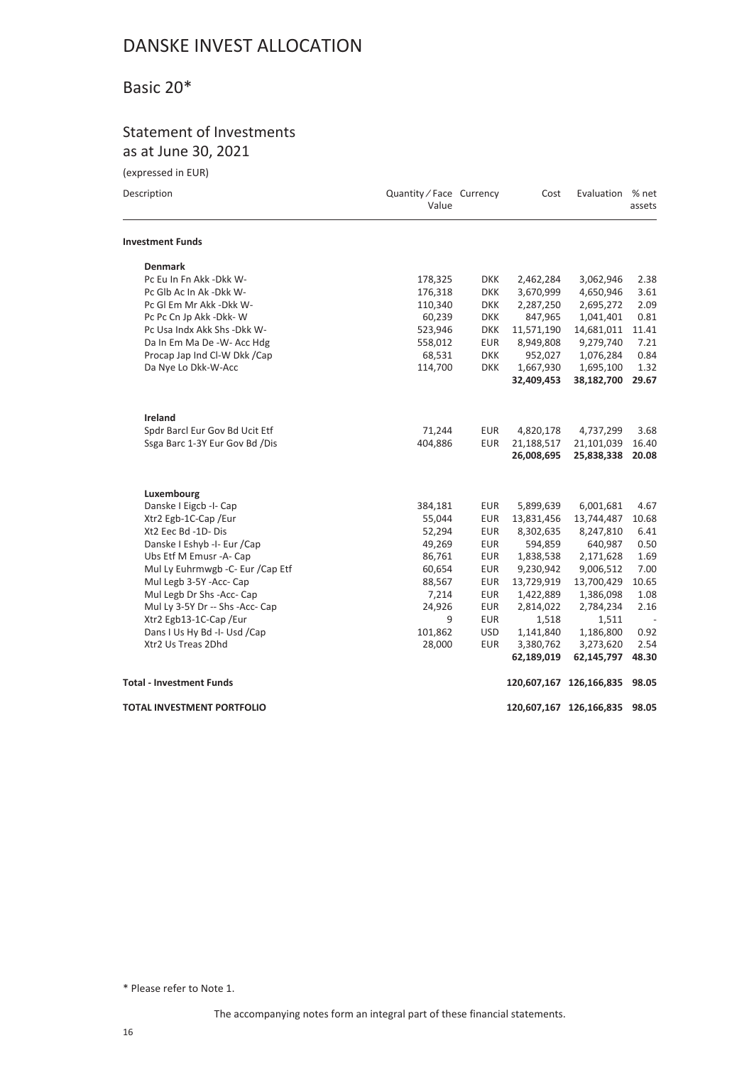# DANSKE INVEST ALLOCATION

## Basic 20*

### Statement of Investments
as at June 30, 2021

(expressed in EUR)

| Description | Quantity / Face Value | Currency | Cost | Evaluation | % net assets |
|---|---|---|---|---|---|
| **Investment Funds** | | | | | |
| **Denmark** | | | | | |
| Pc Eu In Fn Akk -Dkk W- | 178,325 | DKK | 2,462,284 | 3,062,946 | 2.38 |
| Pc Glb Ac In Ak -Dkk W- | 176,318 | DKK | 3,670,999 | 4,650,946 | 3.61 |
| Pc Gl Em Mr Akk -Dkk W- | 110,340 | DKK | 2,287,250 | 2,695,272 | 2.09 |
| Pc Pc Cn Jp Akk -Dkk- W | 60,239 | DKK | 847,965 | 1,041,401 | 0.81 |
| Pc Usa Indx Akk Shs -Dkk W- | 523,946 | DKK | 11,571,190 | 14,681,011 | 11.41 |
| Da In Em Ma De -W- Acc Hdg | 558,012 | EUR | 8,949,808 | 9,279,740 | 7.21 |
| Procap Jap Ind Cl-W Dkk /Cap | 68,531 | DKK | 952,027 | 1,076,284 | 0.84 |
| Da Nye Lo Dkk-W-Acc | 114,700 | DKK | 1,667,930 | 1,695,100 | 1.32 |
| | | | **32,409,453** | **38,182,700** | **29.67** |
| **Ireland** | | | | | |
| Spdr Barcl Eur Gov Bd Ucit Etf | 71,244 | EUR | 4,820,178 | 4,737,299 | 3.68 |
| Ssga Barc 1-3Y Eur Gov Bd /Dis | 404,886 | EUR | 21,188,517 | 21,101,039 | 16.40 |
| | | | **26,008,695** | **25,838,338** | **20.08** |
| **Luxembourg** | | | | | |
| Danske I Eigcb -I- Cap | 384,181 | EUR | 5,899,639 | 6,001,681 | 4.67 |
| Xtr2 Egb-1C-Cap /Eur | 55,044 | EUR | 13,831,456 | 13,744,487 | 10.68 |
| Xt2 Eec Bd -1D- Dis | 52,294 | EUR | 8,302,635 | 8,247,810 | 6.41 |
| Danske I Eshyb -I- Eur /Cap | 49,269 | EUR | 594,859 | 640,987 | 0.50 |
| Ubs Etf M Emusr -A- Cap | 86,761 | EUR | 1,838,538 | 2,171,628 | 1.69 |
| Mul Ly Euhrmwgb -C- Eur /Cap Etf | 60,654 | EUR | 9,230,942 | 9,006,512 | 7.00 |
| Mul Legb 3-5Y -Acc- Cap | 88,567 | EUR | 13,729,919 | 13,700,429 | 10.65 |
| Mul Legb Dr Shs -Acc- Cap | 7,214 | EUR | 1,422,889 | 1,386,098 | 1.08 |
| Mul Ly 3-5Y Dr -- Shs -Acc- Cap | 24,926 | EUR | 2,814,022 | 2,784,234 | 2.16 |
| Xtr2 Egb13-1C-Cap /Eur | 9 | EUR | 1,518 | 1,511 | - |
| Dans I Us Hy Bd -I- Usd /Cap | 101,862 | USD | 1,141,840 | 1,186,800 | 0.92 |
| Xtr2 Us Treas 2Dhd | 28,000 | EUR | 3,380,762 | 3,273,620 | 2.54 |
| | | | **62,189,019** | **62,145,797** | **48.30** |
| **Total - Investment Funds** | | | **120,607,167** | **126,166,835** | **98.05** |
| **TOTAL INVESTMENT PORTFOLIO** | | | **120,607,167** | **126,166,835** | **98.05** |

\* Please refer to Note 1.

The accompanying notes form an integral part of these financial statements.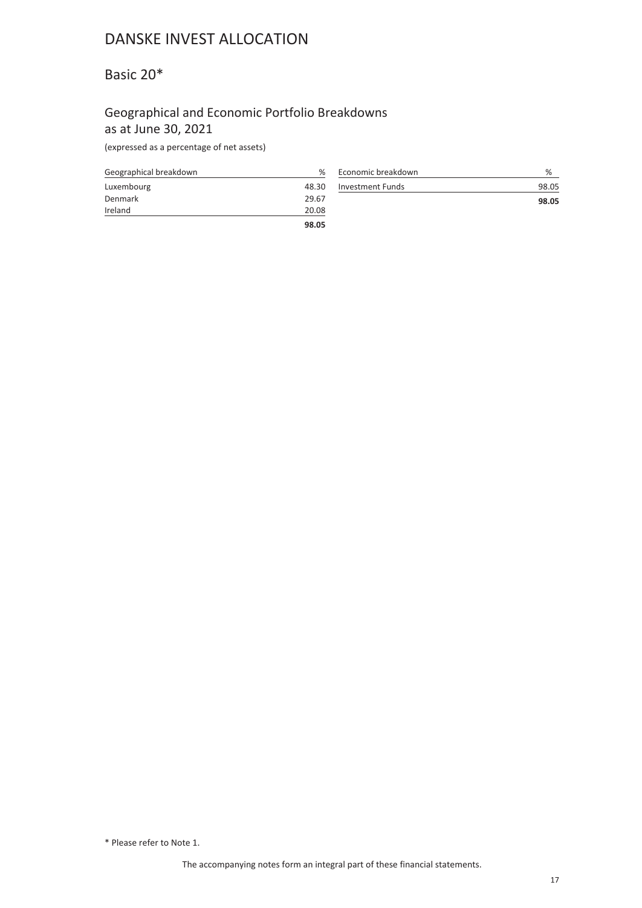# DANSKE INVEST ALLOCATION

## Basic 20*

### Geographical and Economic Portfolio Breakdowns as at June 30, 2021

(expressed as a percentage of net assets)

| Geographical breakdown | % |
|---|---|
| Luxembourg | 48.30 |
| Denmark | 29.67 |
| Ireland | 20.08 |
| | **98.05** |

| Economic breakdown | % |
|---|---|
| Investment Funds | 98.05 |
| | **98.05** |

\* Please refer to Note 1.

The accompanying notes form an integral part of these financial statements.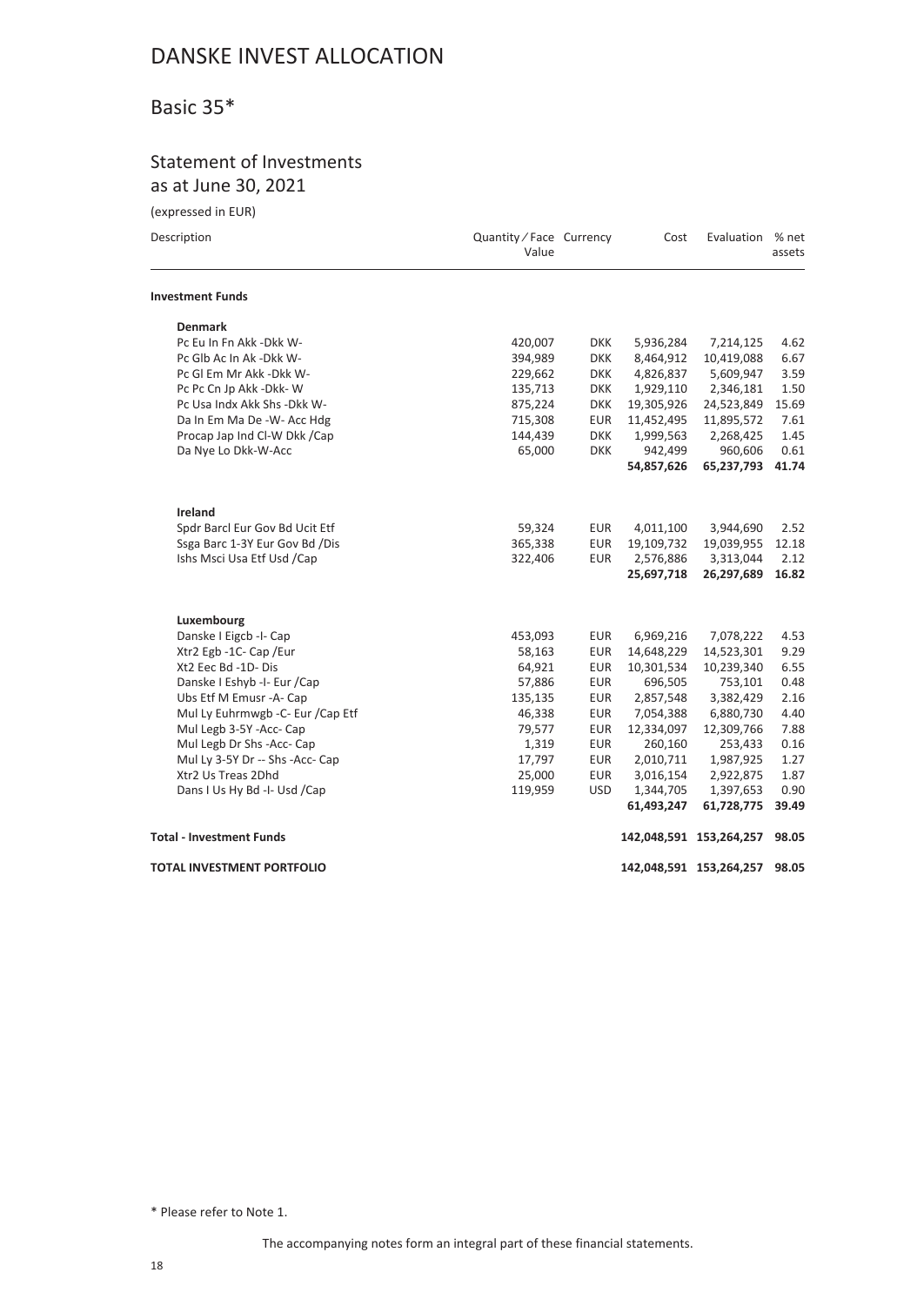# DANSKE INVEST ALLOCATION

## Basic 35*

### Statement of Investments
as at June 30, 2021

(expressed in EUR)

| Description | Quantity ⁄ Face Value | Currency | Cost | Evaluation | % net assets |
|---|---|---|---|---|---|
| **Investment Funds** | | | | | |
| **Denmark** | | | | | |
| Pc Eu In Fn Akk -Dkk W- | 420,007 | DKK | 5,936,284 | 7,214,125 | 4.62 |
| Pc Glb Ac In Ak -Dkk W- | 394,989 | DKK | 8,464,912 | 10,419,088 | 6.67 |
| Pc Gl Em Mr Akk -Dkk W- | 229,662 | DKK | 4,826,837 | 5,609,947 | 3.59 |
| Pc Pc Cn Jp Akk -Dkk- W | 135,713 | DKK | 1,929,110 | 2,346,181 | 1.50 |
| Pc Usa Indx Akk Shs -Dkk W- | 875,224 | DKK | 19,305,926 | 24,523,849 | 15.69 |
| Da In Em Ma De -W- Acc Hdg | 715,308 | EUR | 11,452,495 | 11,895,572 | 7.61 |
| Procap Jap Ind Cl-W Dkk /Cap | 144,439 | DKK | 1,999,563 | 2,268,425 | 1.45 |
| Da Nye Lo Dkk-W-Acc | 65,000 | DKK | 942,499 | 960,606 | 0.61 |
| | | | **54,857,626** | **65,237,793** | **41.74** |
| **Ireland** | | | | | |
| Spdr Barcl Eur Gov Bd Ucit Etf | 59,324 | EUR | 4,011,100 | 3,944,690 | 2.52 |
| Ssga Barc 1-3Y Eur Gov Bd /Dis | 365,338 | EUR | 19,109,732 | 19,039,955 | 12.18 |
| Ishs Msci Usa Etf Usd /Cap | 322,406 | EUR | 2,576,886 | 3,313,044 | 2.12 |
| | | | **25,697,718** | **26,297,689** | **16.82** |
| **Luxembourg** | | | | | |
| Danske I Eigcb -I- Cap | 453,093 | EUR | 6,969,216 | 7,078,222 | 4.53 |
| Xtr2 Egb -1C- Cap /Eur | 58,163 | EUR | 14,648,229 | 14,523,301 | 9.29 |
| Xt2 Eec Bd -1D- Dis | 64,921 | EUR | 10,301,534 | 10,239,340 | 6.55 |
| Danske I Eshyb -I- Eur /Cap | 57,886 | EUR | 696,505 | 753,101 | 0.48 |
| Ubs Etf M Emusr -A- Cap | 135,135 | EUR | 2,857,548 | 3,382,429 | 2.16 |
| Mul Ly Euhrmwgb -C- Eur /Cap Etf | 46,338 | EUR | 7,054,388 | 6,880,730 | 4.40 |
| Mul Legb 3-5Y -Acc- Cap | 79,577 | EUR | 12,334,097 | 12,309,766 | 7.88 |
| Mul Legb Dr Shs -Acc- Cap | 1,319 | EUR | 260,160 | 253,433 | 0.16 |
| Mul Ly 3-5Y Dr -- Shs -Acc- Cap | 17,797 | EUR | 2,010,711 | 1,987,925 | 1.27 |
| Xtr2 Us Treas 2Dhd | 25,000 | EUR | 3,016,154 | 2,922,875 | 1.87 |
| Dans I Us Hy Bd -I- Usd /Cap | 119,959 | USD | 1,344,705 | 1,397,653 | 0.90 |
| | | | **61,493,247** | **61,728,775** | **39.49** |
| **Total - Investment Funds** | | | **142,048,591** | **153,264,257** | **98.05** |
| **TOTAL INVESTMENT PORTFOLIO** | | | **142,048,591** | **153,264,257** | **98.05** |

* Please refer to Note 1.

The accompanying notes form an integral part of these financial statements.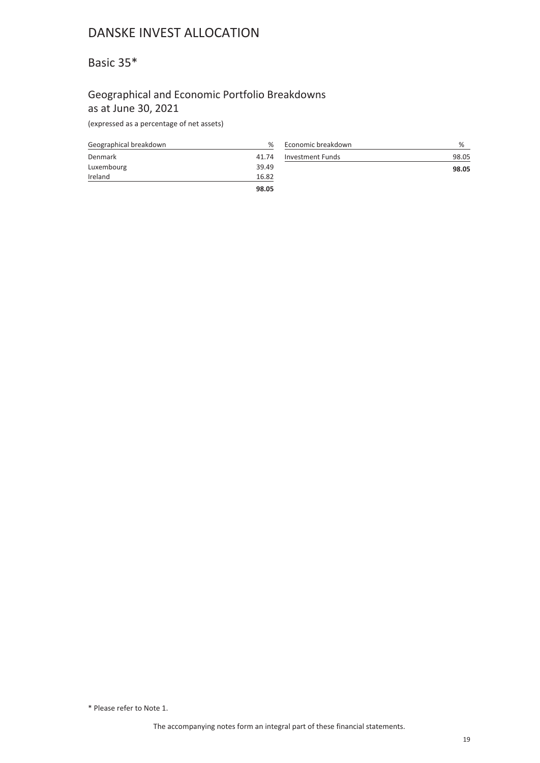# DANSKE INVEST ALLOCATION

## Basic 35*

### Geographical and Economic Portfolio Breakdowns as at June 30, 2021

(expressed as a percentage of net assets)

| Geographical breakdown | % |
|---|---|
| Denmark | 41.74 |
| Luxembourg | 39.49 |
| Ireland | 16.82 |
| | **98.05** |

| Economic breakdown | % |
|---|---|
| Investment Funds | 98.05 |
| | **98.05** |

* Please refer to Note 1.

The accompanying notes form an integral part of these financial statements.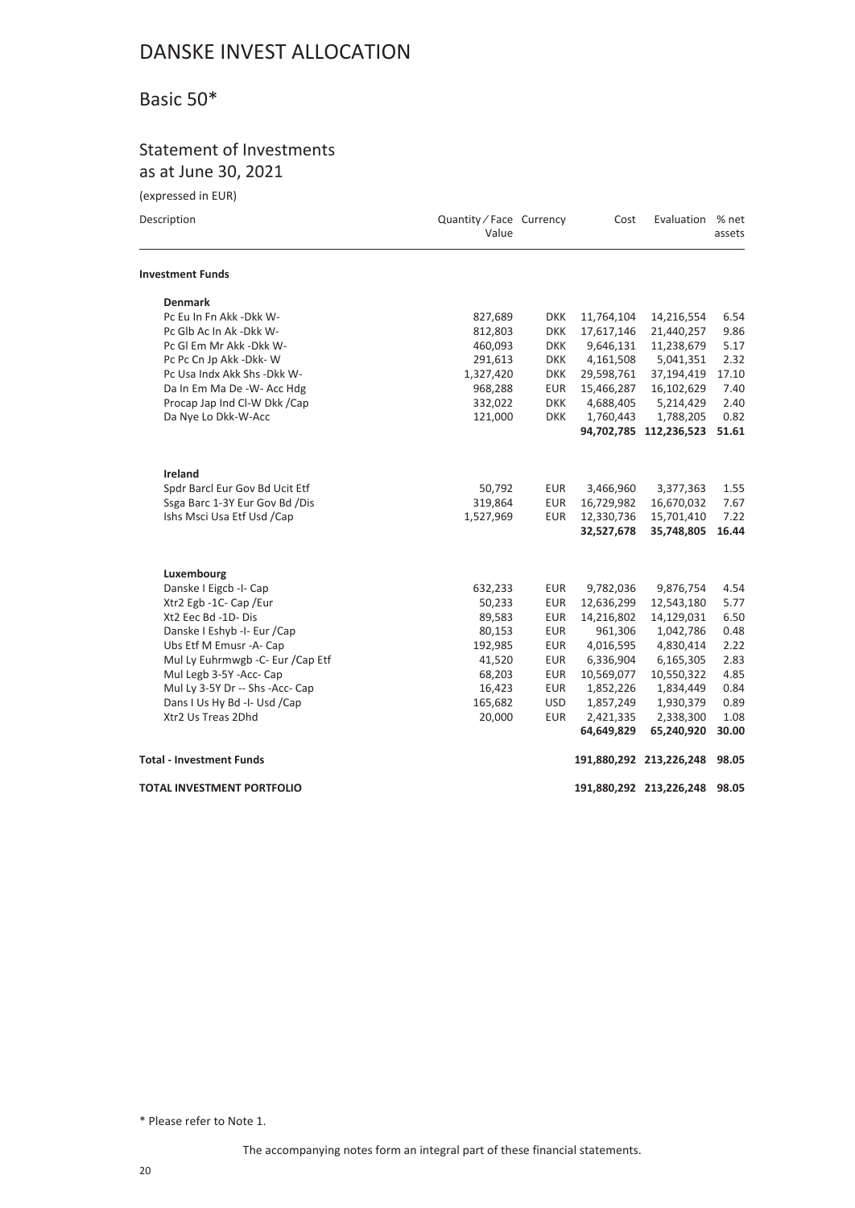# DANSKE INVEST ALLOCATION

## Basic 50*

### Statement of Investments
as at June 30, 2021

(expressed in EUR)

| Description | Quantity / Face Value | Currency | Cost | Evaluation | % net assets |
|---|---|---|---|---|---|
| **Investment Funds** | | | | | |
| **Denmark** | | | | | |
| Pc Eu In Fn Akk -Dkk W- | 827,689 | DKK | 11,764,104 | 14,216,554 | 6.54 |
| Pc Glb Ac In Ak -Dkk W- | 812,803 | DKK | 17,617,146 | 21,440,257 | 9.86 |
| Pc Gl Em Mr Akk -Dkk W- | 460,093 | DKK | 9,646,131 | 11,238,679 | 5.17 |
| Pc Pc Cn Jp Akk -Dkk- W | 291,613 | DKK | 4,161,508 | 5,041,351 | 2.32 |
| Pc Usa Indx Akk Shs -Dkk W- | 1,327,420 | DKK | 29,598,761 | 37,194,419 | 17.10 |
| Da In Em Ma De -W- Acc Hdg | 968,288 | EUR | 15,466,287 | 16,102,629 | 7.40 |
| Procap Jap Ind Cl-W Dkk /Cap | 332,022 | DKK | 4,688,405 | 5,214,429 | 2.40 |
| Da Nye Lo Dkk-W-Acc | 121,000 | DKK | 1,760,443 | 1,788,205 | 0.82 |
| | | | **94,702,785** | **112,236,523** | **51.61** |
| **Ireland** | | | | | |
| Spdr Barcl Eur Gov Bd Ucit Etf | 50,792 | EUR | 3,466,960 | 3,377,363 | 1.55 |
| Ssga Barc 1-3Y Eur Gov Bd /Dis | 319,864 | EUR | 16,729,982 | 16,670,032 | 7.67 |
| Ishs Msci Usa Etf Usd /Cap | 1,527,969 | EUR | 12,330,736 | 15,701,410 | 7.22 |
| | | | **32,527,678** | **35,748,805** | **16.44** |
| **Luxembourg** | | | | | |
| Danske I Eigcb -I- Cap | 632,233 | EUR | 9,782,036 | 9,876,754 | 4.54 |
| Xtr2 Egb -1C- Cap /Eur | 50,233 | EUR | 12,636,299 | 12,543,180 | 5.77 |
| Xt2 Eec Bd -1D- Dis | 89,583 | EUR | 14,216,802 | 14,129,031 | 6.50 |
| Danske I Eshyb -I- Eur /Cap | 80,153 | EUR | 961,306 | 1,042,786 | 0.48 |
| Ubs Etf M Emusr -A- Cap | 192,985 | EUR | 4,016,595 | 4,830,414 | 2.22 |
| Mul Ly Euhrmwgb -C- Eur /Cap Etf | 41,520 | EUR | 6,336,904 | 6,165,305 | 2.83 |
| Mul Legb 3-5Y -Acc- Cap | 68,203 | EUR | 10,569,077 | 10,550,322 | 4.85 |
| Mul Ly 3-5Y Dr -- Shs -Acc- Cap | 16,423 | EUR | 1,852,226 | 1,834,449 | 0.84 |
| Dans I Us Hy Bd -I- Usd /Cap | 165,682 | USD | 1,857,249 | 1,930,379 | 0.89 |
| Xtr2 Us Treas 2Dhd | 20,000 | EUR | 2,421,335 | 2,338,300 | 1.08 |
| | | | **64,649,829** | **65,240,920** | **30.00** |
| **Total - Investment Funds** | | | **191,880,292** | **213,226,248** | **98.05** |
| **TOTAL INVESTMENT PORTFOLIO** | | | **191,880,292** | **213,226,248** | **98.05** |

* Please refer to Note 1.

The accompanying notes form an integral part of these financial statements.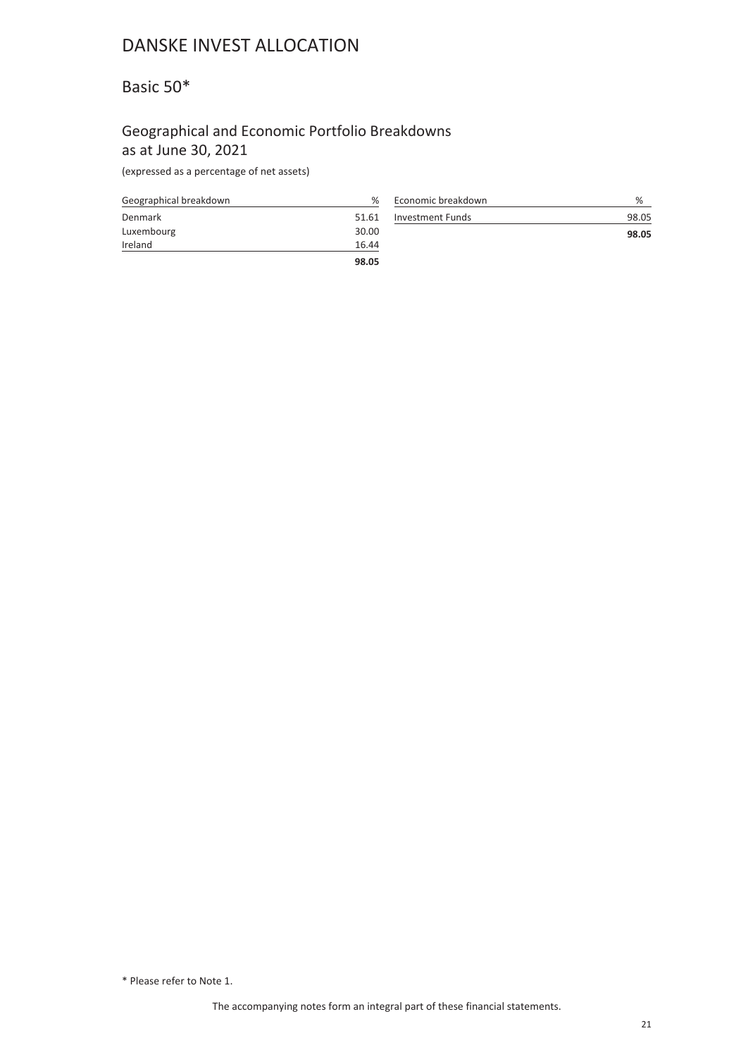# DANSKE INVEST ALLOCATION

## Basic 50*

### Geographical and Economic Portfolio Breakdowns as at June 30, 2021

(expressed as a percentage of net assets)

| Geographical breakdown | % |
|---|---|
| Denmark | 51.61 |
| Luxembourg | 30.00 |
| Ireland | 16.44 |
| | **98.05** |

| Economic breakdown | % |
|---|---|
| Investment Funds | 98.05 |
| | **98.05** |

* Please refer to Note 1.

The accompanying notes form an integral part of these financial statements.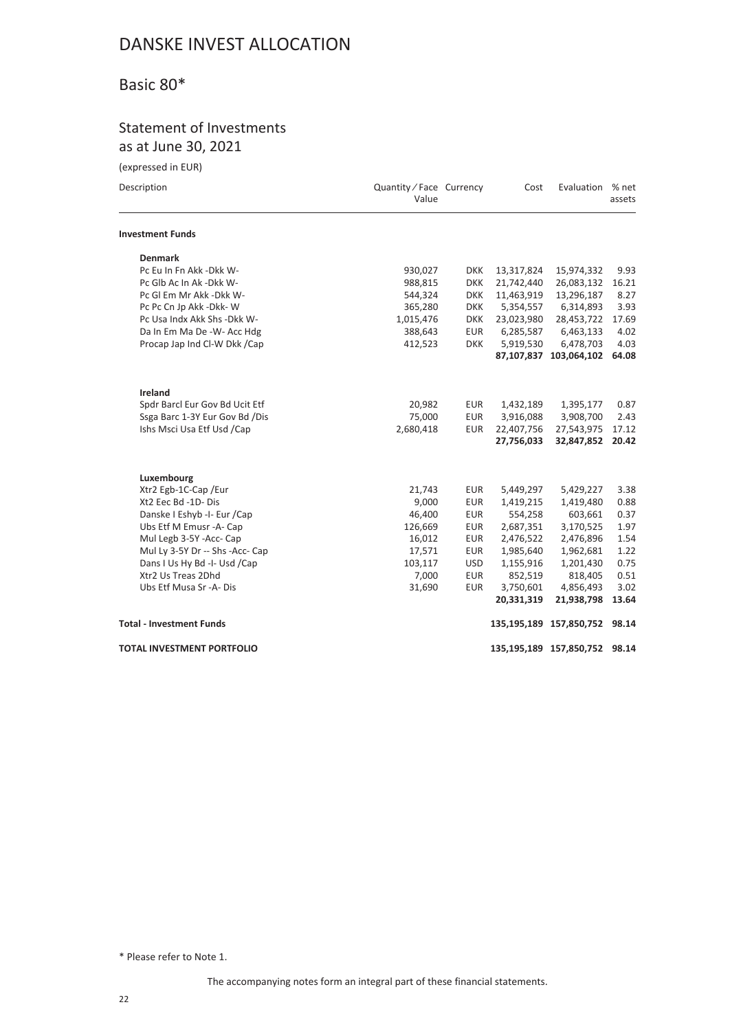# DANSKE INVEST ALLOCATION

## Basic 80*

### Statement of Investments
as at June 30, 2021

(expressed in EUR)

| Description | Quantity / Face Value | Currency | Cost | Evaluation | % net assets |
|---|---|---|---|---|---|
| **Investment Funds** | | | | | |
| **Denmark** | | | | | |
| Pc Eu In Fn Akk -Dkk W- | 930,027 | DKK | 13,317,824 | 15,974,332 | 9.93 |
| Pc Glb Ac In Ak -Dkk W- | 988,815 | DKK | 21,742,440 | 26,083,132 | 16.21 |
| Pc Gl Em Mr Akk -Dkk W- | 544,324 | DKK | 11,463,919 | 13,296,187 | 8.27 |
| Pc Pc Cn Jp Akk -Dkk- W | 365,280 | DKK | 5,354,557 | 6,314,893 | 3.93 |
| Pc Usa Indx Akk Shs -Dkk W- | 1,015,476 | DKK | 23,023,980 | 28,453,722 | 17.69 |
| Da In Em Ma De -W- Acc Hdg | 388,643 | EUR | 6,285,587 | 6,463,133 | 4.02 |
| Procap Jap Ind Cl-W Dkk /Cap | 412,523 | DKK | 5,919,530 | 6,478,703 | 4.03 |
| | | | **87,107,837** | **103,064,102** | **64.08** |
| **Ireland** | | | | | |
| Spdr Barcl Eur Gov Bd Ucit Etf | 20,982 | EUR | 1,432,189 | 1,395,177 | 0.87 |
| Ssga Barc 1-3Y Eur Gov Bd /Dis | 75,000 | EUR | 3,916,088 | 3,908,700 | 2.43 |
| Ishs Msci Usa Etf Usd /Cap | 2,680,418 | EUR | 22,407,756 | 27,543,975 | 17.12 |
| | | | **27,756,033** | **32,847,852** | **20.42** |
| **Luxembourg** | | | | | |
| Xtr2 Egb-1C-Cap /Eur | 21,743 | EUR | 5,449,297 | 5,429,227 | 3.38 |
| Xt2 Eec Bd -1D- Dis | 9,000 | EUR | 1,419,215 | 1,419,480 | 0.88 |
| Danske I Eshyb -I- Eur /Cap | 46,400 | EUR | 554,258 | 603,661 | 0.37 |
| Ubs Etf M Emusr -A- Cap | 126,669 | EUR | 2,687,351 | 3,170,525 | 1.97 |
| Mul Legb 3-5Y -Acc- Cap | 16,012 | EUR | 2,476,522 | 2,476,896 | 1.54 |
| Mul Ly 3-5Y Dr -- Shs -Acc- Cap | 17,571 | EUR | 1,985,640 | 1,962,681 | 1.22 |
| Dans I Us Hy Bd -I- Usd /Cap | 103,117 | USD | 1,155,916 | 1,201,430 | 0.75 |
| Xtr2 Us Treas 2Dhd | 7,000 | EUR | 852,519 | 818,405 | 0.51 |
| Ubs Etf Musa Sr -A- Dis | 31,690 | EUR | 3,750,601 | 4,856,493 | 3.02 |
| | | | **20,331,319** | **21,938,798** | **13.64** |
| **Total - Investment Funds** | | | **135,195,189** | **157,850,752** | **98.14** |
| **TOTAL INVESTMENT PORTFOLIO** | | | **135,195,189** | **157,850,752** | **98.14** |

\* Please refer to Note 1.

The accompanying notes form an integral part of these financial statements.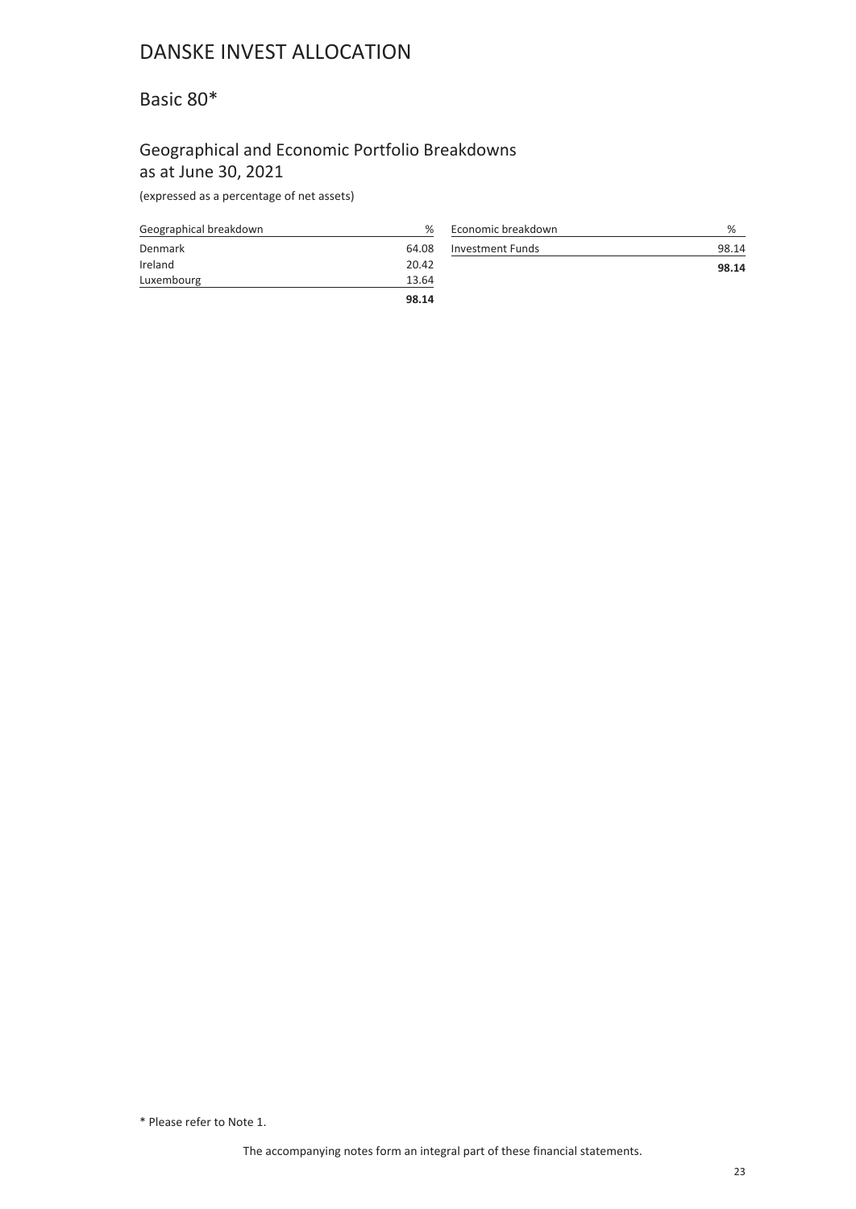# DANSKE INVEST ALLOCATION

## Basic 80*

### Geographical and Economic Portfolio Breakdowns as at June 30, 2021

(expressed as a percentage of net assets)

| Geographical breakdown | % |
|---|---|
| Denmark | 64.08 |
| Ireland | 20.42 |
| Luxembourg | 13.64 |
| | **98.14** |

| Economic breakdown | % |
|---|---|
| Investment Funds | 98.14 |
| | **98.14** |

\* Please refer to Note 1.

The accompanying notes form an integral part of these financial statements.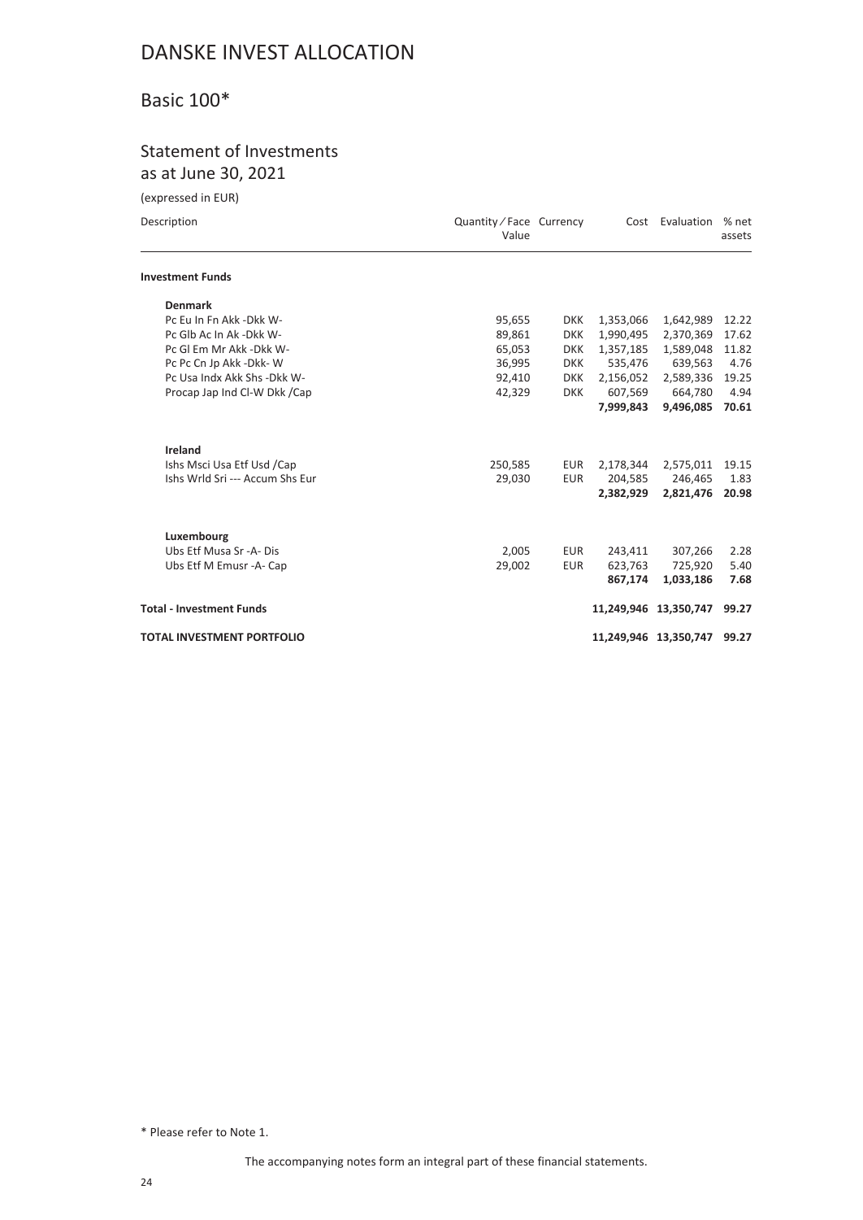# DANSKE INVEST ALLOCATION

## Basic 100*

### Statement of Investments
as at June 30, 2021

(expressed in EUR)

| Description | Quantity / Face Value | Currency | Cost | Evaluation | % net assets |
|---|---|---|---|---|---|
| **Investment Funds** | | | | | |
| **Denmark** | | | | | |
| Pc Eu In Fn Akk -Dkk W- | 95,655 | DKK | 1,353,066 | 1,642,989 | 12.22 |
| Pc Glb Ac In Ak -Dkk W- | 89,861 | DKK | 1,990,495 | 2,370,369 | 17.62 |
| Pc Gl Em Mr Akk -Dkk W- | 65,053 | DKK | 1,357,185 | 1,589,048 | 11.82 |
| Pc Pc Cn Jp Akk -Dkk- W | 36,995 | DKK | 535,476 | 639,563 | 4.76 |
| Pc Usa Indx Akk Shs -Dkk W- | 92,410 | DKK | 2,156,052 | 2,589,336 | 19.25 |
| Procap Jap Ind Cl-W Dkk /Cap | 42,329 | DKK | 607,569 | 664,780 | 4.94 |
| | | | **7,999,843** | **9,496,085** | **70.61** |
| **Ireland** | | | | | |
| Ishs Msci Usa Etf Usd /Cap | 250,585 | EUR | 2,178,344 | 2,575,011 | 19.15 |
| Ishs Wrld Sri --- Accum Shs Eur | 29,030 | EUR | 204,585 | 246,465 | 1.83 |
| | | | **2,382,929** | **2,821,476** | **20.98** |
| **Luxembourg** | | | | | |
| Ubs Etf Musa Sr -A- Dis | 2,005 | EUR | 243,411 | 307,266 | 2.28 |
| Ubs Etf M Emusr -A- Cap | 29,002 | EUR | 623,763 | 725,920 | 5.40 |
| | | | **867,174** | **1,033,186** | **7.68** |
| **Total - Investment Funds** | | | **11,249,946** | **13,350,747** | **99.27** |
| **TOTAL INVESTMENT PORTFOLIO** | | | **11,249,946** | **13,350,747** | **99.27** |

\* Please refer to Note 1.

The accompanying notes form an integral part of these financial statements.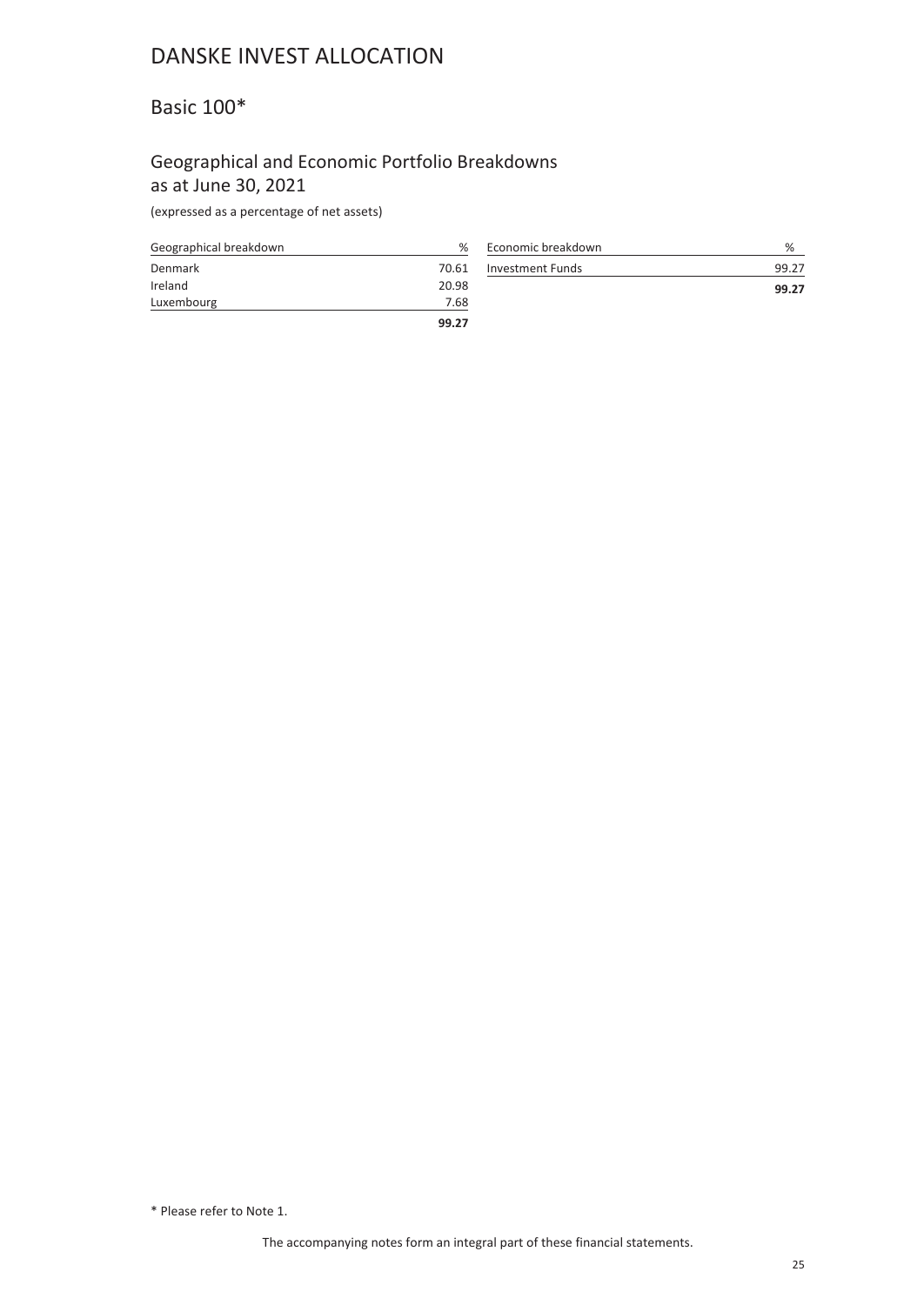# DANSKE INVEST ALLOCATION

## Basic 100*

### Geographical and Economic Portfolio Breakdowns as at June 30, 2021

(expressed as a percentage of net assets)

| Geographical breakdown | % |
|---|---|
| Denmark | 70.61 |
| Ireland | 20.98 |
| Luxembourg | 7.68 |
| | **99.27** |

| Economic breakdown | % |
|---|---|
| Investment Funds | 99.27 |
| | **99.27** |

* Please refer to Note 1.

The accompanying notes form an integral part of these financial statements.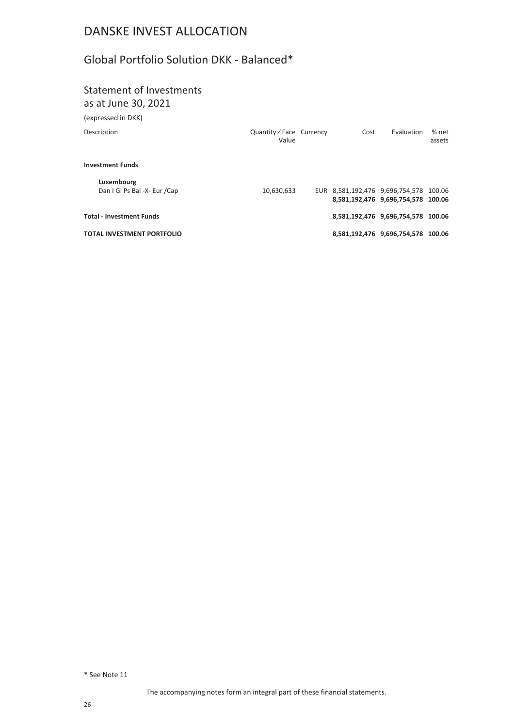# DANSKE INVEST ALLOCATION

## Global Portfolio Solution DKK - Balanced*

### Statement of Investments
as at June 30, 2021

(expressed in DKK)

| Description | Quantity / Face Value | Currency | Cost | Evaluation | % net assets |
|---|---|---|---|---|---|
| **Investment Funds** | | | | | |
| **Luxembourg** | | | | | |
| Dan I Gl Ps Bal -X- Eur /Cap | 10,630,633 | EUR | 8,581,192,476 | 9,696,754,578 | 100.06 |
| | | | **8,581,192,476** | **9,696,754,578** | **100.06** |
| **Total - Investment Funds** | | | **8,581,192,476** | **9,696,754,578** | **100.06** |
| **TOTAL INVESTMENT PORTFOLIO** | | | **8,581,192,476** | **9,696,754,578** | **100.06** |

* See Note 11

The accompanying notes form an integral part of these financial statements.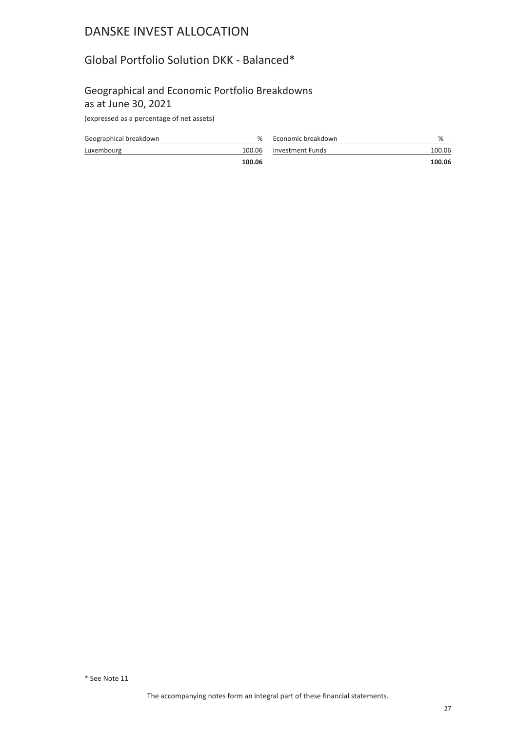# DANSKE INVEST ALLOCATION

## Global Portfolio Solution DKK - Balanced*

### Geographical and Economic Portfolio Breakdowns as at June 30, 2021

(expressed as a percentage of net assets)

| Geographical breakdown | % |
|---|---|
| Luxembourg | 100.06 |
| | **100.06** |

| Economic breakdown | % |
|---|---|
| Investment Funds | 100.06 |
| | **100.06** |

\* See Note 11

The accompanying notes form an integral part of these financial statements.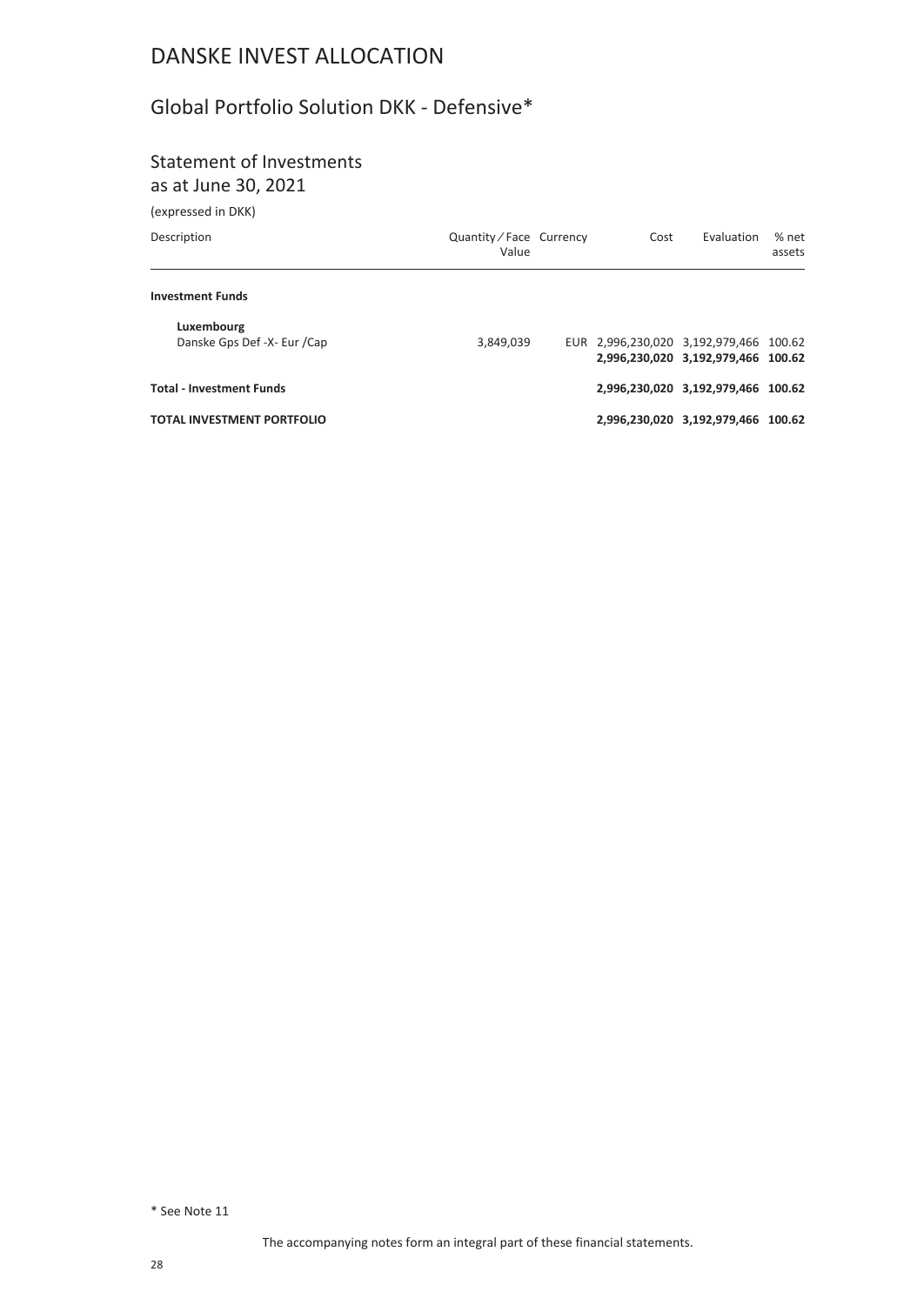# DANSKE INVEST ALLOCATION

## Global Portfolio Solution DKK - Defensive*

### Statement of Investments
as at June 30, 2021

(expressed in DKK)

| Description | Quantity / Face Value | Currency | Cost | Evaluation | % net assets |
|---|---|---|---|---|---|
| **Investment Funds** | | | | | |
| **Luxembourg** | | | | | |
| Danske Gps Def -X- Eur /Cap | 3,849,039 | EUR | 2,996,230,020 | 3,192,979,466 | 100.62 |
| | | | **2,996,230,020** | **3,192,979,466** | **100.62** |
| **Total - Investment Funds** | | | **2,996,230,020** | **3,192,979,466** | **100.62** |
| **TOTAL INVESTMENT PORTFOLIO** | | | **2,996,230,020** | **3,192,979,466** | **100.62** |

\* See Note 11

The accompanying notes form an integral part of these financial statements.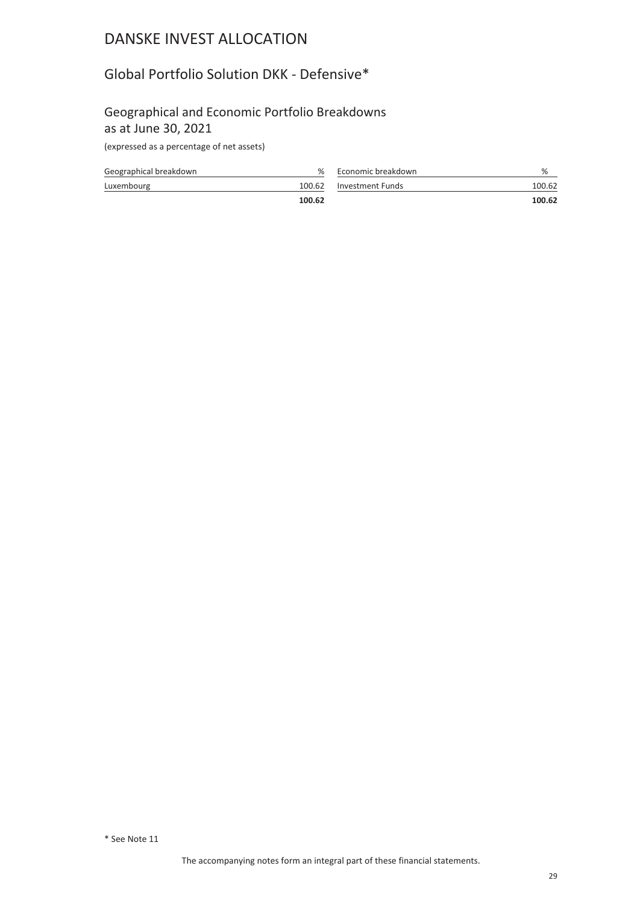# DANSKE INVEST ALLOCATION

## Global Portfolio Solution DKK - Defensive*

### Geographical and Economic Portfolio Breakdowns as at June 30, 2021

(expressed as a percentage of net assets)

| Geographical breakdown | % | Economic breakdown | % |
|---|---|---|---|
| Luxembourg | 100.62 | Investment Funds | 100.62 |
| | **100.62** | | **100.62** |

\* See Note 11

The accompanying notes form an integral part of these financial statements.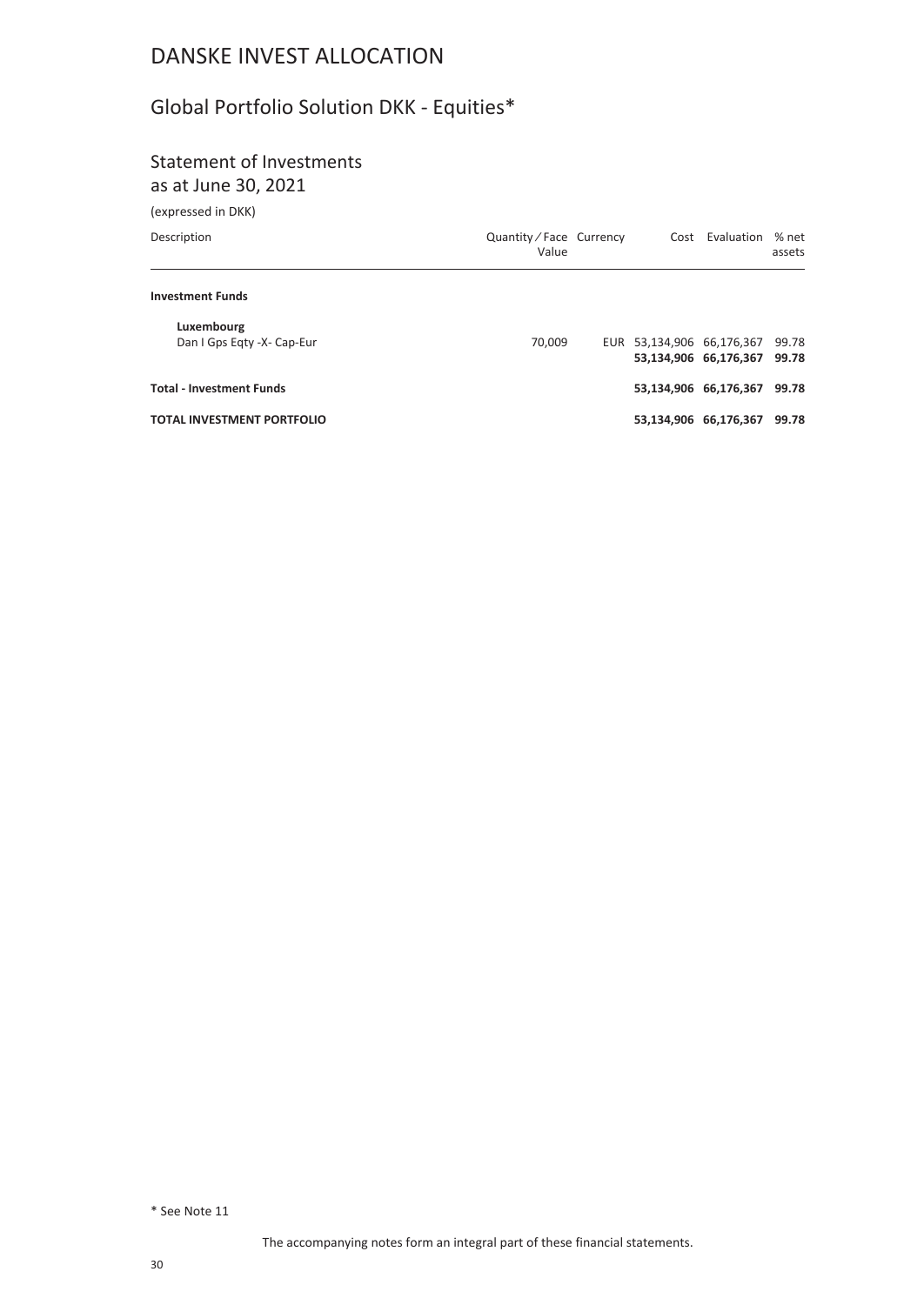# DANSKE INVEST ALLOCATION

## Global Portfolio Solution DKK - Equities*

### Statement of Investments
as at June 30, 2021

(expressed in DKK)

| Description | Quantity / Face Value | Currency | Cost | Evaluation | % net assets |
|---|---|---|---|---|---|
| **Investment Funds** | | | | | |
| **Luxembourg** | | | | | |
| Dan I Gps Eqty -X- Cap-Eur | 70,009 | EUR | 53,134,906 | 66,176,367 | 99.78 |
| | | | **53,134,906** | **66,176,367** | **99.78** |
| **Total - Investment Funds** | | | **53,134,906** | **66,176,367** | **99.78** |
| **TOTAL INVESTMENT PORTFOLIO** | | | **53,134,906** | **66,176,367** | **99.78** |

* See Note 11

The accompanying notes form an integral part of these financial statements.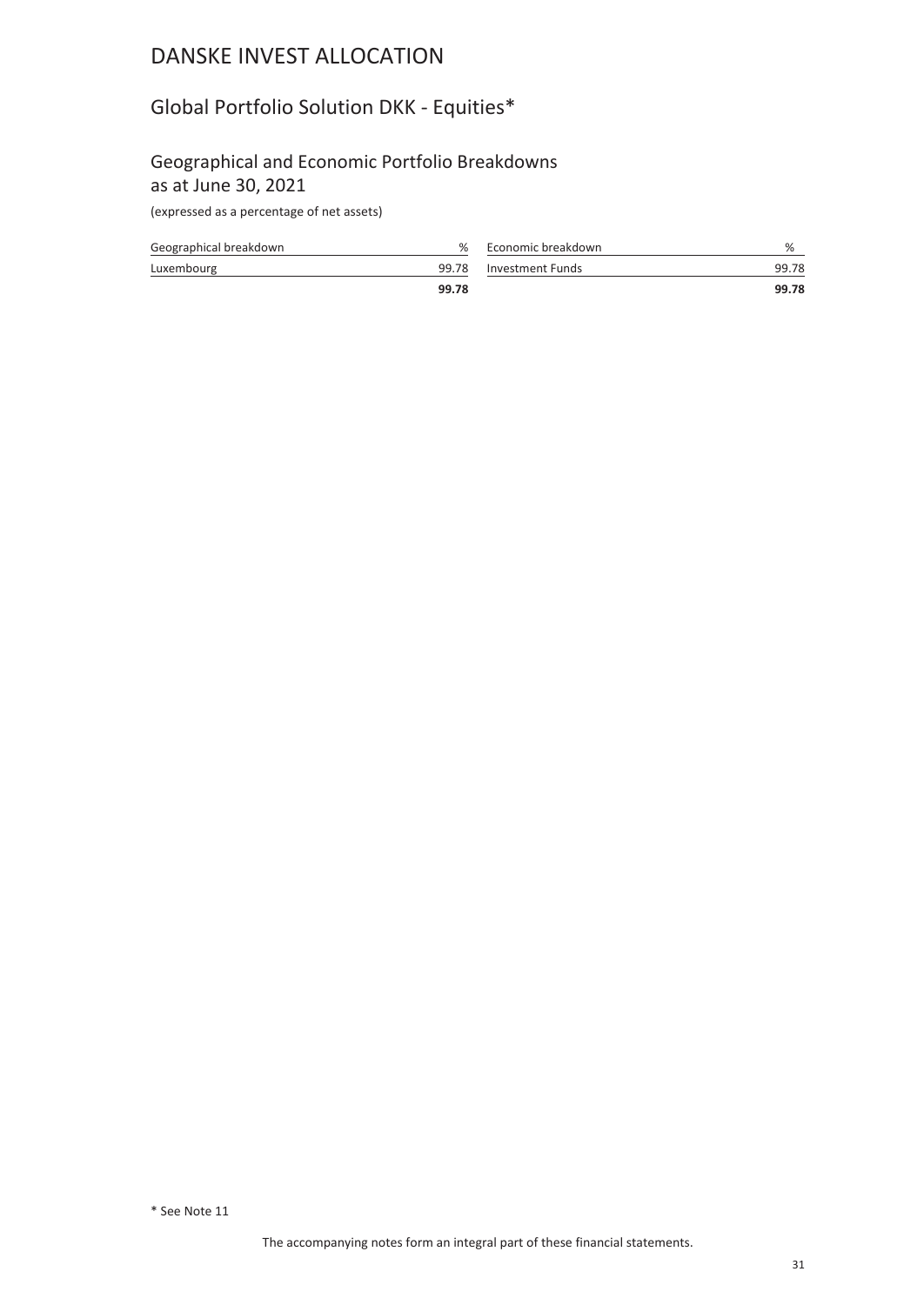# DANSKE INVEST ALLOCATION

## Global Portfolio Solution DKK - Equities*

### Geographical and Economic Portfolio Breakdowns as at June 30, 2021

(expressed as a percentage of net assets)

| Geographical breakdown | % |
|---|---|
| Luxembourg | 99.78 |
| | **99.78** |

| Economic breakdown | % |
|---|---|
| Investment Funds | 99.78 |
| | **99.78** |

\* See Note 11

The accompanying notes form an integral part of these financial statements.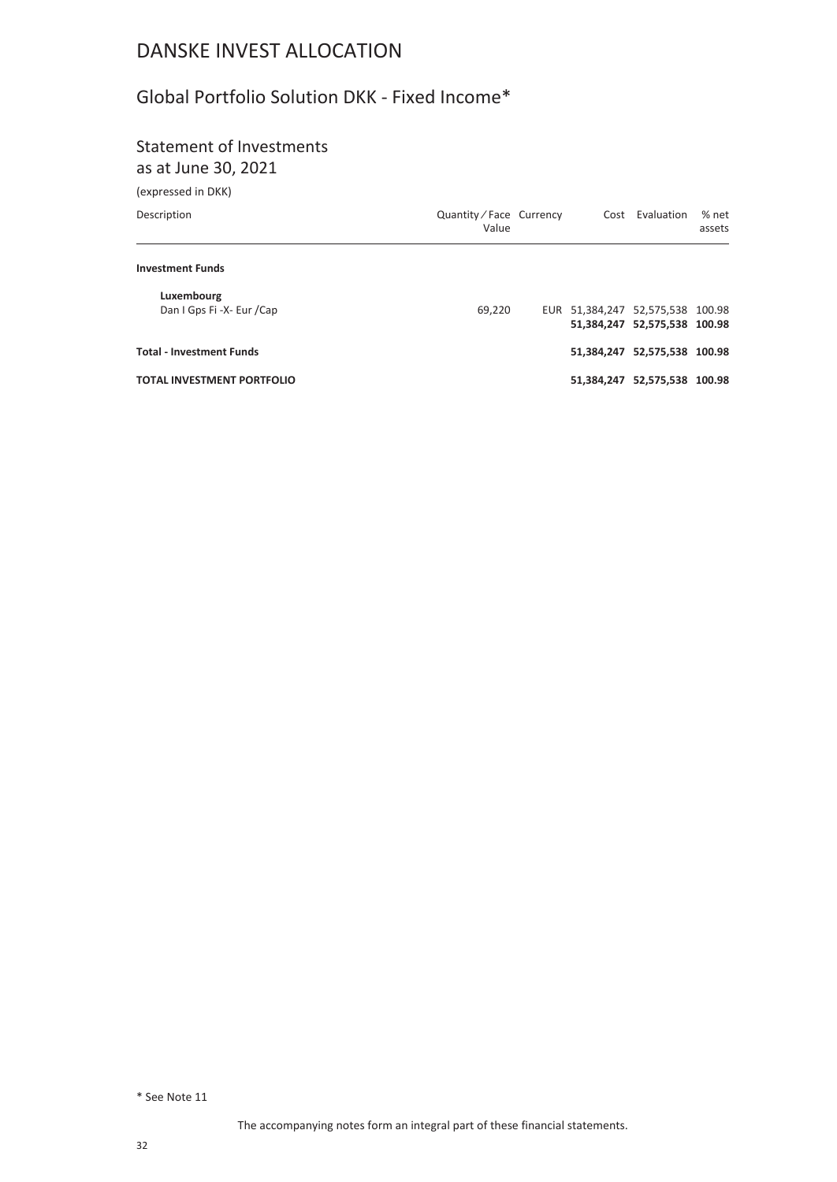# DANSKE INVEST ALLOCATION

## Global Portfolio Solution DKK - Fixed Income*

### Statement of Investments
as at June 30, 2021

(expressed in DKK)

| Description | Quantity ⁄ Face Value | Currency | Cost | Evaluation | % net assets |
|---|---|---|---|---|---|
| **Investment Funds** | | | | | |
| **Luxembourg** | | | | | |
| Dan I Gps Fi -X- Eur /Cap | 69,220 | EUR | 51,384,247 | 52,575,538 | 100.98 |
| | | | **51,384,247** | **52,575,538** | **100.98** |
| **Total - Investment Funds** | | | **51,384,247** | **52,575,538** | **100.98** |
| **TOTAL INVESTMENT PORTFOLIO** | | | **51,384,247** | **52,575,538** | **100.98** |

\* See Note 11

The accompanying notes form an integral part of these financial statements.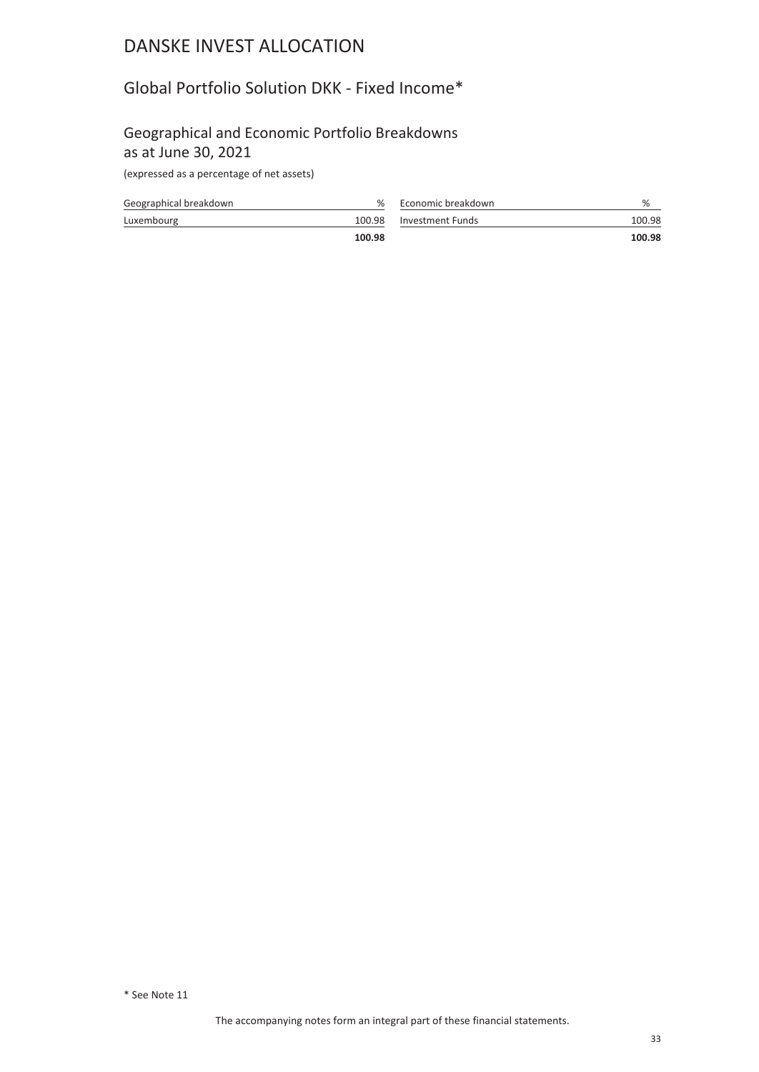# DANSKE INVEST ALLOCATION

## Global Portfolio Solution DKK - Fixed Income*

### Geographical and Economic Portfolio Breakdowns as at June 30, 2021

(expressed as a percentage of net assets)

| Geographical breakdown | % |
|---|---|
| Luxembourg | 100.98 |
| | **100.98** |

| Economic breakdown | % |
|---|---|
| Investment Funds | 100.98 |
| | **100.98** |

* See Note 11

The accompanying notes form an integral part of these financial statements.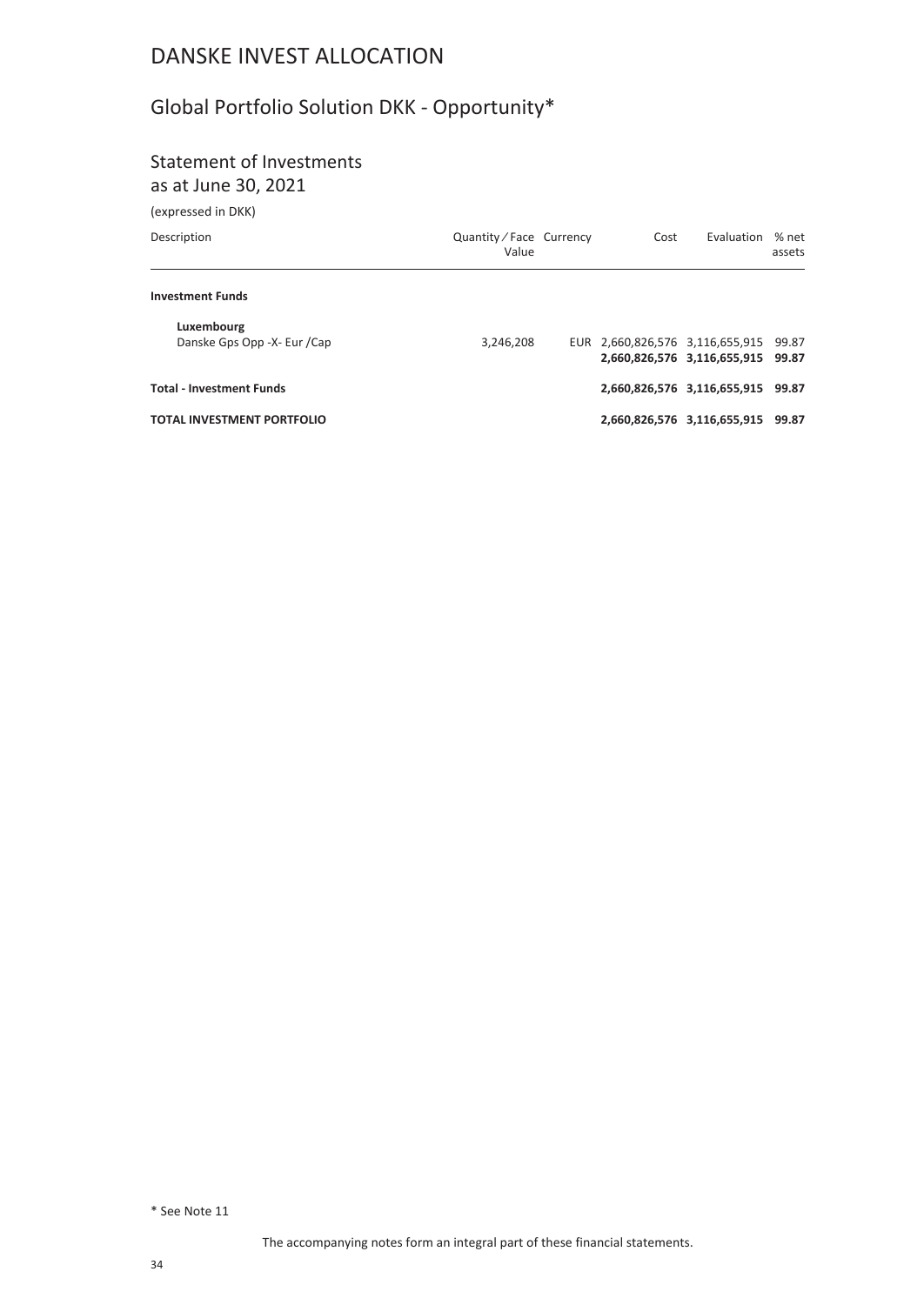# DANSKE INVEST ALLOCATION

## Global Portfolio Solution DKK - Opportunity*

### Statement of Investments as at June 30, 2021

(expressed in DKK)

| Description | Quantity / Face Value | Currency | Cost | Evaluation | % net assets |
|---|---|---|---|---|---|
| **Investment Funds** | | | | | |
| **Luxembourg** | | | | | |
| Danske Gps Opp -X- Eur /Cap | 3,246,208 | EUR | 2,660,826,576 | 3,116,655,915 | 99.87 |
| | | | **2,660,826,576** | **3,116,655,915** | **99.87** |
| **Total - Investment Funds** | | | **2,660,826,576** | **3,116,655,915** | **99.87** |
| **TOTAL INVESTMENT PORTFOLIO** | | | **2,660,826,576** | **3,116,655,915** | **99.87** |

\* See Note 11

The accompanying notes form an integral part of these financial statements.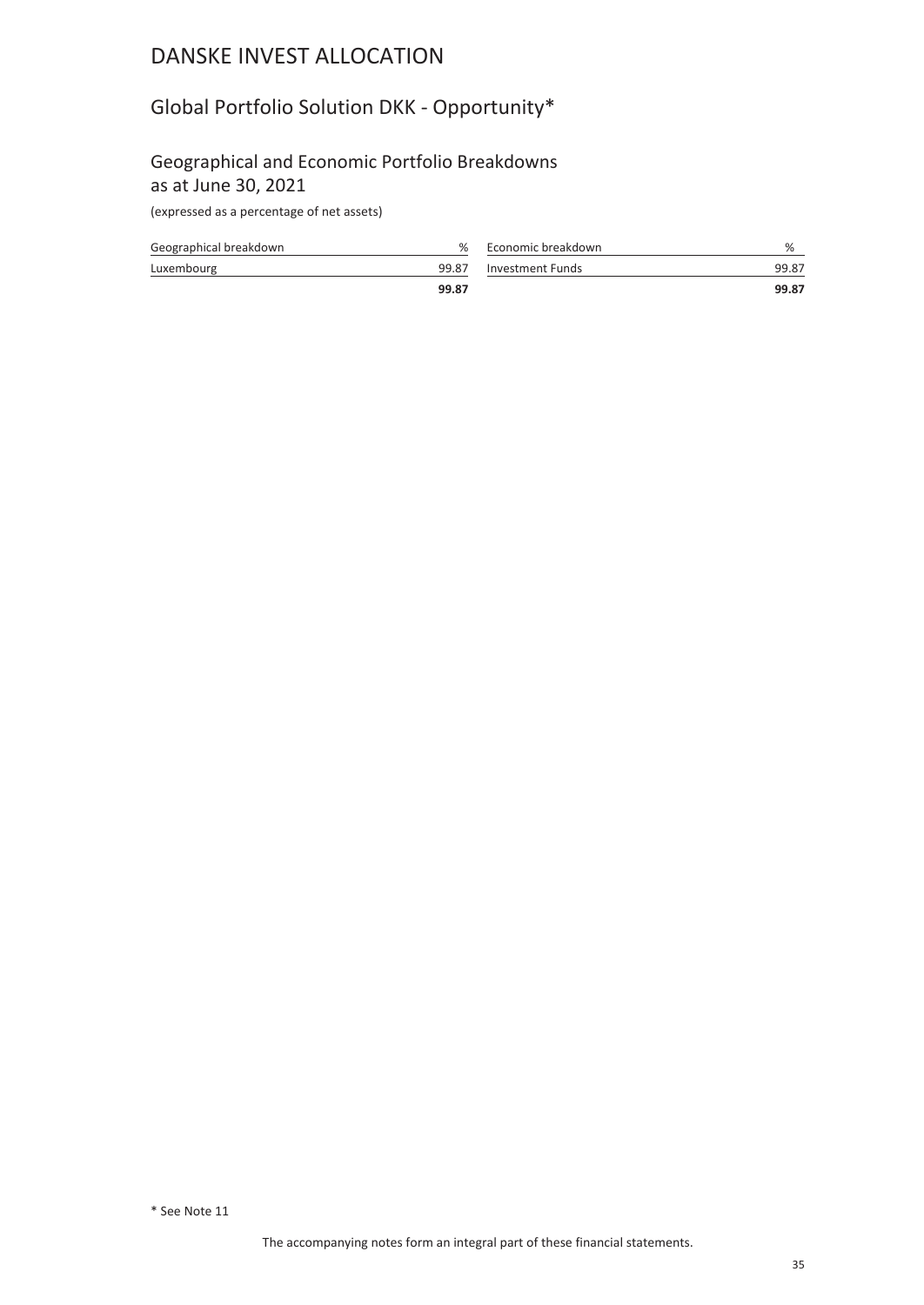# DANSKE INVEST ALLOCATION

## Global Portfolio Solution DKK - Opportunity*

### Geographical and Economic Portfolio Breakdowns as at June 30, 2021

(expressed as a percentage of net assets)

| Geographical breakdown | % |
|---|---|
| Luxembourg | 99.87 |
| | **99.87** |

| Economic breakdown | % |
|---|---|
| Investment Funds | 99.87 |
| | **99.87** |

\* See Note 11

The accompanying notes form an integral part of these financial statements.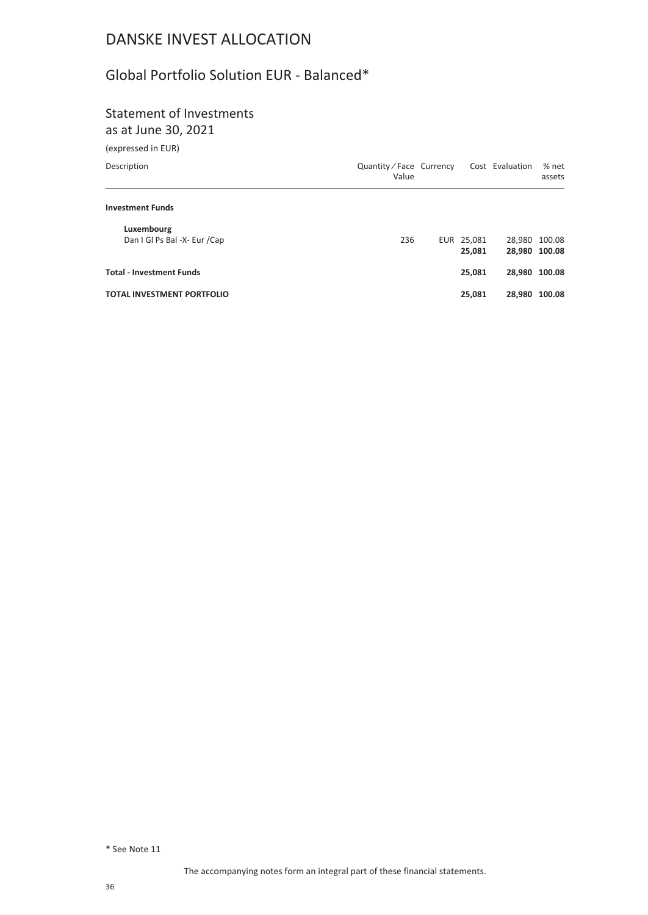# DANSKE INVEST ALLOCATION

## Global Portfolio Solution EUR - Balanced*

### Statement of Investments
as at June 30, 2021

(expressed in EUR)

| Description | Quantity / Face Value | Currency | Cost | Evaluation | % net assets |
|---|---|---|---|---|---|
| **Investment Funds** | | | | | |
| **Luxembourg** | | | | | |
| Dan I Gl Ps Bal -X- Eur /Cap | 236 | EUR | 25,081 | 28,980 | 100.08 |
| | | | **25,081** | **28,980** | **100.08** |
| **Total - Investment Funds** | | | **25,081** | **28,980** | **100.08** |
| **TOTAL INVESTMENT PORTFOLIO** | | | **25,081** | **28,980** | **100.08** |

\* See Note 11

The accompanying notes form an integral part of these financial statements.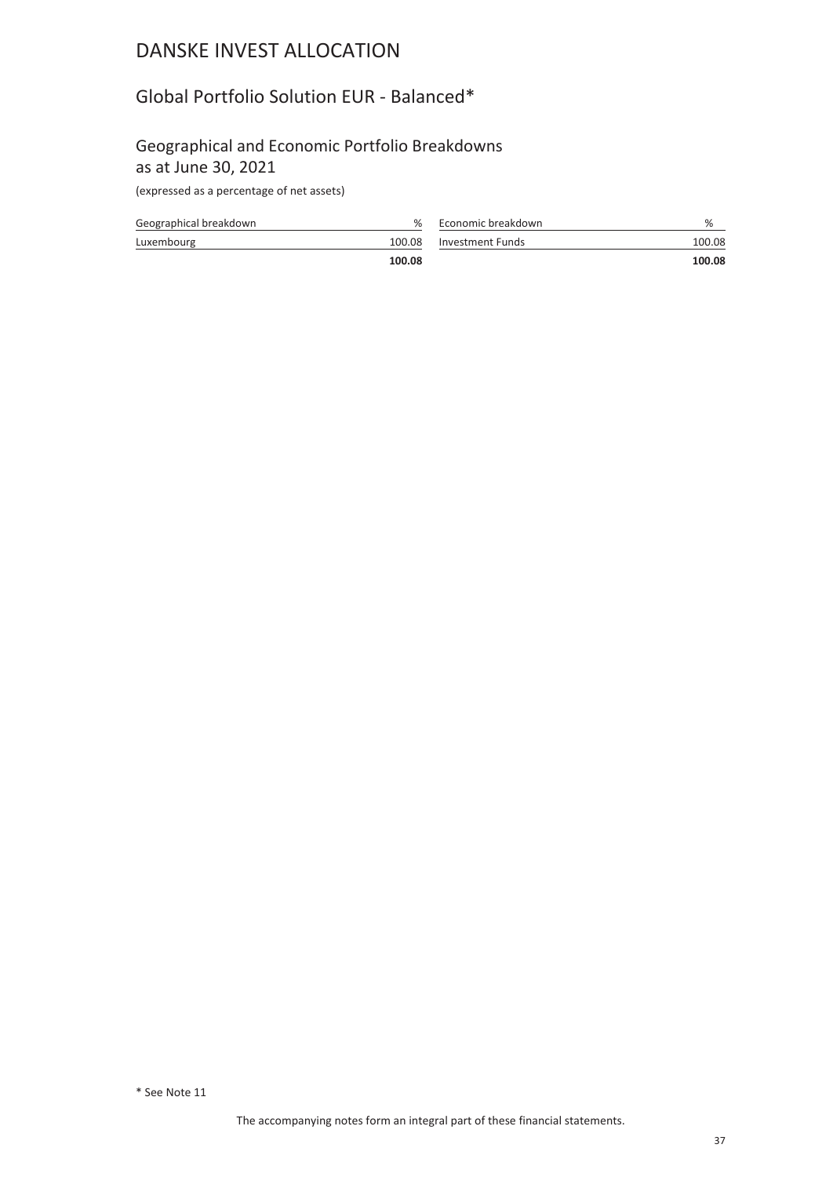# DANSKE INVEST ALLOCATION

## Global Portfolio Solution EUR - Balanced*

### Geographical and Economic Portfolio Breakdowns as at June 30, 2021

(expressed as a percentage of net assets)

| Geographical breakdown | % |
|---|---|
| Luxembourg | 100.08 |
| | **100.08** |

| Economic breakdown | % |
|---|---|
| Investment Funds | 100.08 |
| | **100.08** |

\* See Note 11

The accompanying notes form an integral part of these financial statements.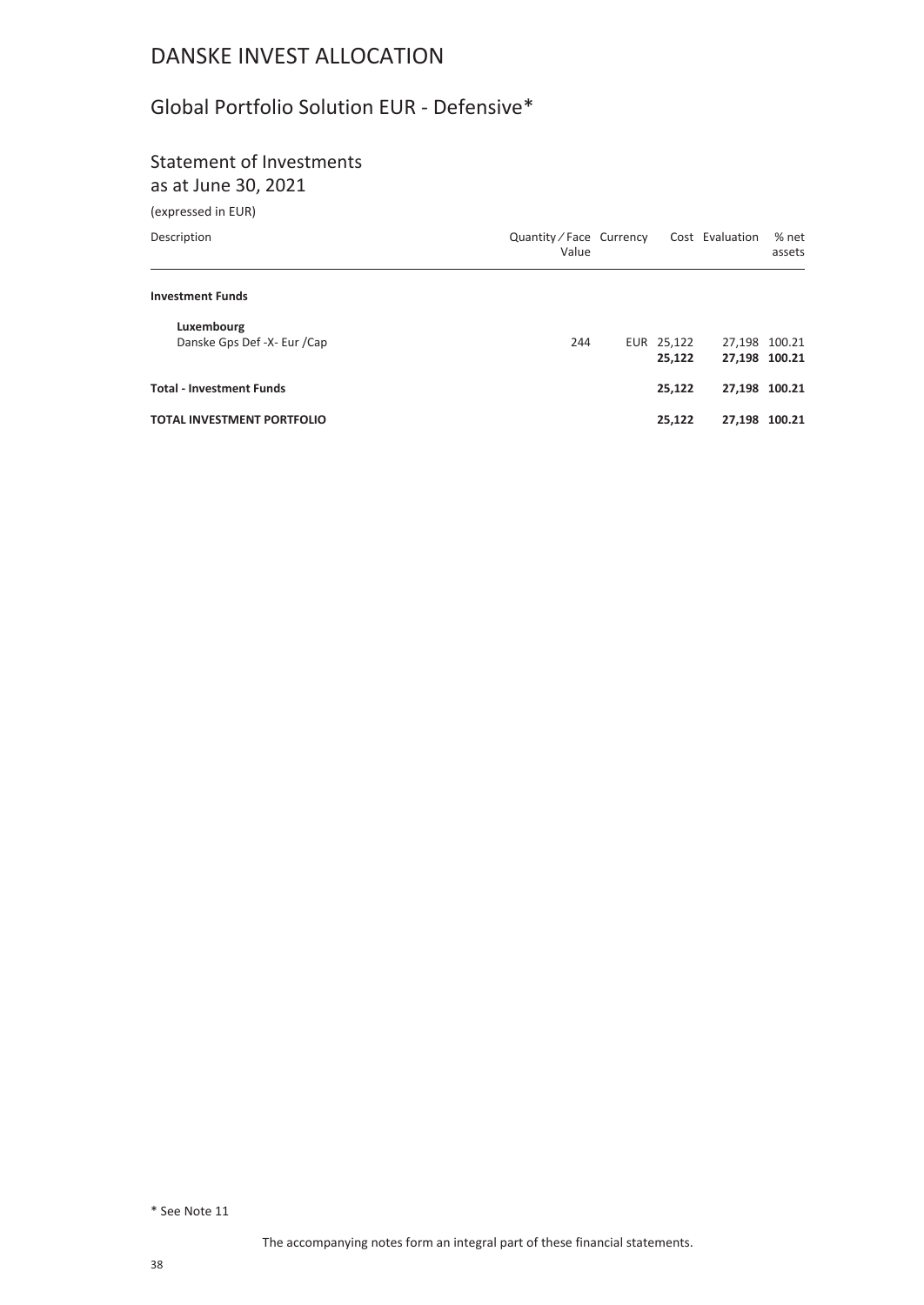# DANSKE INVEST ALLOCATION

## Global Portfolio Solution EUR - Defensive*

### Statement of Investments
as at June 30, 2021

(expressed in EUR)

| Description | Quantity ⁄ Face Value | Currency | Cost | Evaluation | % net assets |
|---|---|---|---|---|---|
| **Investment Funds** | | | | | |
| **Luxembourg** | | | | | |
| Danske Gps Def -X- Eur /Cap | 244 | EUR | 25,122 | 27,198 | 100.21 |
| | | | **25,122** | **27,198** | **100.21** |
| **Total - Investment Funds** | | | **25,122** | **27,198** | **100.21** |
| **TOTAL INVESTMENT PORTFOLIO** | | | **25,122** | **27,198** | **100.21** |

\* See Note 11

The accompanying notes form an integral part of these financial statements.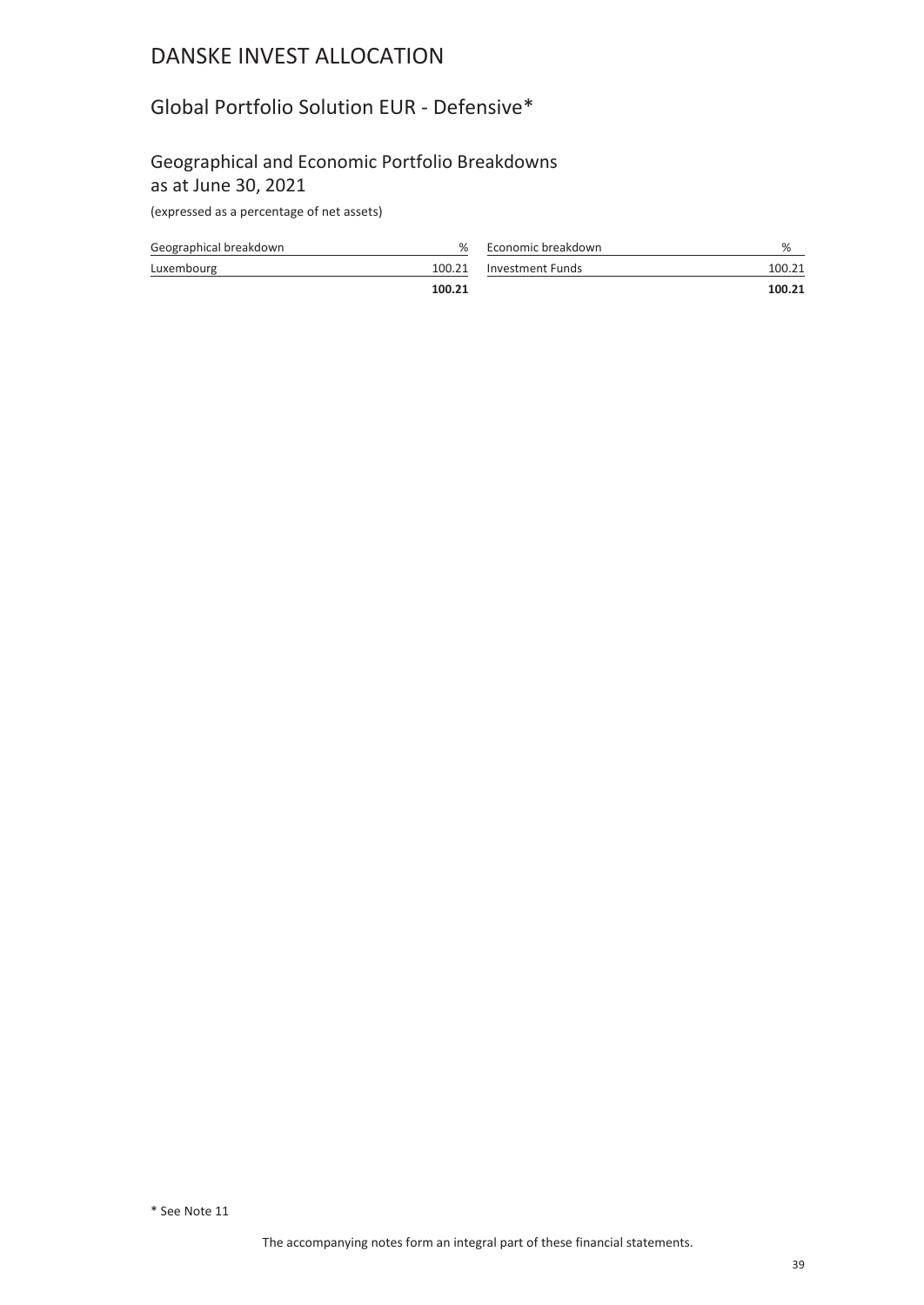# DANSKE INVEST ALLOCATION

## Global Portfolio Solution EUR - Defensive*

### Geographical and Economic Portfolio Breakdowns as at June 30, 2021

(expressed as a percentage of net assets)

| Geographical breakdown | % |
|---|---|
| Luxembourg | 100.21 |
| | **100.21** |

| Economic breakdown | % |
|---|---|
| Investment Funds | 100.21 |
| | **100.21** |

\* See Note 11

The accompanying notes form an integral part of these financial statements.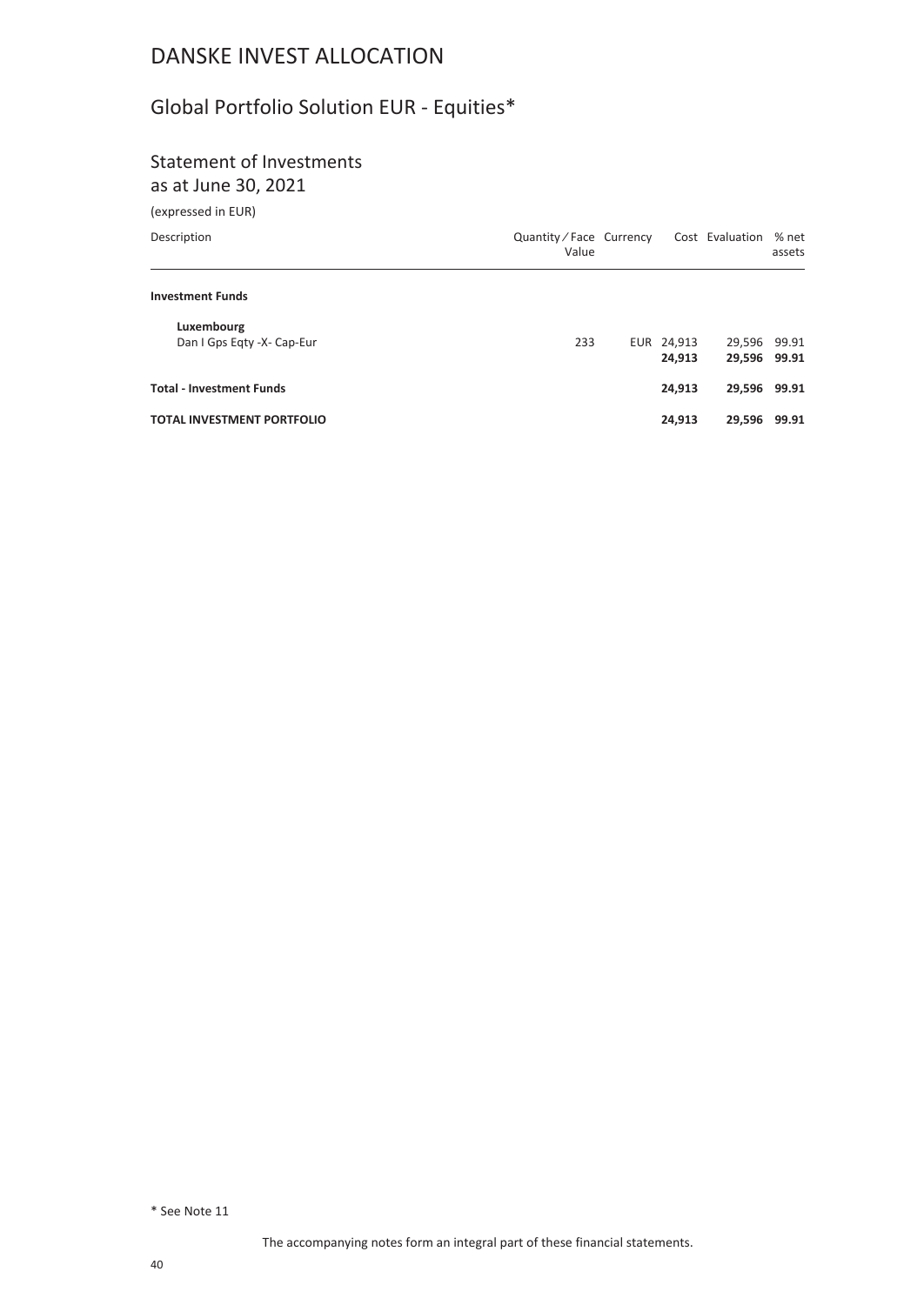# DANSKE INVEST ALLOCATION

## Global Portfolio Solution EUR - Equities*

### Statement of Investments
as at June 30, 2021

(expressed in EUR)

| Description | Quantity ⁄ Face Value | Currency | Cost | Evaluation | % net assets |
|---|---|---|---|---|---|
| **Investment Funds** | | | | | |
| **Luxembourg** | | | | | |
| Dan I Gps Eqty -X- Cap-Eur | 233 | EUR | 24,913 | 29,596 | 99.91 |
| | | | **24,913** | **29,596** | **99.91** |
| **Total - Investment Funds** | | | **24,913** | **29,596** | **99.91** |
| **TOTAL INVESTMENT PORTFOLIO** | | | **24,913** | **29,596** | **99.91** |

\* See Note 11

The accompanying notes form an integral part of these financial statements.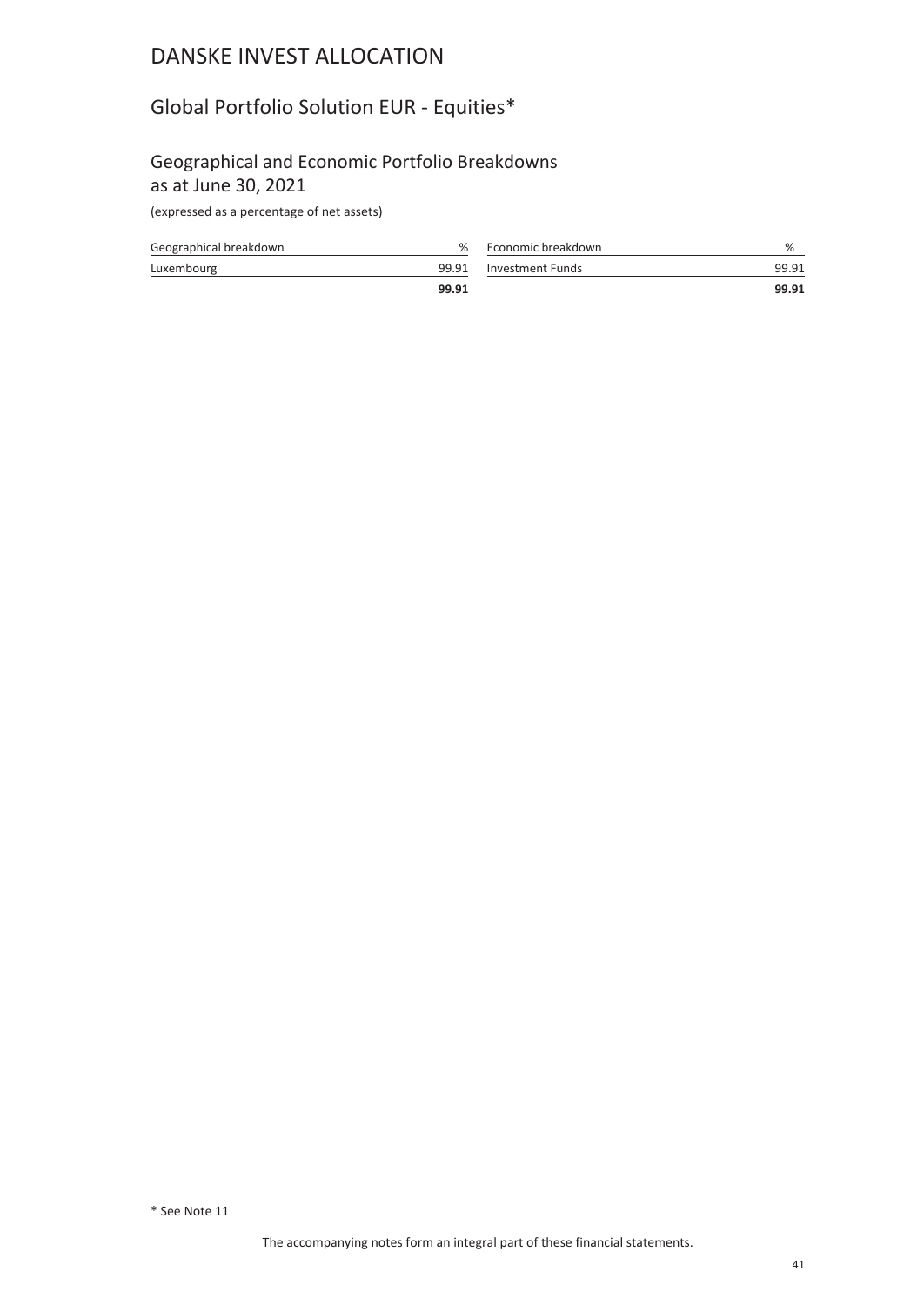# DANSKE INVEST ALLOCATION

## Global Portfolio Solution EUR - Equities*

### Geographical and Economic Portfolio Breakdowns as at June 30, 2021

(expressed as a percentage of net assets)

| Geographical breakdown | % |
|---|---|
| Luxembourg | 99.91 |
| | **99.91** |

| Economic breakdown | % |
|---|---|
| Investment Funds | 99.91 |
| | **99.91** |

* See Note 11

The accompanying notes form an integral part of these financial statements.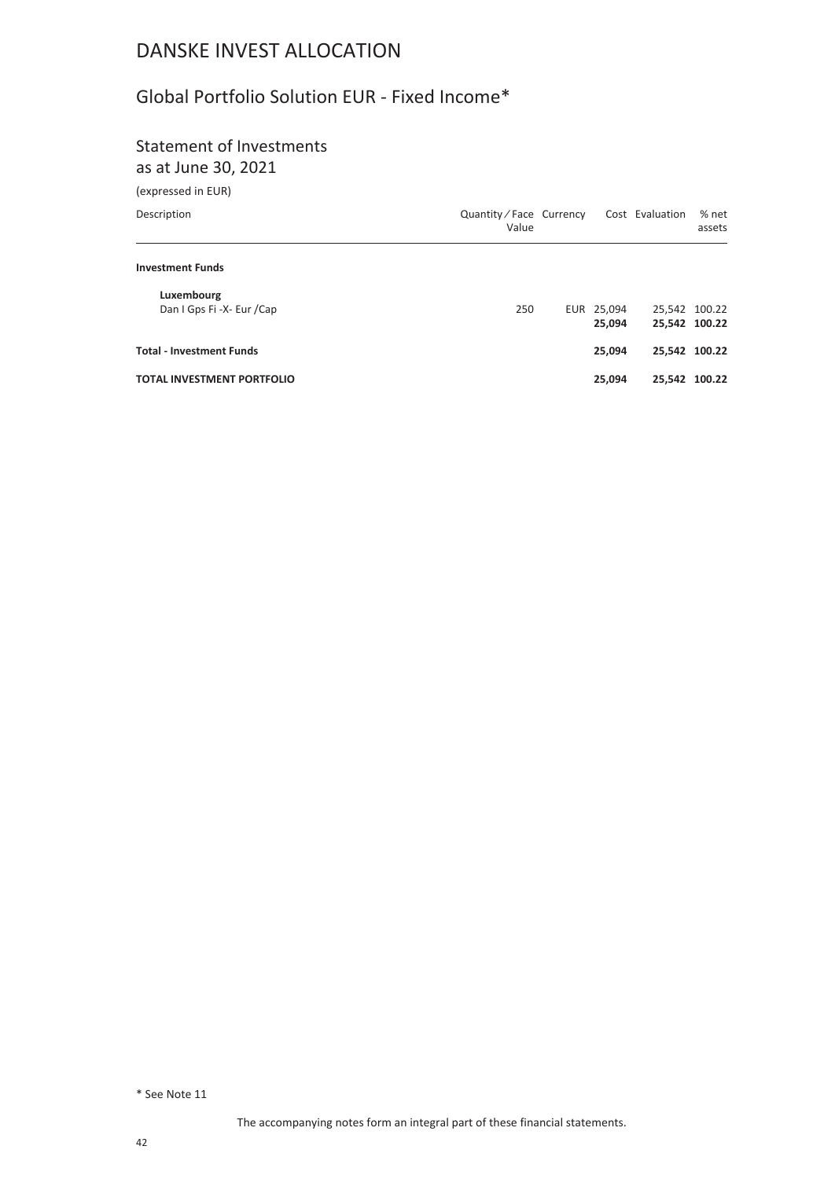# DANSKE INVEST ALLOCATION

## Global Portfolio Solution EUR - Fixed Income*

### Statement of Investments
as at June 30, 2021

(expressed in EUR)

| Description | Quantity / Face Value | Currency | Cost | Evaluation | % net assets |
|---|---|---|---|---|---|
| **Investment Funds** | | | | | |
| **Luxembourg** | | | | | |
| Dan I Gps Fi -X- Eur /Cap | 250 | EUR | 25,094 | 25,542 | 100.22 |
| | | | **25,094** | **25,542** | **100.22** |
| **Total - Investment Funds** | | | **25,094** | **25,542** | **100.22** |
| **TOTAL INVESTMENT PORTFOLIO** | | | **25,094** | **25,542** | **100.22** |

* See Note 11

The accompanying notes form an integral part of these financial statements.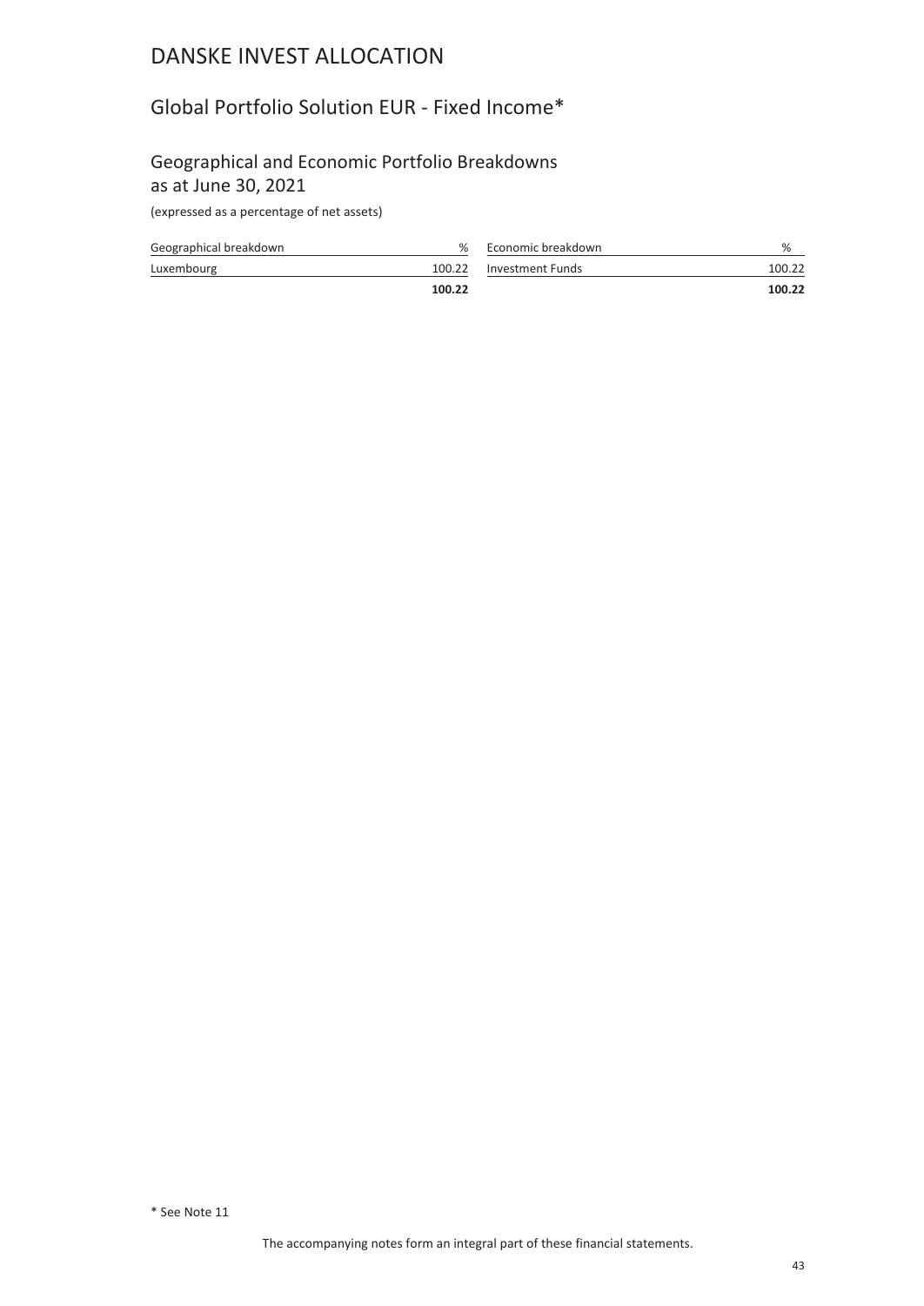# DANSKE INVEST ALLOCATION

## Global Portfolio Solution EUR - Fixed Income*

### Geographical and Economic Portfolio Breakdowns as at June 30, 2021

(expressed as a percentage of net assets)

| Geographical breakdown | % |
|---|---|
| Luxembourg | 100.22 |
| | **100.22** |

| Economic breakdown | % |
|---|---|
| Investment Funds | 100.22 |
| | **100.22** |

* See Note 11

The accompanying notes form an integral part of these financial statements.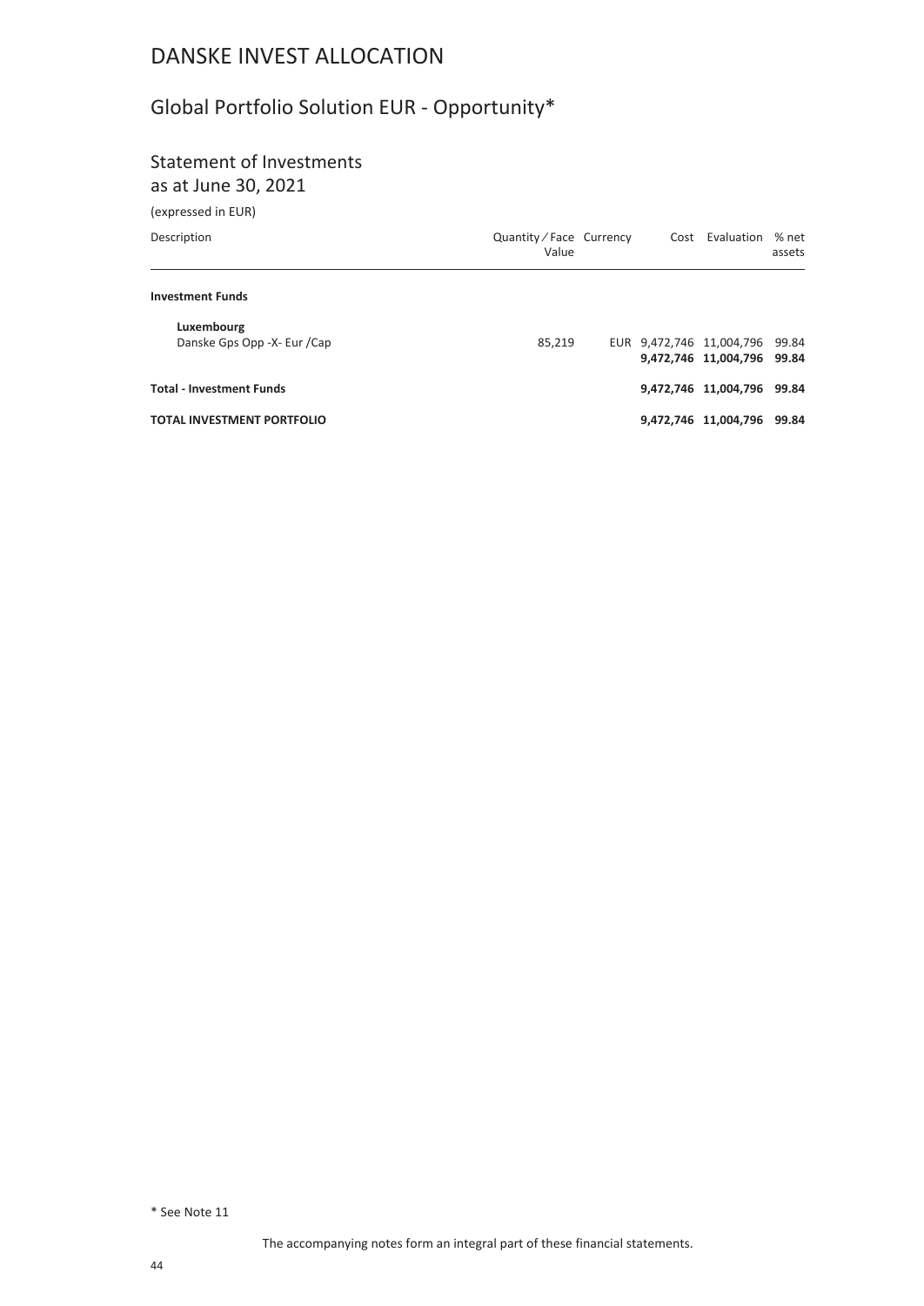# DANSKE INVEST ALLOCATION

## Global Portfolio Solution EUR - Opportunity*

### Statement of Investments
as at June 30, 2021

(expressed in EUR)

| Description | Quantity ⁄ Face Value | Currency | Cost | Evaluation | % net assets |
|---|---|---|---|---|---|
| **Investment Funds** | | | | | |
| **Luxembourg** | | | | | |
| Danske Gps Opp -X- Eur /Cap | 85,219 | EUR | 9,472,746 | 11,004,796 | 99.84 |
| | | | **9,472,746** | **11,004,796** | **99.84** |
| **Total - Investment Funds** | | | **9,472,746** | **11,004,796** | **99.84** |
| **TOTAL INVESTMENT PORTFOLIO** | | | **9,472,746** | **11,004,796** | **99.84** |

\* See Note 11

The accompanying notes form an integral part of these financial statements.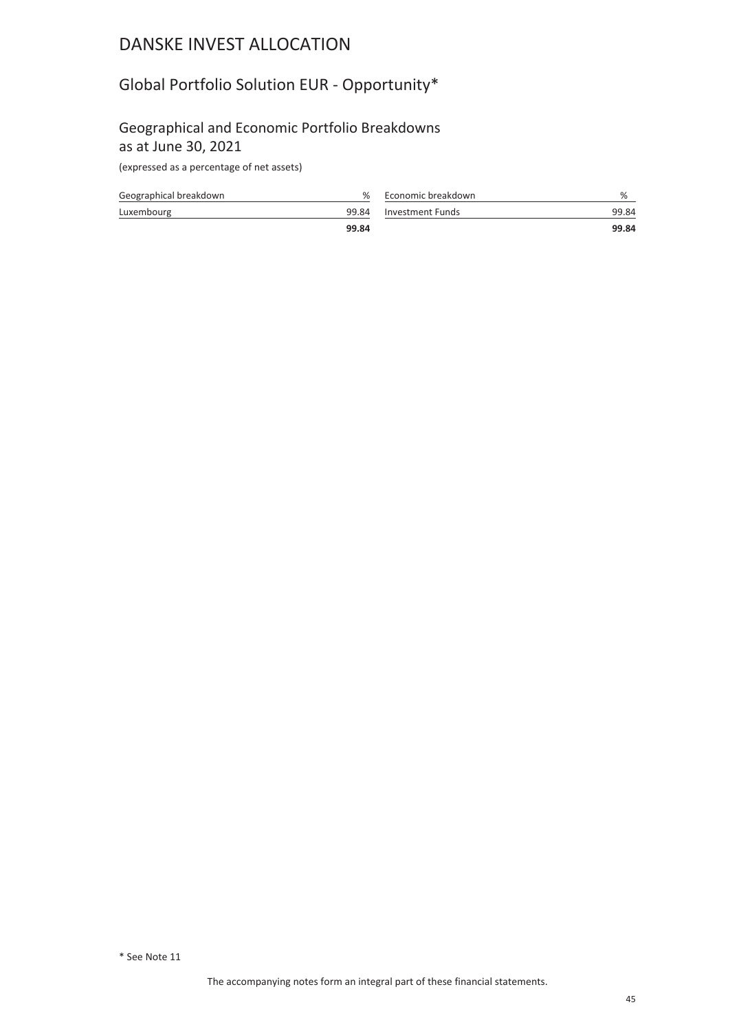# DANSKE INVEST ALLOCATION

## Global Portfolio Solution EUR - Opportunity*

### Geographical and Economic Portfolio Breakdowns as at June 30, 2021

(expressed as a percentage of net assets)

| Geographical breakdown | % |
|---|---|
| Luxembourg | 99.84 |
| | **99.84** |

| Economic breakdown | % |
|---|---|
| Investment Funds | 99.84 |
| | **99.84** |

\* See Note 11

The accompanying notes form an integral part of these financial statements.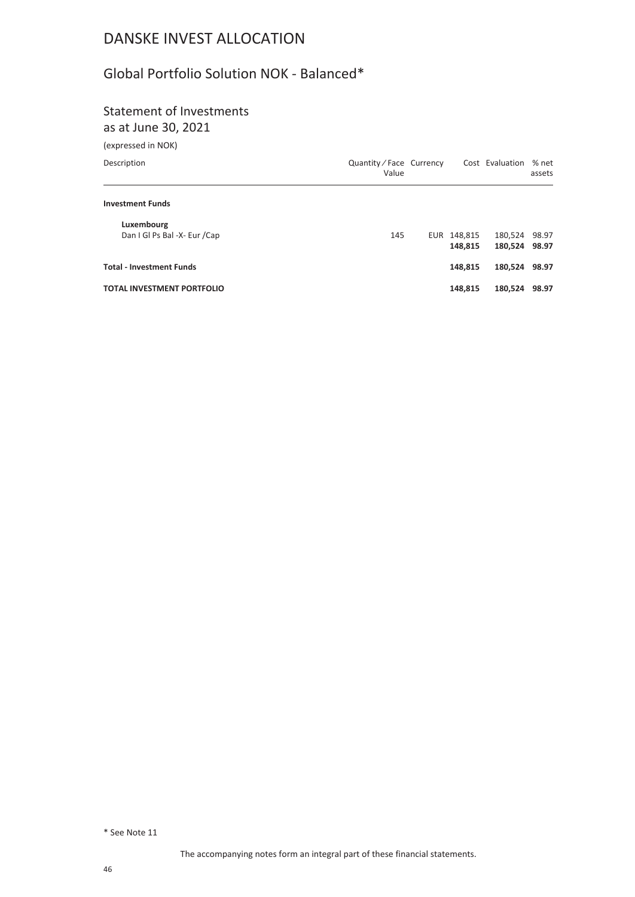# DANSKE INVEST ALLOCATION

## Global Portfolio Solution NOK - Balanced*

### Statement of Investments
as at June 30, 2021

(expressed in NOK)

| Description | Quantity / Face Value | Currency | Cost | Evaluation | % net assets |
|---|---|---|---|---|---|
| **Investment Funds** | | | | | |
| **Luxembourg** | | | | | |
| Dan I Gl Ps Bal -X- Eur /Cap | 145 | EUR | 148,815 | 180,524 | 98.97 |
| | | | **148,815** | **180,524** | **98.97** |
| **Total - Investment Funds** | | | **148,815** | **180,524** | **98.97** |
| **TOTAL INVESTMENT PORTFOLIO** | | | **148,815** | **180,524** | **98.97** |

* See Note 11

The accompanying notes form an integral part of these financial statements.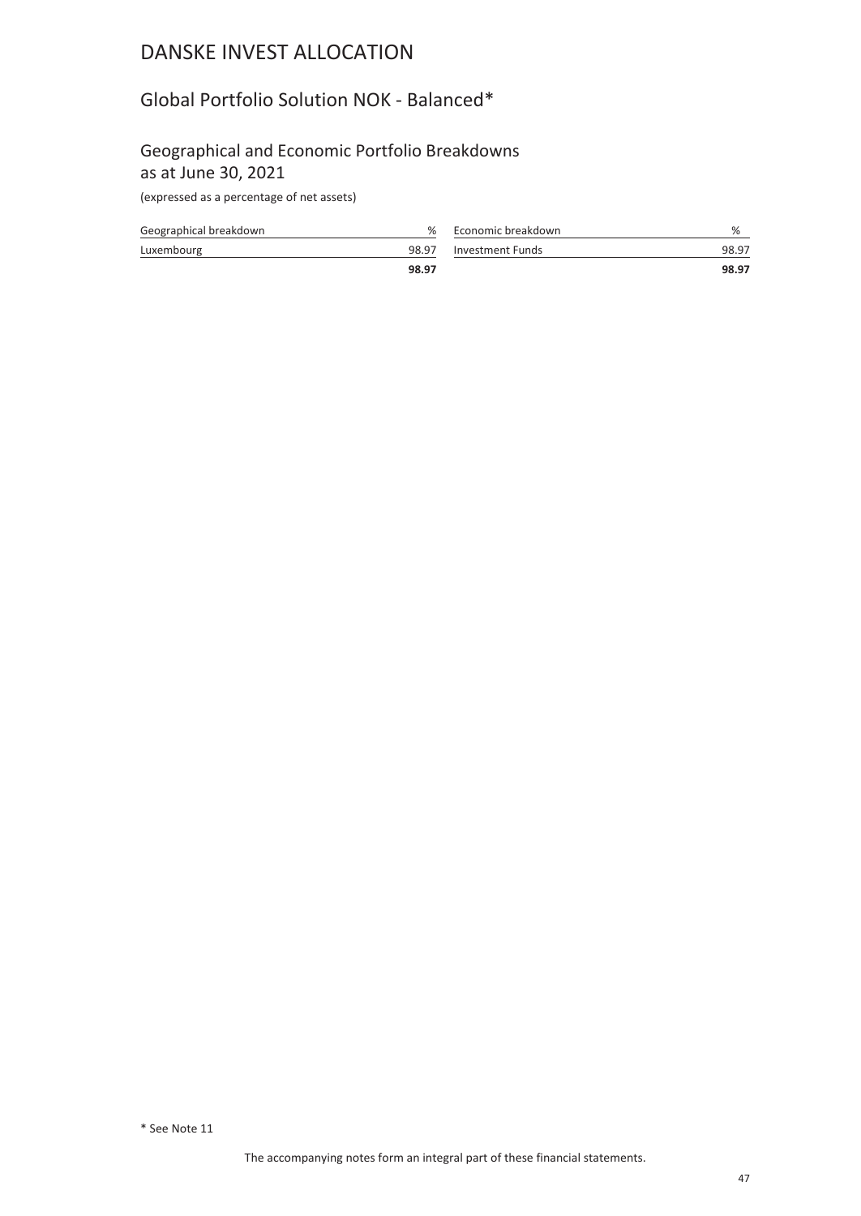# DANSKE INVEST ALLOCATION

## Global Portfolio Solution NOK - Balanced*

### Geographical and Economic Portfolio Breakdowns as at June 30, 2021

(expressed as a percentage of net assets)

| Geographical breakdown | % |
|---|---|
| Luxembourg | 98.97 |
| | **98.97** |

| Economic breakdown | % |
|---|---|
| Investment Funds | 98.97 |
| | **98.97** |

\* See Note 11

The accompanying notes form an integral part of these financial statements.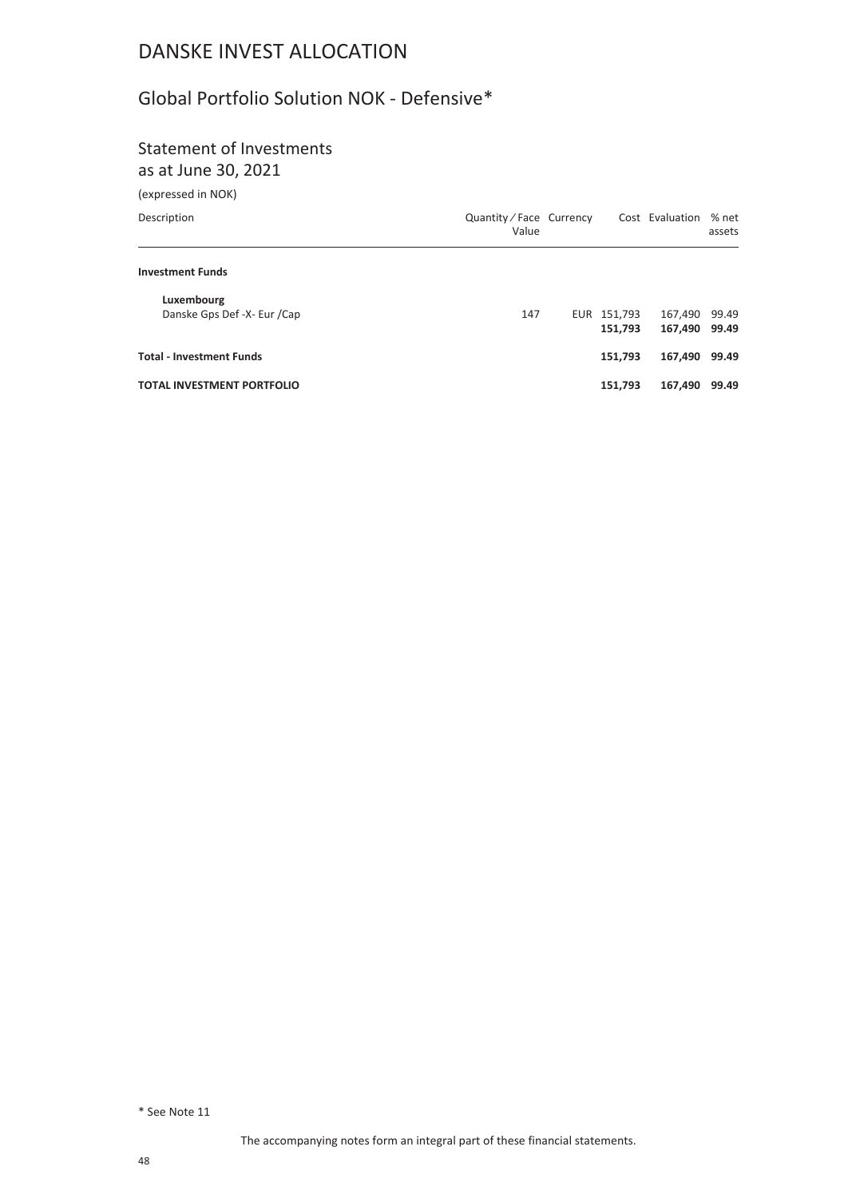# DANSKE INVEST ALLOCATION

## Global Portfolio Solution NOK - Defensive*

### Statement of Investments

as at June 30, 2021

(expressed in NOK)

| Description | Quantity ⁄ Face Value | Currency | Cost | Evaluation | % net assets |
|---|---|---|---|---|---|
| **Investment Funds** | | | | | |
| **Luxembourg** | | | | | |
| Danske Gps Def -X- Eur /Cap | 147 | EUR | 151,793 | 167,490 | 99.49 |
| | | | **151,793** | **167,490** | **99.49** |
| **Total - Investment Funds** | | | **151,793** | **167,490** | **99.49** |
| **TOTAL INVESTMENT PORTFOLIO** | | | **151,793** | **167,490** | **99.49** |

* See Note 11

The accompanying notes form an integral part of these financial statements.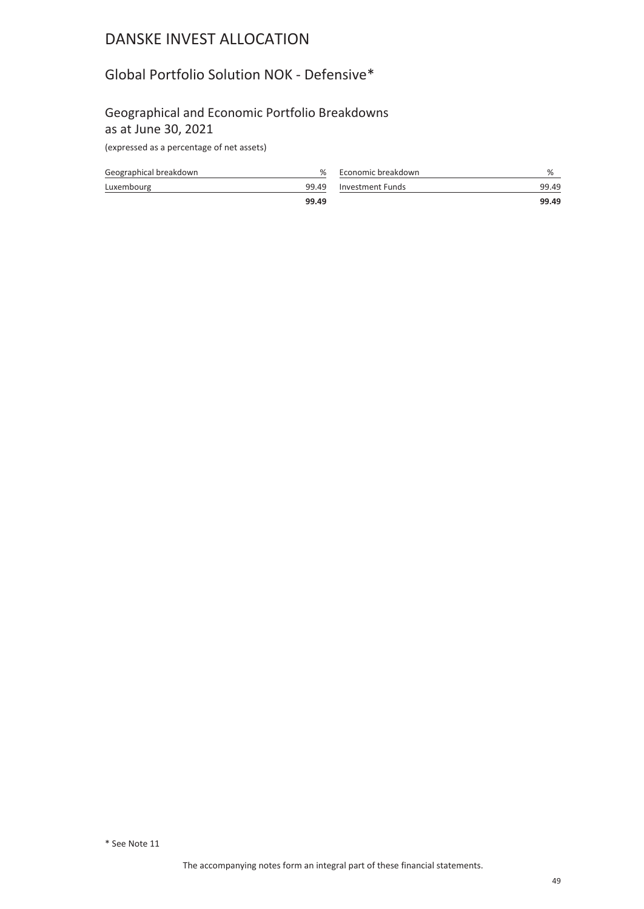# DANSKE INVEST ALLOCATION

## Global Portfolio Solution NOK - Defensive*

### Geographical and Economic Portfolio Breakdowns as at June 30, 2021

(expressed as a percentage of net assets)

| Geographical breakdown | % |
|---|---|
| Luxembourg | 99.49 |
| | **99.49** |

| Economic breakdown | % |
|---|---|
| Investment Funds | 99.49 |
| | **99.49** |

\* See Note 11

The accompanying notes form an integral part of these financial statements.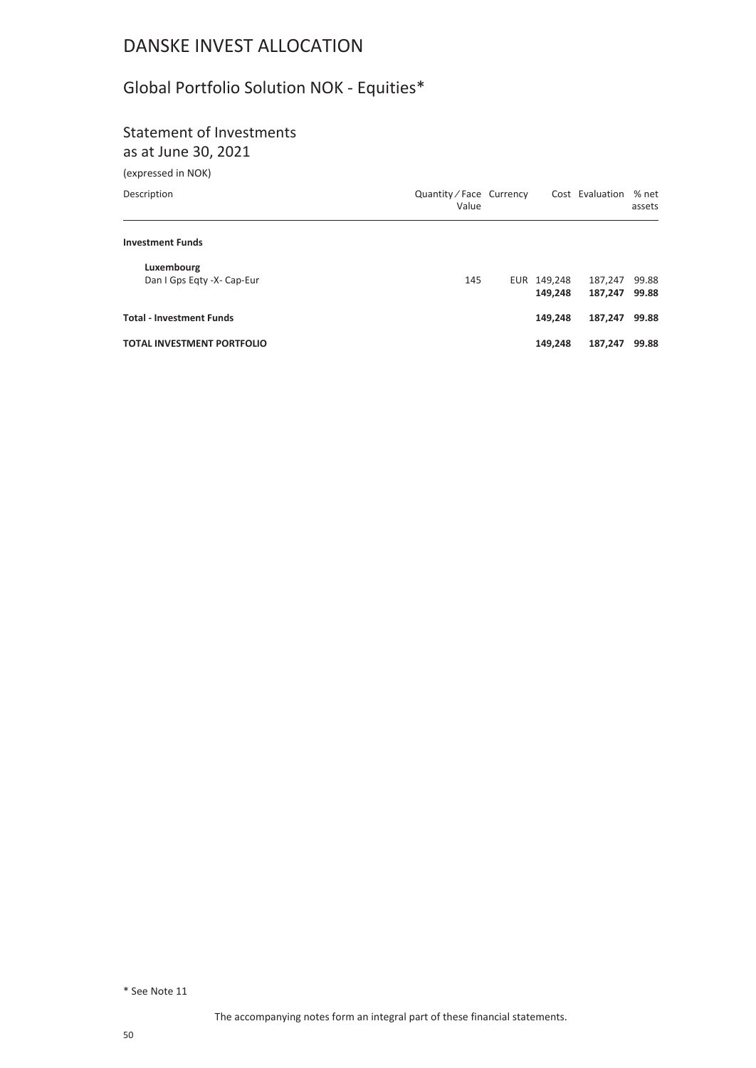# DANSKE INVEST ALLOCATION

## Global Portfolio Solution NOK - Equities*

### Statement of Investments
as at June 30, 2021

(expressed in NOK)

| Description | Quantity ⁄ Face Value | Currency | Cost | Evaluation | % net assets |
|---|---|---|---|---|---|
| **Investment Funds** | | | | | |
| **Luxembourg** | | | | | |
| Dan I Gps Eqty -X- Cap-Eur | 145 | EUR | 149,248 | 187,247 | 99.88 |
| | | | **149,248** | **187,247** | **99.88** |
| **Total - Investment Funds** | | | **149,248** | **187,247** | **99.88** |
| **TOTAL INVESTMENT PORTFOLIO** | | | **149,248** | **187,247** | **99.88** |

\* See Note 11

The accompanying notes form an integral part of these financial statements.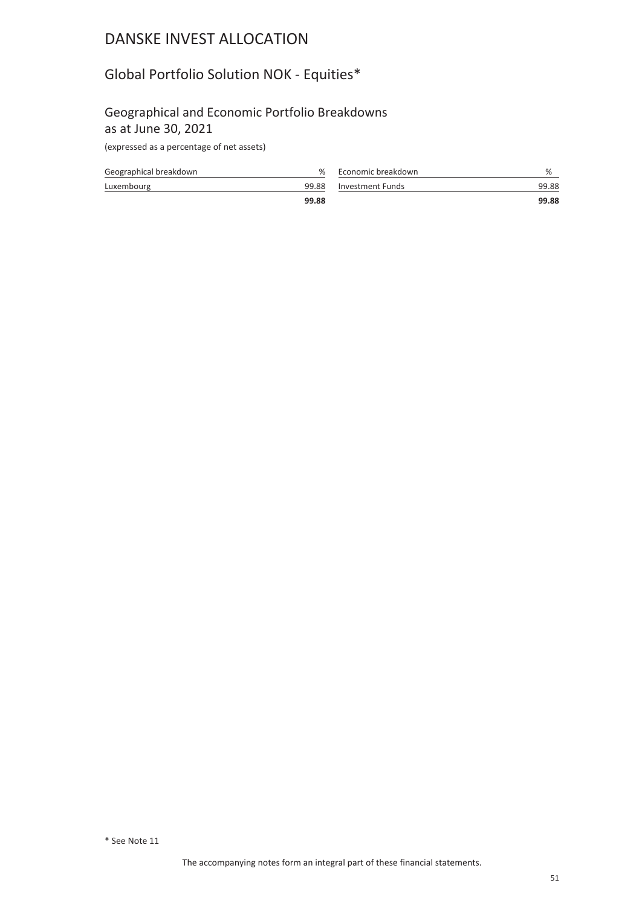# DANSKE INVEST ALLOCATION

## Global Portfolio Solution NOK - Equities*

### Geographical and Economic Portfolio Breakdowns as at June 30, 2021

(expressed as a percentage of net assets)

| Geographical breakdown | % |
|---|---|
| Luxembourg | 99.88 |
| | **99.88** |

| Economic breakdown | % |
|---|---|
| Investment Funds | 99.88 |
| | **99.88** |

\* See Note 11

The accompanying notes form an integral part of these financial statements.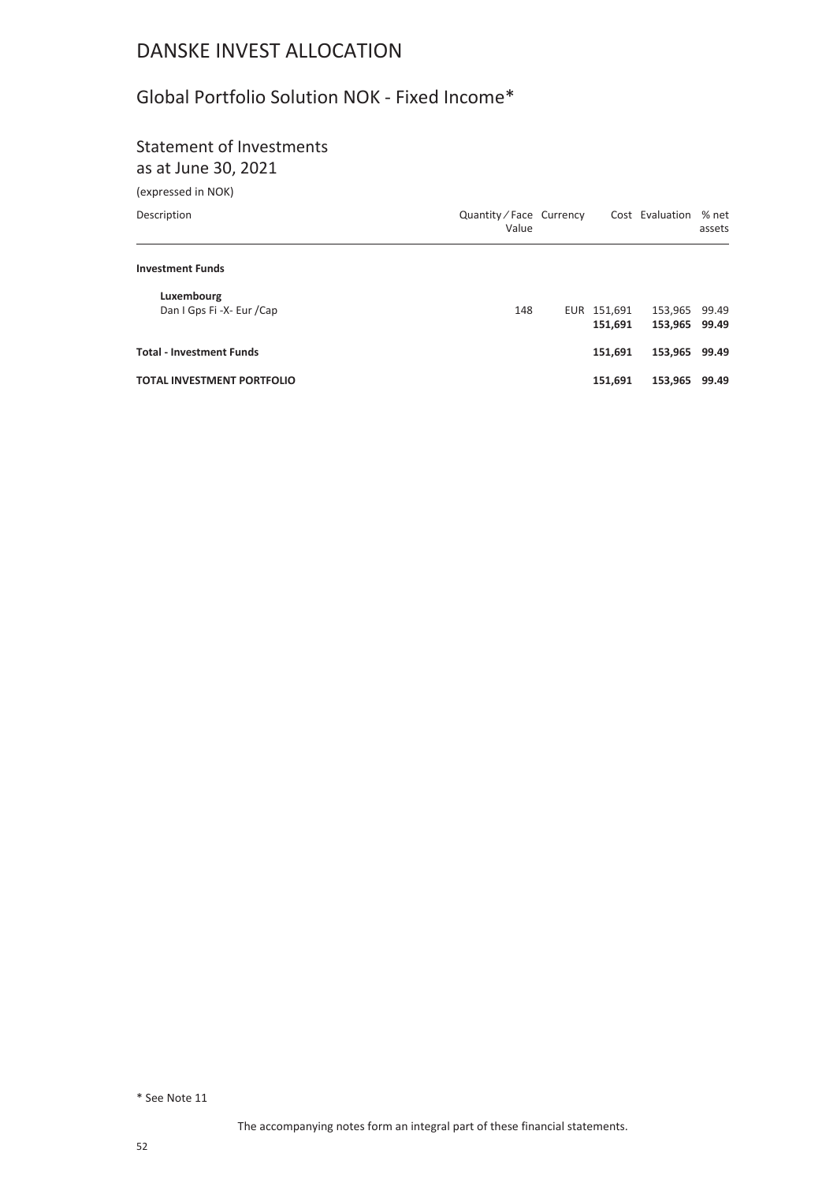# DANSKE INVEST ALLOCATION

## Global Portfolio Solution NOK - Fixed Income*

### Statement of Investments
as at June 30, 2021

(expressed in NOK)

| Description | Quantity / Face Value | Currency | Cost | Evaluation | % net assets |
|---|---|---|---|---|---|
| **Investment Funds** | | | | | |
| **Luxembourg** | | | | | |
| Dan I Gps Fi -X- Eur /Cap | 148 | EUR | 151,691 | 153,965 | 99.49 |
| | | | **151,691** | **153,965** | **99.49** |
| **Total - Investment Funds** | | | **151,691** | **153,965** | **99.49** |
| **TOTAL INVESTMENT PORTFOLIO** | | | **151,691** | **153,965** | **99.49** |

\* See Note 11

The accompanying notes form an integral part of these financial statements.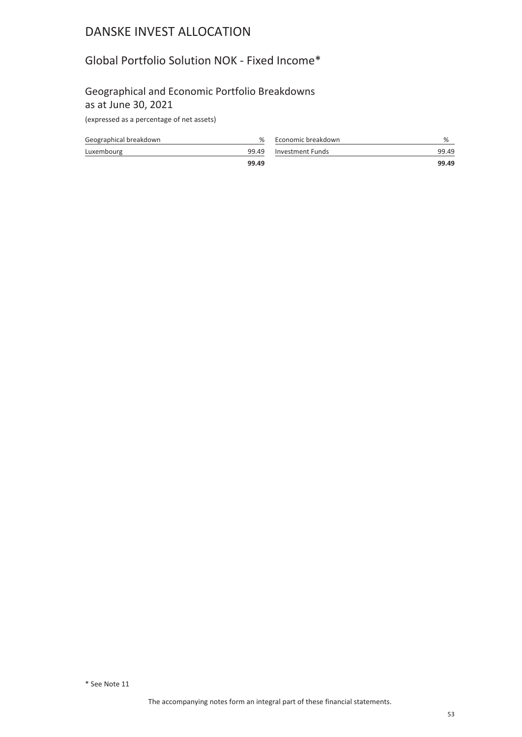# DANSKE INVEST ALLOCATION

## Global Portfolio Solution NOK - Fixed Income*

### Geographical and Economic Portfolio Breakdowns as at June 30, 2021

(expressed as a percentage of net assets)

| Geographical breakdown | % |
|---|---|
| Luxembourg | 99.49 |
| | **99.49** |

| Economic breakdown | % |
|---|---|
| Investment Funds | 99.49 |
| | **99.49** |

\* See Note 11

The accompanying notes form an integral part of these financial statements.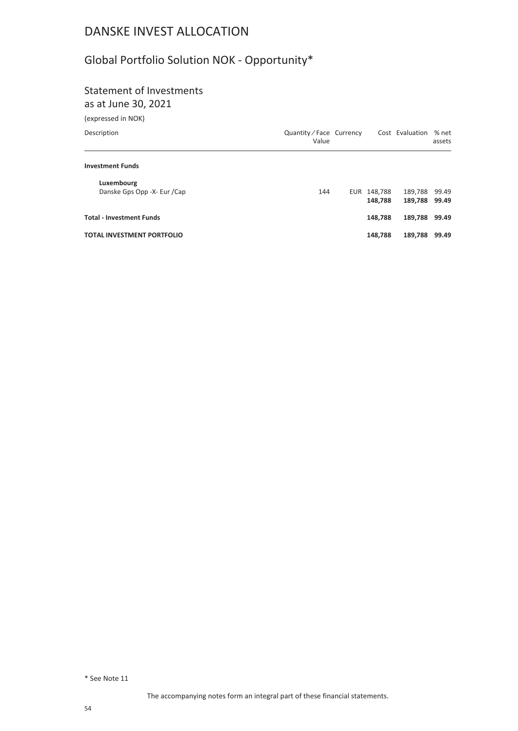# DANSKE INVEST ALLOCATION

## Global Portfolio Solution NOK - Opportunity*

### Statement of Investments
as at June 30, 2021

(expressed in NOK)

| Description | Quantity ⁄ Face Value | Currency | Cost | Evaluation | % net assets |
|---|---|---|---|---|---|
| **Investment Funds** | | | | | |
| **Luxembourg** | | | | | |
| Danske Gps Opp -X- Eur /Cap | 144 | EUR | 148,788 | 189,788 | 99.49 |
| | | | **148,788** | **189,788** | **99.49** |
| **Total - Investment Funds** | | | **148,788** | **189,788** | **99.49** |
| **TOTAL INVESTMENT PORTFOLIO** | | | **148,788** | **189,788** | **99.49** |

* See Note 11

The accompanying notes form an integral part of these financial statements.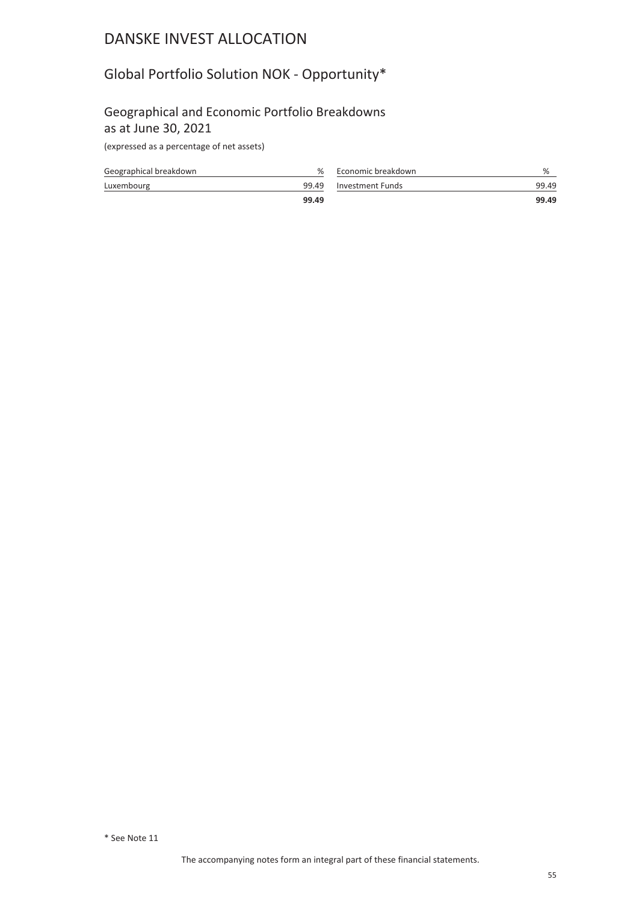# DANSKE INVEST ALLOCATION

## Global Portfolio Solution NOK - Opportunity*

### Geographical and Economic Portfolio Breakdowns as at June 30, 2021

(expressed as a percentage of net assets)

| Geographical breakdown | % |
|---|---|
| Luxembourg | 99.49 |
| | **99.49** |

| Economic breakdown | % |
|---|---|
| Investment Funds | 99.49 |
| | **99.49** |

\* See Note 11

The accompanying notes form an integral part of these financial statements.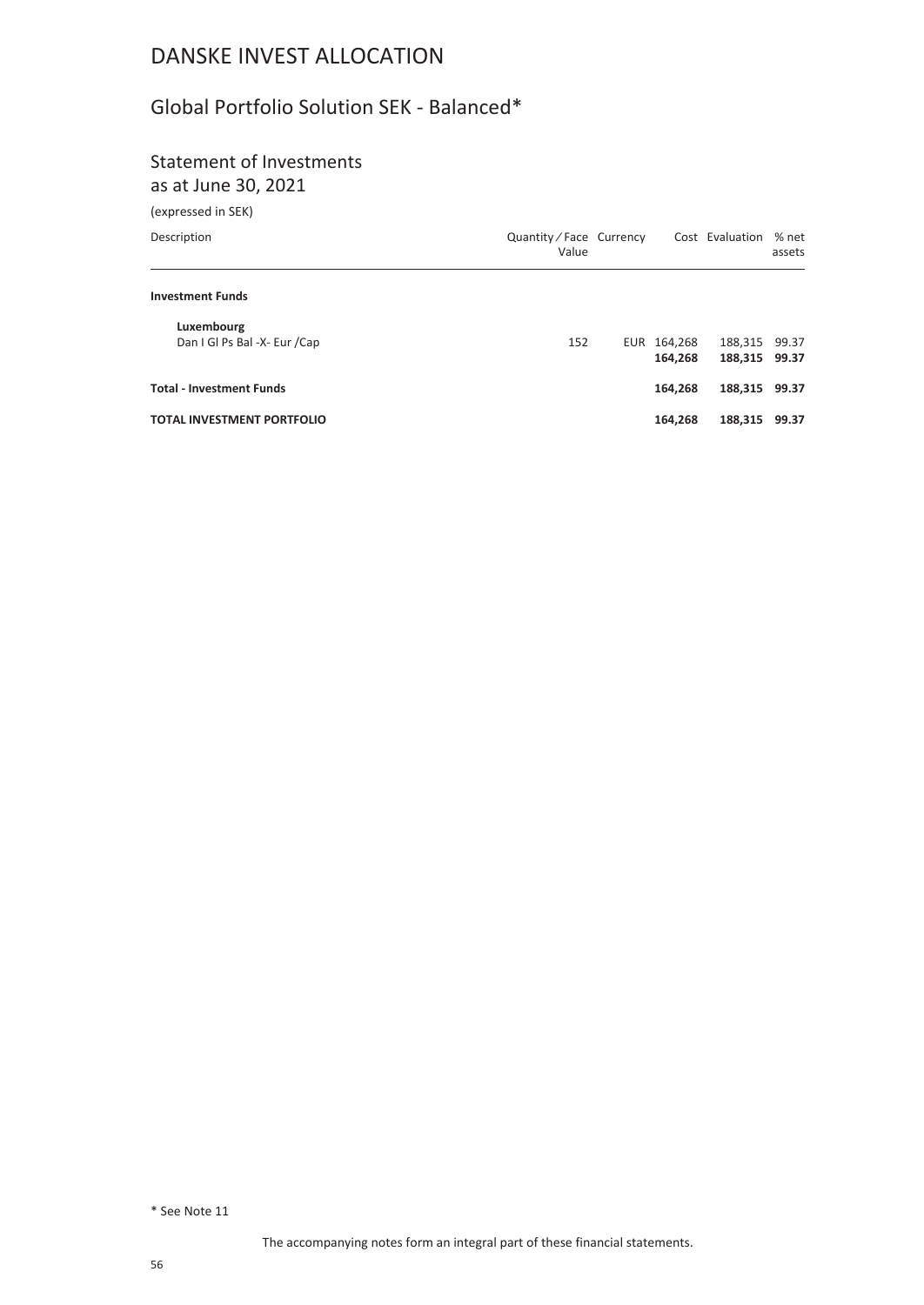# DANSKE INVEST ALLOCATION

## Global Portfolio Solution SEK - Balanced*

### Statement of Investments
as at June 30, 2021

(expressed in SEK)

| Description | Quantity ⁄ Face Value | Currency | Cost | Evaluation | % net assets |
|---|---|---|---|---|---|
| **Investment Funds** | | | | | |
| **Luxembourg** | | | | | |
| Dan I Gl Ps Bal -X- Eur /Cap | 152 | EUR | 164,268 | 188,315 | 99.37 |
| | | | **164,268** | **188,315** | **99.37** |
| **Total - Investment Funds** | | | **164,268** | **188,315** | **99.37** |
| **TOTAL INVESTMENT PORTFOLIO** | | | **164,268** | **188,315** | **99.37** |

\* See Note 11

The accompanying notes form an integral part of these financial statements.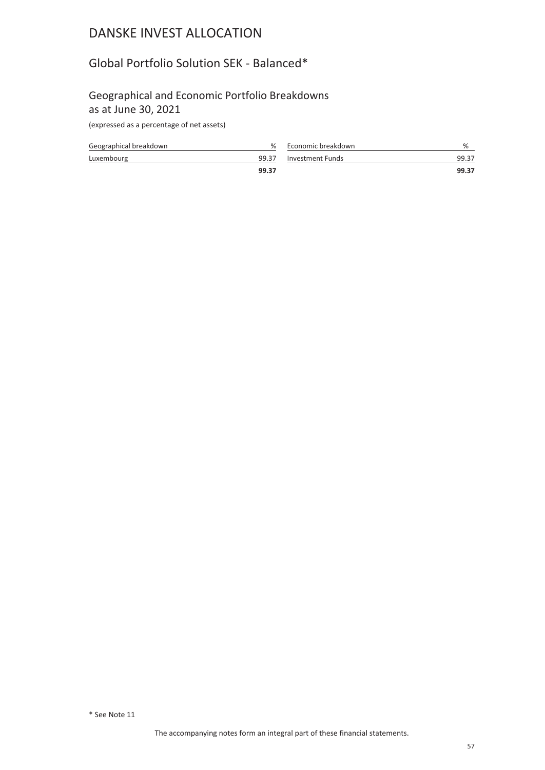# DANSKE INVEST ALLOCATION

## Global Portfolio Solution SEK - Balanced*

### Geographical and Economic Portfolio Breakdowns as at June 30, 2021

(expressed as a percentage of net assets)

| Geographical breakdown | % |
|---|---|
| Luxembourg | 99.37 |
| | **99.37** |

| Economic breakdown | % |
|---|---|
| Investment Funds | 99.37 |
| | **99.37** |

\* See Note 11

The accompanying notes form an integral part of these financial statements.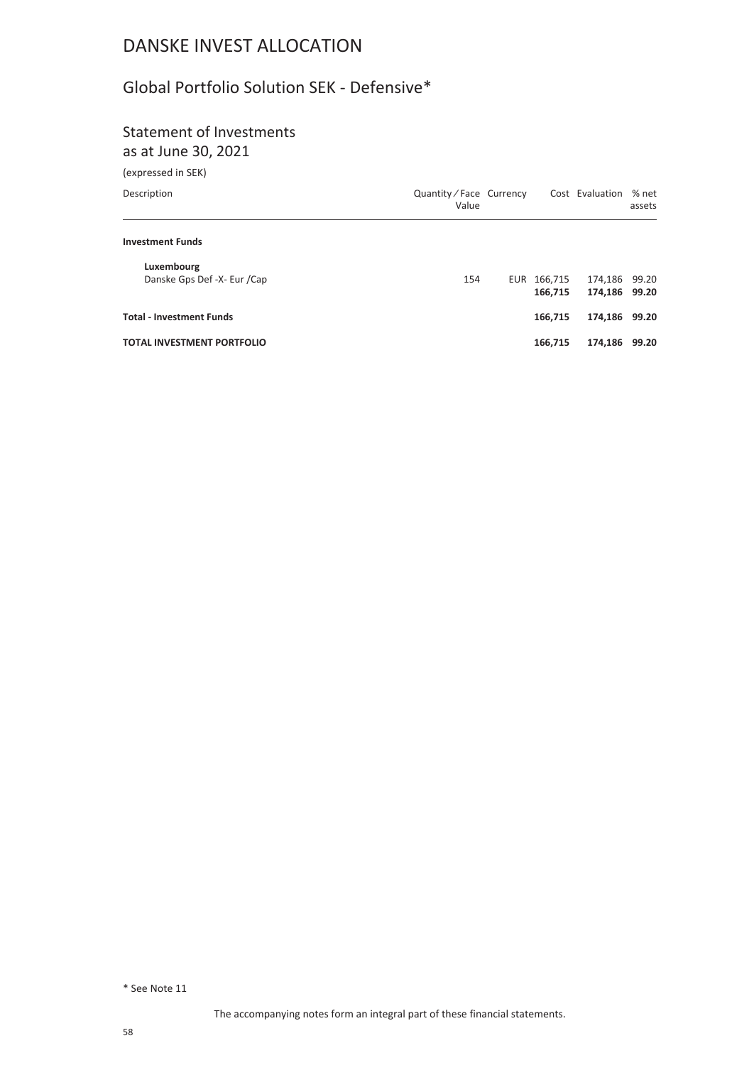# DANSKE INVEST ALLOCATION

## Global Portfolio Solution SEK - Defensive*

### Statement of Investments
as at June 30, 2021

(expressed in SEK)

| Description | Quantity / Face Value | Currency | Cost | Evaluation | % net assets |
|---|---|---|---|---|---|
| **Investment Funds** | | | | | |
| **Luxembourg** | | | | | |
| Danske Gps Def -X- Eur /Cap | 154 | EUR | 166,715 | 174,186 | 99.20 |
| | | | **166,715** | **174,186** | **99.20** |
| **Total - Investment Funds** | | | **166,715** | **174,186** | **99.20** |
| **TOTAL INVESTMENT PORTFOLIO** | | | **166,715** | **174,186** | **99.20** |

* See Note 11

The accompanying notes form an integral part of these financial statements.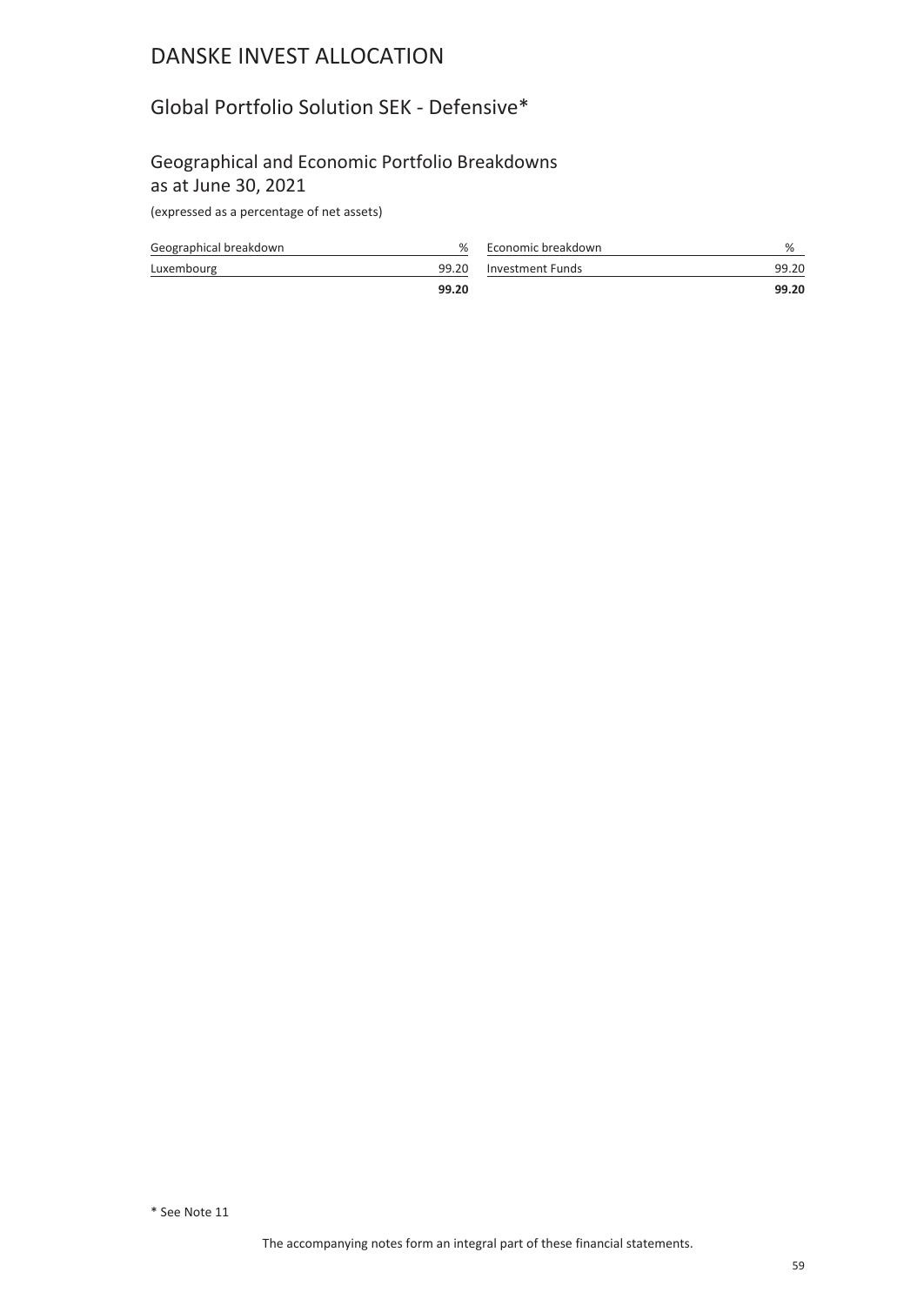# DANSKE INVEST ALLOCATION

## Global Portfolio Solution SEK - Defensive*

### Geographical and Economic Portfolio Breakdowns as at June 30, 2021

(expressed as a percentage of net assets)

| Geographical breakdown | % |
|---|---|
| Luxembourg | 99.20 |
| | **99.20** |

| Economic breakdown | % |
|---|---|
| Investment Funds | 99.20 |
| | **99.20** |

\* See Note 11

The accompanying notes form an integral part of these financial statements.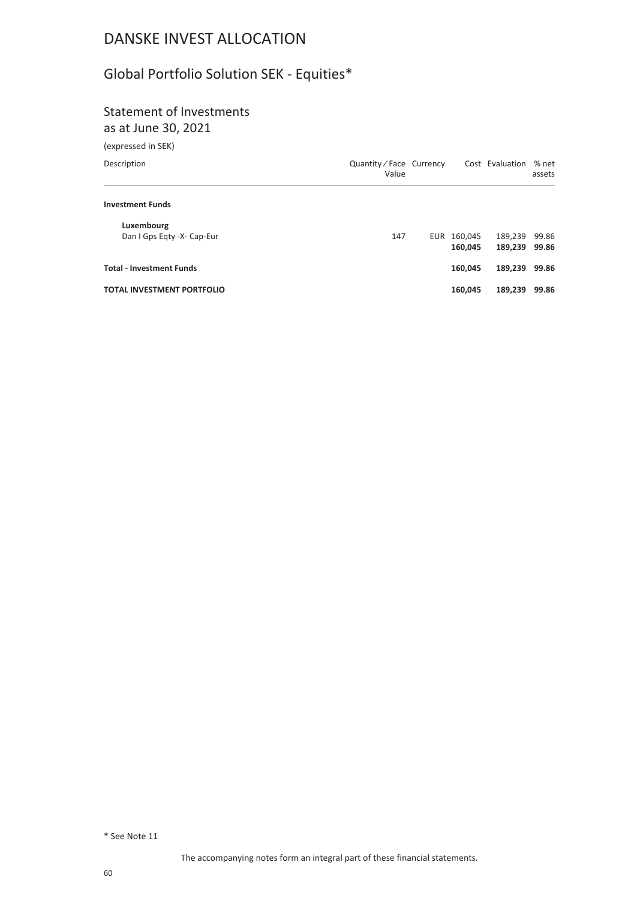# DANSKE INVEST ALLOCATION

## Global Portfolio Solution SEK - Equities*

### Statement of Investments
as at June 30, 2021

(expressed in SEK)

| Description | Quantity ⁄ Face Value | Currency | Cost | Evaluation | % net assets |
|---|---|---|---|---|---|
| **Investment Funds** | | | | | |
| **Luxembourg** | | | | | |
| Dan I Gps Eqty -X- Cap-Eur | 147 | EUR | 160,045 | 189,239 | 99.86 |
| | | | **160,045** | **189,239** | **99.86** |
| **Total - Investment Funds** | | | **160,045** | **189,239** | **99.86** |
| **TOTAL INVESTMENT PORTFOLIO** | | | **160,045** | **189,239** | **99.86** |

\* See Note 11

The accompanying notes form an integral part of these financial statements.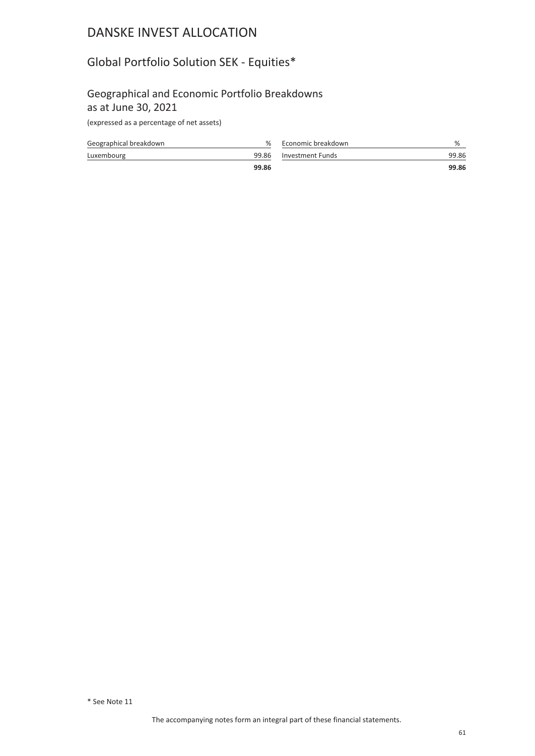# DANSKE INVEST ALLOCATION

## Global Portfolio Solution SEK - Equities*

### Geographical and Economic Portfolio Breakdowns as at June 30, 2021

(expressed as a percentage of net assets)

| Geographical breakdown | % |
|---|---|
| Luxembourg | 99.86 |
| | **99.86** |

| Economic breakdown | % |
|---|---|
| Investment Funds | 99.86 |
| | **99.86** |

\* See Note 11

The accompanying notes form an integral part of these financial statements.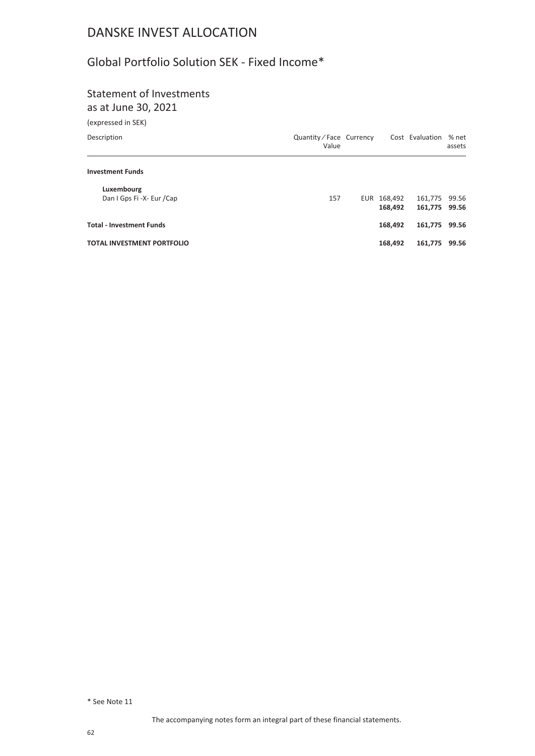# DANSKE INVEST ALLOCATION

## Global Portfolio Solution SEK - Fixed Income*

### Statement of Investments
as at June 30, 2021

(expressed in SEK)

| Description | Quantity / Face Value | Currency | Cost | Evaluation | % net assets |
|---|---|---|---|---|---|
| **Investment Funds** | | | | | |
| **Luxembourg** | | | | | |
| Dan I Gps Fi -X- Eur /Cap | 157 | EUR | 168,492 | 161,775 | 99.56 |
| | | | **168,492** | **161,775** | **99.56** |
| **Total - Investment Funds** | | | **168,492** | **161,775** | **99.56** |
| **TOTAL INVESTMENT PORTFOLIO** | | | **168,492** | **161,775** | **99.56** |

\* See Note 11

The accompanying notes form an integral part of these financial statements.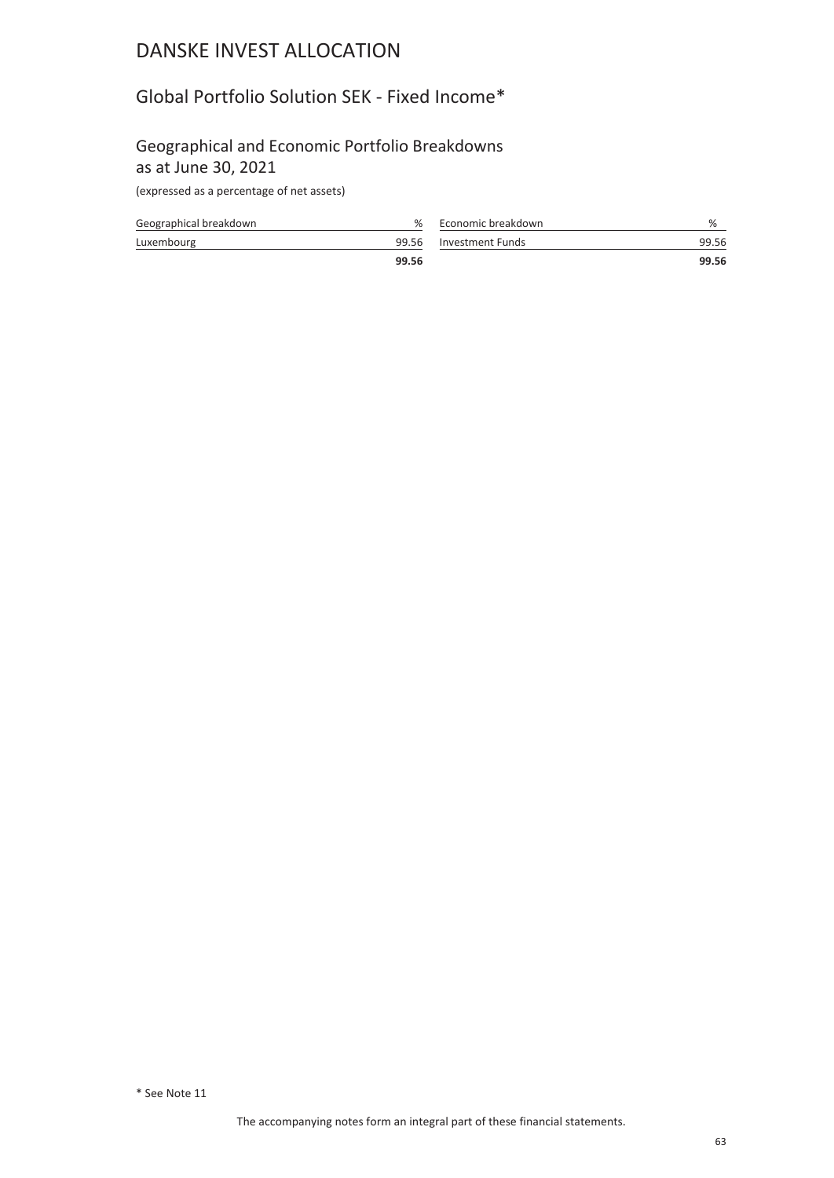# DANSKE INVEST ALLOCATION

## Global Portfolio Solution SEK - Fixed Income*

### Geographical and Economic Portfolio Breakdowns as at June 30, 2021

(expressed as a percentage of net assets)

| Geographical breakdown | % |
|---|---|
| Luxembourg | 99.56 |
| | **99.56** |

| Economic breakdown | % |
|---|---|
| Investment Funds | 99.56 |
| | **99.56** |

\* See Note 11

The accompanying notes form an integral part of these financial statements.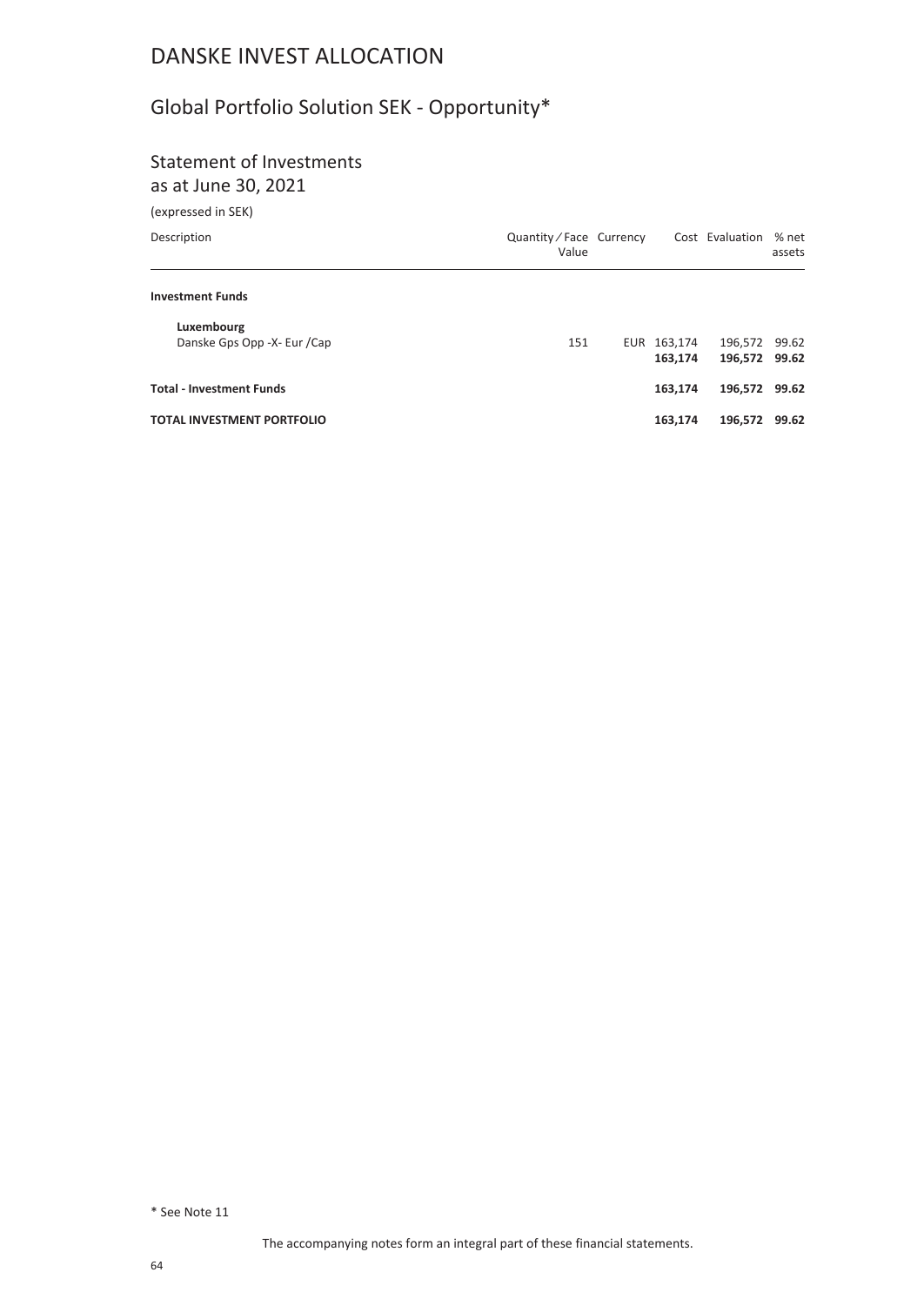# DANSKE INVEST ALLOCATION

## Global Portfolio Solution SEK - Opportunity*

### Statement of Investments
as at June 30, 2021

(expressed in SEK)

| Description | Quantity / Face Value | Currency | Cost | Evaluation | % net assets |
|---|---|---|---|---|---|
| **Investment Funds** | | | | | |
| **Luxembourg** | | | | | |
| Danske Gps Opp -X- Eur /Cap | 151 | EUR | 163,174 | 196,572 | 99.62 |
| | | | **163,174** | **196,572** | **99.62** |
| **Total - Investment Funds** | | | **163,174** | **196,572** | **99.62** |
| **TOTAL INVESTMENT PORTFOLIO** | | | **163,174** | **196,572** | **99.62** |

* See Note 11

The accompanying notes form an integral part of these financial statements.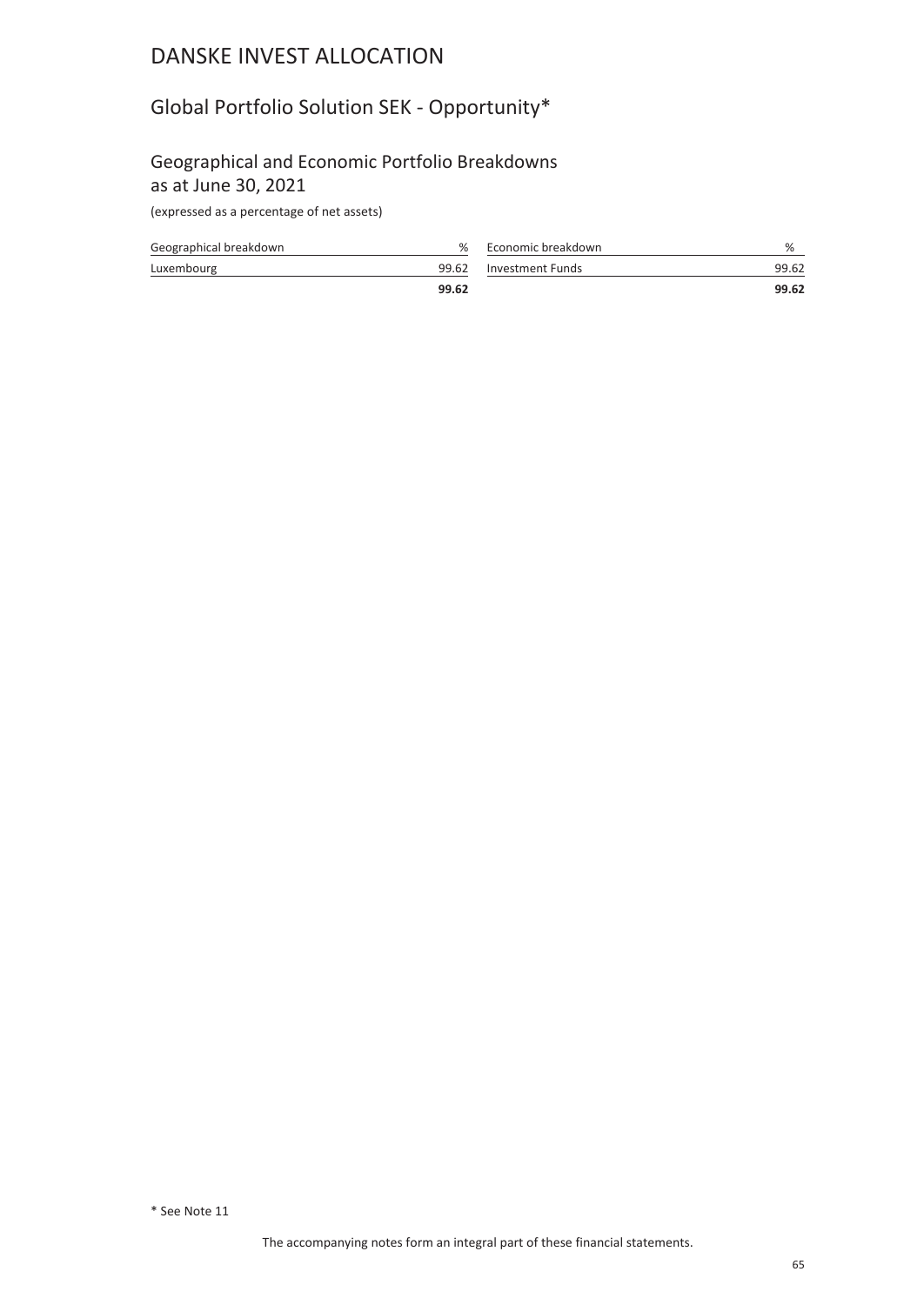# DANSKE INVEST ALLOCATION

## Global Portfolio Solution SEK - Opportunity*

### Geographical and Economic Portfolio Breakdowns as at June 30, 2021

(expressed as a percentage of net assets)

| Geographical breakdown | % |
|---|---|
| Luxembourg | 99.62 |
| | **99.62** |

| Economic breakdown | % |
|---|---|
| Investment Funds | 99.62 |
| | **99.62** |

\* See Note 11

The accompanying notes form an integral part of these financial statements.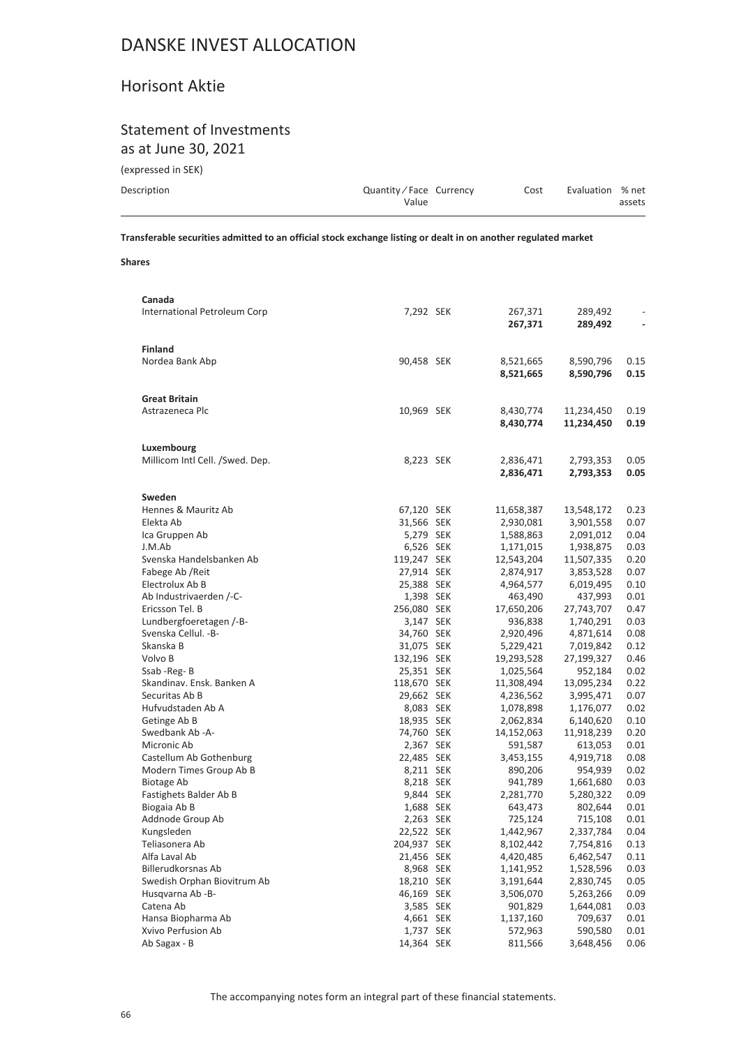# DANSKE INVEST ALLOCATION

## Horisont Aktie

### Statement of Investments
as at June 30, 2021

(expressed in SEK)

| Description | Quantity / Face Value | Currency | Cost | Evaluation | % net assets |
|---|---|---|---|---|---|
| **Transferable securities admitted to an official stock exchange listing or dealt in on another regulated market** | | | | | |
| **Shares** | | | | | |
| **Canada** | | | | | |
| International Petroleum Corp | 7,292 | SEK | 267,371 | 289,492 | - |
| | | | **267,371** | **289,492** | **-** |
| **Finland** | | | | | |
| Nordea Bank Abp | 90,458 | SEK | 8,521,665 | 8,590,796 | 0.15 |
| | | | **8,521,665** | **8,590,796** | **0.15** |
| **Great Britain** | | | | | |
| Astrazeneca Plc | 10,969 | SEK | 8,430,774 | 11,234,450 | 0.19 |
| | | | **8,430,774** | **11,234,450** | **0.19** |
| **Luxembourg** | | | | | |
| Millicom Intl Cell. /Swed. Dep. | 8,223 | SEK | 2,836,471 | 2,793,353 | 0.05 |
| | | | **2,836,471** | **2,793,353** | **0.05** |
| **Sweden** | | | | | |
| Hennes & Mauritz Ab | 67,120 | SEK | 11,658,387 | 13,548,172 | 0.23 |
| Elekta Ab | 31,566 | SEK | 2,930,081 | 3,901,558 | 0.07 |
| Ica Gruppen Ab | 5,279 | SEK | 1,588,863 | 2,091,012 | 0.04 |
| J.M.Ab | 6,526 | SEK | 1,171,015 | 1,938,875 | 0.03 |
| Svenska Handelsbanken Ab | 119,247 | SEK | 12,543,204 | 11,507,335 | 0.20 |
| Fabege Ab /Reit | 27,914 | SEK | 2,874,917 | 3,853,528 | 0.07 |
| Electrolux Ab B | 25,388 | SEK | 4,964,577 | 6,019,495 | 0.10 |
| Ab Industrivaerden /-C- | 1,398 | SEK | 463,490 | 437,993 | 0.01 |
| Ericsson Tel. B | 256,080 | SEK | 17,650,206 | 27,743,707 | 0.47 |
| Lundbergfoeretagen /-B- | 3,147 | SEK | 936,838 | 1,740,291 | 0.03 |
| Svenska Cellul. -B- | 34,760 | SEK | 2,920,496 | 4,871,614 | 0.08 |
| Skanska B | 31,075 | SEK | 5,229,421 | 7,019,842 | 0.12 |
| Volvo B | 132,196 | SEK | 19,293,528 | 27,199,327 | 0.46 |
| Ssab -Reg- B | 25,351 | SEK | 1,025,564 | 952,184 | 0.02 |
| Skandinav. Ensk. Banken A | 118,670 | SEK | 11,308,494 | 13,095,234 | 0.22 |
| Securitas Ab B | 29,662 | SEK | 4,236,562 | 3,995,471 | 0.07 |
| Hufvudstaden Ab A | 8,083 | SEK | 1,078,898 | 1,176,077 | 0.02 |
| Getinge Ab B | 18,935 | SEK | 2,062,834 | 6,140,620 | 0.10 |
| Swedbank Ab -A- | 74,760 | SEK | 14,152,063 | 11,918,239 | 0.20 |
| Micronic Ab | 2,367 | SEK | 591,587 | 613,053 | 0.01 |
| Castellum Ab Gothenburg | 22,485 | SEK | 3,453,155 | 4,919,718 | 0.08 |
| Modern Times Group Ab B | 8,211 | SEK | 890,206 | 954,939 | 0.02 |
| Biotage Ab | 8,218 | SEK | 941,789 | 1,661,680 | 0.03 |
| Fastighets Balder Ab B | 9,844 | SEK | 2,281,770 | 5,280,322 | 0.09 |
| Biogaia Ab B | 1,688 | SEK | 643,473 | 802,644 | 0.01 |
| Addnode Group Ab | 2,263 | SEK | 725,124 | 715,108 | 0.01 |
| Kungsleden | 22,522 | SEK | 1,442,967 | 2,337,784 | 0.04 |
| Teliasonera Ab | 204,937 | SEK | 8,102,442 | 7,754,816 | 0.13 |
| Alfa Laval Ab | 21,456 | SEK | 4,420,485 | 6,462,547 | 0.11 |
| Billerudkorsnas Ab | 8,968 | SEK | 1,141,952 | 1,528,596 | 0.03 |
| Swedish Orphan Biovitrum Ab | 18,210 | SEK | 3,191,644 | 2,830,745 | 0.05 |
| Husqvarna Ab -B- | 46,169 | SEK | 3,506,070 | 5,263,266 | 0.09 |
| Catena Ab | 3,585 | SEK | 901,829 | 1,644,081 | 0.03 |
| Hansa Biopharma Ab | 4,661 | SEK | 1,137,160 | 709,637 | 0.01 |
| Xvivo Perfusion Ab | 1,737 | SEK | 572,963 | 590,580 | 0.01 |
| Ab Sagax - B | 14,364 | SEK | 811,566 | 3,648,456 | 0.06 |

The accompanying notes form an integral part of these financial statements.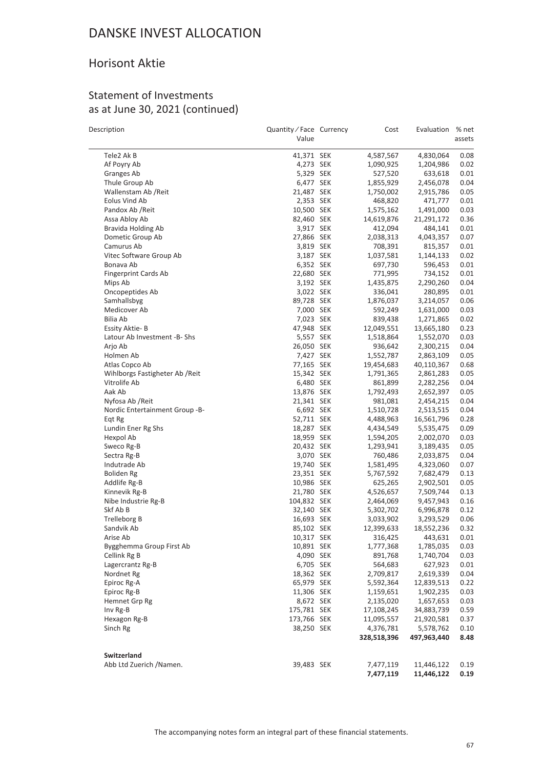# DANSKE INVEST ALLOCATION

## Horisont Aktie

### Statement of Investments as at June 30, 2021 (continued)

| Description | Quantity / Face Value | Currency | Cost | Evaluation | % net assets |
|---|---|---|---|---|---|
| Tele2 Ak B | 41,371 | SEK | 4,587,567 | 4,830,064 | 0.08 |
| Af Poyry Ab | 4,273 | SEK | 1,090,925 | 1,204,986 | 0.02 |
| Granges Ab | 5,329 | SEK | 527,520 | 633,618 | 0.01 |
| Thule Group Ab | 6,477 | SEK | 1,855,929 | 2,456,078 | 0.04 |
| Wallenstam Ab /Reit | 21,487 | SEK | 1,750,002 | 2,915,786 | 0.05 |
| Eolus Vind Ab | 2,353 | SEK | 468,820 | 471,777 | 0.01 |
| Pandox Ab /Reit | 10,500 | SEK | 1,575,162 | 1,491,000 | 0.03 |
| Assa Abloy Ab | 82,460 | SEK | 14,619,876 | 21,291,172 | 0.36 |
| Bravida Holding Ab | 3,917 | SEK | 412,094 | 484,141 | 0.01 |
| Dometic Group Ab | 27,866 | SEK | 2,038,313 | 4,043,357 | 0.07 |
| Camurus Ab | 3,819 | SEK | 708,391 | 815,357 | 0.01 |
| Vitec Software Group Ab | 3,187 | SEK | 1,037,581 | 1,144,133 | 0.02 |
| Bonava Ab | 6,352 | SEK | 697,730 | 596,453 | 0.01 |
| Fingerprint Cards Ab | 22,680 | SEK | 771,995 | 734,152 | 0.01 |
| Mips Ab | 3,192 | SEK | 1,435,875 | 2,290,260 | 0.04 |
| Oncopeptides Ab | 3,022 | SEK | 336,041 | 280,895 | 0.01 |
| Samhallsbyg | 89,728 | SEK | 1,876,037 | 3,214,057 | 0.06 |
| Medicover Ab | 7,000 | SEK | 592,249 | 1,631,000 | 0.03 |
| Bilia Ab | 7,023 | SEK | 839,438 | 1,271,865 | 0.02 |
| Essity Aktie- B | 47,948 | SEK | 12,049,551 | 13,665,180 | 0.23 |
| Latour Ab Investment -B- Shs | 5,557 | SEK | 1,518,864 | 1,552,070 | 0.03 |
| Arjo Ab | 26,050 | SEK | 936,642 | 2,300,215 | 0.04 |
| Holmen Ab | 7,427 | SEK | 1,552,787 | 2,863,109 | 0.05 |
| Atlas Copco Ab | 77,165 | SEK | 19,454,683 | 40,110,367 | 0.68 |
| Wihlborgs Fastigheter Ab /Reit | 15,342 | SEK | 1,791,365 | 2,861,283 | 0.05 |
| Vitrolife Ab | 6,480 | SEK | 861,899 | 2,282,256 | 0.04 |
| Aak Ab | 13,876 | SEK | 1,792,493 | 2,652,397 | 0.05 |
| Nyfosa Ab /Reit | 21,341 | SEK | 981,081 | 2,454,215 | 0.04 |
| Nordic Entertainment Group -B- | 6,692 | SEK | 1,510,728 | 2,513,515 | 0.04 |
| Eqt Rg | 52,711 | SEK | 4,488,963 | 16,561,796 | 0.28 |
| Lundin Ener Rg Shs | 18,287 | SEK | 4,434,549 | 5,535,475 | 0.09 |
| Hexpol Ab | 18,959 | SEK | 1,594,205 | 2,002,070 | 0.03 |
| Sweco Rg-B | 20,432 | SEK | 1,293,941 | 3,189,435 | 0.05 |
| Sectra Rg-B | 3,070 | SEK | 760,486 | 2,033,875 | 0.04 |
| Indutrade Ab | 19,740 | SEK | 1,581,495 | 4,323,060 | 0.07 |
| Boliden Rg | 23,351 | SEK | 5,767,592 | 7,682,479 | 0.13 |
| Addlife Rg-B | 10,986 | SEK | 625,265 | 2,902,501 | 0.05 |
| Kinnevik Rg-B | 21,780 | SEK | 4,526,657 | 7,509,744 | 0.13 |
| Nibe Industrie Rg-B | 104,832 | SEK | 2,464,069 | 9,457,943 | 0.16 |
| Skf Ab B | 32,140 | SEK | 5,302,702 | 6,996,878 | 0.12 |
| Trelleborg B | 16,693 | SEK | 3,033,902 | 3,293,529 | 0.06 |
| Sandvik Ab | 85,102 | SEK | 12,399,633 | 18,552,236 | 0.32 |
| Arise Ab | 10,317 | SEK | 316,425 | 443,631 | 0.01 |
| Bygghemma Group First Ab | 10,891 | SEK | 1,777,368 | 1,785,035 | 0.03 |
| Cellink Rg B | 4,090 | SEK | 891,768 | 1,740,704 | 0.03 |
| Lagercrantz Rg-B | 6,705 | SEK | 564,683 | 627,923 | 0.01 |
| Nordnet Rg | 18,362 | SEK | 2,709,817 | 2,619,339 | 0.04 |
| Epiroc Rg-A | 65,979 | SEK | 5,592,364 | 12,839,513 | 0.22 |
| Epiroc Rg-B | 11,306 | SEK | 1,159,651 | 1,902,235 | 0.03 |
| Hemnet Grp Rg | 8,672 | SEK | 2,135,020 | 1,657,653 | 0.03 |
| Inv Rg-B | 175,781 | SEK | 17,108,245 | 34,883,739 | 0.59 |
| Hexagon Rg-B | 173,766 | SEK | 11,095,557 | 21,920,581 | 0.37 |
| Sinch Rg | 38,250 | SEK | 4,376,781 | 5,578,762 | 0.10 |
| | | | **328,518,396** | **497,963,440** | **8.48** |
| **Switzerland** | | | | | |
| Abb Ltd Zuerich /Namen. | 39,483 | SEK | 7,477,119 | 11,446,122 | 0.19 |
| | | | **7,477,119** | **11,446,122** | **0.19** |

The accompanying notes form an integral part of these financial statements.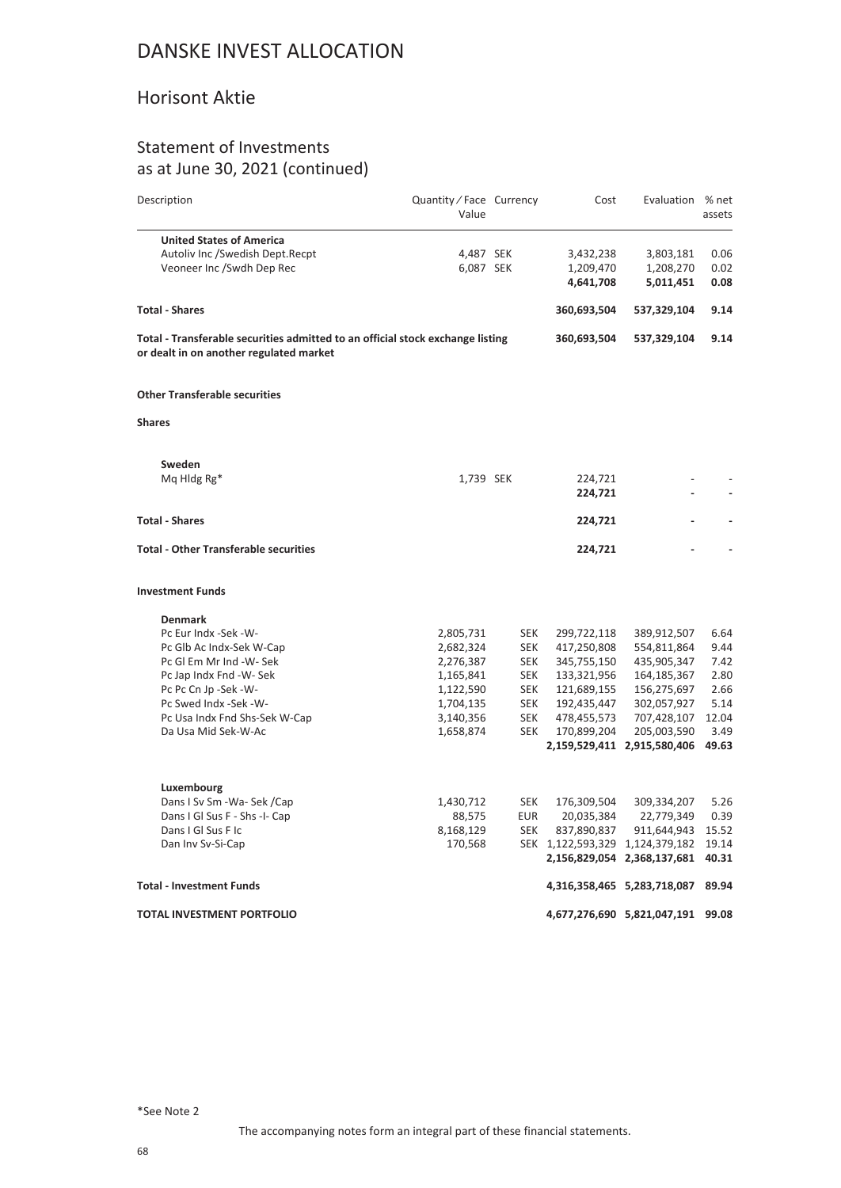# DANSKE INVEST ALLOCATION

## Horisont Aktie

### Statement of Investments as at June 30, 2021 (continued)

| Description | Quantity / Face Value | Currency | Cost | Evaluation | % net assets |
|---|---|---|---|---|---|
| **United States of America** | | | | | |
| Autoliv Inc /Swedish Dept.Recpt | 4,487 | SEK | 3,432,238 | 3,803,181 | 0.06 |
| Veoneer Inc /Swdh Dep Rec | 6,087 | SEK | 1,209,470 | 1,208,270 | 0.02 |
| | | | **4,641,708** | **5,011,451** | **0.08** |
| **Total - Shares** | | | **360,693,504** | **537,329,104** | **9.14** |
| **Total - Transferable securities admitted to an official stock exchange listing or dealt in on another regulated market** | | | **360,693,504** | **537,329,104** | **9.14** |
| **Other Transferable securities** | | | | | |
| **Shares** | | | | | |
| **Sweden** | | | | | |
| Mq Hldg Rg* | 1,739 | SEK | 224,721 | - | - |
| | | | **224,721** | **-** | **-** |
| **Total - Shares** | | | **224,721** | **-** | **-** |
| **Total - Other Transferable securities** | | | **224,721** | **-** | **-** |
| **Investment Funds** | | | | | |
| **Denmark** | | | | | |
| Pc Eur Indx -Sek -W- | 2,805,731 | SEK | 299,722,118 | 389,912,507 | 6.64 |
| Pc Glb Ac Indx-Sek W-Cap | 2,682,324 | SEK | 417,250,808 | 554,811,864 | 9.44 |
| Pc Gl Em Mr Ind -W- Sek | 2,276,387 | SEK | 345,755,150 | 435,905,347 | 7.42 |
| Pc Jap Indx Fnd -W- Sek | 1,165,841 | SEK | 133,321,956 | 164,185,367 | 2.80 |
| Pc Pc Cn Jp -Sek -W- | 1,122,590 | SEK | 121,689,155 | 156,275,697 | 2.66 |
| Pc Swed Indx -Sek -W- | 1,704,135 | SEK | 192,435,447 | 302,057,927 | 5.14 |
| Pc Usa Indx Fnd Shs-Sek W-Cap | 3,140,356 | SEK | 478,455,573 | 707,428,107 | 12.04 |
| Da Usa Mid Sek-W-Ac | 1,658,874 | SEK | 170,899,204 | 205,003,590 | 3.49 |
| | | | **2,159,529,411** | **2,915,580,406** | **49.63** |
| **Luxembourg** | | | | | |
| Dans I Sv Sm -Wa- Sek /Cap | 1,430,712 | SEK | 176,309,504 | 309,334,207 | 5.26 |
| Dans I Gl Sus F - Shs -I- Cap | 88,575 | EUR | 20,035,384 | 22,779,349 | 0.39 |
| Dans I Gl Sus F Ic | 8,168,129 | SEK | 837,890,837 | 911,644,943 | 15.52 |
| Dan Inv Sv-Si-Cap | 170,568 | SEK | 1,122,593,329 | 1,124,379,182 | 19.14 |
| | | | **2,156,829,054** | **2,368,137,681** | **40.31** |
| **Total - Investment Funds** | | | **4,316,358,465** | **5,283,718,087** | **89.94** |
| **TOTAL INVESTMENT PORTFOLIO** | | | **4,677,276,690** | **5,821,047,191** | **99.08** |

*See Note 2

The accompanying notes form an integral part of these financial statements.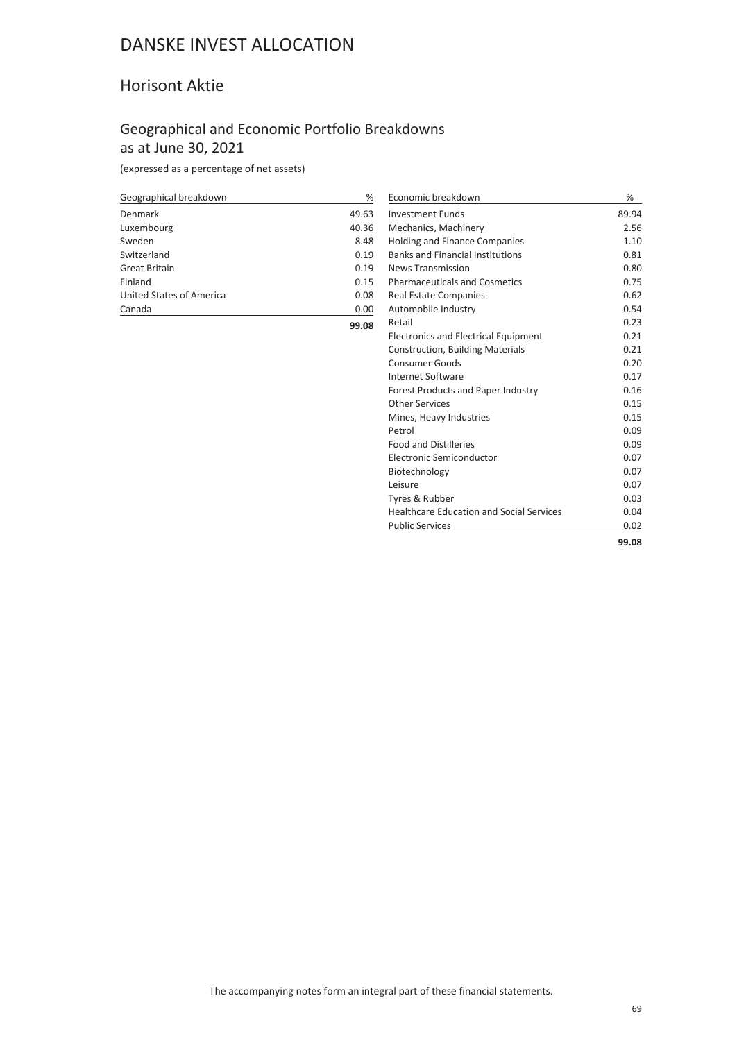# DANSKE INVEST ALLOCATION

## Horisont Aktie

### Geographical and Economic Portfolio Breakdowns as at June 30, 2021

(expressed as a percentage of net assets)

| Geographical breakdown | % |
|---|---|
| Denmark | 49.63 |
| Luxembourg | 40.36 |
| Sweden | 8.48 |
| Switzerland | 0.19 |
| Great Britain | 0.19 |
| Finland | 0.15 |
| United States of America | 0.08 |
| Canada | 0.00 |
| | **99.08** |

| Economic breakdown | % |
|---|---|
| Investment Funds | 89.94 |
| Mechanics, Machinery | 2.56 |
| Holding and Finance Companies | 1.10 |
| Banks and Financial Institutions | 0.81 |
| News Transmission | 0.80 |
| Pharmaceuticals and Cosmetics | 0.75 |
| Real Estate Companies | 0.62 |
| Automobile Industry | 0.54 |
| Retail | 0.23 |
| Electronics and Electrical Equipment | 0.21 |
| Construction, Building Materials | 0.21 |
| Consumer Goods | 0.20 |
| Internet Software | 0.17 |
| Forest Products and Paper Industry | 0.16 |
| Other Services | 0.15 |
| Mines, Heavy Industries | 0.15 |
| Petrol | 0.09 |
| Food and Distilleries | 0.09 |
| Electronic Semiconductor | 0.07 |
| Biotechnology | 0.07 |
| Leisure | 0.07 |
| Tyres & Rubber | 0.03 |
| Healthcare Education and Social Services | 0.04 |
| Public Services | 0.02 |
| | **99.08** |

The accompanying notes form an integral part of these financial statements.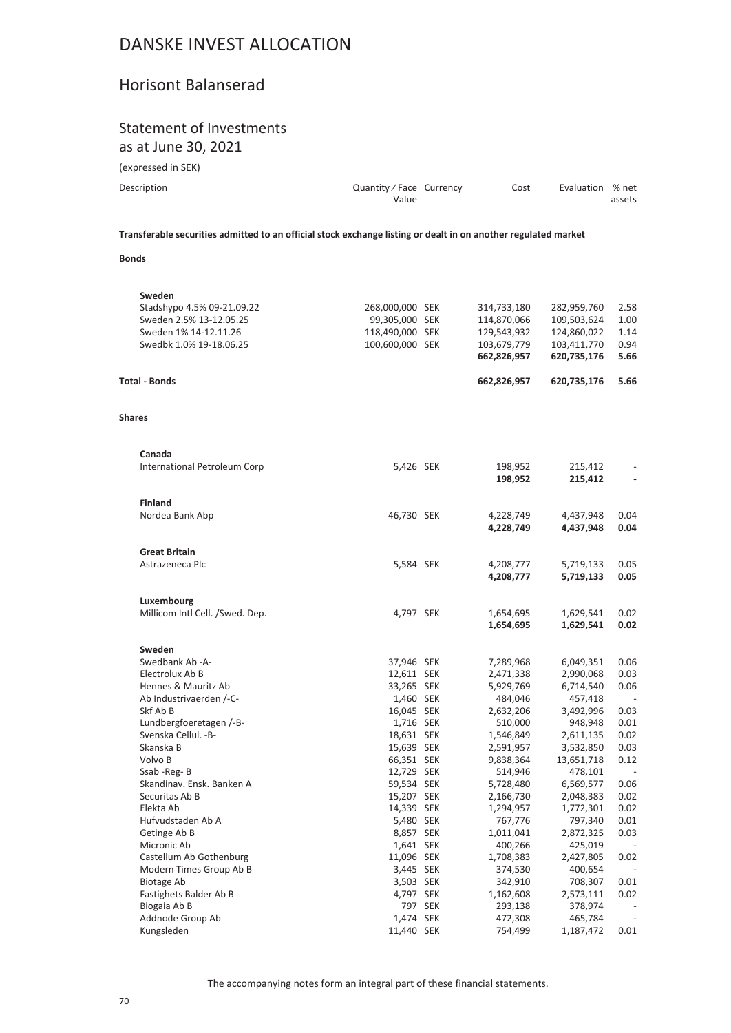# DANSKE INVEST ALLOCATION

## Horisont Balanserad

### Statement of Investments
as at June 30, 2021

(expressed in SEK)

| Description | Quantity / Face Value | Currency | Cost | Evaluation | % net assets |
|---|---|---|---|---|---|
| **Transferable securities admitted to an official stock exchange listing or dealt in on another regulated market** | | | | | |
| **Bonds** | | | | | |
| **Sweden** | | | | | |
| Stadshypo 4.5% 09-21.09.22 | 268,000,000 | SEK | 314,733,180 | 282,959,760 | 2.58 |
| Sweden 2.5% 13-12.05.25 | 99,305,000 | SEK | 114,870,066 | 109,503,624 | 1.00 |
| Sweden 1% 14-12.11.26 | 118,490,000 | SEK | 129,543,932 | 124,860,022 | 1.14 |
| Swedbk 1.0% 19-18.06.25 | 100,600,000 | SEK | 103,679,779 | 103,411,770 | 0.94 |
| | | | **662,826,957** | **620,735,176** | **5.66** |
| **Total - Bonds** | | | **662,826,957** | **620,735,176** | **5.66** |
| **Shares** | | | | | |
| **Canada** | | | | | |
| International Petroleum Corp | 5,426 | SEK | 198,952 | 215,412 | - |
| | | | **198,952** | **215,412** | **-** |
| **Finland** | | | | | |
| Nordea Bank Abp | 46,730 | SEK | 4,228,749 | 4,437,948 | 0.04 |
| | | | **4,228,749** | **4,437,948** | **0.04** |
| **Great Britain** | | | | | |
| Astrazeneca Plc | 5,584 | SEK | 4,208,777 | 5,719,133 | 0.05 |
| | | | **4,208,777** | **5,719,133** | **0.05** |
| **Luxembourg** | | | | | |
| Millicom Intl Cell. /Swed. Dep. | 4,797 | SEK | 1,654,695 | 1,629,541 | 0.02 |
| | | | **1,654,695** | **1,629,541** | **0.02** |
| **Sweden** | | | | | |
| Swedbank Ab -A- | 37,946 | SEK | 7,289,968 | 6,049,351 | 0.06 |
| Electrolux Ab B | 12,611 | SEK | 2,471,338 | 2,990,068 | 0.03 |
| Hennes & Mauritz Ab | 33,265 | SEK | 5,929,769 | 6,714,540 | 0.06 |
| Ab Industrivaerden /-C- | 1,460 | SEK | 484,046 | 457,418 | - |
| Skf Ab B | 16,045 | SEK | 2,632,206 | 3,492,996 | 0.03 |
| Lundbergfoeretagen /-B- | 1,716 | SEK | 510,000 | 948,948 | 0.01 |
| Svenska Cellul. -B- | 18,631 | SEK | 1,546,849 | 2,611,135 | 0.02 |
| Skanska B | 15,639 | SEK | 2,591,957 | 3,532,850 | 0.03 |
| Volvo B | 66,351 | SEK | 9,838,364 | 13,651,718 | 0.12 |
| Ssab -Reg- B | 12,729 | SEK | 514,946 | 478,101 | - |
| Skandinav. Ensk. Banken A | 59,534 | SEK | 5,728,480 | 6,569,577 | 0.06 |
| Securitas Ab B | 15,207 | SEK | 2,166,730 | 2,048,383 | 0.02 |
| Elekta Ab | 14,339 | SEK | 1,294,957 | 1,772,301 | 0.02 |
| Hufvudstaden Ab A | 5,480 | SEK | 767,776 | 797,340 | 0.01 |
| Getinge Ab B | 8,857 | SEK | 1,011,041 | 2,872,325 | 0.03 |
| Micronic Ab | 1,641 | SEK | 400,266 | 425,019 | - |
| Castellum Ab Gothenburg | 11,096 | SEK | 1,708,383 | 2,427,805 | 0.02 |
| Modern Times Group Ab B | 3,445 | SEK | 374,530 | 400,654 | - |
| Biotage Ab | 3,503 | SEK | 342,910 | 708,307 | 0.01 |
| Fastighets Balder Ab B | 4,797 | SEK | 1,162,608 | 2,573,111 | 0.02 |
| Biogaia Ab B | 797 | SEK | 293,138 | 378,974 | - |
| Addnode Group Ab | 1,474 | SEK | 472,308 | 465,784 | - |
| Kungsleden | 11,440 | SEK | 754,499 | 1,187,472 | 0.01 |

The accompanying notes form an integral part of these financial statements.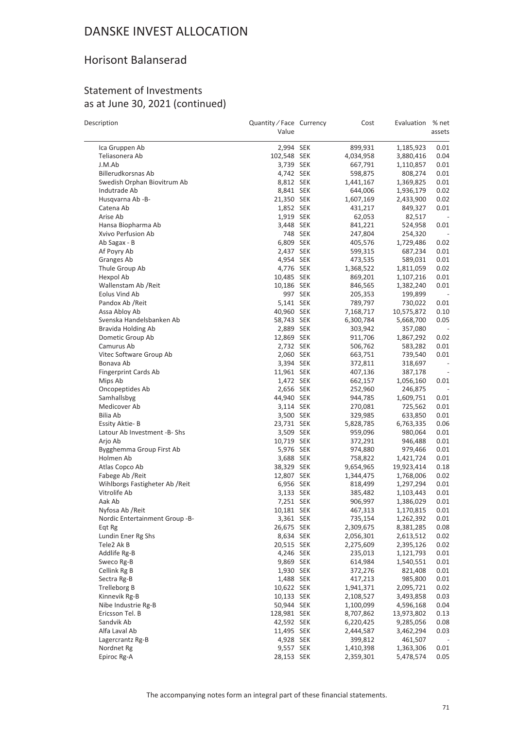# DANSKE INVEST ALLOCATION

## Horisont Balanserad

### Statement of Investments as at June 30, 2021 (continued)

| Description | Quantity / Face Value | Currency | Cost | Evaluation | % net assets |
|---|---|---|---|---|---|
| Ica Gruppen Ab | 2,994 | SEK | 899,931 | 1,185,923 | 0.01 |
| Teliasonera Ab | 102,548 | SEK | 4,034,958 | 3,880,416 | 0.04 |
| J.M.Ab | 3,739 | SEK | 667,791 | 1,110,857 | 0.01 |
| Billerudkorsnas Ab | 4,742 | SEK | 598,875 | 808,274 | 0.01 |
| Swedish Orphan Biovitrum Ab | 8,812 | SEK | 1,441,167 | 1,369,825 | 0.01 |
| Indutrade Ab | 8,841 | SEK | 644,006 | 1,936,179 | 0.02 |
| Husqvarna Ab -B- | 21,350 | SEK | 1,607,169 | 2,433,900 | 0.02 |
| Catena Ab | 1,852 | SEK | 431,217 | 849,327 | 0.01 |
| Arise Ab | 1,919 | SEK | 62,053 | 82,517 | - |
| Hansa Biopharma Ab | 3,448 | SEK | 841,221 | 524,958 | 0.01 |
| Xvivo Perfusion Ab | 748 | SEK | 247,804 | 254,320 | - |
| Ab Sagax - B | 6,809 | SEK | 405,576 | 1,729,486 | 0.02 |
| Af Poyry Ab | 2,437 | SEK | 599,315 | 687,234 | 0.01 |
| Granges Ab | 4,954 | SEK | 473,535 | 589,031 | 0.01 |
| Thule Group Ab | 4,776 | SEK | 1,368,522 | 1,811,059 | 0.02 |
| Hexpol Ab | 10,485 | SEK | 869,201 | 1,107,216 | 0.01 |
| Wallenstam Ab /Reit | 10,186 | SEK | 846,565 | 1,382,240 | 0.01 |
| Eolus Vind Ab | 997 | SEK | 205,353 | 199,899 | - |
| Pandox Ab /Reit | 5,141 | SEK | 789,797 | 730,022 | 0.01 |
| Assa Abloy Ab | 40,960 | SEK | 7,168,717 | 10,575,872 | 0.10 |
| Svenska Handelsbanken Ab | 58,743 | SEK | 6,300,784 | 5,668,700 | 0.05 |
| Bravida Holding Ab | 2,889 | SEK | 303,942 | 357,080 | - |
| Dometic Group Ab | 12,869 | SEK | 911,706 | 1,867,292 | 0.02 |
| Camurus Ab | 2,732 | SEK | 506,762 | 583,282 | 0.01 |
| Vitec Software Group Ab | 2,060 | SEK | 663,751 | 739,540 | 0.01 |
| Bonava Ab | 3,394 | SEK | 372,811 | 318,697 | - |
| Fingerprint Cards Ab | 11,961 | SEK | 407,136 | 387,178 | - |
| Mips Ab | 1,472 | SEK | 662,157 | 1,056,160 | 0.01 |
| Oncopeptides Ab | 2,656 | SEK | 252,960 | 246,875 | - |
| Samhallsbyg | 44,940 | SEK | 944,785 | 1,609,751 | 0.01 |
| Medicover Ab | 3,114 | SEK | 270,081 | 725,562 | 0.01 |
| Bilia Ab | 3,500 | SEK | 329,985 | 633,850 | 0.01 |
| Essity Aktie- B | 23,731 | SEK | 5,828,785 | 6,763,335 | 0.06 |
| Latour Ab Investment -B- Shs | 3,509 | SEK | 959,096 | 980,064 | 0.01 |
| Arjo Ab | 10,719 | SEK | 372,291 | 946,488 | 0.01 |
| Bygghemma Group First Ab | 5,976 | SEK | 974,880 | 979,466 | 0.01 |
| Holmen Ab | 3,688 | SEK | 758,822 | 1,421,724 | 0.01 |
| Atlas Copco Ab | 38,329 | SEK | 9,654,965 | 19,923,414 | 0.18 |
| Fabege Ab /Reit | 12,807 | SEK | 1,344,475 | 1,768,006 | 0.02 |
| Wihlborgs Fastigheter Ab /Reit | 6,956 | SEK | 818,499 | 1,297,294 | 0.01 |
| Vitrolife Ab | 3,133 | SEK | 385,482 | 1,103,443 | 0.01 |
| Aak Ab | 7,251 | SEK | 906,997 | 1,386,029 | 0.01 |
| Nyfosa Ab /Reit | 10,181 | SEK | 467,313 | 1,170,815 | 0.01 |
| Nordic Entertainment Group -B- | 3,361 | SEK | 735,154 | 1,262,392 | 0.01 |
| Eqt Rg | 26,675 | SEK | 2,309,675 | 8,381,285 | 0.08 |
| Lundin Ener Rg Shs | 8,634 | SEK | 2,056,301 | 2,613,512 | 0.02 |
| Tele2 Ak B | 20,515 | SEK | 2,275,609 | 2,395,126 | 0.02 |
| Addlife Rg-B | 4,246 | SEK | 235,013 | 1,121,793 | 0.01 |
| Sweco Rg-B | 9,869 | SEK | 614,984 | 1,540,551 | 0.01 |
| Cellink Rg B | 1,930 | SEK | 372,276 | 821,408 | 0.01 |
| Sectra Rg-B | 1,488 | SEK | 417,213 | 985,800 | 0.01 |
| Trelleborg B | 10,622 | SEK | 1,941,371 | 2,095,721 | 0.02 |
| Kinnevik Rg-B | 10,133 | SEK | 2,108,527 | 3,493,858 | 0.03 |
| Nibe Industrie Rg-B | 50,944 | SEK | 1,100,099 | 4,596,168 | 0.04 |
| Ericsson Tel. B | 128,981 | SEK | 8,707,862 | 13,973,802 | 0.13 |
| Sandvik Ab | 42,592 | SEK | 6,220,425 | 9,285,056 | 0.08 |
| Alfa Laval Ab | 11,495 | SEK | 2,444,587 | 3,462,294 | 0.03 |
| Lagercrantz Rg-B | 4,928 | SEK | 399,812 | 461,507 | - |
| Nordnet Rg | 9,557 | SEK | 1,410,398 | 1,363,306 | 0.01 |
| Epiroc Rg-A | 28,153 | SEK | 2,359,301 | 5,478,574 | 0.05 |

The accompanying notes form an integral part of these financial statements.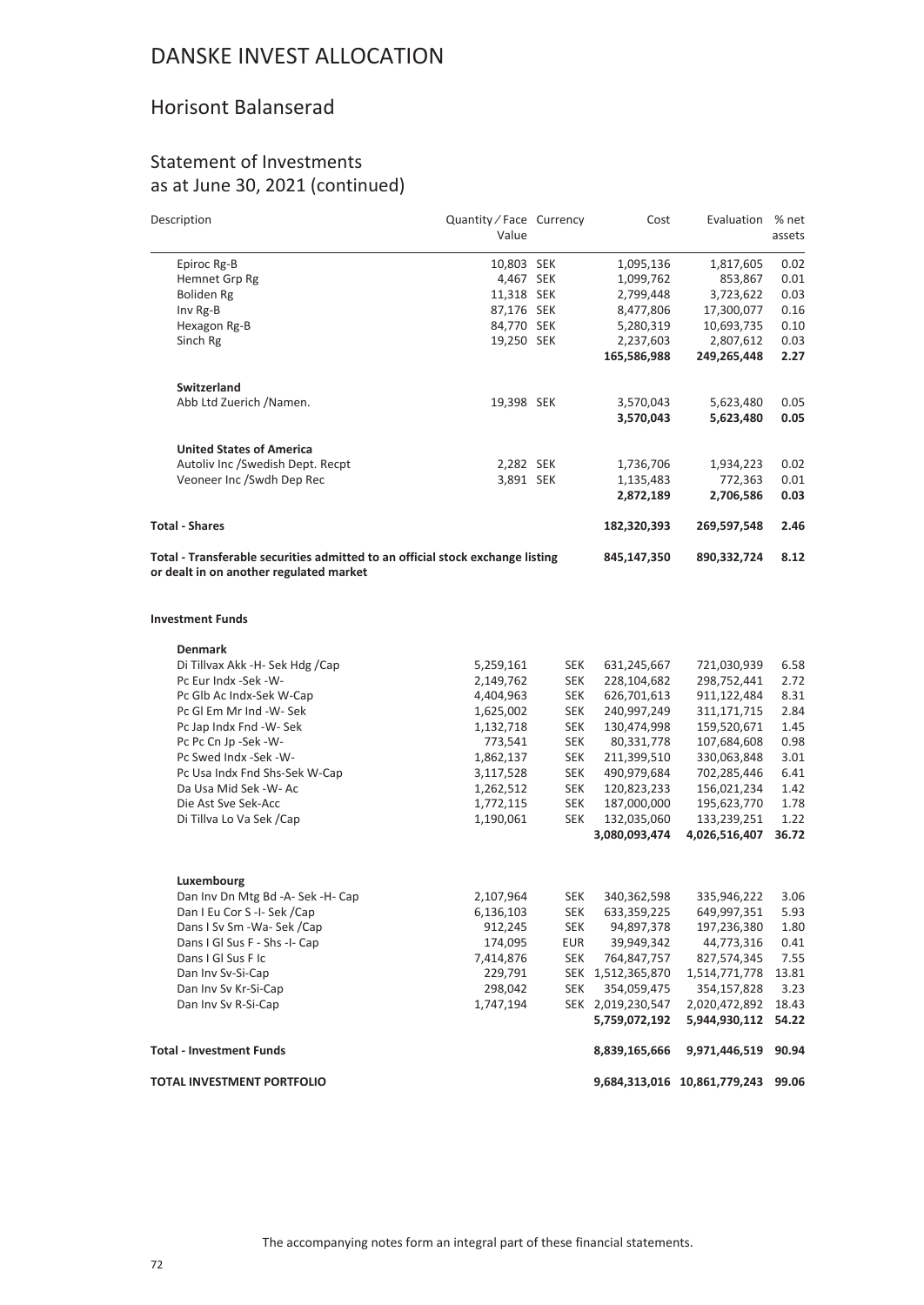# DANSKE INVEST ALLOCATION

## Horisont Balanserad

### Statement of Investments as at June 30, 2021 (continued)

| Description | Quantity / Face Value | Currency | Cost | Evaluation | % net assets |
|---|---|---|---|---|---|
| Epiroc Rg-B | 10,803 | SEK | 1,095,136 | 1,817,605 | 0.02 |
| Hemnet Grp Rg | 4,467 | SEK | 1,099,762 | 853,867 | 0.01 |
| Boliden Rg | 11,318 | SEK | 2,799,448 | 3,723,622 | 0.03 |
| Inv Rg-B | 87,176 | SEK | 8,477,806 | 17,300,077 | 0.16 |
| Hexagon Rg-B | 84,770 | SEK | 5,280,319 | 10,693,735 | 0.10 |
| Sinch Rg | 19,250 | SEK | 2,237,603 | 2,807,612 | 0.03 |
| | | | **165,586,988** | **249,265,448** | **2.27** |
| **Switzerland** | | | | | |
| Abb Ltd Zuerich /Namen. | 19,398 | SEK | 3,570,043 | 5,623,480 | 0.05 |
| | | | **3,570,043** | **5,623,480** | **0.05** |
| **United States of America** | | | | | |
| Autoliv Inc /Swedish Dept. Recpt | 2,282 | SEK | 1,736,706 | 1,934,223 | 0.02 |
| Veoneer Inc /Swdh Dep Rec | 3,891 | SEK | 1,135,483 | 772,363 | 0.01 |
| | | | **2,872,189** | **2,706,586** | **0.03** |
| **Total - Shares** | | | **182,320,393** | **269,597,548** | **2.46** |
| **Total - Transferable securities admitted to an official stock exchange listing or dealt in on another regulated market** | | | **845,147,350** | **890,332,724** | **8.12** |
| **Investment Funds** | | | | | |
| **Denmark** | | | | | |
| Di Tillvax Akk -H- Sek Hdg /Cap | 5,259,161 | SEK | 631,245,667 | 721,030,939 | 6.58 |
| Pc Eur Indx -Sek -W- | 2,149,762 | SEK | 228,104,682 | 298,752,441 | 2.72 |
| Pc Glb Ac Indx-Sek W-Cap | 4,404,963 | SEK | 626,701,613 | 911,122,484 | 8.31 |
| Pc Gl Em Mr Ind -W- Sek | 1,625,002 | SEK | 240,997,249 | 311,171,715 | 2.84 |
| Pc Jap Indx Fnd -W- Sek | 1,132,718 | SEK | 130,474,998 | 159,520,671 | 1.45 |
| Pc Pc Cn Jp -Sek -W- | 773,541 | SEK | 80,331,778 | 107,684,608 | 0.98 |
| Pc Swed Indx -Sek -W- | 1,862,137 | SEK | 211,399,510 | 330,063,848 | 3.01 |
| Pc Usa Indx Fnd Shs-Sek W-Cap | 3,117,528 | SEK | 490,979,684 | 702,285,446 | 6.41 |
| Da Usa Mid Sek -W- Ac | 1,262,512 | SEK | 120,823,233 | 156,021,234 | 1.42 |
| Die Ast Sve Sek-Acc | 1,772,115 | SEK | 187,000,000 | 195,623,770 | 1.78 |
| Di Tillva Lo Va Sek /Cap | 1,190,061 | SEK | 132,035,060 | 133,239,251 | 1.22 |
| | | | **3,080,093,474** | **4,026,516,407** | **36.72** |
| **Luxembourg** | | | | | |
| Dan Inv Dn Mtg Bd -A- Sek -H- Cap | 2,107,964 | SEK | 340,362,598 | 335,946,222 | 3.06 |
| Dan I Eu Cor S -I- Sek /Cap | 6,136,103 | SEK | 633,359,225 | 649,997,351 | 5.93 |
| Dans I Sv Sm -Wa- Sek /Cap | 912,245 | SEK | 94,897,378 | 197,236,380 | 1.80 |
| Dans I Gl Sus F - Shs -I- Cap | 174,095 | EUR | 39,949,342 | 44,773,316 | 0.41 |
| Dans I Gl Sus F Ic | 7,414,876 | SEK | 764,847,757 | 827,574,345 | 7.55 |
| Dan Inv Sv-Si-Cap | 229,791 | SEK | 1,512,365,870 | 1,514,771,778 | 13.81 |
| Dan Inv Sv Kr-Si-Cap | 298,042 | SEK | 354,059,475 | 354,157,828 | 3.23 |
| Dan Inv Sv R-Si-Cap | 1,747,194 | SEK | 2,019,230,547 | 2,020,472,892 | 18.43 |
| | | | **5,759,072,192** | **5,944,930,112** | **54.22** |
| **Total - Investment Funds** | | | **8,839,165,666** | **9,971,446,519** | **90.94** |
| **TOTAL INVESTMENT PORTFOLIO** | | | **9,684,313,016** | **10,861,779,243** | **99.06** |

The accompanying notes form an integral part of these financial statements.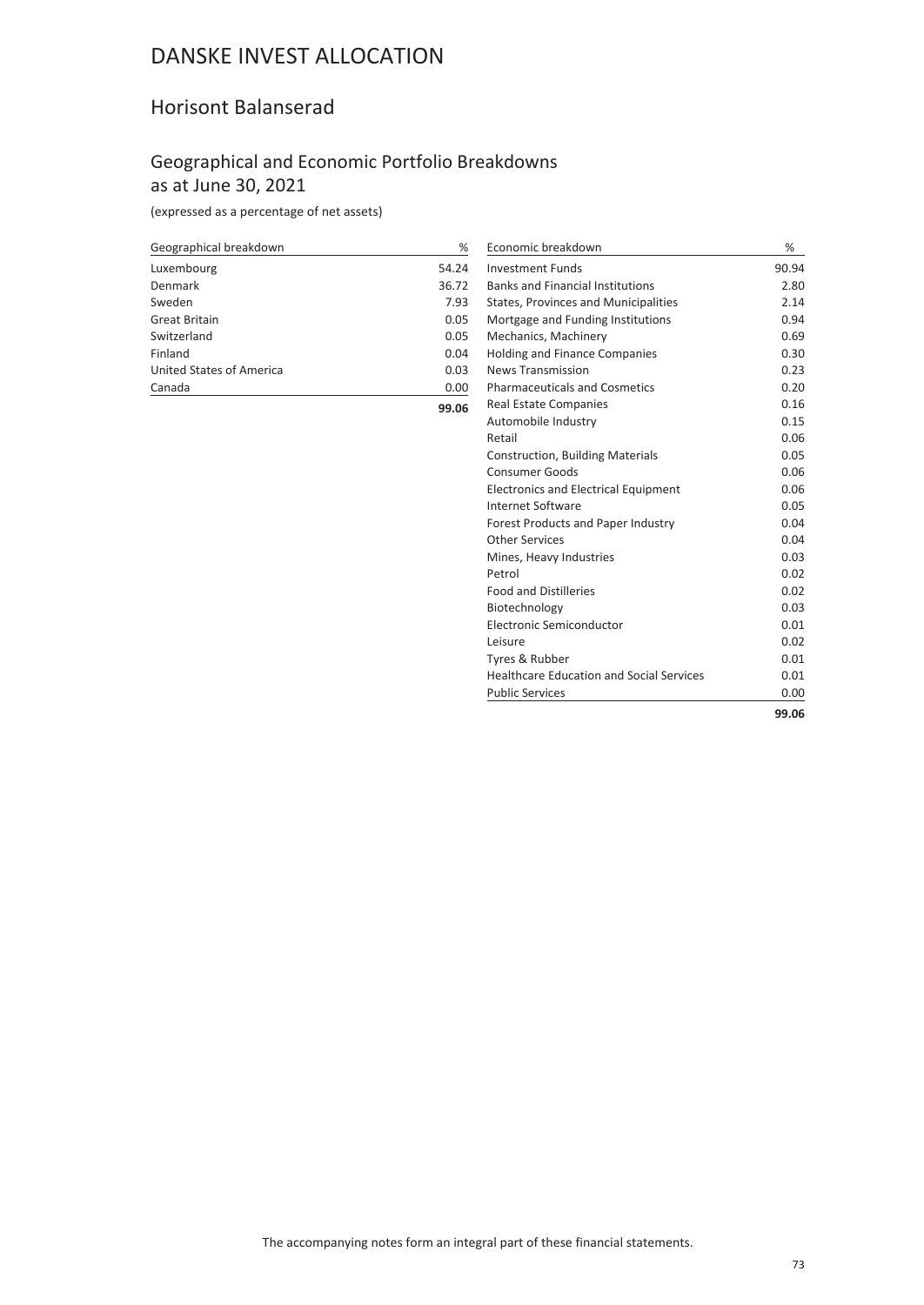# DANSKE INVEST ALLOCATION

## Horisont Balanserad

### Geographical and Economic Portfolio Breakdowns as at June 30, 2021

(expressed as a percentage of net assets)

| Geographical breakdown | % |
|---|---|
| Luxembourg | 54.24 |
| Denmark | 36.72 |
| Sweden | 7.93 |
| Great Britain | 0.05 |
| Switzerland | 0.05 |
| Finland | 0.04 |
| United States of America | 0.03 |
| Canada | 0.00 |
| | **99.06** |

| Economic breakdown | % |
|---|---|
| Investment Funds | 90.94 |
| Banks and Financial Institutions | 2.80 |
| States, Provinces and Municipalities | 2.14 |
| Mortgage and Funding Institutions | 0.94 |
| Mechanics, Machinery | 0.69 |
| Holding and Finance Companies | 0.30 |
| News Transmission | 0.23 |
| Pharmaceuticals and Cosmetics | 0.20 |
| Real Estate Companies | 0.16 |
| Automobile Industry | 0.15 |
| Retail | 0.06 |
| Construction, Building Materials | 0.05 |
| Consumer Goods | 0.06 |
| Electronics and Electrical Equipment | 0.06 |
| Internet Software | 0.05 |
| Forest Products and Paper Industry | 0.04 |
| Other Services | 0.04 |
| Mines, Heavy Industries | 0.03 |
| Petrol | 0.02 |
| Food and Distilleries | 0.02 |
| Biotechnology | 0.03 |
| Electronic Semiconductor | 0.01 |
| Leisure | 0.02 |
| Tyres & Rubber | 0.01 |
| Healthcare Education and Social Services | 0.01 |
| Public Services | 0.00 |
| | **99.06** |

The accompanying notes form an integral part of these financial statements.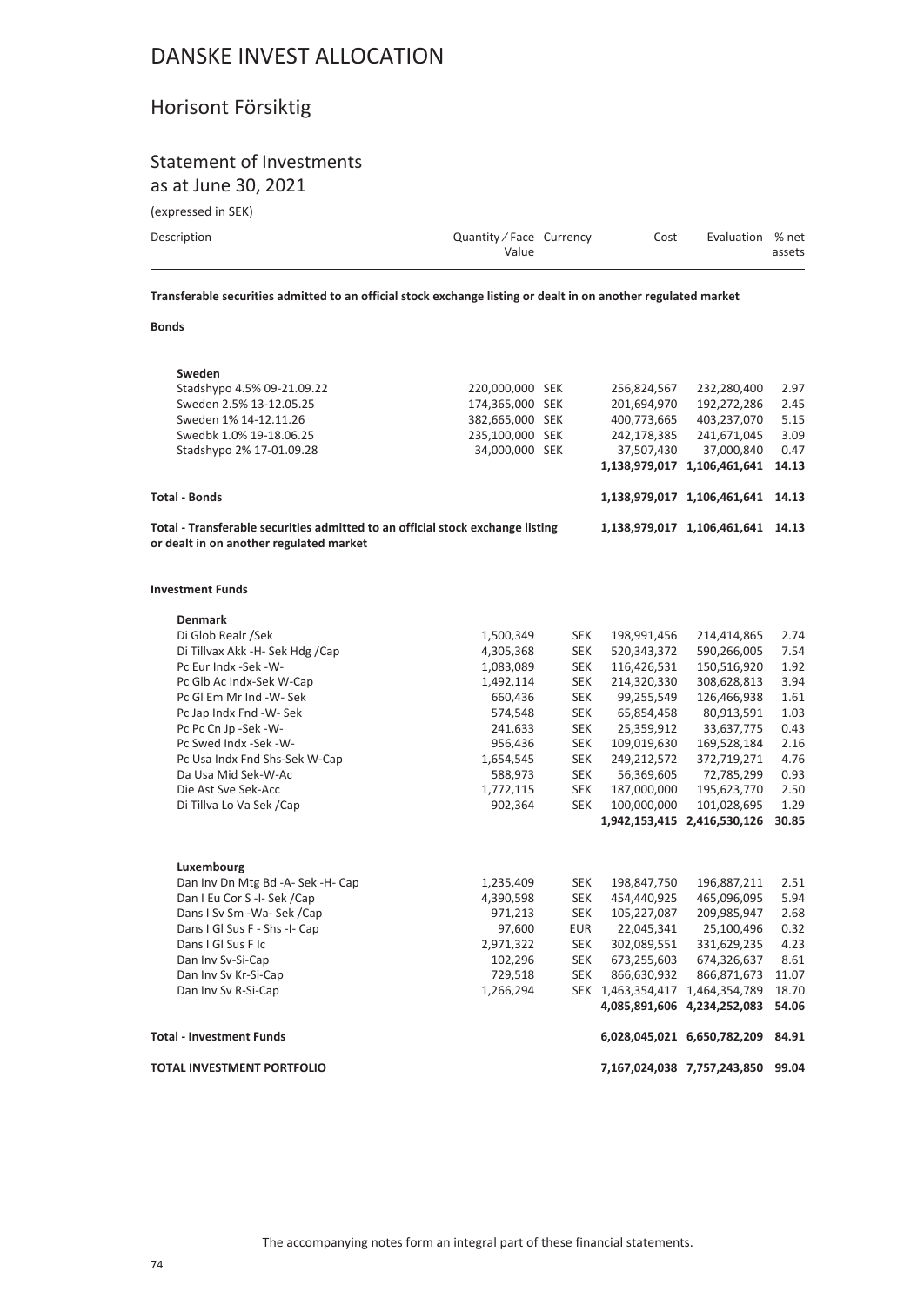# DANSKE INVEST ALLOCATION

## Horisont Försiktig

### Statement of Investments

as at June 30, 2021

(expressed in SEK)

| Description | Quantity / Face Value | Currency | Cost | Evaluation | % net assets |
|---|---|---|---|---|---|
| **Transferable securities admitted to an official stock exchange listing or dealt in on another regulated market** | | | | | |
| **Bonds** | | | | | |
| **Sweden** | | | | | |
| Stadshypo 4.5% 09-21.09.22 | 220,000,000 | SEK | 256,824,567 | 232,280,400 | 2.97 |
| Sweden 2.5% 13-12.05.25 | 174,365,000 | SEK | 201,694,970 | 192,272,286 | 2.45 |
| Sweden 1% 14-12.11.26 | 382,665,000 | SEK | 400,773,665 | 403,237,070 | 5.15 |
| Swedbk 1.0% 19-18.06.25 | 235,100,000 | SEK | 242,178,385 | 241,671,045 | 3.09 |
| Stadshypo 2% 17-01.09.28 | 34,000,000 | SEK | 37,507,430 | 37,000,840 | 0.47 |
| | | | **1,138,979,017** | **1,106,461,641** | **14.13** |
| **Total - Bonds** | | | **1,138,979,017** | **1,106,461,641** | **14.13** |
| **Total - Transferable securities admitted to an official stock exchange listing or dealt in on another regulated market** | | | **1,138,979,017** | **1,106,461,641** | **14.13** |
| **Investment Funds** | | | | | |
| **Denmark** | | | | | |
| Di Glob Realr /Sek | 1,500,349 | SEK | 198,991,456 | 214,414,865 | 2.74 |
| Di Tillvax Akk -H- Sek Hdg /Cap | 4,305,368 | SEK | 520,343,372 | 590,266,005 | 7.54 |
| Pc Eur Indx -Sek -W- | 1,083,089 | SEK | 116,426,531 | 150,516,920 | 1.92 |
| Pc Glb Ac Indx-Sek W-Cap | 1,492,114 | SEK | 214,320,330 | 308,628,813 | 3.94 |
| Pc Gl Em Mr Ind -W- Sek | 660,436 | SEK | 99,255,549 | 126,466,938 | 1.61 |
| Pc Jap Indx Fnd -W- Sek | 574,548 | SEK | 65,854,458 | 80,913,591 | 1.03 |
| Pc Pc Cn Jp -Sek -W- | 241,633 | SEK | 25,359,912 | 33,637,775 | 0.43 |
| Pc Swed Indx -Sek -W- | 956,436 | SEK | 109,019,630 | 169,528,184 | 2.16 |
| Pc Usa Indx Fnd Shs-Sek W-Cap | 1,654,545 | SEK | 249,212,572 | 372,719,271 | 4.76 |
| Da Usa Mid Sek-W-Ac | 588,973 | SEK | 56,369,605 | 72,785,299 | 0.93 |
| Die Ast Sve Sek-Acc | 1,772,115 | SEK | 187,000,000 | 195,623,770 | 2.50 |
| Di Tillva Lo Va Sek /Cap | 902,364 | SEK | 100,000,000 | 101,028,695 | 1.29 |
| | | | **1,942,153,415** | **2,416,530,126** | **30.85** |
| **Luxembourg** | | | | | |
| Dan Inv Dn Mtg Bd -A- Sek -H- Cap | 1,235,409 | SEK | 198,847,750 | 196,887,211 | 2.51 |
| Dan I Eu Cor S -I- Sek /Cap | 4,390,598 | SEK | 454,440,925 | 465,096,095 | 5.94 |
| Dans I Sv Sm -Wa- Sek /Cap | 971,213 | SEK | 105,227,087 | 209,985,947 | 2.68 |
| Dans I Gl Sus F - Shs -I- Cap | 97,600 | EUR | 22,045,341 | 25,100,496 | 0.32 |
| Dans I Gl Sus F Ic | 2,971,322 | SEK | 302,089,551 | 331,629,235 | 4.23 |
| Dan Inv Sv-Si-Cap | 102,296 | SEK | 673,255,603 | 674,326,637 | 8.61 |
| Dan Inv Sv Kr-Si-Cap | 729,518 | SEK | 866,630,932 | 866,871,673 | 11.07 |
| Dan Inv Sv R-Si-Cap | 1,266,294 | SEK | 1,463,354,417 | 1,464,354,789 | 18.70 |
| | | | **4,085,891,606** | **4,234,252,083** | **54.06** |
| **Total - Investment Funds** | | | **6,028,045,021** | **6,650,782,209** | **84.91** |
| **TOTAL INVESTMENT PORTFOLIO** | | | **7,167,024,038** | **7,757,243,850** | **99.04** |

The accompanying notes form an integral part of these financial statements.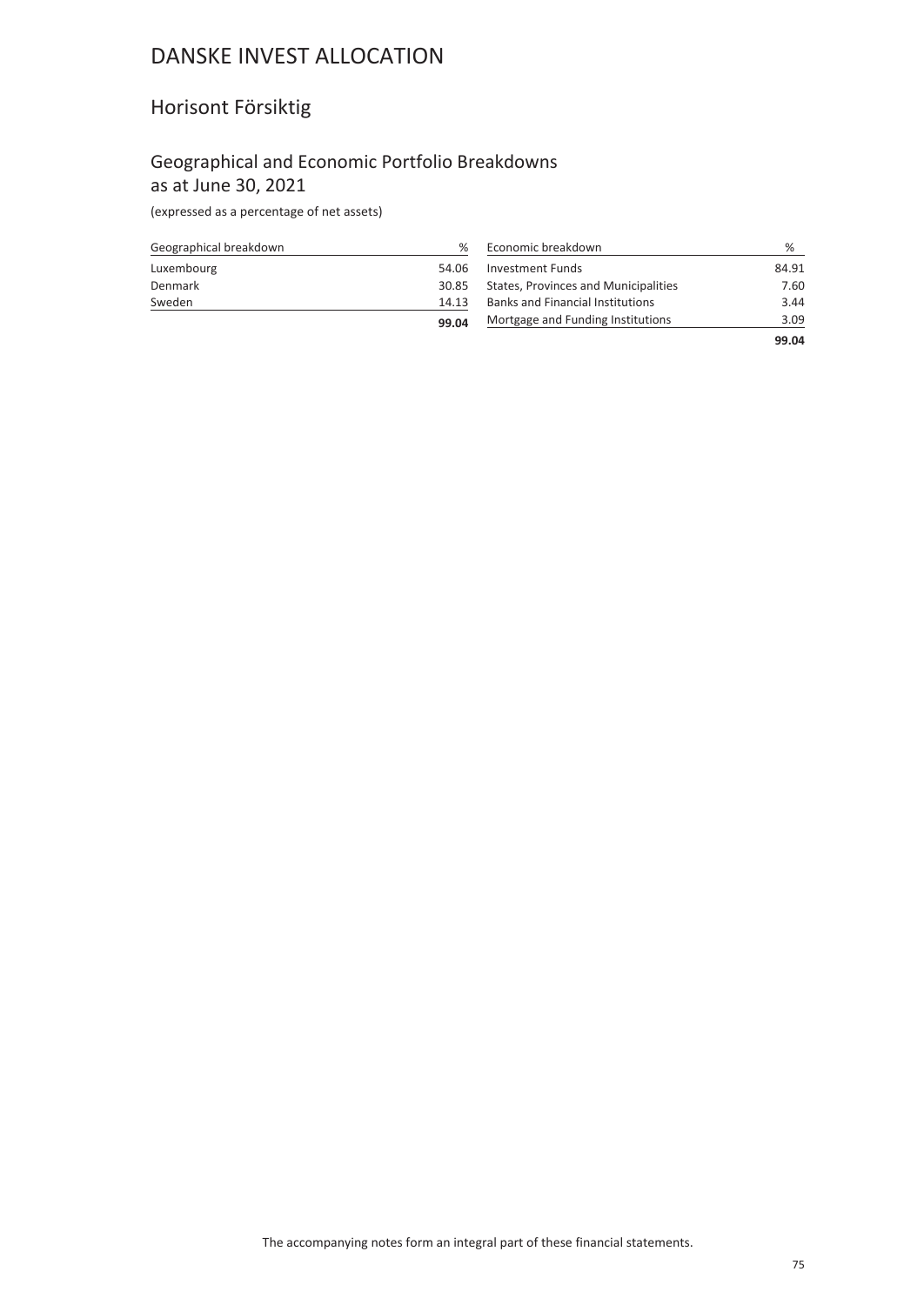# DANSKE INVEST ALLOCATION

## Horisont Försiktig

### Geographical and Economic Portfolio Breakdowns as at June 30, 2021

(expressed as a percentage of net assets)

| Geographical breakdown | % |
|---|---|
| Luxembourg | 54.06 |
| Denmark | 30.85 |
| Sweden | 14.13 |
| | **99.04** |

| Economic breakdown | % |
|---|---|
| Investment Funds | 84.91 |
| States, Provinces and Municipalities | 7.60 |
| Banks and Financial Institutions | 3.44 |
| Mortgage and Funding Institutions | 3.09 |
| | **99.04** |

The accompanying notes form an integral part of these financial statements.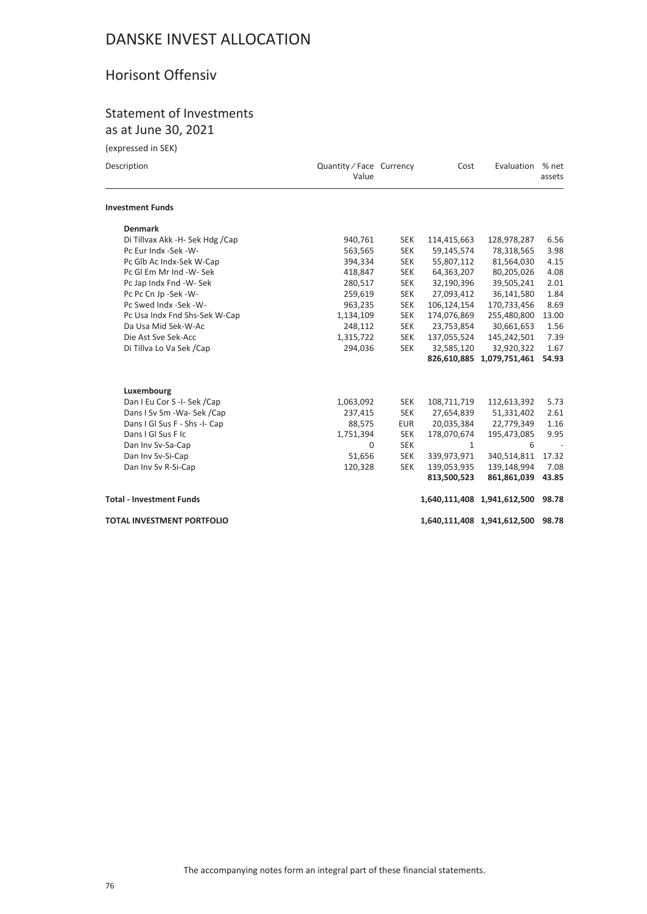# DANSKE INVEST ALLOCATION

## Horisont Offensiv

### Statement of Investments
as at June 30, 2021

(expressed in SEK)

| Description | Quantity / Face Value | Currency | Cost | Evaluation | % net assets |
|---|---|---|---|---|---|
| **Investment Funds** | | | | | |
| **Denmark** | | | | | |
| Di Tillvax Akk -H- Sek Hdg /Cap | 940,761 | SEK | 114,415,663 | 128,978,287 | 6.56 |
| Pc Eur Indx -Sek -W- | 563,565 | SEK | 59,145,574 | 78,318,565 | 3.98 |
| Pc Glb Ac Indx-Sek W-Cap | 394,334 | SEK | 55,807,112 | 81,564,030 | 4.15 |
| Pc Gl Em Mr Ind -W- Sek | 418,847 | SEK | 64,363,207 | 80,205,026 | 4.08 |
| Pc Jap Indx Fnd -W- Sek | 280,517 | SEK | 32,190,396 | 39,505,241 | 2.01 |
| Pc Pc Cn Jp -Sek -W- | 259,619 | SEK | 27,093,412 | 36,141,580 | 1.84 |
| Pc Swed Indx -Sek -W- | 963,235 | SEK | 106,124,154 | 170,733,456 | 8.69 |
| Pc Usa Indx Fnd Shs-Sek W-Cap | 1,134,109 | SEK | 174,076,869 | 255,480,800 | 13.00 |
| Da Usa Mid Sek-W-Ac | 248,112 | SEK | 23,753,854 | 30,661,653 | 1.56 |
| Die Ast Sve Sek-Acc | 1,315,722 | SEK | 137,055,524 | 145,242,501 | 7.39 |
| Di Tillva Lo Va Sek /Cap | 294,036 | SEK | 32,585,120 | 32,920,322 | 1.67 |
| | | | **826,610,885** | **1,079,751,461** | **54.93** |
| **Luxembourg** | | | | | |
| Dan I Eu Cor S -I- Sek /Cap | 1,063,092 | SEK | 108,711,719 | 112,613,392 | 5.73 |
| Dans I Sv Sm -Wa- Sek /Cap | 237,415 | SEK | 27,654,839 | 51,331,402 | 2.61 |
| Dans I Gl Sus F - Shs -I- Cap | 88,575 | EUR | 20,035,384 | 22,779,349 | 1.16 |
| Dans I Gl Sus F Ic | 1,751,394 | SEK | 178,070,674 | 195,473,085 | 9.95 |
| Dan Inv Sv-Sa-Cap | 0 | SEK | 1 | 6 | - |
| Dan Inv Sv-Si-Cap | 51,656 | SEK | 339,973,971 | 340,514,811 | 17.32 |
| Dan Inv Sv R-Si-Cap | 120,328 | SEK | 139,053,935 | 139,148,994 | 7.08 |
| | | | **813,500,523** | **861,861,039** | **43.85** |
| **Total - Investment Funds** | | | **1,640,111,408** | **1,941,612,500** | **98.78** |
| **TOTAL INVESTMENT PORTFOLIO** | | | **1,640,111,408** | **1,941,612,500** | **98.78** |

The accompanying notes form an integral part of these financial statements.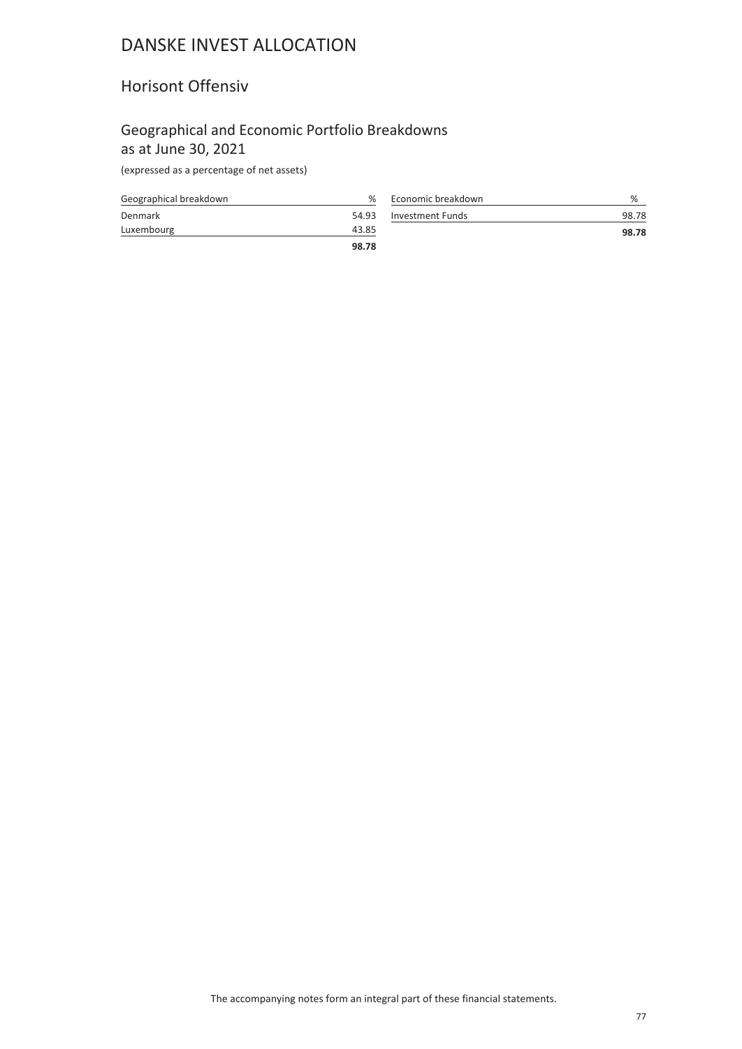# DANSKE INVEST ALLOCATION

## Horisont Offensiv

### Geographical and Economic Portfolio Breakdowns as at June 30, 2021

(expressed as a percentage of net assets)

| Geographical breakdown | % |
|---|---|
| Denmark | 54.93 |
| Luxembourg | 43.85 |
| | **98.78** |

| Economic breakdown | % |
|---|---|
| Investment Funds | 98.78 |
| | **98.78** |

The accompanying notes form an integral part of these financial statements.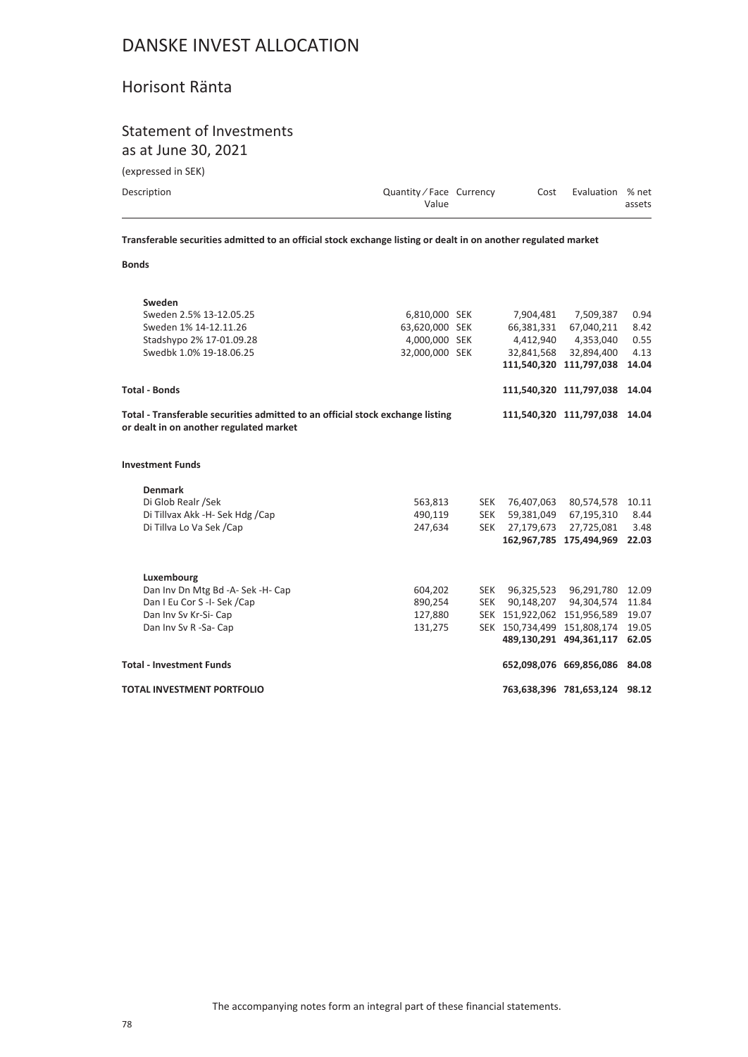# DANSKE INVEST ALLOCATION

## Horisont Ränta

### Statement of Investments
as at June 30, 2021

(expressed in SEK)

| Description | Quantity / Face Value | Currency | Cost | Evaluation | % net assets |
|---|---|---|---|---|---|
| **Transferable securities admitted to an official stock exchange listing or dealt in on another regulated market** | | | | | |
| **Bonds** | | | | | |
| **Sweden** | | | | | |
| Sweden 2.5% 13-12.05.25 | 6,810,000 | SEK | 7,904,481 | 7,509,387 | 0.94 |
| Sweden 1% 14-12.11.26 | 63,620,000 | SEK | 66,381,331 | 67,040,211 | 8.42 |
| Stadshypo 2% 17-01.09.28 | 4,000,000 | SEK | 4,412,940 | 4,353,040 | 0.55 |
| Swedbk 1.0% 19-18.06.25 | 32,000,000 | SEK | 32,841,568 | 32,894,400 | 4.13 |
| | | | **111,540,320** | **111,797,038** | **14.04** |
| **Total - Bonds** | | | **111,540,320** | **111,797,038** | **14.04** |
| **Total - Transferable securities admitted to an official stock exchange listing or dealt in on another regulated market** | | | **111,540,320** | **111,797,038** | **14.04** |
| **Investment Funds** | | | | | |
| **Denmark** | | | | | |
| Di Glob Realr /Sek | 563,813 | SEK | 76,407,063 | 80,574,578 | 10.11 |
| Di Tillvax Akk -H- Sek Hdg /Cap | 490,119 | SEK | 59,381,049 | 67,195,310 | 8.44 |
| Di Tillva Lo Va Sek /Cap | 247,634 | SEK | 27,179,673 | 27,725,081 | 3.48 |
| | | | **162,967,785** | **175,494,969** | **22.03** |
| **Luxembourg** | | | | | |
| Dan Inv Dn Mtg Bd -A- Sek -H- Cap | 604,202 | SEK | 96,325,523 | 96,291,780 | 12.09 |
| Dan I Eu Cor S -I- Sek /Cap | 890,254 | SEK | 90,148,207 | 94,304,574 | 11.84 |
| Dan Inv Sv Kr-Si- Cap | 127,880 | SEK | 151,922,062 | 151,956,589 | 19.07 |
| Dan Inv Sv R -Sa- Cap | 131,275 | SEK | 150,734,499 | 151,808,174 | 19.05 |
| | | | **489,130,291** | **494,361,117** | **62.05** |
| **Total - Investment Funds** | | | **652,098,076** | **669,856,086** | **84.08** |
| **TOTAL INVESTMENT PORTFOLIO** | | | **763,638,396** | **781,653,124** | **98.12** |

The accompanying notes form an integral part of these financial statements.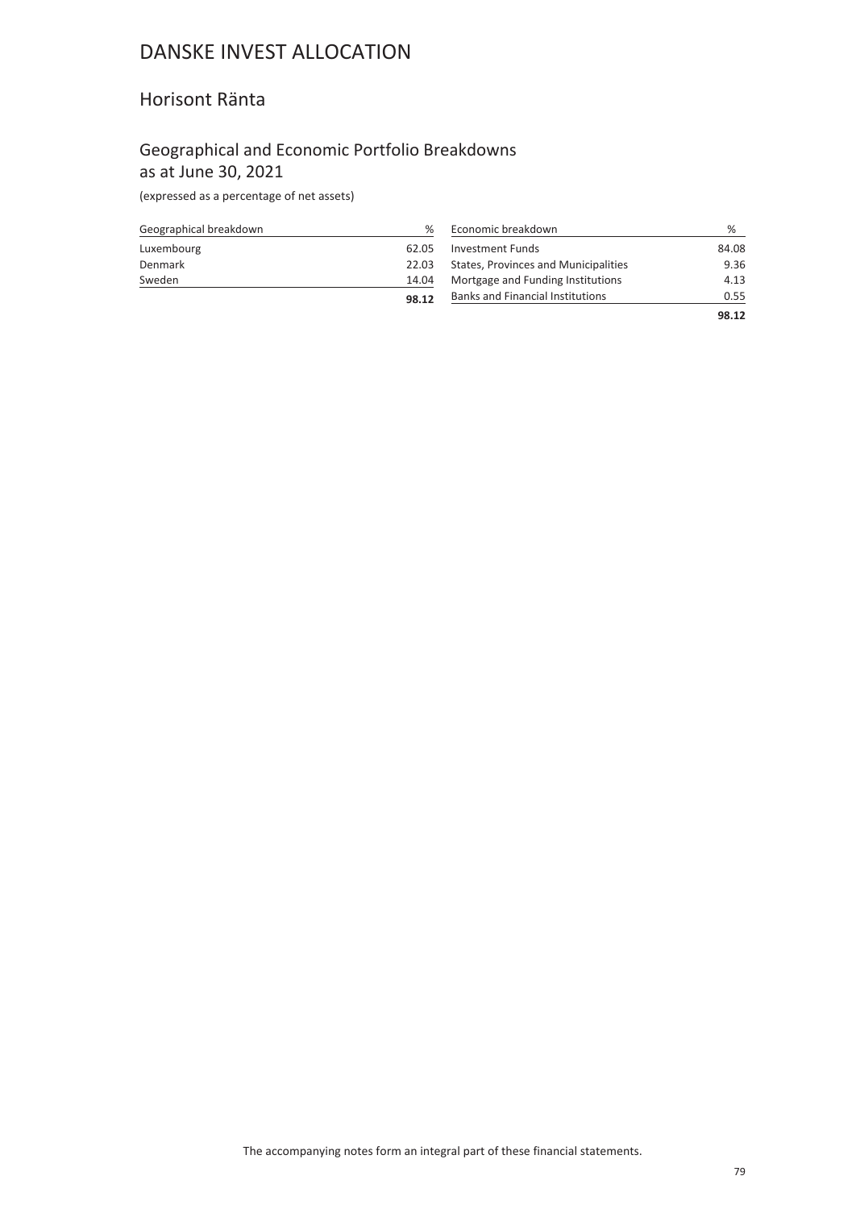# DANSKE INVEST ALLOCATION

## Horisont Ränta

### Geographical and Economic Portfolio Breakdowns as at June 30, 2021

(expressed as a percentage of net assets)

| Geographical breakdown | % |
|---|---|
| Luxembourg | 62.05 |
| Denmark | 22.03 |
| Sweden | 14.04 |
| | **98.12** |

| Economic breakdown | % |
|---|---|
| Investment Funds | 84.08 |
| States, Provinces and Municipalities | 9.36 |
| Mortgage and Funding Institutions | 4.13 |
| Banks and Financial Institutions | 0.55 |
| | **98.12** |

The accompanying notes form an integral part of these financial statements.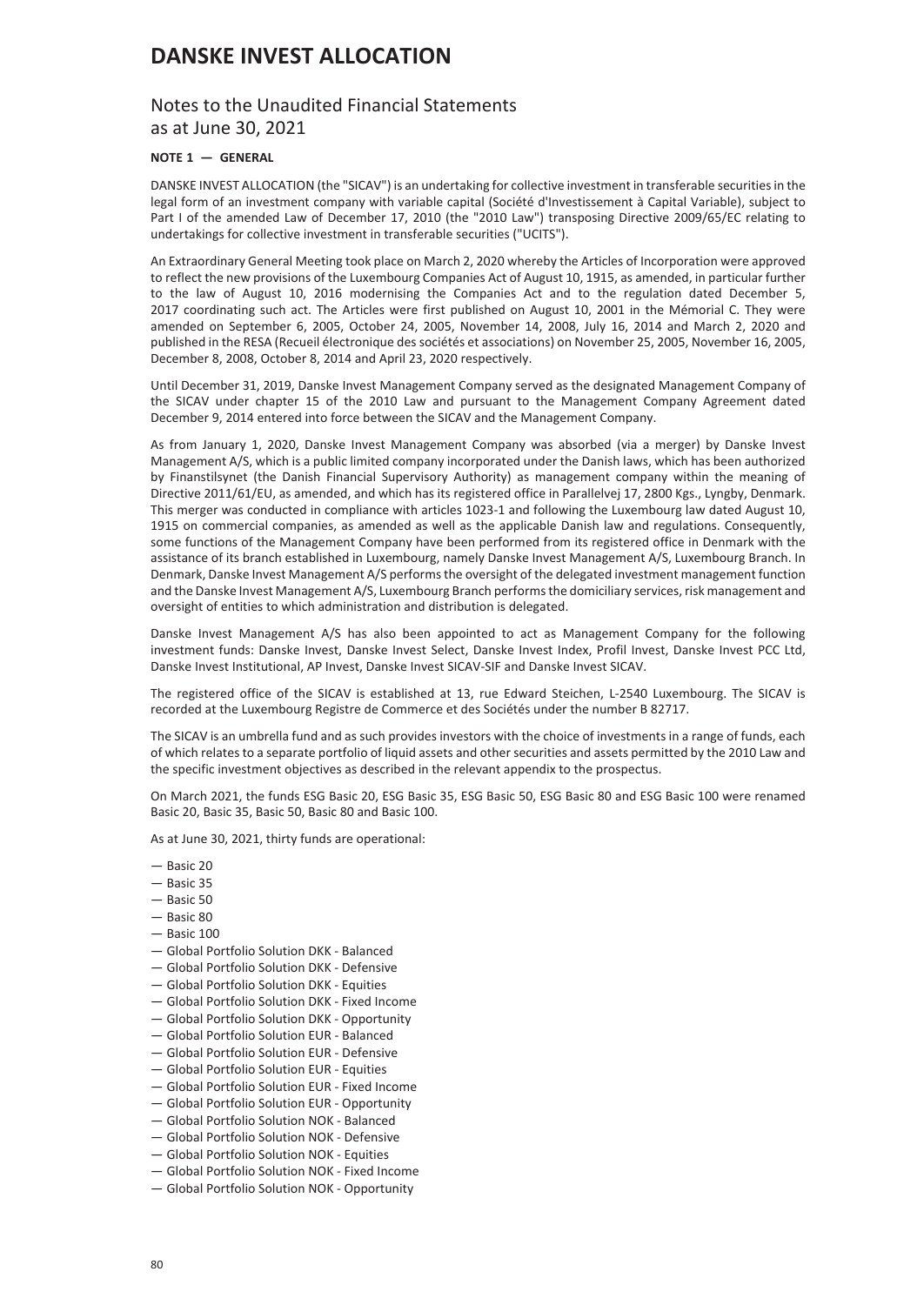# DANSKE INVEST ALLOCATION

## Notes to the Unaudited Financial Statements as at June 30, 2021

### NOTE 1 — GENERAL

DANSKE INVEST ALLOCATION (the "SICAV") is an undertaking for collective investment in transferable securities in the legal form of an investment company with variable capital (Société d'Investissement à Capital Variable), subject to Part I of the amended Law of December 17, 2010 (the "2010 Law") transposing Directive 2009/65/EC relating to undertakings for collective investment in transferable securities ("UCITS").

An Extraordinary General Meeting took place on March 2, 2020 whereby the Articles of Incorporation were approved to reflect the new provisions of the Luxembourg Companies Act of August 10, 1915, as amended, in particular further to the law of August 10, 2016 modernising the Companies Act and to the regulation dated December 5, 2017 coordinating such act. The Articles were first published on August 10, 2001 in the Mémorial C. They were amended on September 6, 2005, October 24, 2005, November 14, 2008, July 16, 2014 and March 2, 2020 and published in the RESA (Recueil électronique des sociétés et associations) on November 25, 2005, November 16, 2005, December 8, 2008, October 8, 2014 and April 23, 2020 respectively.

Until December 31, 2019, Danske Invest Management Company served as the designated Management Company of the SICAV under chapter 15 of the 2010 Law and pursuant to the Management Company Agreement dated December 9, 2014 entered into force between the SICAV and the Management Company.

As from January 1, 2020, Danske Invest Management Company was absorbed (via a merger) by Danske Invest Management A/S, which is a public limited company incorporated under the Danish laws, which has been authorized by Finanstilsynet (the Danish Financial Supervisory Authority) as management company within the meaning of Directive 2011/61/EU, as amended, and which has its registered office in Parallelvej 17, 2800 Kgs., Lyngby, Denmark. This merger was conducted in compliance with articles 1023-1 and following the Luxembourg law dated August 10, 1915 on commercial companies, as amended as well as the applicable Danish law and regulations. Consequently, some functions of the Management Company have been performed from its registered office in Denmark with the assistance of its branch established in Luxembourg, namely Danske Invest Management A/S, Luxembourg Branch. In Denmark, Danske Invest Management A/S performs the oversight of the delegated investment management function and the Danske Invest Management A/S, Luxembourg Branch performs the domiciliary services, risk management and oversight of entities to which administration and distribution is delegated.

Danske Invest Management A/S has also been appointed to act as Management Company for the following investment funds: Danske Invest, Danske Invest Select, Danske Invest Index, Profil Invest, Danske Invest PCC Ltd, Danske Invest Institutional, AP Invest, Danske Invest SICAV-SIF and Danske Invest SICAV.

The registered office of the SICAV is established at 13, rue Edward Steichen, L-2540 Luxembourg. The SICAV is recorded at the Luxembourg Registre de Commerce et des Sociétés under the number B 82717.

The SICAV is an umbrella fund and as such provides investors with the choice of investments in a range of funds, each of which relates to a separate portfolio of liquid assets and other securities and assets permitted by the 2010 Law and the specific investment objectives as described in the relevant appendix to the prospectus.

On March 2021, the funds ESG Basic 20, ESG Basic 35, ESG Basic 50, ESG Basic 80 and ESG Basic 100 were renamed Basic 20, Basic 35, Basic 50, Basic 80 and Basic 100.

As at June 30, 2021, thirty funds are operational:

- Basic 20
- Basic 35
- Basic 50
- Basic 80
- Basic 100
- Global Portfolio Solution DKK - Balanced
- Global Portfolio Solution DKK - Defensive
- Global Portfolio Solution DKK - Equities
- Global Portfolio Solution DKK - Fixed Income
- Global Portfolio Solution DKK - Opportunity
- Global Portfolio Solution EUR - Balanced
- Global Portfolio Solution EUR - Defensive
- Global Portfolio Solution EUR - Equities
- Global Portfolio Solution EUR - Fixed Income
- Global Portfolio Solution EUR - Opportunity
- Global Portfolio Solution NOK - Balanced
- Global Portfolio Solution NOK - Defensive
- Global Portfolio Solution NOK - Equities
- Global Portfolio Solution NOK - Fixed Income
- Global Portfolio Solution NOK - Opportunity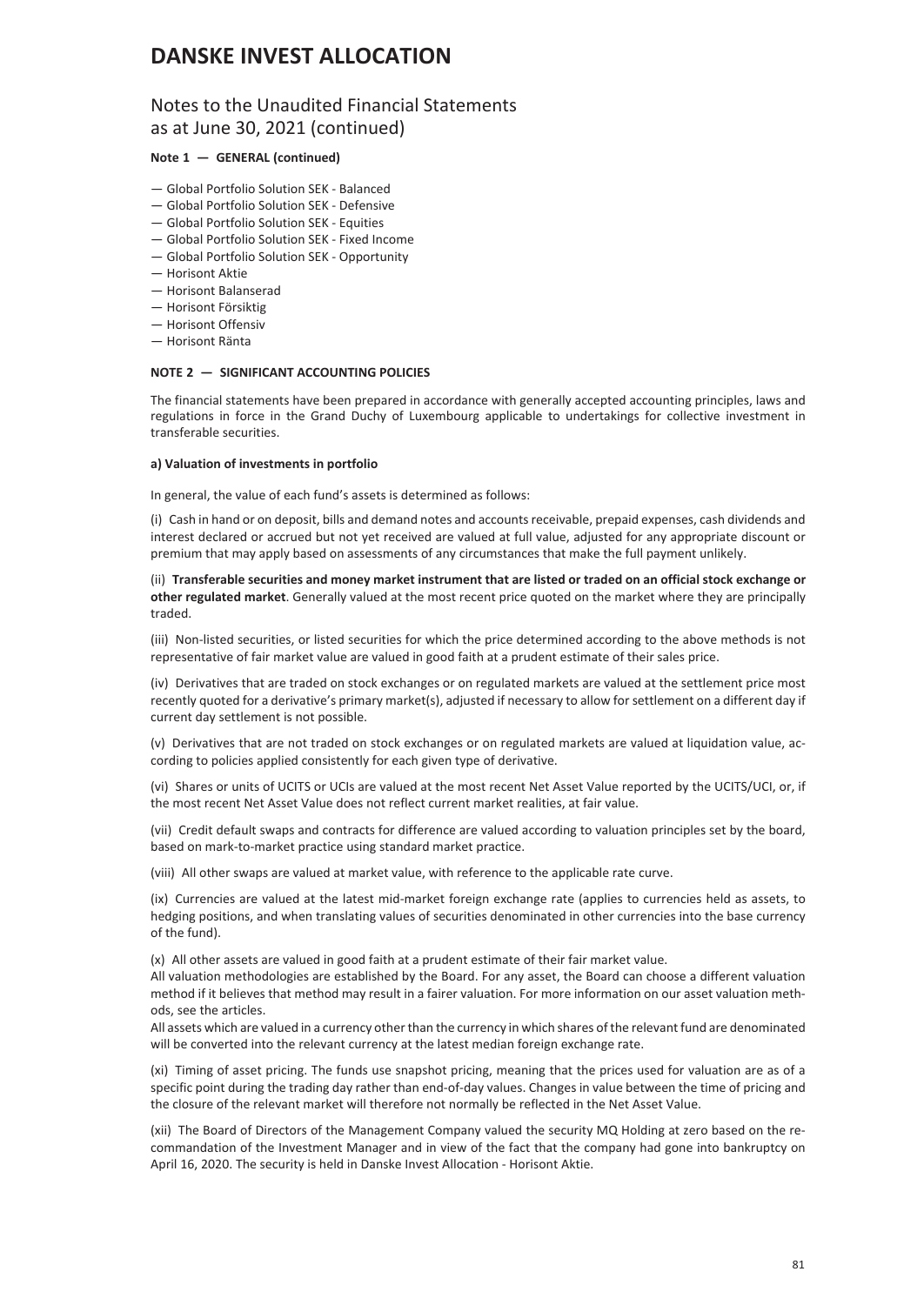# DANSKE INVEST ALLOCATION

## Notes to the Unaudited Financial Statements as at June 30, 2021 (continued)

**Note 1 — GENERAL (continued)**

- Global Portfolio Solution SEK - Balanced
- Global Portfolio Solution SEK - Defensive
- Global Portfolio Solution SEK - Equities
- Global Portfolio Solution SEK - Fixed Income
- Global Portfolio Solution SEK - Opportunity
- Horisont Aktie
- Horisont Balanserad
- Horisont Försiktig
- Horisont Offensiv
- Horisont Ränta

**NOTE 2 — SIGNIFICANT ACCOUNTING POLICIES**

The financial statements have been prepared in accordance with generally accepted accounting principles, laws and regulations in force in the Grand Duchy of Luxembourg applicable to undertakings for collective investment in transferable securities.

**a) Valuation of investments in portfolio**

In general, the value of each fund's assets is determined as follows:

(i) Cash in hand or on deposit, bills and demand notes and accounts receivable, prepaid expenses, cash dividends and interest declared or accrued but not yet received are valued at full value, adjusted for any appropriate discount or premium that may apply based on assessments of any circumstances that make the full payment unlikely.

(ii) **Transferable securities and money market instrument that are listed or traded on an official stock exchange or other regulated market**. Generally valued at the most recent price quoted on the market where they are principally traded.

(iii) Non-listed securities, or listed securities for which the price determined according to the above methods is not representative of fair market value are valued in good faith at a prudent estimate of their sales price.

(iv) Derivatives that are traded on stock exchanges or on regulated markets are valued at the settlement price most recently quoted for a derivative's primary market(s), adjusted if necessary to allow for settlement on a different day if current day settlement is not possible.

(v) Derivatives that are not traded on stock exchanges or on regulated markets are valued at liquidation value, according to policies applied consistently for each given type of derivative.

(vi) Shares or units of UCITS or UCIs are valued at the most recent Net Asset Value reported by the UCITS/UCI, or, if the most recent Net Asset Value does not reflect current market realities, at fair value.

(vii) Credit default swaps and contracts for difference are valued according to valuation principles set by the board, based on mark-to-market practice using standard market practice.

(viii) All other swaps are valued at market value, with reference to the applicable rate curve.

(ix) Currencies are valued at the latest mid-market foreign exchange rate (applies to currencies held as assets, to hedging positions, and when translating values of securities denominated in other currencies into the base currency of the fund).

(x) All other assets are valued in good faith at a prudent estimate of their fair market value.
All valuation methodologies are established by the Board. For any asset, the Board can choose a different valuation method if it believes that method may result in a fairer valuation. For more information on our asset valuation methods, see the articles.
All assets which are valued in a currency other than the currency in which shares of the relevant fund are denominated will be converted into the relevant currency at the latest median foreign exchange rate.

(xi) Timing of asset pricing. The funds use snapshot pricing, meaning that the prices used for valuation are as of a specific point during the trading day rather than end-of-day values. Changes in value between the time of pricing and the closure of the relevant market will therefore not normally be reflected in the Net Asset Value.

(xii) The Board of Directors of the Management Company valued the security MQ Holding at zero based on the recommandation of the Investment Manager and in view of the fact that the company had gone into bankruptcy on April 16, 2020. The security is held in Danske Invest Allocation - Horisont Aktie.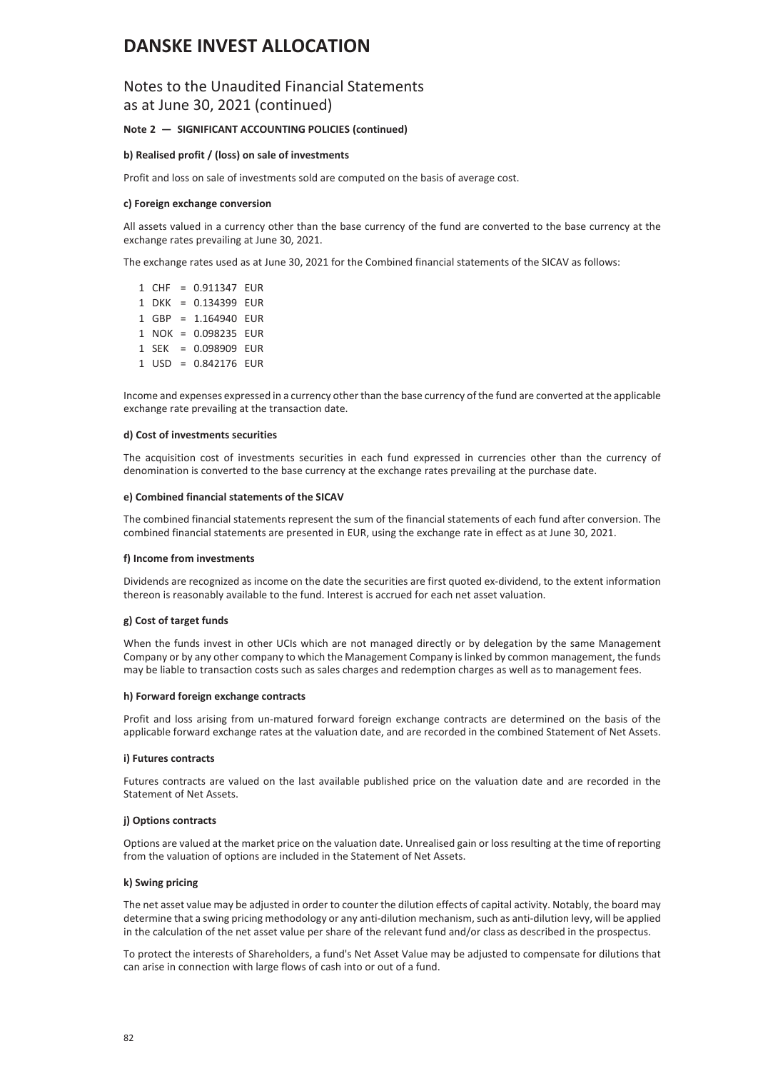# DANSKE INVEST ALLOCATION

## Notes to the Unaudited Financial Statements as at June 30, 2021 (continued)

**Note 2 — SIGNIFICANT ACCOUNTING POLICIES (continued)**

**b) Realised profit / (loss) on sale of investments**

Profit and loss on sale of investments sold are computed on the basis of average cost.

**c) Foreign exchange conversion**

All assets valued in a currency other than the base currency of the fund are converted to the base currency at the exchange rates prevailing at June 30, 2021.

The exchange rates used as at June 30, 2021 for the Combined financial statements of the SICAV as follows:

| | | | | |
|---|---|---|---|---|
| 1 | CHF | = | 0.911347 | EUR |
| 1 | DKK | = | 0.134399 | EUR |
| 1 | GBP | = | 1.164940 | EUR |
| 1 | NOK | = | 0.098235 | EUR |
| 1 | SEK | = | 0.098909 | EUR |
| 1 | USD | = | 0.842176 | EUR |

Income and expenses expressed in a currency other than the base currency of the fund are converted at the applicable exchange rate prevailing at the transaction date.

**d) Cost of investments securities**

The acquisition cost of investments securities in each fund expressed in currencies other than the currency of denomination is converted to the base currency at the exchange rates prevailing at the purchase date.

**e) Combined financial statements of the SICAV**

The combined financial statements represent the sum of the financial statements of each fund after conversion. The combined financial statements are presented in EUR, using the exchange rate in effect as at June 30, 2021.

**f) Income from investments**

Dividends are recognized as income on the date the securities are first quoted ex-dividend, to the extent information thereon is reasonably available to the fund. Interest is accrued for each net asset valuation.

**g) Cost of target funds**

When the funds invest in other UCIs which are not managed directly or by delegation by the same Management Company or by any other company to which the Management Company is linked by common management, the funds may be liable to transaction costs such as sales charges and redemption charges as well as to management fees.

**h) Forward foreign exchange contracts**

Profit and loss arising from un-matured forward foreign exchange contracts are determined on the basis of the applicable forward exchange rates at the valuation date, and are recorded in the combined Statement of Net Assets.

**i) Futures contracts**

Futures contracts are valued on the last available published price on the valuation date and are recorded in the Statement of Net Assets.

**j) Options contracts**

Options are valued at the market price on the valuation date. Unrealised gain or loss resulting at the time of reporting from the valuation of options are included in the Statement of Net Assets.

**k) Swing pricing**

The net asset value may be adjusted in order to counter the dilution effects of capital activity. Notably, the board may determine that a swing pricing methodology or any anti-dilution mechanism, such as anti-dilution levy, will be applied in the calculation of the net asset value per share of the relevant fund and/or class as described in the prospectus.

To protect the interests of Shareholders, a fund's Net Asset Value may be adjusted to compensate for dilutions that can arise in connection with large flows of cash into or out of a fund.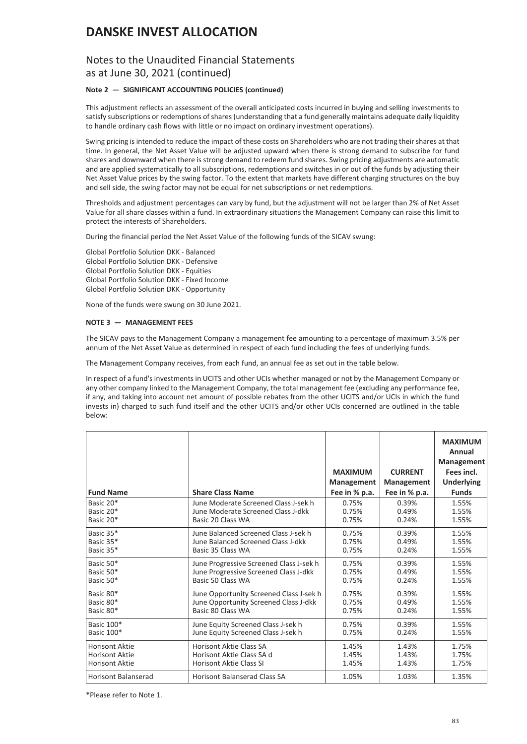# DANSKE INVEST ALLOCATION

## Notes to the Unaudited Financial Statements as at June 30, 2021 (continued)

**Note 2 — SIGNIFICANT ACCOUNTING POLICIES (continued)**

This adjustment reflects an assessment of the overall anticipated costs incurred in buying and selling investments to satisfy subscriptions or redemptions of shares (understanding that a fund generally maintains adequate daily liquidity to handle ordinary cash flows with little or no impact on ordinary investment operations).

Swing pricing is intended to reduce the impact of these costs on Shareholders who are not trading their shares at that time. In general, the Net Asset Value will be adjusted upward when there is strong demand to subscribe for fund shares and downward when there is strong demand to redeem fund shares. Swing pricing adjustments are automatic and are applied systematically to all subscriptions, redemptions and switches in or out of the funds by adjusting their Net Asset Value prices by the swing factor. To the extent that markets have different charging structures on the buy and sell side, the swing factor may not be equal for net subscriptions or net redemptions.

Thresholds and adjustment percentages can vary by fund, but the adjustment will not be larger than 2% of Net Asset Value for all share classes within a fund. In extraordinary situations the Management Company can raise this limit to protect the interests of Shareholders.

During the financial period the Net Asset Value of the following funds of the SICAV swung:

Global Portfolio Solution DKK - Balanced
Global Portfolio Solution DKK - Defensive
Global Portfolio Solution DKK - Equities
Global Portfolio Solution DKK - Fixed Income
Global Portfolio Solution DKK - Opportunity

None of the funds were swung on 30 June 2021.

**NOTE 3 — MANAGEMENT FEES**

The SICAV pays to the Management Company a management fee amounting to a percentage of maximum 3.5% per annum of the Net Asset Value as determined in respect of each fund including the fees of underlying funds.

The Management Company receives, from each fund, an annual fee as set out in the table below.

In respect of a fund's investments in UCITS and other UCIs whether managed or not by the Management Company or any other company linked to the Management Company, the total management fee (excluding any performance fee, if any, and taking into account net amount of possible rebates from the other UCITS and/or UCIs in which the fund invests in) charged to such fund itself and the other UCITS and/or other UCIs concerned are outlined in the table below:

| Fund Name | Share Class Name | MAXIMUM Management Fee in % p.a. | CURRENT Management Fee in % p.a. | MAXIMUM Annual Management Fees incl. Underlying Funds |
|---|---|---|---|---|
| Basic 20* | June Moderate Screened Class J-sek h | 0.75% | 0.39% | 1.55% |
| Basic 20* | June Moderate Screened Class J-dkk | 0.75% | 0.49% | 1.55% |
| Basic 20* | Basic 20 Class WA | 0.75% | 0.24% | 1.55% |
| Basic 35* | June Balanced Screened Class J-sek h | 0.75% | 0.39% | 1.55% |
| Basic 35* | June Balanced Screened Class J-dkk | 0.75% | 0.49% | 1.55% |
| Basic 35* | Basic 35 Class WA | 0.75% | 0.24% | 1.55% |
| Basic 50* | June Progressive Screened Class J-sek h | 0.75% | 0.39% | 1.55% |
| Basic 50* | June Progressive Screened Class J-dkk | 0.75% | 0.49% | 1.55% |
| Basic 50* | Basic 50 Class WA | 0.75% | 0.24% | 1.55% |
| Basic 80* | June Opportunity Screened Class J-sek h | 0.75% | 0.39% | 1.55% |
| Basic 80* | June Opportunity Screened Class J-dkk | 0.75% | 0.49% | 1.55% |
| Basic 80* | Basic 80 Class WA | 0.75% | 0.24% | 1.55% |
| Basic 100* | June Equity Screened Class J-sek h | 0.75% | 0.39% | 1.55% |
| Basic 100* | June Equity Screened Class J-sek h | 0.75% | 0.24% | 1.55% |
| Horisont Aktie | Horisont Aktie Class SA | 1.45% | 1.43% | 1.75% |
| Horisont Aktie | Horisont Aktie Class SA d | 1.45% | 1.43% | 1.75% |
| Horisont Aktie | Horisont Aktie Class SI | 1.45% | 1.43% | 1.75% |
| Horisont Balanserad | Horisont Balanserad Class SA | 1.05% | 1.03% | 1.35% |

*Please refer to Note 1.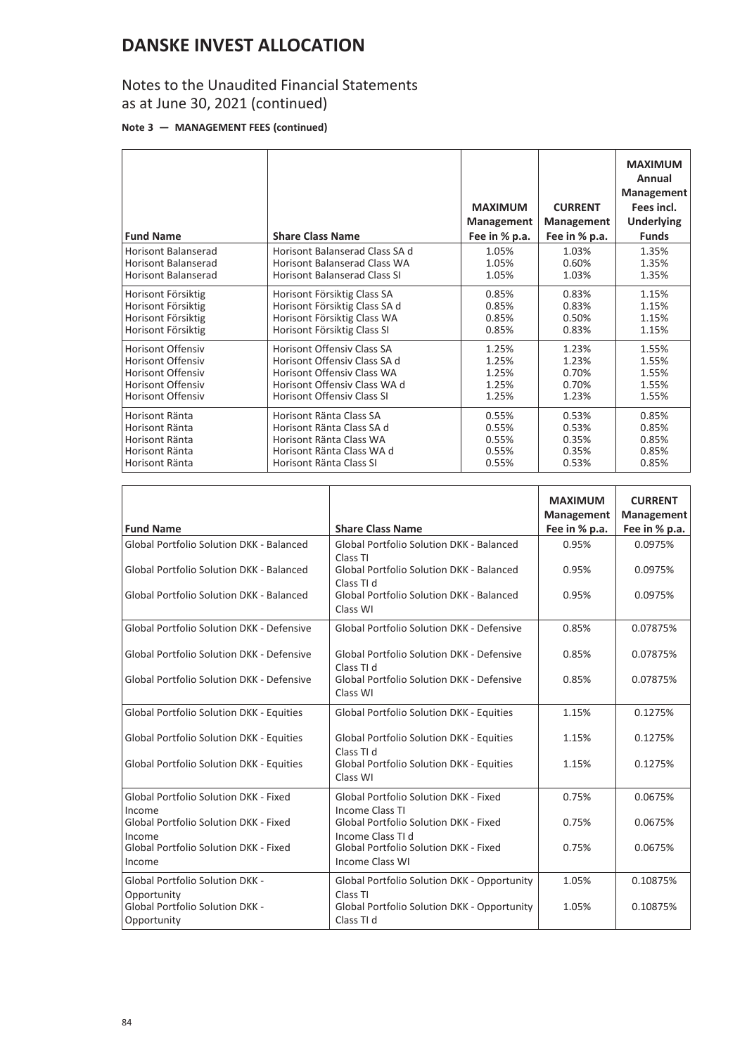# DANSKE INVEST ALLOCATION

## Notes to the Unaudited Financial Statements as at June 30, 2021 (continued)

**Note 3 — MANAGEMENT FEES (continued)**

| Fund Name | Share Class Name | MAXIMUM Management Fee in % p.a. | CURRENT Management Fee in % p.a. | MAXIMUM Annual Management Fees incl. Underlying Funds |
|---|---|---|---|---|
| Horisont Balanserad | Horisont Balanserad Class SA d | 1.05% | 1.03% | 1.35% |
| Horisont Balanserad | Horisont Balanserad Class WA | 1.05% | 0.60% | 1.35% |
| Horisont Balanserad | Horisont Balanserad Class SI | 1.05% | 1.03% | 1.35% |
| Horisont Försiktig | Horisont Försiktig Class SA | 0.85% | 0.83% | 1.15% |
| Horisont Försiktig | Horisont Försiktig Class SA d | 0.85% | 0.83% | 1.15% |
| Horisont Försiktig | Horisont Försiktig Class WA | 0.85% | 0.50% | 1.15% |
| Horisont Försiktig | Horisont Försiktig Class SI | 0.85% | 0.83% | 1.15% |
| Horisont Offensiv | Horisont Offensiv Class SA | 1.25% | 1.23% | 1.55% |
| Horisont Offensiv | Horisont Offensiv Class SA d | 1.25% | 1.23% | 1.55% |
| Horisont Offensiv | Horisont Offensiv Class WA | 1.25% | 0.70% | 1.55% |
| Horisont Offensiv | Horisont Offensiv Class WA d | 1.25% | 0.70% | 1.55% |
| Horisont Offensiv | Horisont Offensiv Class SI | 1.25% | 1.23% | 1.55% |
| Horisont Ränta | Horisont Ränta Class SA | 0.55% | 0.53% | 0.85% |
| Horisont Ränta | Horisont Ränta Class SA d | 0.55% | 0.53% | 0.85% |
| Horisont Ränta | Horisont Ränta Class WA | 0.55% | 0.35% | 0.85% |
| Horisont Ränta | Horisont Ränta Class WA d | 0.55% | 0.35% | 0.85% |
| Horisont Ränta | Horisont Ränta Class SI | 0.55% | 0.53% | 0.85% |

| Fund Name | Share Class Name | MAXIMUM Management Fee in % p.a. | CURRENT Management Fee in % p.a. |
|---|---|---|---|
| Global Portfolio Solution DKK - Balanced | Global Portfolio Solution DKK - Balanced Class TI | 0.95% | 0.0975% |
| Global Portfolio Solution DKK - Balanced | Global Portfolio Solution DKK - Balanced Class TI d | 0.95% | 0.0975% |
| Global Portfolio Solution DKK - Balanced | Global Portfolio Solution DKK - Balanced Class WI | 0.95% | 0.0975% |
| Global Portfolio Solution DKK - Defensive | Global Portfolio Solution DKK - Defensive | 0.85% | 0.07875% |
| Global Portfolio Solution DKK - Defensive | Global Portfolio Solution DKK - Defensive Class TI d | 0.85% | 0.07875% |
| Global Portfolio Solution DKK - Defensive | Global Portfolio Solution DKK - Defensive Class WI | 0.85% | 0.07875% |
| Global Portfolio Solution DKK - Equities | Global Portfolio Solution DKK - Equities | 1.15% | 0.1275% |
| Global Portfolio Solution DKK - Equities | Global Portfolio Solution DKK - Equities Class TI d | 1.15% | 0.1275% |
| Global Portfolio Solution DKK - Equities | Global Portfolio Solution DKK - Equities Class WI | 1.15% | 0.1275% |
| Global Portfolio Solution DKK - Fixed Income | Global Portfolio Solution DKK - Fixed Income Class TI | 0.75% | 0.0675% |
| Global Portfolio Solution DKK - Fixed Income | Global Portfolio Solution DKK - Fixed Income Class TI d | 0.75% | 0.0675% |
| Global Portfolio Solution DKK - Fixed Income | Global Portfolio Solution DKK - Fixed Income Class WI | 0.75% | 0.0675% |
| Global Portfolio Solution DKK - Opportunity | Global Portfolio Solution DKK - Opportunity Class TI | 1.05% | 0.10875% |
| Global Portfolio Solution DKK - Opportunity | Global Portfolio Solution DKK - Opportunity Class TI d | 1.05% | 0.10875% |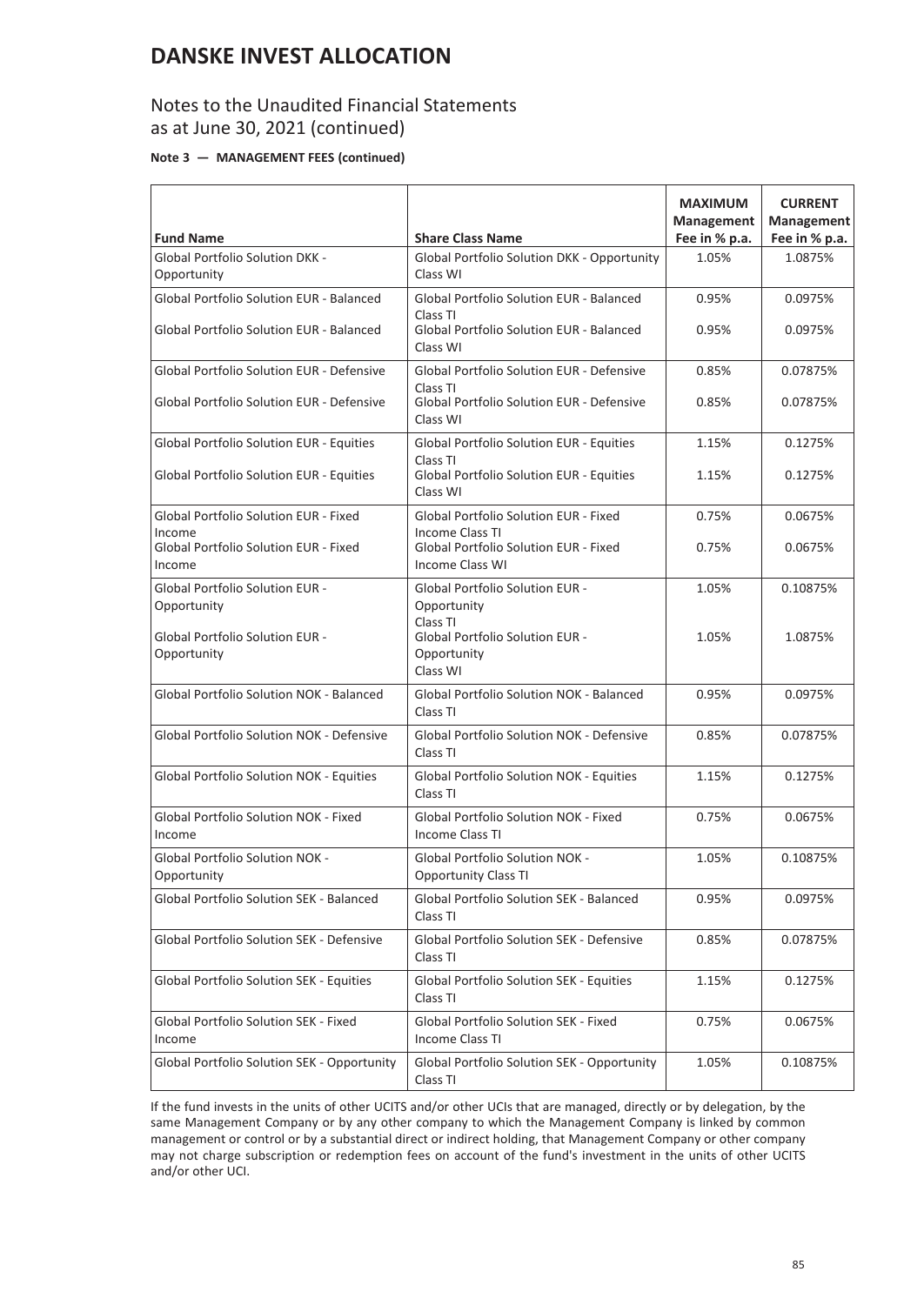# DANSKE INVEST ALLOCATION

## Notes to the Unaudited Financial Statements as at June 30, 2021 (continued)

**Note 3 — MANAGEMENT FEES (continued)**

| Fund Name | Share Class Name | MAXIMUM Management Fee in % p.a. | CURRENT Management Fee in % p.a. |
|---|---|---|---|
| Global Portfolio Solution DKK - Opportunity | Global Portfolio Solution DKK - Opportunity Class WI | 1.05% | 1.0875% |
| Global Portfolio Solution EUR - Balanced | Global Portfolio Solution EUR - Balanced Class TI | 0.95% | 0.0975% |
| Global Portfolio Solution EUR - Balanced | Global Portfolio Solution EUR - Balanced Class WI | 0.95% | 0.0975% |
| Global Portfolio Solution EUR - Defensive | Global Portfolio Solution EUR - Defensive Class TI | 0.85% | 0.07875% |
| Global Portfolio Solution EUR - Defensive | Global Portfolio Solution EUR - Defensive Class WI | 0.85% | 0.07875% |
| Global Portfolio Solution EUR - Equities | Global Portfolio Solution EUR - Equities Class TI | 1.15% | 0.1275% |
| Global Portfolio Solution EUR - Equities | Global Portfolio Solution EUR - Equities Class WI | 1.15% | 0.1275% |
| Global Portfolio Solution EUR - Fixed Income | Global Portfolio Solution EUR - Fixed Income Class TI | 0.75% | 0.0675% |
| Global Portfolio Solution EUR - Fixed Income | Global Portfolio Solution EUR - Fixed Income Class WI | 0.75% | 0.0675% |
| Global Portfolio Solution EUR - Opportunity | Global Portfolio Solution EUR - Opportunity Class TI | 1.05% | 0.10875% |
| Global Portfolio Solution EUR - Opportunity | Global Portfolio Solution EUR - Opportunity Class WI | 1.05% | 1.0875% |
| Global Portfolio Solution NOK - Balanced | Global Portfolio Solution NOK - Balanced Class TI | 0.95% | 0.0975% |
| Global Portfolio Solution NOK - Defensive | Global Portfolio Solution NOK - Defensive Class TI | 0.85% | 0.07875% |
| Global Portfolio Solution NOK - Equities | Global Portfolio Solution NOK - Equities Class TI | 1.15% | 0.1275% |
| Global Portfolio Solution NOK - Fixed Income | Global Portfolio Solution NOK - Fixed Income Class TI | 0.75% | 0.0675% |
| Global Portfolio Solution NOK - Opportunity | Global Portfolio Solution NOK - Opportunity Class TI | 1.05% | 0.10875% |
| Global Portfolio Solution SEK - Balanced | Global Portfolio Solution SEK - Balanced Class TI | 0.95% | 0.0975% |
| Global Portfolio Solution SEK - Defensive | Global Portfolio Solution SEK - Defensive Class TI | 0.85% | 0.07875% |
| Global Portfolio Solution SEK - Equities | Global Portfolio Solution SEK - Equities Class TI | 1.15% | 0.1275% |
| Global Portfolio Solution SEK - Fixed Income | Global Portfolio Solution SEK - Fixed Income Class TI | 0.75% | 0.0675% |
| Global Portfolio Solution SEK - Opportunity | Global Portfolio Solution SEK - Opportunity Class TI | 1.05% | 0.10875% |

If the fund invests in the units of other UCITS and/or other UCIs that are managed, directly or by delegation, by the same Management Company or by any other company to which the Management Company is linked by common management or control or by a substantial direct or indirect holding, that Management Company or other company may not charge subscription or redemption fees on account of the fund's investment in the units of other UCITS and/or other UCI.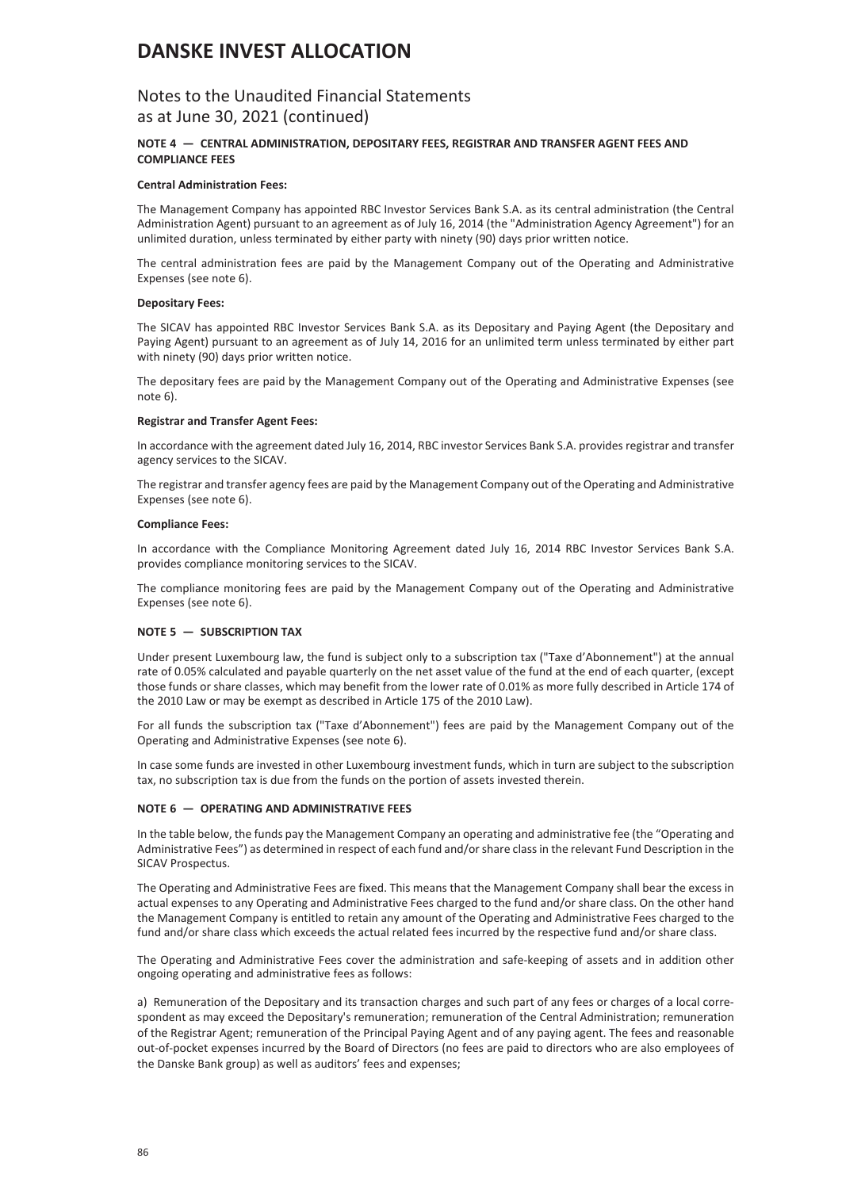# DANSKE INVEST ALLOCATION

## Notes to the Unaudited Financial Statements as at June 30, 2021 (continued)

### NOTE 4 — CENTRAL ADMINISTRATION, DEPOSITARY FEES, REGISTRAR AND TRANSFER AGENT FEES AND COMPLIANCE FEES

**Central Administration Fees:**

The Management Company has appointed RBC Investor Services Bank S.A. as its central administration (the Central Administration Agent) pursuant to an agreement as of July 16, 2014 (the "Administration Agency Agreement") for an unlimited duration, unless terminated by either party with ninety (90) days prior written notice.

The central administration fees are paid by the Management Company out of the Operating and Administrative Expenses (see note 6).

**Depositary Fees:**

The SICAV has appointed RBC Investor Services Bank S.A. as its Depositary and Paying Agent (the Depositary and Paying Agent) pursuant to an agreement as of July 14, 2016 for an unlimited term unless terminated by either part with ninety (90) days prior written notice.

The depositary fees are paid by the Management Company out of the Operating and Administrative Expenses (see note 6).

**Registrar and Transfer Agent Fees:**

In accordance with the agreement dated July 16, 2014, RBC investor Services Bank S.A. provides registrar and transfer agency services to the SICAV.

The registrar and transfer agency fees are paid by the Management Company out of the Operating and Administrative Expenses (see note 6).

**Compliance Fees:**

In accordance with the Compliance Monitoring Agreement dated July 16, 2014 RBC Investor Services Bank S.A. provides compliance monitoring services to the SICAV.

The compliance monitoring fees are paid by the Management Company out of the Operating and Administrative Expenses (see note 6).

### NOTE 5 — SUBSCRIPTION TAX

Under present Luxembourg law, the fund is subject only to a subscription tax ("Taxe d'Abonnement") at the annual rate of 0.05% calculated and payable quarterly on the net asset value of the fund at the end of each quarter, (except those funds or share classes, which may benefit from the lower rate of 0.01% as more fully described in Article 174 of the 2010 Law or may be exempt as described in Article 175 of the 2010 Law).

For all funds the subscription tax ("Taxe d'Abonnement") fees are paid by the Management Company out of the Operating and Administrative Expenses (see note 6).

In case some funds are invested in other Luxembourg investment funds, which in turn are subject to the subscription tax, no subscription tax is due from the funds on the portion of assets invested therein.

### NOTE 6 — OPERATING AND ADMINISTRATIVE FEES

In the table below, the funds pay the Management Company an operating and administrative fee (the "Operating and Administrative Fees") as determined in respect of each fund and/or share class in the relevant Fund Description in the SICAV Prospectus.

The Operating and Administrative Fees are fixed. This means that the Management Company shall bear the excess in actual expenses to any Operating and Administrative Fees charged to the fund and/or share class. On the other hand the Management Company is entitled to retain any amount of the Operating and Administrative Fees charged to the fund and/or share class which exceeds the actual related fees incurred by the respective fund and/or share class.

The Operating and Administrative Fees cover the administration and safe-keeping of assets and in addition other ongoing operating and administrative fees as follows:

a) Remuneration of the Depositary and its transaction charges and such part of any fees or charges of a local correspondent as may exceed the Depositary's remuneration; remuneration of the Central Administration; remuneration of the Registrar Agent; remuneration of the Principal Paying Agent and of any paying agent. The fees and reasonable out-of-pocket expenses incurred by the Board of Directors (no fees are paid to directors who are also employees of the Danske Bank group) as well as auditors' fees and expenses;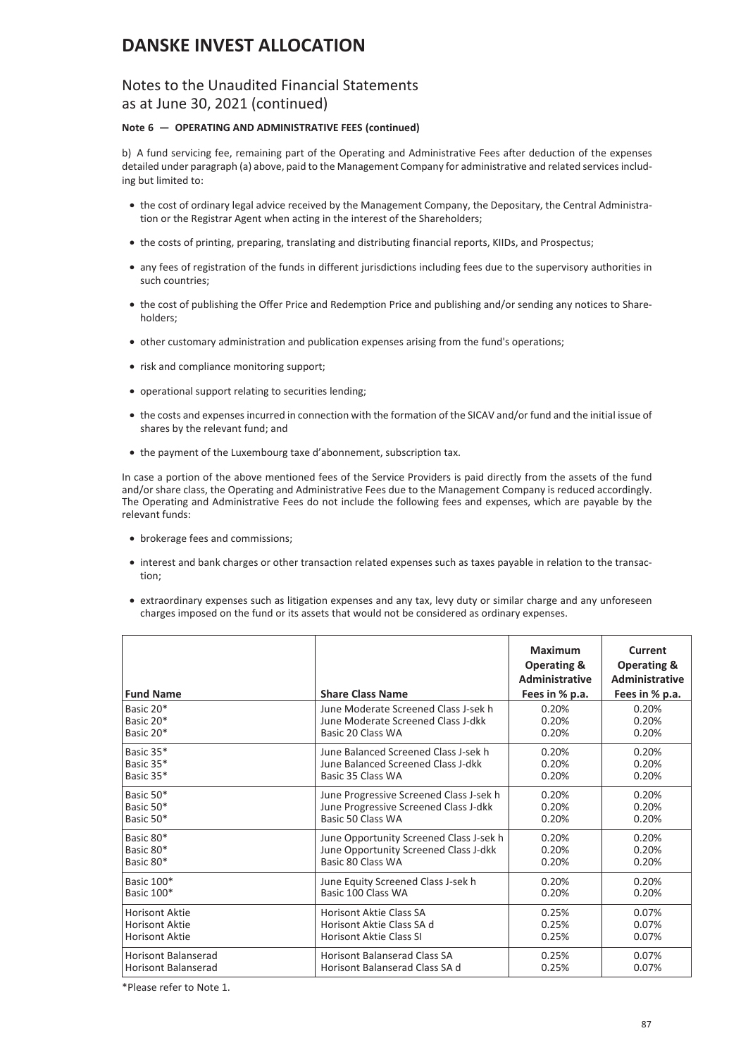# DANSKE INVEST ALLOCATION

## Notes to the Unaudited Financial Statements as at June 30, 2021 (continued)

**Note 6 — OPERATING AND ADMINISTRATIVE FEES (continued)**

b) A fund servicing fee, remaining part of the Operating and Administrative Fees after deduction of the expenses detailed under paragraph (a) above, paid to the Management Company for administrative and related services including but limited to:

- the cost of ordinary legal advice received by the Management Company, the Depositary, the Central Administration or the Registrar Agent when acting in the interest of the Shareholders;
- the costs of printing, preparing, translating and distributing financial reports, KIIDs, and Prospectus;
- any fees of registration of the funds in different jurisdictions including fees due to the supervisory authorities in such countries;
- the cost of publishing the Offer Price and Redemption Price and publishing and/or sending any notices to Shareholders;
- other customary administration and publication expenses arising from the fund's operations;
- risk and compliance monitoring support;
- operational support relating to securities lending;
- the costs and expenses incurred in connection with the formation of the SICAV and/or fund and the initial issue of shares by the relevant fund; and
- the payment of the Luxembourg taxe d'abonnement, subscription tax.

In case a portion of the above mentioned fees of the Service Providers is paid directly from the assets of the fund and/or share class, the Operating and Administrative Fees due to the Management Company is reduced accordingly. The Operating and Administrative Fees do not include the following fees and expenses, which are payable by the relevant funds:

- brokerage fees and commissions;
- interest and bank charges or other transaction related expenses such as taxes payable in relation to the transaction;
- extraordinary expenses such as litigation expenses and any tax, levy duty or similar charge and any unforeseen charges imposed on the fund or its assets that would not be considered as ordinary expenses.

| Fund Name | Share Class Name | Maximum Operating & Administrative Fees in % p.a. | Current Operating & Administrative Fees in % p.a. |
|---|---|---|---|
| Basic 20* | June Moderate Screened Class J-sek h | 0.20% | 0.20% |
| Basic 20* | June Moderate Screened Class J-dkk | 0.20% | 0.20% |
| Basic 20* | Basic 20 Class WA | 0.20% | 0.20% |
| Basic 35* | June Balanced Screened Class J-sek h | 0.20% | 0.20% |
| Basic 35* | June Balanced Screened Class J-dkk | 0.20% | 0.20% |
| Basic 35* | Basic 35 Class WA | 0.20% | 0.20% |
| Basic 50* | June Progressive Screened Class J-sek h | 0.20% | 0.20% |
| Basic 50* | June Progressive Screened Class J-dkk | 0.20% | 0.20% |
| Basic 50* | Basic 50 Class WA | 0.20% | 0.20% |
| Basic 80* | June Opportunity Screened Class J-sek h | 0.20% | 0.20% |
| Basic 80* | June Opportunity Screened Class J-dkk | 0.20% | 0.20% |
| Basic 80* | Basic 80 Class WA | 0.20% | 0.20% |
| Basic 100* | June Equity Screened Class J-sek h | 0.20% | 0.20% |
| Basic 100* | Basic 100 Class WA | 0.20% | 0.20% |
| Horisont Aktie | Horisont Aktie Class SA | 0.25% | 0.07% |
| Horisont Aktie | Horisont Aktie Class SA d | 0.25% | 0.07% |
| Horisont Aktie | Horisont Aktie Class SI | 0.25% | 0.07% |
| Horisont Balanserad | Horisont Balanserad Class SA | 0.25% | 0.07% |
| Horisont Balanserad | Horisont Balanserad Class SA d | 0.25% | 0.07% |

*Please refer to Note 1.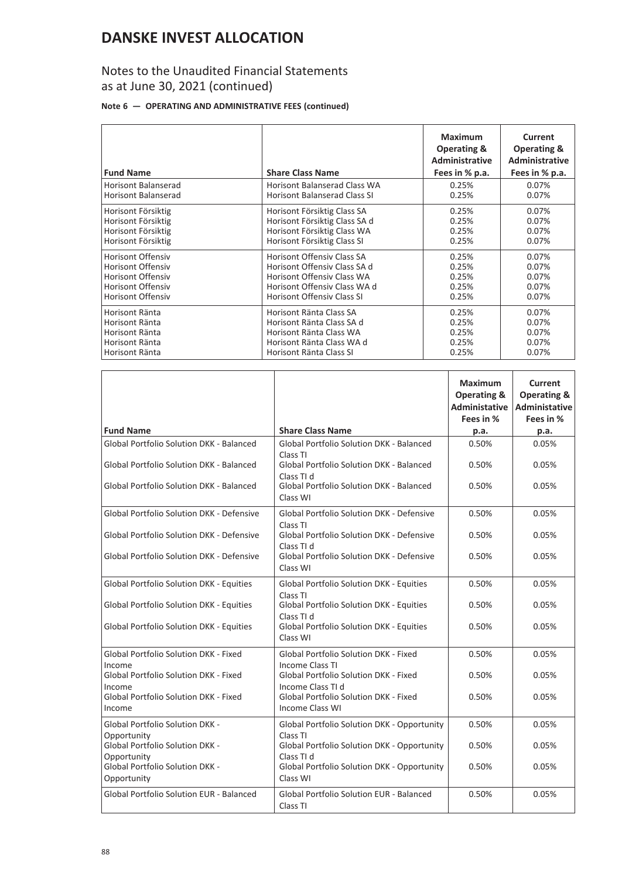# DANSKE INVEST ALLOCATION

## Notes to the Unaudited Financial Statements as at June 30, 2021 (continued)

**Note 6 — OPERATING AND ADMINISTRATIVE FEES (continued)**

| Fund Name | Share Class Name | Maximum Operating & Administrative Fees in % p.a. | Current Operating & Administrative Fees in % p.a. |
|---|---|---|---|
| Horisont Balanserad | Horisont Balanserad Class WA | 0.25% | 0.07% |
| Horisont Balanserad | Horisont Balanserad Class SI | 0.25% | 0.07% |
| Horisont Försiktig | Horisont Försiktig Class SA | 0.25% | 0.07% |
| Horisont Försiktig | Horisont Försiktig Class SA d | 0.25% | 0.07% |
| Horisont Försiktig | Horisont Försiktig Class WA | 0.25% | 0.07% |
| Horisont Försiktig | Horisont Försiktig Class SI | 0.25% | 0.07% |
| Horisont Offensiv | Horisont Offensiv Class SA | 0.25% | 0.07% |
| Horisont Offensiv | Horisont Offensiv Class SA d | 0.25% | 0.07% |
| Horisont Offensiv | Horisont Offensiv Class WA | 0.25% | 0.07% |
| Horisont Offensiv | Horisont Offensiv Class WA d | 0.25% | 0.07% |
| Horisont Offensiv | Horisont Offensiv Class SI | 0.25% | 0.07% |
| Horisont Ränta | Horisont Ränta Class SA | 0.25% | 0.07% |
| Horisont Ränta | Horisont Ränta Class SA d | 0.25% | 0.07% |
| Horisont Ränta | Horisont Ränta Class WA | 0.25% | 0.07% |
| Horisont Ränta | Horisont Ränta Class WA d | 0.25% | 0.07% |
| Horisont Ränta | Horisont Ränta Class SI | 0.25% | 0.07% |

| Fund Name | Share Class Name | Maximum Operating & Administative Fees in % p.a. | Current Operating & Administative Fees in % p.a. |
|---|---|---|---|
| Global Portfolio Solution DKK - Balanced | Global Portfolio Solution DKK - Balanced Class TI | 0.50% | 0.05% |
| Global Portfolio Solution DKK - Balanced | Global Portfolio Solution DKK - Balanced Class TI d | 0.50% | 0.05% |
| Global Portfolio Solution DKK - Balanced | Global Portfolio Solution DKK - Balanced Class WI | 0.50% | 0.05% |
| Global Portfolio Solution DKK - Defensive | Global Portfolio Solution DKK - Defensive Class TI | 0.50% | 0.05% |
| Global Portfolio Solution DKK - Defensive | Global Portfolio Solution DKK - Defensive Class TI d | 0.50% | 0.05% |
| Global Portfolio Solution DKK - Defensive | Global Portfolio Solution DKK - Defensive Class WI | 0.50% | 0.05% |
| Global Portfolio Solution DKK - Equities | Global Portfolio Solution DKK - Equities Class TI | 0.50% | 0.05% |
| Global Portfolio Solution DKK - Equities | Global Portfolio Solution DKK - Equities Class TI d | 0.50% | 0.05% |
| Global Portfolio Solution DKK - Equities | Global Portfolio Solution DKK - Equities Class WI | 0.50% | 0.05% |
| Global Portfolio Solution DKK - Fixed Income | Global Portfolio Solution DKK - Fixed Income Class TI | 0.50% | 0.05% |
| Global Portfolio Solution DKK - Fixed Income | Global Portfolio Solution DKK - Fixed Income Class TI d | 0.50% | 0.05% |
| Global Portfolio Solution DKK - Fixed Income | Global Portfolio Solution DKK - Fixed Income Class WI | 0.50% | 0.05% |
| Global Portfolio Solution DKK - Opportunity | Global Portfolio Solution DKK - Opportunity Class TI | 0.50% | 0.05% |
| Global Portfolio Solution DKK - Opportunity | Global Portfolio Solution DKK - Opportunity Class TI d | 0.50% | 0.05% |
| Global Portfolio Solution DKK - Opportunity | Global Portfolio Solution DKK - Opportunity Class WI | 0.50% | 0.05% |
| Global Portfolio Solution EUR - Balanced | Global Portfolio Solution EUR - Balanced Class TI | 0.50% | 0.05% |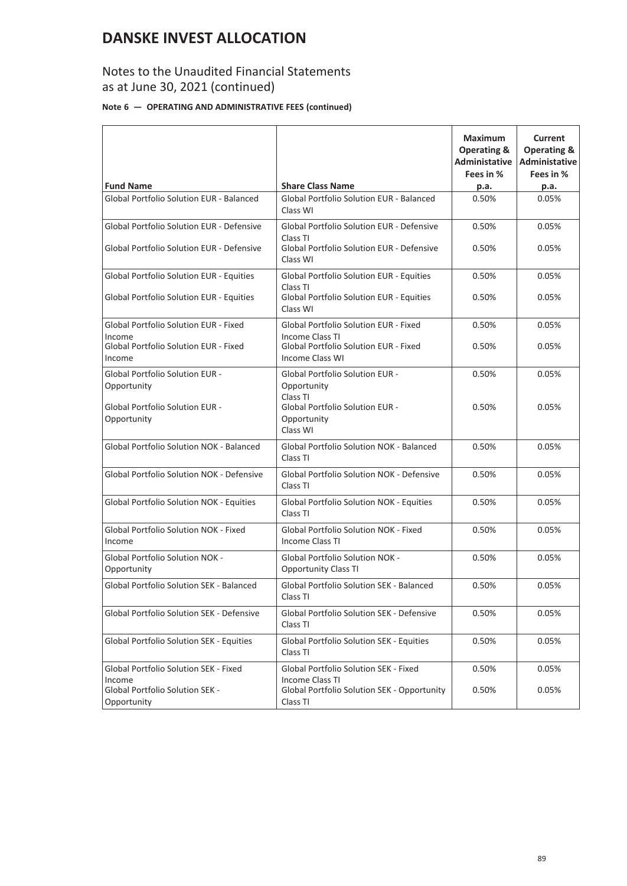# DANSKE INVEST ALLOCATION

## Notes to the Unaudited Financial Statements as at June 30, 2021 (continued)

**Note 6 — OPERATING AND ADMINISTRATIVE FEES (continued)**

| Fund Name | Share Class Name | Maximum Operating & Administative Fees in % p.a. | Current Operating & Administative Fees in % p.a. |
|---|---|---|---|
| Global Portfolio Solution EUR - Balanced | Global Portfolio Solution EUR - Balanced Class WI | 0.50% | 0.05% |
| Global Portfolio Solution EUR - Defensive | Global Portfolio Solution EUR - Defensive Class TI | 0.50% | 0.05% |
| Global Portfolio Solution EUR - Defensive | Global Portfolio Solution EUR - Defensive Class WI | 0.50% | 0.05% |
| Global Portfolio Solution EUR - Equities | Global Portfolio Solution EUR - Equities Class TI | 0.50% | 0.05% |
| Global Portfolio Solution EUR - Equities | Global Portfolio Solution EUR - Equities Class WI | 0.50% | 0.05% |
| Global Portfolio Solution EUR - Fixed Income | Global Portfolio Solution EUR - Fixed Income Class TI | 0.50% | 0.05% |
| Global Portfolio Solution EUR - Fixed Income | Global Portfolio Solution EUR - Fixed Income Class WI | 0.50% | 0.05% |
| Global Portfolio Solution EUR - Opportunity | Global Portfolio Solution EUR - Opportunity Class TI | 0.50% | 0.05% |
| Global Portfolio Solution EUR - Opportunity | Global Portfolio Solution EUR - Opportunity Class WI | 0.50% | 0.05% |
| Global Portfolio Solution NOK - Balanced | Global Portfolio Solution NOK - Balanced Class TI | 0.50% | 0.05% |
| Global Portfolio Solution NOK - Defensive | Global Portfolio Solution NOK - Defensive Class TI | 0.50% | 0.05% |
| Global Portfolio Solution NOK - Equities | Global Portfolio Solution NOK - Equities Class TI | 0.50% | 0.05% |
| Global Portfolio Solution NOK - Fixed Income | Global Portfolio Solution NOK - Fixed Income Class TI | 0.50% | 0.05% |
| Global Portfolio Solution NOK - Opportunity | Global Portfolio Solution NOK - Opportunity Class TI | 0.50% | 0.05% |
| Global Portfolio Solution SEK - Balanced | Global Portfolio Solution SEK - Balanced Class TI | 0.50% | 0.05% |
| Global Portfolio Solution SEK - Defensive | Global Portfolio Solution SEK - Defensive Class TI | 0.50% | 0.05% |
| Global Portfolio Solution SEK - Equities | Global Portfolio Solution SEK - Equities Class TI | 0.50% | 0.05% |
| Global Portfolio Solution SEK - Fixed Income | Global Portfolio Solution SEK - Fixed Income Class TI | 0.50% | 0.05% |
| Global Portfolio Solution SEK - Opportunity | Global Portfolio Solution SEK - Opportunity Class TI | 0.50% | 0.05% |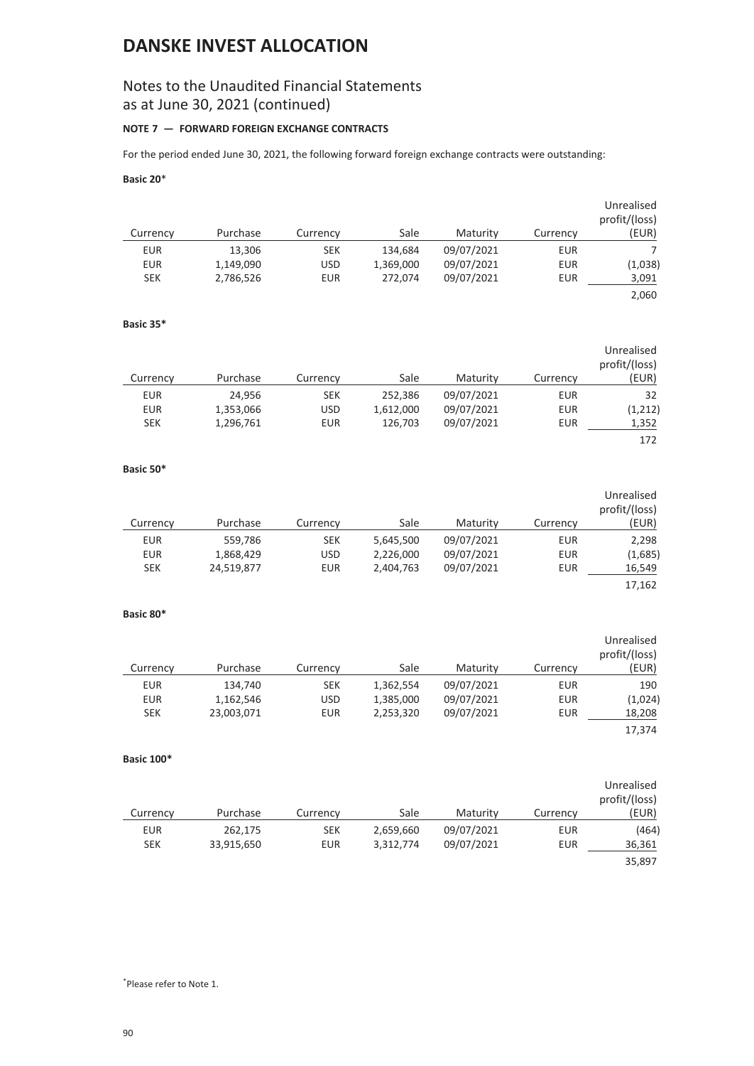// Document rendered as structured text

# DANSKE INVEST ALLOCATION

## Notes to the Unaudited Financial Statements as at June 30, 2021 (continued)

**NOTE 7 — FORWARD FOREIGN EXCHANGE CONTRACTS**

For the period ended June 30, 2021, the following forward foreign exchange contracts were outstanding:

**Basic 20***

| Currency | Purchase | Currency | Sale | Maturity | Currency | Unrealised profit/(loss) (EUR) |
|---|---|---|---|---|---|---|
| EUR | 13,306 | SEK | 134,684 | 09/07/2021 | EUR | 7 |
| EUR | 1,149,090 | USD | 1,369,000 | 09/07/2021 | EUR | (1,038) |
| SEK | 2,786,526 | EUR | 272,074 | 09/07/2021 | EUR | 3,091 |
| | | | | | | 2,060 |

**Basic 35***

| Currency | Purchase | Currency | Sale | Maturity | Currency | Unrealised profit/(loss) (EUR) |
|---|---|---|---|---|---|---|
| EUR | 24,956 | SEK | 252,386 | 09/07/2021 | EUR | 32 |
| EUR | 1,353,066 | USD | 1,612,000 | 09/07/2021 | EUR | (1,212) |
| SEK | 1,296,761 | EUR | 126,703 | 09/07/2021 | EUR | 1,352 |
| | | | | | | 172 |

**Basic 50***

| Currency | Purchase | Currency | Sale | Maturity | Currency | Unrealised profit/(loss) (EUR) |
|---|---|---|---|---|---|---|
| EUR | 559,786 | SEK | 5,645,500 | 09/07/2021 | EUR | 2,298 |
| EUR | 1,868,429 | USD | 2,226,000 | 09/07/2021 | EUR | (1,685) |
| SEK | 24,519,877 | EUR | 2,404,763 | 09/07/2021 | EUR | 16,549 |
| | | | | | | 17,162 |

**Basic 80***

| Currency | Purchase | Currency | Sale | Maturity | Currency | Unrealised profit/(loss) (EUR) |
|---|---|---|---|---|---|---|
| EUR | 134,740 | SEK | 1,362,554 | 09/07/2021 | EUR | 190 |
| EUR | 1,162,546 | USD | 1,385,000 | 09/07/2021 | EUR | (1,024) |
| SEK | 23,003,071 | EUR | 2,253,320 | 09/07/2021 | EUR | 18,208 |
| | | | | | | 17,374 |

**Basic 100***

| Currency | Purchase | Currency | Sale | Maturity | Currency | Unrealised profit/(loss) (EUR) |
|---|---|---|---|---|---|---|
| EUR | 262,175 | SEK | 2,659,660 | 09/07/2021 | EUR | (464) |
| SEK | 33,915,650 | EUR | 3,312,774 | 09/07/2021 | EUR | 36,361 |
| | | | | | | 35,897 |

*Please refer to Note 1.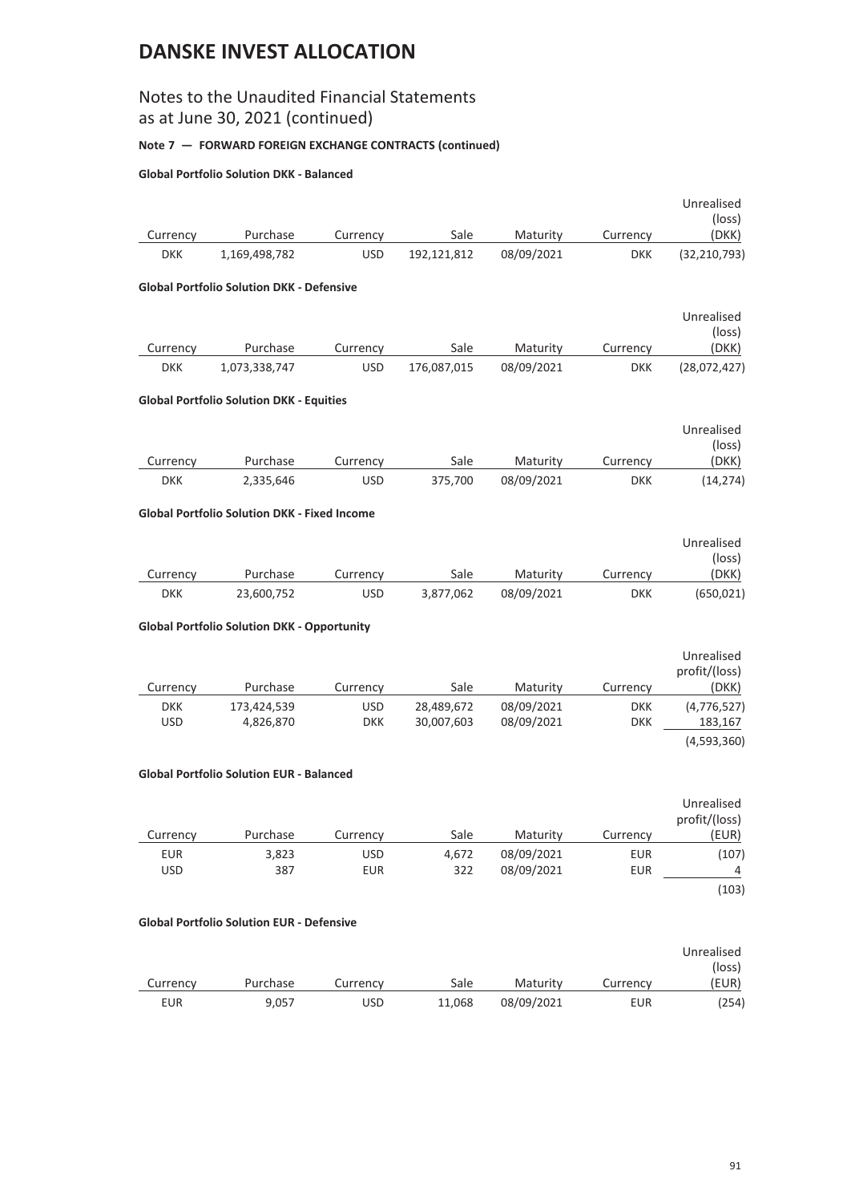# DANSKE INVEST ALLOCATION

## Notes to the Unaudited Financial Statements as at June 30, 2021 (continued)

**Note 7 — FORWARD FOREIGN EXCHANGE CONTRACTS (continued)**

**Global Portfolio Solution DKK - Balanced**

| Currency | Purchase | Currency | Sale | Maturity | Currency | Unrealised (loss) (DKK) |
|---|---|---|---|---|---|---|
| DKK | 1,169,498,782 | USD | 192,121,812 | 08/09/2021 | DKK | (32,210,793) |

**Global Portfolio Solution DKK - Defensive**

| Currency | Purchase | Currency | Sale | Maturity | Currency | Unrealised (loss) (DKK) |
|---|---|---|---|---|---|---|
| DKK | 1,073,338,747 | USD | 176,087,015 | 08/09/2021 | DKK | (28,072,427) |

**Global Portfolio Solution DKK - Equities**

| Currency | Purchase | Currency | Sale | Maturity | Currency | Unrealised (loss) (DKK) |
|---|---|---|---|---|---|---|
| DKK | 2,335,646 | USD | 375,700 | 08/09/2021 | DKK | (14,274) |

**Global Portfolio Solution DKK - Fixed Income**

| Currency | Purchase | Currency | Sale | Maturity | Currency | Unrealised (loss) (DKK) |
|---|---|---|---|---|---|---|
| DKK | 23,600,752 | USD | 3,877,062 | 08/09/2021 | DKK | (650,021) |

**Global Portfolio Solution DKK - Opportunity**

| Currency | Purchase | Currency | Sale | Maturity | Currency | Unrealised profit/(loss) (DKK) |
|---|---|---|---|---|---|---|
| DKK | 173,424,539 | USD | 28,489,672 | 08/09/2021 | DKK | (4,776,527) |
| USD | 4,826,870 | DKK | 30,007,603 | 08/09/2021 | DKK | 183,167 |
| | | | | | | (4,593,360) |

**Global Portfolio Solution EUR - Balanced**

| Currency | Purchase | Currency | Sale | Maturity | Currency | Unrealised profit/(loss) (EUR) |
|---|---|---|---|---|---|---|
| EUR | 3,823 | USD | 4,672 | 08/09/2021 | EUR | (107) |
| USD | 387 | EUR | 322 | 08/09/2021 | EUR | 4 |
| | | | | | | (103) |

**Global Portfolio Solution EUR - Defensive**

| Currency | Purchase | Currency | Sale | Maturity | Currency | Unrealised (loss) (EUR) |
|---|---|---|---|---|---|---|
| EUR | 9,057 | USD | 11,068 | 08/09/2021 | EUR | (254) |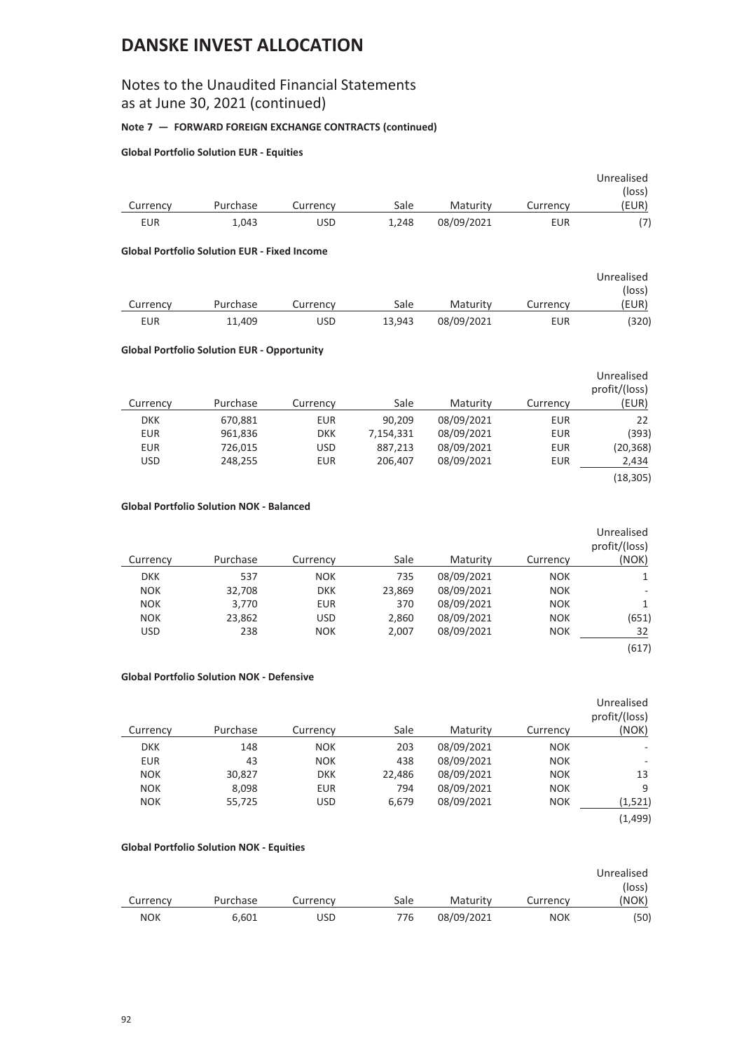# DANSKE INVEST ALLOCATION

## Notes to the Unaudited Financial Statements as at June 30, 2021 (continued)

### Note 7 — FORWARD FOREIGN EXCHANGE CONTRACTS (continued)

#### Global Portfolio Solution EUR - Equities

| Currency | Purchase | Currency | Sale | Maturity | Currency | Unrealised (loss) (EUR) |
|---|---|---|---|---|---|---|
| EUR | 1,043 | USD | 1,248 | 08/09/2021 | EUR | (7) |

#### Global Portfolio Solution EUR - Fixed Income

| Currency | Purchase | Currency | Sale | Maturity | Currency | Unrealised (loss) (EUR) |
|---|---|---|---|---|---|---|
| EUR | 11,409 | USD | 13,943 | 08/09/2021 | EUR | (320) |

#### Global Portfolio Solution EUR - Opportunity

| Currency | Purchase | Currency | Sale | Maturity | Currency | Unrealised profit/(loss) (EUR) |
|---|---|---|---|---|---|---|
| DKK | 670,881 | EUR | 90,209 | 08/09/2021 | EUR | 22 |
| EUR | 961,836 | DKK | 7,154,331 | 08/09/2021 | EUR | (393) |
| EUR | 726,015 | USD | 887,213 | 08/09/2021 | EUR | (20,368) |
| USD | 248,255 | EUR | 206,407 | 08/09/2021 | EUR | 2,434 |
| | | | | | | (18,305) |

#### Global Portfolio Solution NOK - Balanced

| Currency | Purchase | Currency | Sale | Maturity | Currency | Unrealised profit/(loss) (NOK) |
|---|---|---|---|---|---|---|
| DKK | 537 | NOK | 735 | 08/09/2021 | NOK | 1 |
| NOK | 32,708 | DKK | 23,869 | 08/09/2021 | NOK | - |
| NOK | 3,770 | EUR | 370 | 08/09/2021 | NOK | 1 |
| NOK | 23,862 | USD | 2,860 | 08/09/2021 | NOK | (651) |
| USD | 238 | NOK | 2,007 | 08/09/2021 | NOK | 32 |
| | | | | | | (617) |

#### Global Portfolio Solution NOK - Defensive

| Currency | Purchase | Currency | Sale | Maturity | Currency | Unrealised profit/(loss) (NOK) |
|---|---|---|---|---|---|---|
| DKK | 148 | NOK | 203 | 08/09/2021 | NOK | - |
| EUR | 43 | NOK | 438 | 08/09/2021 | NOK | - |
| NOK | 30,827 | DKK | 22,486 | 08/09/2021 | NOK | 13 |
| NOK | 8,098 | EUR | 794 | 08/09/2021 | NOK | 9 |
| NOK | 55,725 | USD | 6,679 | 08/09/2021 | NOK | (1,521) |
| | | | | | | (1,499) |

#### Global Portfolio Solution NOK - Equities

| Currency | Purchase | Currency | Sale | Maturity | Currency | Unrealised (loss) (NOK) |
|---|---|---|---|---|---|---|
| NOK | 6,601 | USD | 776 | 08/09/2021 | NOK | (50) |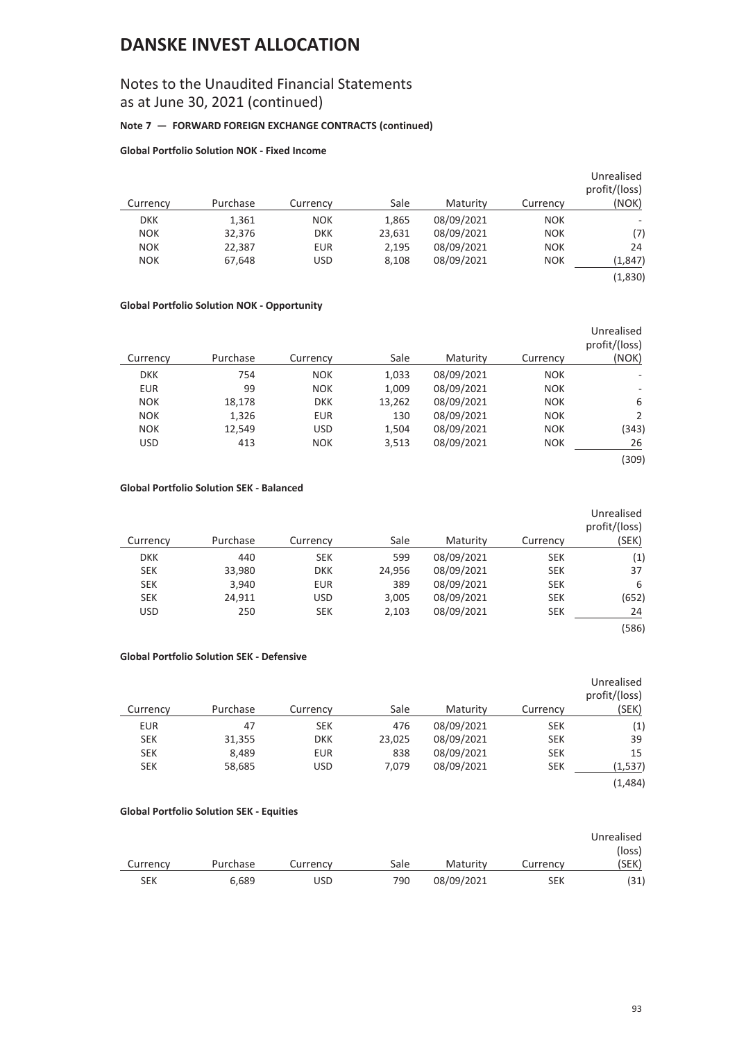# DANSKE INVEST ALLOCATION

## Notes to the Unaudited Financial Statements as at June 30, 2021 (continued)

**Note 7 — FORWARD FOREIGN EXCHANGE CONTRACTS (continued)**

**Global Portfolio Solution NOK - Fixed Income**

| Currency | Purchase | Currency | Sale | Maturity | Currency | Unrealised profit/(loss) (NOK) |
|---|---|---|---|---|---|---|
| DKK | 1,361 | NOK | 1,865 | 08/09/2021 | NOK | - |
| NOK | 32,376 | DKK | 23,631 | 08/09/2021 | NOK | (7) |
| NOK | 22,387 | EUR | 2,195 | 08/09/2021 | NOK | 24 |
| NOK | 67,648 | USD | 8,108 | 08/09/2021 | NOK | (1,847) |
| | | | | | | (1,830) |

**Global Portfolio Solution NOK - Opportunity**

| Currency | Purchase | Currency | Sale | Maturity | Currency | Unrealised profit/(loss) (NOK) |
|---|---|---|---|---|---|---|
| DKK | 754 | NOK | 1,033 | 08/09/2021 | NOK | - |
| EUR | 99 | NOK | 1,009 | 08/09/2021 | NOK | - |
| NOK | 18,178 | DKK | 13,262 | 08/09/2021 | NOK | 6 |
| NOK | 1,326 | EUR | 130 | 08/09/2021 | NOK | 2 |
| NOK | 12,549 | USD | 1,504 | 08/09/2021 | NOK | (343) |
| USD | 413 | NOK | 3,513 | 08/09/2021 | NOK | 26 |
| | | | | | | (309) |

**Global Portfolio Solution SEK - Balanced**

| Currency | Purchase | Currency | Sale | Maturity | Currency | Unrealised profit/(loss) (SEK) |
|---|---|---|---|---|---|---|
| DKK | 440 | SEK | 599 | 08/09/2021 | SEK | (1) |
| SEK | 33,980 | DKK | 24,956 | 08/09/2021 | SEK | 37 |
| SEK | 3,940 | EUR | 389 | 08/09/2021 | SEK | 6 |
| SEK | 24,911 | USD | 3,005 | 08/09/2021 | SEK | (652) |
| USD | 250 | SEK | 2,103 | 08/09/2021 | SEK | 24 |
| | | | | | | (586) |

**Global Portfolio Solution SEK - Defensive**

| Currency | Purchase | Currency | Sale | Maturity | Currency | Unrealised profit/(loss) (SEK) |
|---|---|---|---|---|---|---|
| EUR | 47 | SEK | 476 | 08/09/2021 | SEK | (1) |
| SEK | 31,355 | DKK | 23,025 | 08/09/2021 | SEK | 39 |
| SEK | 8,489 | EUR | 838 | 08/09/2021 | SEK | 15 |
| SEK | 58,685 | USD | 7,079 | 08/09/2021 | SEK | (1,537) |
| | | | | | | (1,484) |

**Global Portfolio Solution SEK - Equities**

| Currency | Purchase | Currency | Sale | Maturity | Currency | Unrealised (loss) (SEK) |
|---|---|---|---|---|---|---|
| SEK | 6,689 | USD | 790 | 08/09/2021 | SEK | (31) |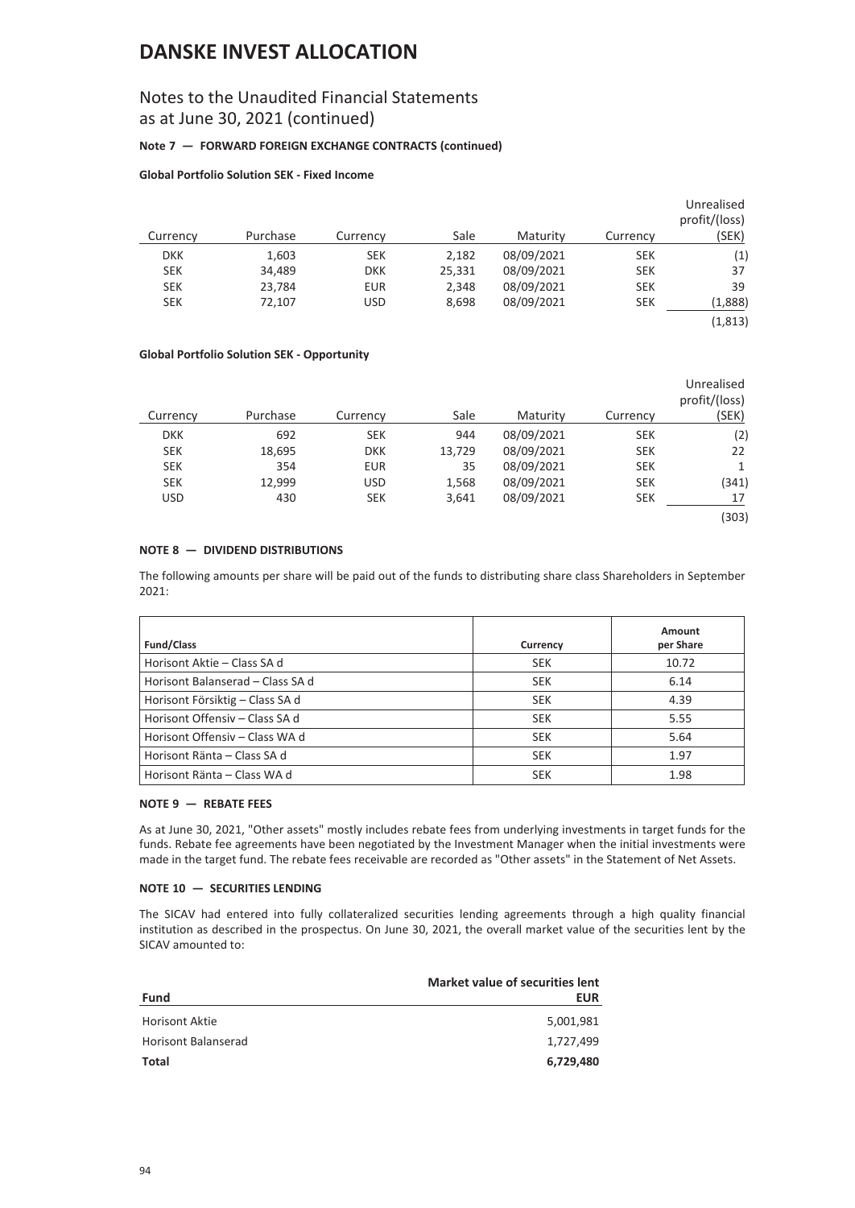# DANSKE INVEST ALLOCATION

## Notes to the Unaudited Financial Statements as at June 30, 2021 (continued)

### Note 7 — FORWARD FOREIGN EXCHANGE CONTRACTS (continued)

**Global Portfolio Solution SEK - Fixed Income**

| Currency | Purchase | Currency | Sale | Maturity | Currency | Unrealised profit/(loss) (SEK) |
|---|---|---|---|---|---|---|
| DKK | 1,603 | SEK | 2,182 | 08/09/2021 | SEK | (1) |
| SEK | 34,489 | DKK | 25,331 | 08/09/2021 | SEK | 37 |
| SEK | 23,784 | EUR | 2,348 | 08/09/2021 | SEK | 39 |
| SEK | 72,107 | USD | 8,698 | 08/09/2021 | SEK | (1,888) |
| | | | | | | (1,813) |

**Global Portfolio Solution SEK - Opportunity**

| Currency | Purchase | Currency | Sale | Maturity | Currency | Unrealised profit/(loss) (SEK) |
|---|---|---|---|---|---|---|
| DKK | 692 | SEK | 944 | 08/09/2021 | SEK | (2) |
| SEK | 18,695 | DKK | 13,729 | 08/09/2021 | SEK | 22 |
| SEK | 354 | EUR | 35 | 08/09/2021 | SEK | 1 |
| SEK | 12,999 | USD | 1,568 | 08/09/2021 | SEK | (341) |
| USD | 430 | SEK | 3,641 | 08/09/2021 | SEK | 17 |
| | | | | | | (303) |

### NOTE 8 — DIVIDEND DISTRIBUTIONS

The following amounts per share will be paid out of the funds to distributing share class Shareholders in September 2021:

| Fund/Class | Currency | Amount per Share |
|---|---|---|
| Horisont Aktie – Class SA d | SEK | 10.72 |
| Horisont Balanserad – Class SA d | SEK | 6.14 |
| Horisont Försiktig – Class SA d | SEK | 4.39 |
| Horisont Offensiv – Class SA d | SEK | 5.55 |
| Horisont Offensiv – Class WA d | SEK | 5.64 |
| Horisont Ränta – Class SA d | SEK | 1.97 |
| Horisont Ränta – Class WA d | SEK | 1.98 |

### NOTE 9 — REBATE FEES

As at June 30, 2021, "Other assets" mostly includes rebate fees from underlying investments in target funds for the funds. Rebate fee agreements have been negotiated by the Investment Manager when the initial investments were made in the target fund. The rebate fees receivable are recorded as "Other assets" in the Statement of Net Assets.

### NOTE 10 — SECURITIES LENDING

The SICAV had entered into fully collateralized securities lending agreements through a high quality financial institution as described in the prospectus. On June 30, 2021, the overall market value of the securities lent by the SICAV amounted to:

| Fund | Market value of securities lent EUR |
|---|---|
| Horisont Aktie | 5,001,981 |
| Horisont Balanserad | 1,727,499 |
| **Total** | **6,729,480** |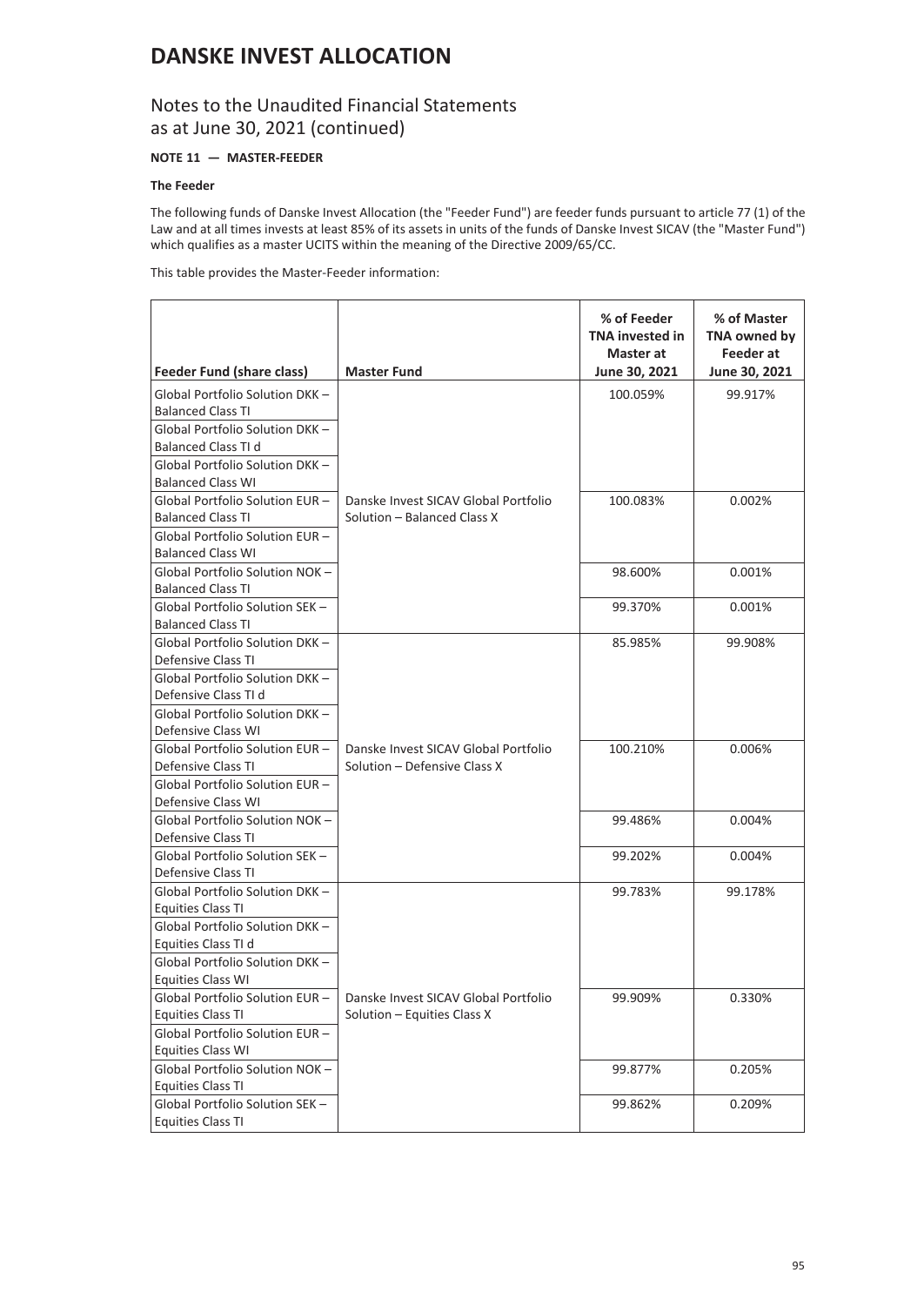# DANSKE INVEST ALLOCATION

## Notes to the Unaudited Financial Statements as at June 30, 2021 (continued)

### NOTE 11 — MASTER-FEEDER

**The Feeder**

The following funds of Danske Invest Allocation (the "Feeder Fund") are feeder funds pursuant to article 77 (1) of the Law and at all times invests at least 85% of its assets in units of the funds of Danske Invest SICAV (the "Master Fund") which qualifies as a master UCITS within the meaning of the Directive 2009/65/CC.

This table provides the Master-Feeder information:

| Feeder Fund (share class) | Master Fund | % of Feeder TNA invested in Master at June 30, 2021 | % of Master TNA owned by Feeder at June 30, 2021 |
|---|---|---|---|
| Global Portfolio Solution DKK – Balanced Class TI | Danske Invest SICAV Global Portfolio Solution – Balanced Class X | 100.059% | 99.917% |
| Global Portfolio Solution DKK – Balanced Class TI d | | | |
| Global Portfolio Solution DKK – Balanced Class WI | | | |
| Global Portfolio Solution EUR – Balanced Class TI | | 100.083% | 0.002% |
| Global Portfolio Solution EUR – Balanced Class WI | | | |
| Global Portfolio Solution NOK – Balanced Class TI | | 98.600% | 0.001% |
| Global Portfolio Solution SEK – Balanced Class TI | | 99.370% | 0.001% |
| Global Portfolio Solution DKK – Defensive Class TI | Danske Invest SICAV Global Portfolio Solution – Defensive Class X | 85.985% | 99.908% |
| Global Portfolio Solution DKK – Defensive Class TI d | | | |
| Global Portfolio Solution DKK – Defensive Class WI | | | |
| Global Portfolio Solution EUR – Defensive Class TI | | 100.210% | 0.006% |
| Global Portfolio Solution EUR – Defensive Class WI | | | |
| Global Portfolio Solution NOK – Defensive Class TI | | 99.486% | 0.004% |
| Global Portfolio Solution SEK – Defensive Class TI | | 99.202% | 0.004% |
| Global Portfolio Solution DKK – Equities Class TI | Danske Invest SICAV Global Portfolio Solution – Equities Class X | 99.783% | 99.178% |
| Global Portfolio Solution DKK – Equities Class TI d | | | |
| Global Portfolio Solution DKK – Equities Class WI | | | |
| Global Portfolio Solution EUR – Equities Class TI | | 99.909% | 0.330% |
| Global Portfolio Solution EUR – Equities Class WI | | | |
| Global Portfolio Solution NOK – Equities Class TI | | 99.877% | 0.205% |
| Global Portfolio Solution SEK – Equities Class TI | | 99.862% | 0.209% |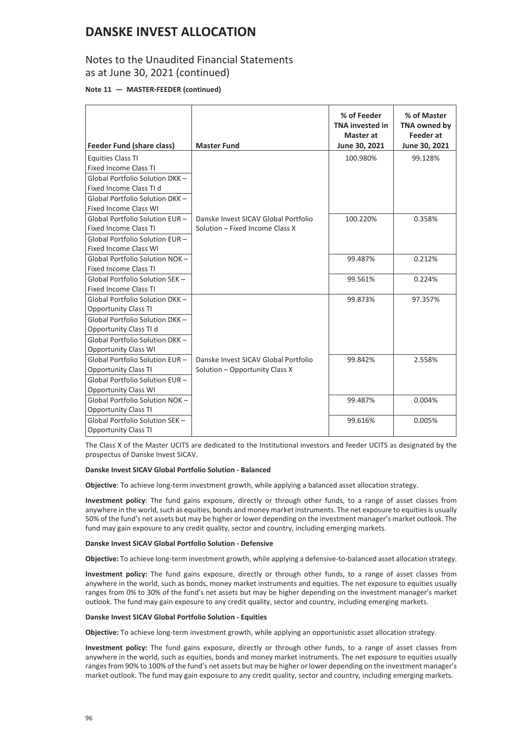# DANSKE INVEST ALLOCATION

## Notes to the Unaudited Financial Statements as at June 30, 2021 (continued)

**Note 11 — MASTER-FEEDER (continued)**

| Feeder Fund (share class) | Master Fund | % of Feeder TNA invested in Master at June 30, 2021 | % of Master TNA owned by Feeder at June 30, 2021 |
|---|---|---|---|
| Equities Class TI<br>Fixed Income Class TI<br>Global Portfolio Solution DKK – Fixed Income Class TI d<br>Global Portfolio Solution DKK – Fixed Income Class WI | Danske Invest SICAV Global Portfolio Solution – Fixed Income Class X | 100.980% | 99.128% |
| Global Portfolio Solution EUR – Fixed Income Class TI<br>Global Portfolio Solution EUR – Fixed Income Class WI | | 100.220% | 0.358% |
| Global Portfolio Solution NOK – Fixed Income Class TI | | 99.487% | 0.212% |
| Global Portfolio Solution SEK – Fixed Income Class TI | | 99.561% | 0.224% |
| Global Portfolio Solution DKK – Opportunity Class TI<br>Global Portfolio Solution DKK – Opportunity Class TI d<br>Global Portfolio Solution DKK – Opportunity Class WI | Danske Invest SICAV Global Portfolio Solution – Opportunity Class X | 99.873% | 97.357% |
| Global Portfolio Solution EUR – Opportunity Class TI<br>Global Portfolio Solution EUR – Opportunity Class WI | | 99.842% | 2.558% |
| Global Portfolio Solution NOK – Opportunity Class TI | | 99.487% | 0.004% |
| Global Portfolio Solution SEK – Opportunity Class TI | | 99.616% | 0.005% |

The Class X of the Master UCITS are dedicated to the Institutional investors and feeder UCITS as designated by the prospectus of Danske Invest SICAV.

**Danske Invest SICAV Global Portfolio Solution - Balanced**

**Objective**: To achieve long-term investment growth, while applying a balanced asset allocation strategy.

**Investment policy**: The fund gains exposure, directly or through other funds, to a range of asset classes from anywhere in the world, such as equities, bonds and money market instruments. The net exposure to equities is usually 50% of the fund's net assets but may be higher or lower depending on the investment manager's market outlook. The fund may gain exposure to any credit quality, sector and country, including emerging markets.

**Danske Invest SICAV Global Portfolio Solution - Defensive**

**Objective:** To achieve long-term investment growth, while applying a defensive-to-balanced asset allocation strategy.

**Investment policy:** The fund gains exposure, directly or through other funds, to a range of asset classes from anywhere in the world, such as bonds, money market instruments and equities. The net exposure to equities usually ranges from 0% to 30% of the fund's net assets but may be higher depending on the investment manager's market outlook. The fund may gain exposure to any credit quality, sector and country, including emerging markets.

**Danske Invest SICAV Global Portfolio Solution - Equities**

**Objective:** To achieve long-term investment growth, while applying an opportunistic asset allocation strategy.

**Investment policy:** The fund gains exposure, directly or through other funds, to a range of asset classes from anywhere in the world, such as equities, bonds and money market instruments. The net exposure to equities usually ranges from 90% to 100% of the fund's net assets but may be higher or lower depending on the investment manager's market outlook. The fund may gain exposure to any credit quality, sector and country, including emerging markets.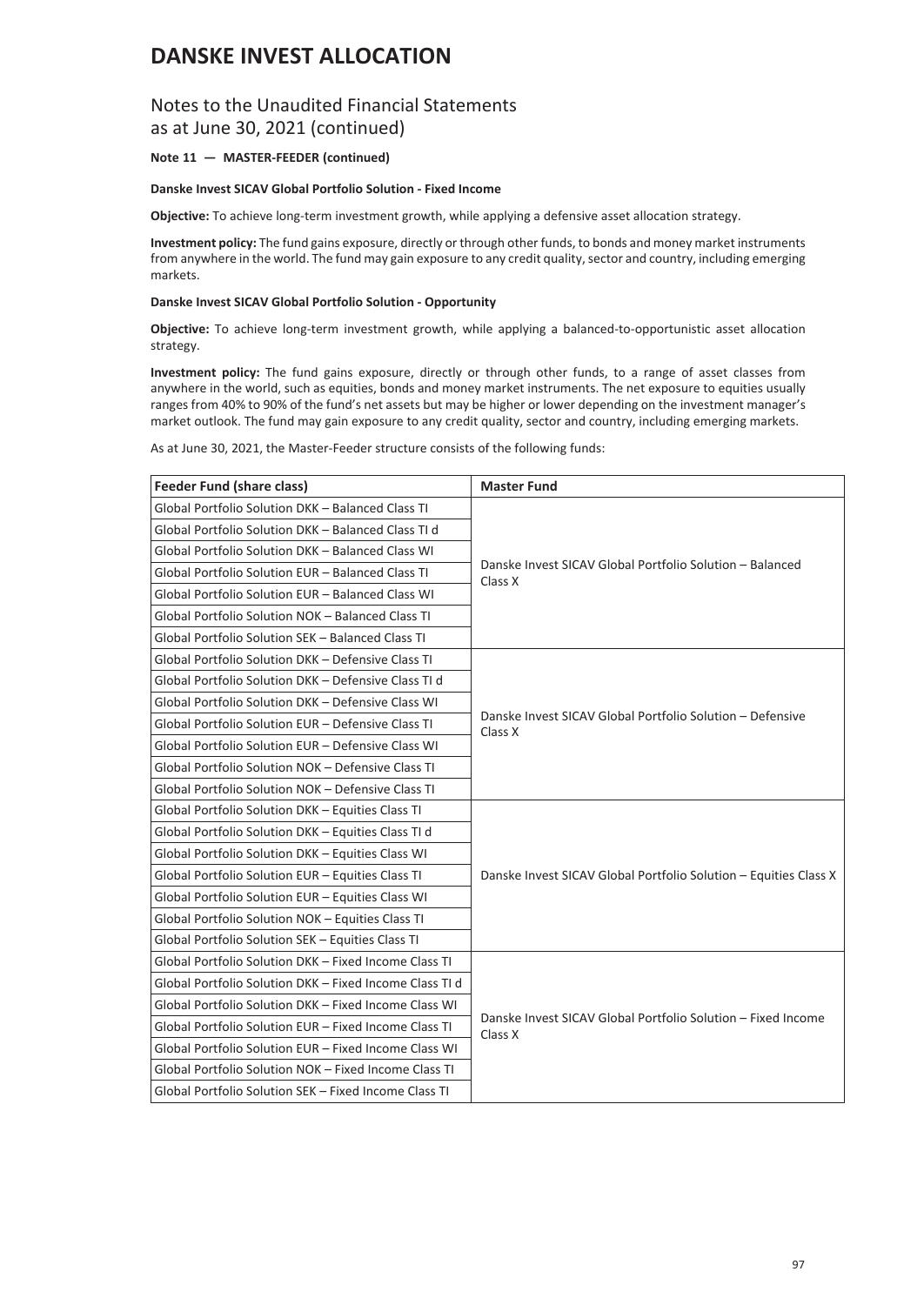# DANSKE INVEST ALLOCATION

## Notes to the Unaudited Financial Statements as at June 30, 2021 (continued)

**Note 11 — MASTER-FEEDER (continued)**

**Danske Invest SICAV Global Portfolio Solution - Fixed Income**

**Objective:** To achieve long-term investment growth, while applying a defensive asset allocation strategy.

**Investment policy:** The fund gains exposure, directly or through other funds, to bonds and money market instruments from anywhere in the world. The fund may gain exposure to any credit quality, sector and country, including emerging markets.

**Danske Invest SICAV Global Portfolio Solution - Opportunity**

**Objective:** To achieve long-term investment growth, while applying a balanced-to-opportunistic asset allocation strategy.

**Investment policy:** The fund gains exposure, directly or through other funds, to a range of asset classes from anywhere in the world, such as equities, bonds and money market instruments. The net exposure to equities usually ranges from 40% to 90% of the fund's net assets but may be higher or lower depending on the investment manager's market outlook. The fund may gain exposure to any credit quality, sector and country, including emerging markets.

As at June 30, 2021, the Master-Feeder structure consists of the following funds:

| Feeder Fund (share class) | Master Fund |
|---|---|
| Global Portfolio Solution DKK – Balanced Class TI | Danske Invest SICAV Global Portfolio Solution – Balanced Class X |
| Global Portfolio Solution DKK – Balanced Class TI d | |
| Global Portfolio Solution DKK – Balanced Class WI | |
| Global Portfolio Solution EUR – Balanced Class TI | |
| Global Portfolio Solution EUR – Balanced Class WI | |
| Global Portfolio Solution NOK – Balanced Class TI | |
| Global Portfolio Solution SEK – Balanced Class TI | |
| Global Portfolio Solution DKK – Defensive Class TI | Danske Invest SICAV Global Portfolio Solution – Defensive Class X |
| Global Portfolio Solution DKK – Defensive Class TI d | |
| Global Portfolio Solution DKK – Defensive Class WI | |
| Global Portfolio Solution EUR – Defensive Class TI | |
| Global Portfolio Solution EUR – Defensive Class WI | |
| Global Portfolio Solution NOK – Defensive Class TI | |
| Global Portfolio Solution NOK – Defensive Class TI | |
| Global Portfolio Solution DKK – Equities Class TI | Danske Invest SICAV Global Portfolio Solution – Equities Class X |
| Global Portfolio Solution DKK – Equities Class TI d | |
| Global Portfolio Solution DKK – Equities Class WI | |
| Global Portfolio Solution EUR – Equities Class TI | |
| Global Portfolio Solution EUR – Equities Class WI | |
| Global Portfolio Solution NOK – Equities Class TI | |
| Global Portfolio Solution SEK – Equities Class TI | |
| Global Portfolio Solution DKK – Fixed Income Class TI | Danske Invest SICAV Global Portfolio Solution – Fixed Income Class X |
| Global Portfolio Solution DKK – Fixed Income Class TI d | |
| Global Portfolio Solution DKK – Fixed Income Class WI | |
| Global Portfolio Solution EUR – Fixed Income Class TI | |
| Global Portfolio Solution EUR – Fixed Income Class WI | |
| Global Portfolio Solution NOK – Fixed Income Class TI | |
| Global Portfolio Solution SEK – Fixed Income Class TI | |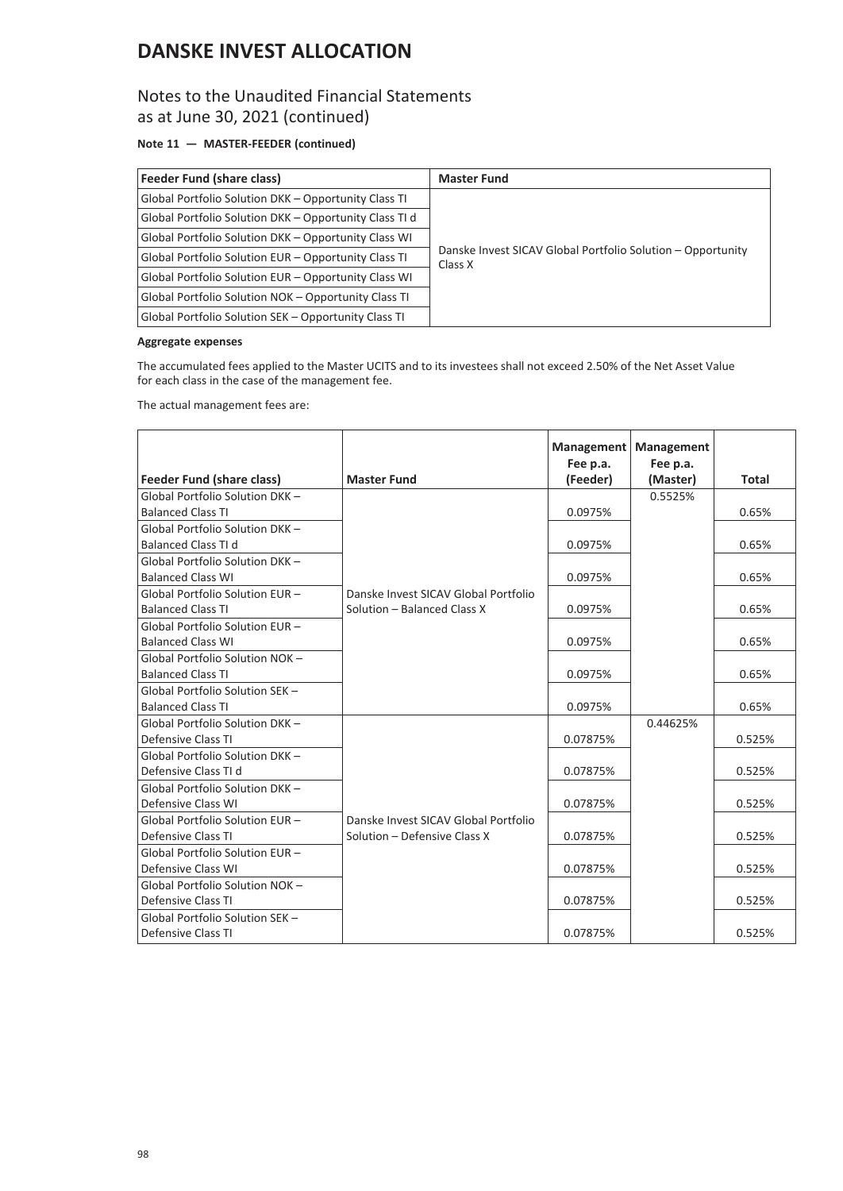# DANSKE INVEST ALLOCATION

## Notes to the Unaudited Financial Statements as at June 30, 2021 (continued)

**Note 11 — MASTER-FEEDER (continued)**

| Feeder Fund (share class) | Master Fund |
|---|---|
| Global Portfolio Solution DKK – Opportunity Class TI | Danske Invest SICAV Global Portfolio Solution – Opportunity Class X |
| Global Portfolio Solution DKK – Opportunity Class TI d | |
| Global Portfolio Solution DKK – Opportunity Class WI | |
| Global Portfolio Solution EUR – Opportunity Class TI | |
| Global Portfolio Solution EUR – Opportunity Class WI | |
| Global Portfolio Solution NOK – Opportunity Class TI | |
| Global Portfolio Solution SEK – Opportunity Class TI | |

**Aggregate expenses**

The accumulated fees applied to the Master UCITS and to its investees shall not exceed 2.50% of the Net Asset Value for each class in the case of the management fee.

The actual management fees are:

| Feeder Fund (share class) | Master Fund | Management Fee p.a. (Feeder) | Management Fee p.a. (Master) | Total |
|---|---|---|---|---|
| Global Portfolio Solution DKK – Balanced Class TI | Danske Invest SICAV Global Portfolio Solution – Balanced Class X | 0.0975% | 0.5525% | 0.65% |
| Global Portfolio Solution DKK – Balanced Class TI d | | 0.0975% | | 0.65% |
| Global Portfolio Solution DKK – Balanced Class WI | | 0.0975% | | 0.65% |
| Global Portfolio Solution EUR – Balanced Class TI | | 0.0975% | | 0.65% |
| Global Portfolio Solution EUR – Balanced Class WI | | 0.0975% | | 0.65% |
| Global Portfolio Solution NOK – Balanced Class TI | | 0.0975% | | 0.65% |
| Global Portfolio Solution SEK – Balanced Class TI | | 0.0975% | | 0.65% |
| Global Portfolio Solution DKK – Defensive Class TI | Danske Invest SICAV Global Portfolio Solution – Defensive Class X | 0.07875% | 0.44625% | 0.525% |
| Global Portfolio Solution DKK – Defensive Class TI d | | 0.07875% | | 0.525% |
| Global Portfolio Solution DKK – Defensive Class WI | | 0.07875% | | 0.525% |
| Global Portfolio Solution EUR – Defensive Class TI | | 0.07875% | | 0.525% |
| Global Portfolio Solution EUR – Defensive Class WI | | 0.07875% | | 0.525% |
| Global Portfolio Solution NOK – Defensive Class TI | | 0.07875% | | 0.525% |
| Global Portfolio Solution SEK – Defensive Class TI | | 0.07875% | | 0.525% |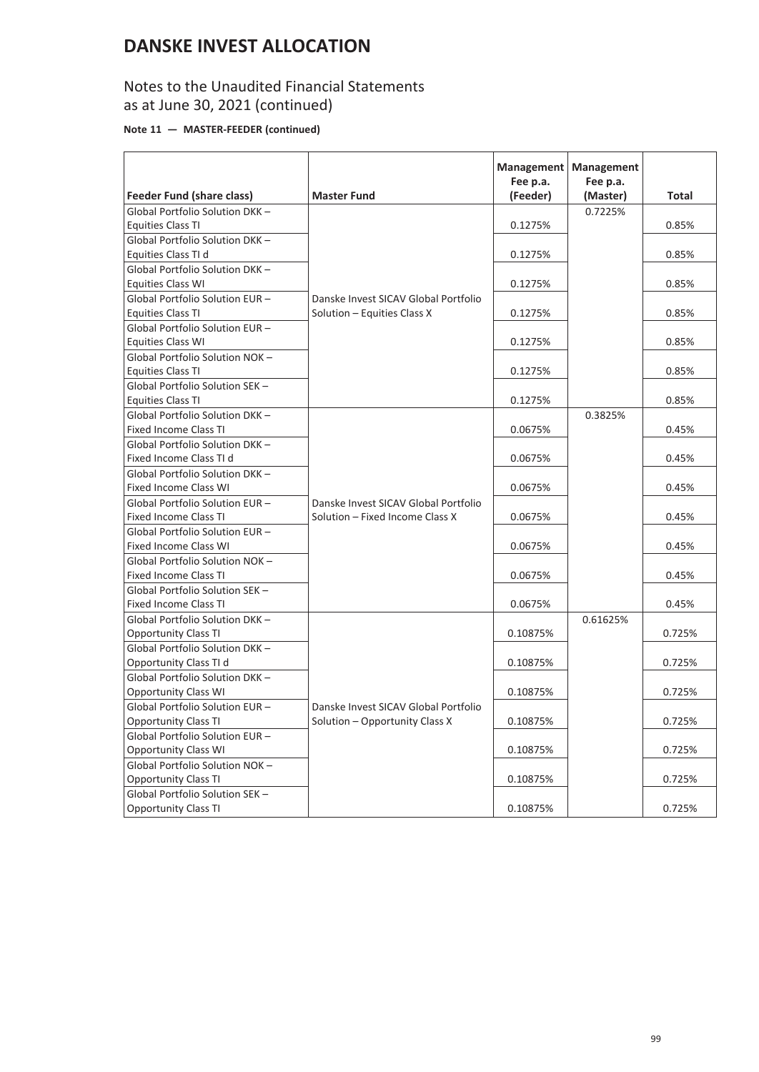# DANSKE INVEST ALLOCATION

## Notes to the Unaudited Financial Statements as at June 30, 2021 (continued)

**Note 11 — MASTER-FEEDER (continued)**

| Feeder Fund (share class) | Master Fund | Management Fee p.a. (Feeder) | Management Fee p.a. (Master) | Total |
|---|---|---|---|---|
| Global Portfolio Solution DKK – Equities Class TI | Danske Invest SICAV Global Portfolio Solution – Equities Class X | 0.1275% | 0.7225% | 0.85% |
| Global Portfolio Solution DKK – Equities Class TI d | | 0.1275% | | 0.85% |
| Global Portfolio Solution DKK – Equities Class WI | | 0.1275% | | 0.85% |
| Global Portfolio Solution EUR – Equities Class TI | | 0.1275% | | 0.85% |
| Global Portfolio Solution EUR – Equities Class WI | | 0.1275% | | 0.85% |
| Global Portfolio Solution NOK – Equities Class TI | | 0.1275% | | 0.85% |
| Global Portfolio Solution SEK – Equities Class TI | | 0.1275% | | 0.85% |
| Global Portfolio Solution DKK – Fixed Income Class TI | Danske Invest SICAV Global Portfolio Solution – Fixed Income Class X | 0.0675% | 0.3825% | 0.45% |
| Global Portfolio Solution DKK – Fixed Income Class TI d | | 0.0675% | | 0.45% |
| Global Portfolio Solution DKK – Fixed Income Class WI | | 0.0675% | | 0.45% |
| Global Portfolio Solution EUR – Fixed Income Class TI | | 0.0675% | | 0.45% |
| Global Portfolio Solution EUR – Fixed Income Class WI | | 0.0675% | | 0.45% |
| Global Portfolio Solution NOK – Fixed Income Class TI | | 0.0675% | | 0.45% |
| Global Portfolio Solution SEK – Fixed Income Class TI | | 0.0675% | | 0.45% |
| Global Portfolio Solution DKK – Opportunity Class TI | Danske Invest SICAV Global Portfolio Solution – Opportunity Class X | 0.10875% | 0.61625% | 0.725% |
| Global Portfolio Solution DKK – Opportunity Class TI d | | 0.10875% | | 0.725% |
| Global Portfolio Solution DKK – Opportunity Class WI | | 0.10875% | | 0.725% |
| Global Portfolio Solution EUR – Opportunity Class TI | | 0.10875% | | 0.725% |
| Global Portfolio Solution EUR – Opportunity Class WI | | 0.10875% | | 0.725% |
| Global Portfolio Solution NOK – Opportunity Class TI | | 0.10875% | | 0.725% |
| Global Portfolio Solution SEK – Opportunity Class TI | | 0.10875% | | 0.725% |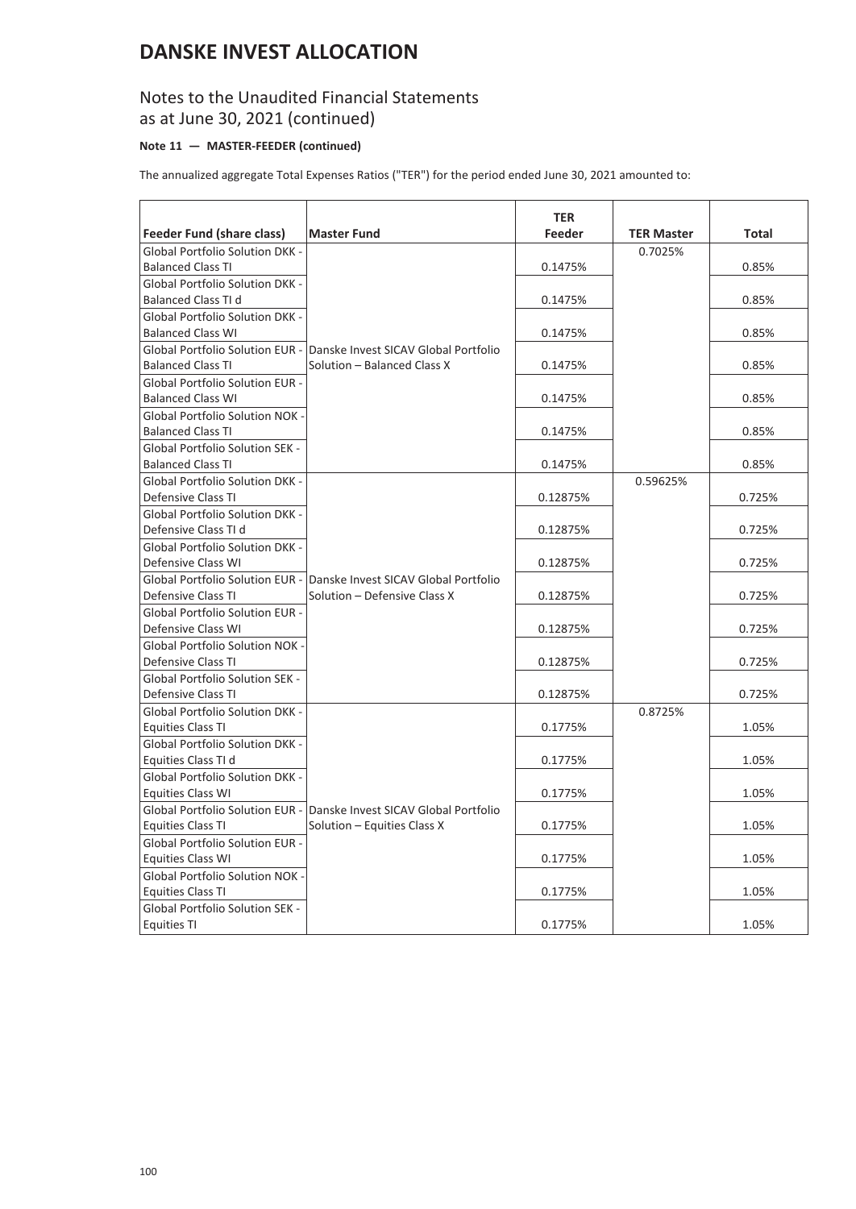# DANSKE INVEST ALLOCATION

## Notes to the Unaudited Financial Statements as at June 30, 2021 (continued)

**Note 11 — MASTER-FEEDER (continued)**

The annualized aggregate Total Expenses Ratios ("TER") for the period ended June 30, 2021 amounted to:

| Feeder Fund (share class) | Master Fund | TER Feeder | TER Master | Total |
|---|---|---|---|---|
| Global Portfolio Solution DKK - Balanced Class TI | Danske Invest SICAV Global Portfolio Solution – Balanced Class X | 0.1475% | 0.7025% | 0.85% |
| Global Portfolio Solution DKK - Balanced Class TI d | | 0.1475% | | 0.85% |
| Global Portfolio Solution DKK - Balanced Class WI | | 0.1475% | | 0.85% |
| Global Portfolio Solution EUR - Balanced Class TI | | 0.1475% | | 0.85% |
| Global Portfolio Solution EUR - Balanced Class WI | | 0.1475% | | 0.85% |
| Global Portfolio Solution NOK - Balanced Class TI | | 0.1475% | | 0.85% |
| Global Portfolio Solution SEK - Balanced Class TI | | 0.1475% | | 0.85% |
| Global Portfolio Solution DKK - Defensive Class TI | Danske Invest SICAV Global Portfolio Solution – Defensive Class X | 0.12875% | 0.59625% | 0.725% |
| Global Portfolio Solution DKK - Defensive Class TI d | | 0.12875% | | 0.725% |
| Global Portfolio Solution DKK - Defensive Class WI | | 0.12875% | | 0.725% |
| Global Portfolio Solution EUR - Defensive Class TI | | 0.12875% | | 0.725% |
| Global Portfolio Solution EUR - Defensive Class WI | | 0.12875% | | 0.725% |
| Global Portfolio Solution NOK - Defensive Class TI | | 0.12875% | | 0.725% |
| Global Portfolio Solution SEK - Defensive Class TI | | 0.12875% | | 0.725% |
| Global Portfolio Solution DKK - Equities Class TI | Danske Invest SICAV Global Portfolio Solution – Equities Class X | 0.1775% | 0.8725% | 1.05% |
| Global Portfolio Solution DKK - Equities Class TI d | | 0.1775% | | 1.05% |
| Global Portfolio Solution DKK - Equities Class WI | | 0.1775% | | 1.05% |
| Global Portfolio Solution EUR - Equities Class TI | | 0.1775% | | 1.05% |
| Global Portfolio Solution EUR - Equities Class WI | | 0.1775% | | 1.05% |
| Global Portfolio Solution NOK - Equities Class TI | | 0.1775% | | 1.05% |
| Global Portfolio Solution SEK - Equities TI | | 0.1775% | | 1.05% |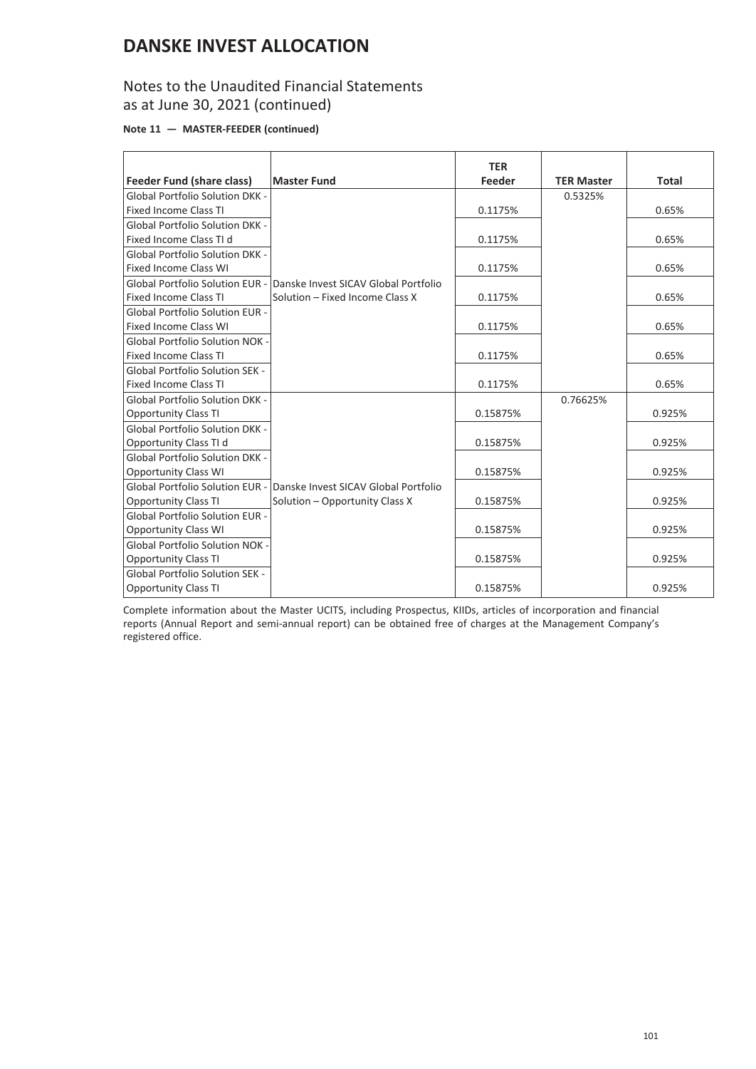# DANSKE INVEST ALLOCATION

## Notes to the Unaudited Financial Statements as at June 30, 2021 (continued)

**Note 11 — MASTER-FEEDER (continued)**

| Feeder Fund (share class) | Master Fund | TER Feeder | TER Master | Total |
|---|---|---|---|---|
| Global Portfolio Solution DKK - Fixed Income Class TI | Danske Invest SICAV Global Portfolio Solution – Fixed Income Class X | 0.1175% | 0.5325% | 0.65% |
| Global Portfolio Solution DKK - Fixed Income Class TI d | | 0.1175% | | 0.65% |
| Global Portfolio Solution DKK - Fixed Income Class WI | | 0.1175% | | 0.65% |
| Global Portfolio Solution EUR - Fixed Income Class TI | | 0.1175% | | 0.65% |
| Global Portfolio Solution EUR - Fixed Income Class WI | | 0.1175% | | 0.65% |
| Global Portfolio Solution NOK - Fixed Income Class TI | | 0.1175% | | 0.65% |
| Global Portfolio Solution SEK - Fixed Income Class TI | | 0.1175% | | 0.65% |
| Global Portfolio Solution DKK - Opportunity Class TI | Danske Invest SICAV Global Portfolio Solution – Opportunity Class X | 0.15875% | 0.76625% | 0.925% |
| Global Portfolio Solution DKK - Opportunity Class TI d | | 0.15875% | | 0.925% |
| Global Portfolio Solution DKK - Opportunity Class WI | | 0.15875% | | 0.925% |
| Global Portfolio Solution EUR - Opportunity Class TI | | 0.15875% | | 0.925% |
| Global Portfolio Solution EUR - Opportunity Class WI | | 0.15875% | | 0.925% |
| Global Portfolio Solution NOK - Opportunity Class TI | | 0.15875% | | 0.925% |
| Global Portfolio Solution SEK - Opportunity Class TI | | 0.15875% | | 0.925% |

Complete information about the Master UCITS, including Prospectus, KIIDs, articles of incorporation and financial reports (Annual Report and semi-annual report) can be obtained free of charges at the Management Company's registered office.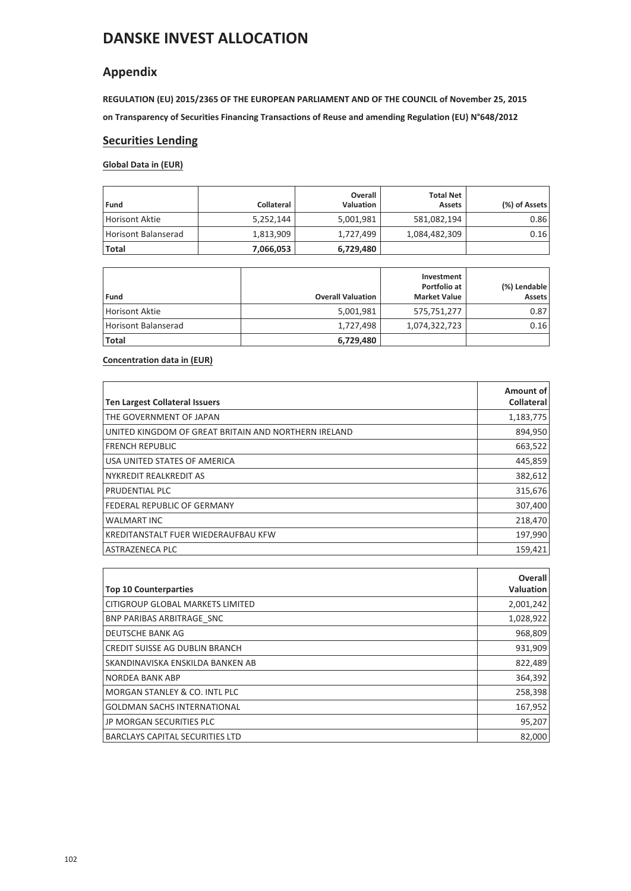# DANSKE INVEST ALLOCATION

## Appendix

**REGULATION (EU) 2015/2365 OF THE EUROPEAN PARLIAMENT AND OF THE COUNCIL of November 25, 2015**

**on Transparency of Securities Financing Transactions of Reuse and amending Regulation (EU) N°648/2012**

### Securities Lending

**Global Data in (EUR)**

| Fund | Collateral | Overall Valuation | Total Net Assets | (%) of Assets |
|---|---|---|---|---|
| Horisont Aktie | 5,252,144 | 5,001,981 | 581,082,194 | 0.86 |
| Horisont Balanserad | 1,813,909 | 1,727,499 | 1,084,482,309 | 0.16 |
| **Total** | **7,066,053** | **6,729,480** | | |

| Fund | Overall Valuation | Investment Portfolio at Market Value | (%) Lendable Assets |
|---|---|---|---|
| Horisont Aktie | 5,001,981 | 575,751,277 | 0.87 |
| Horisont Balanserad | 1,727,498 | 1,074,322,723 | 0.16 |
| **Total** | **6,729,480** | | |

**Concentration data in (EUR)**

| Ten Largest Collateral Issuers | Amount of Collateral |
|---|---|
| THE GOVERNMENT OF JAPAN | 1,183,775 |
| UNITED KINGDOM OF GREAT BRITAIN AND NORTHERN IRELAND | 894,950 |
| FRENCH REPUBLIC | 663,522 |
| USA UNITED STATES OF AMERICA | 445,859 |
| NYKREDIT REALKREDIT AS | 382,612 |
| PRUDENTIAL PLC | 315,676 |
| FEDERAL REPUBLIC OF GERMANY | 307,400 |
| WALMART INC | 218,470 |
| KREDITANSTALT FUER WIEDERAUFBAU KFW | 197,990 |
| ASTRAZENECA PLC | 159,421 |

| Top 10 Counterparties | Overall Valuation |
|---|---|
| CITIGROUP GLOBAL MARKETS LIMITED | 2,001,242 |
| BNP PARIBAS ARBITRAGE_SNC | 1,028,922 |
| DEUTSCHE BANK AG | 968,809 |
| CREDIT SUISSE AG DUBLIN BRANCH | 931,909 |
| SKANDINAVISKA ENSKILDA BANKEN AB | 822,489 |
| NORDEA BANK ABP | 364,392 |
| MORGAN STANLEY & CO. INTL PLC | 258,398 |
| GOLDMAN SACHS INTERNATIONAL | 167,952 |
| JP MORGAN SECURITIES PLC | 95,207 |
| BARCLAYS CAPITAL SECURITIES LTD | 82,000 |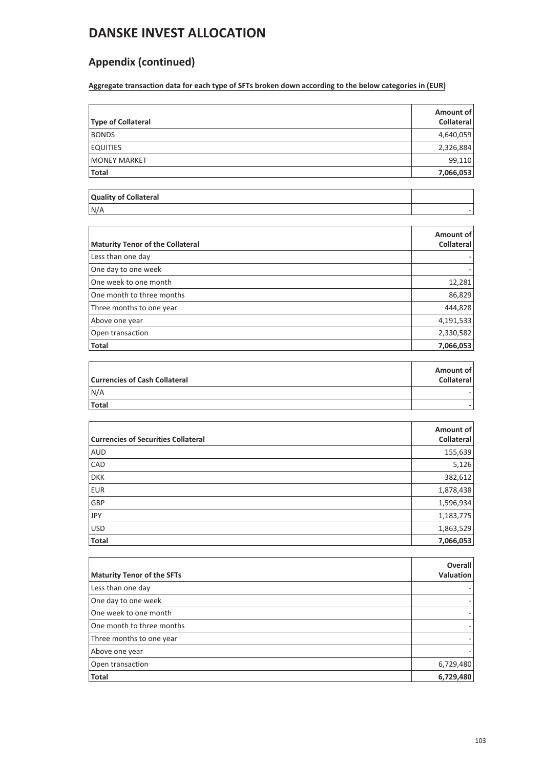# DANSKE INVEST ALLOCATION

## Appendix (continued)

**Aggregate transaction data for each type of SFTs broken down according to the below categories in (EUR)**

| Type of Collateral | Amount of Collateral |
|---|---|
| BONDS | 4,640,059 |
| EQUITIES | 2,326,884 |
| MONEY MARKET | 99,110 |
| **Total** | **7,066,053** |

| Quality of Collateral | |
|---|---|
| N/A | - |

| Maturity Tenor of the Collateral | Amount of Collateral |
|---|---|
| Less than one day | - |
| One day to one week | - |
| One week to one month | 12,281 |
| One month to three months | 86,829 |
| Three months to one year | 444,828 |
| Above one year | 4,191,533 |
| Open transaction | 2,330,582 |
| **Total** | **7,066,053** |

| Currencies of Cash Collateral | Amount of Collateral |
|---|---|
| N/A | - |
| **Total** | **-** |

| Currencies of Securities Collateral | Amount of Collateral |
|---|---|
| AUD | 155,639 |
| CAD | 5,126 |
| DKK | 382,612 |
| EUR | 1,878,438 |
| GBP | 1,596,934 |
| JPY | 1,183,775 |
| USD | 1,863,529 |
| **Total** | **7,066,053** |

| Maturity Tenor of the SFTs | Overall Valuation |
|---|---|
| Less than one day | - |
| One day to one week | - |
| One week to one month | - |
| One month to three months | - |
| Three months to one year | - |
| Above one year | - |
| Open transaction | 6,729,480 |
| **Total** | **6,729,480** |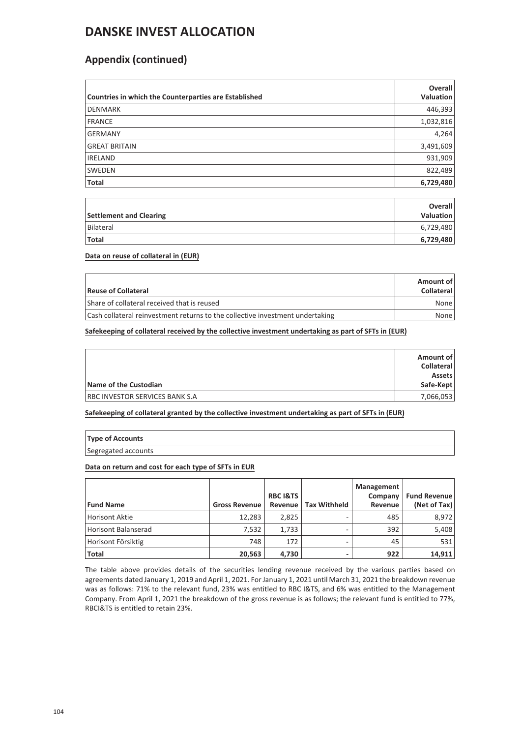# DANSKE INVEST ALLOCATION

## Appendix (continued)

| Countries in which the Counterparties are Established | Overall Valuation |
|---|---|
| DENMARK | 446,393 |
| FRANCE | 1,032,816 |
| GERMANY | 4,264 |
| GREAT BRITAIN | 3,491,609 |
| IRELAND | 931,909 |
| SWEDEN | 822,489 |
| **Total** | **6,729,480** |

| Settlement and Clearing | Overall Valuation |
|---|---|
| Bilateral | 6,729,480 |
| **Total** | **6,729,480** |

**Data on reuse of collateral in (EUR)**

| Reuse of Collateral | Amount of Collateral |
|---|---|
| Share of collateral received that is reused | None |
| Cash collateral reinvestment returns to the collective investment undertaking | None |

**Safekeeping of collateral received by the collective investment undertaking as part of SFTs in (EUR)**

| Name of the Custodian | Amount of Collateral Assets Safe-Kept |
|---|---|
| RBC INVESTOR SERVICES BANK S.A | 7,066,053 |

**Safekeeping of collateral granted by the collective investment undertaking as part of SFTs in (EUR)**

| Type of Accounts |
|---|
| Segregated accounts |

**Data on return and cost for each type of SFTs in EUR**

| Fund Name | Gross Revenue | RBC I&TS Revenue | Tax Withheld | Management Company Revenue | Fund Revenue (Net of Tax) |
|---|---|---|---|---|---|
| Horisont Aktie | 12,283 | 2,825 | - | 485 | 8,972 |
| Horisont Balanserad | 7,532 | 1,733 | - | 392 | 5,408 |
| Horisont Försiktig | 748 | 172 | - | 45 | 531 |
| **Total** | **20,563** | **4,730** | **-** | **922** | **14,911** |

The table above provides details of the securities lending revenue received by the various parties based on agreements dated January 1, 2019 and April 1, 2021. For January 1, 2021 until March 31, 2021 the breakdown revenue was as follows: 71% to the relevant fund, 23% was entitled to RBC I&TS, and 6% was entitled to the Management Company. From April 1, 2021 the breakdown of the gross revenue is as follows; the relevant fund is entitled to 77%, RBCI&TS is entitled to retain 23%.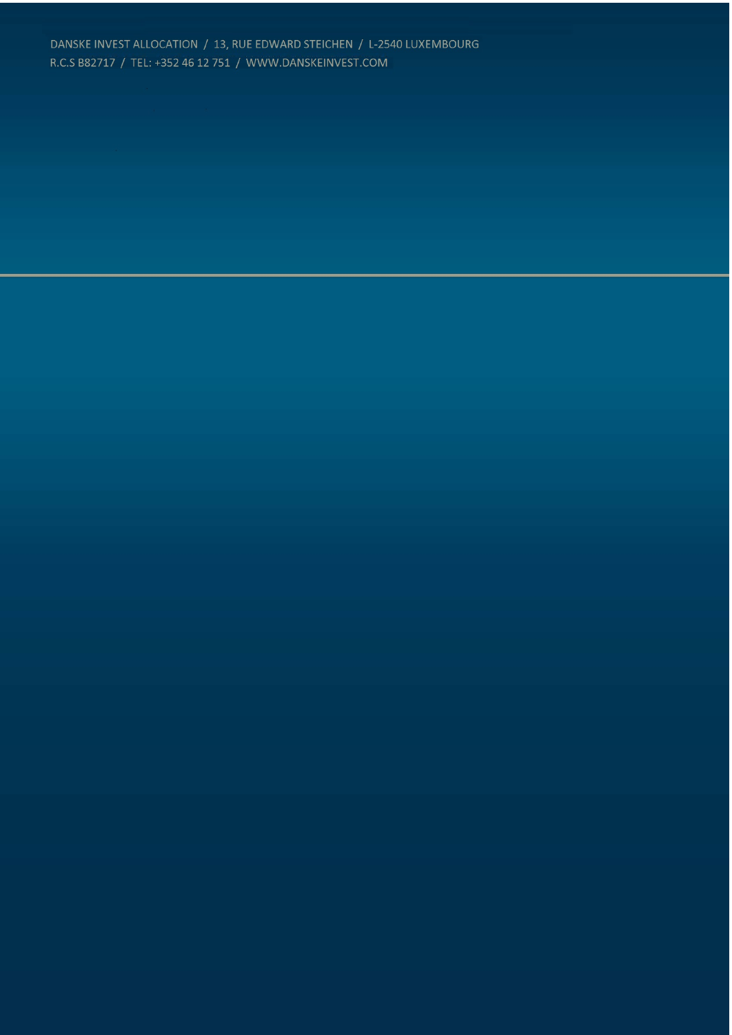DANSKE INVEST ALLOCATION / 13, RUE EDWARD STEICHEN / L-2540 LUXEMBOURG
R.C.S B82717 / TEL: +352 46 12 751 / WWW.DANSKEINVEST.COM